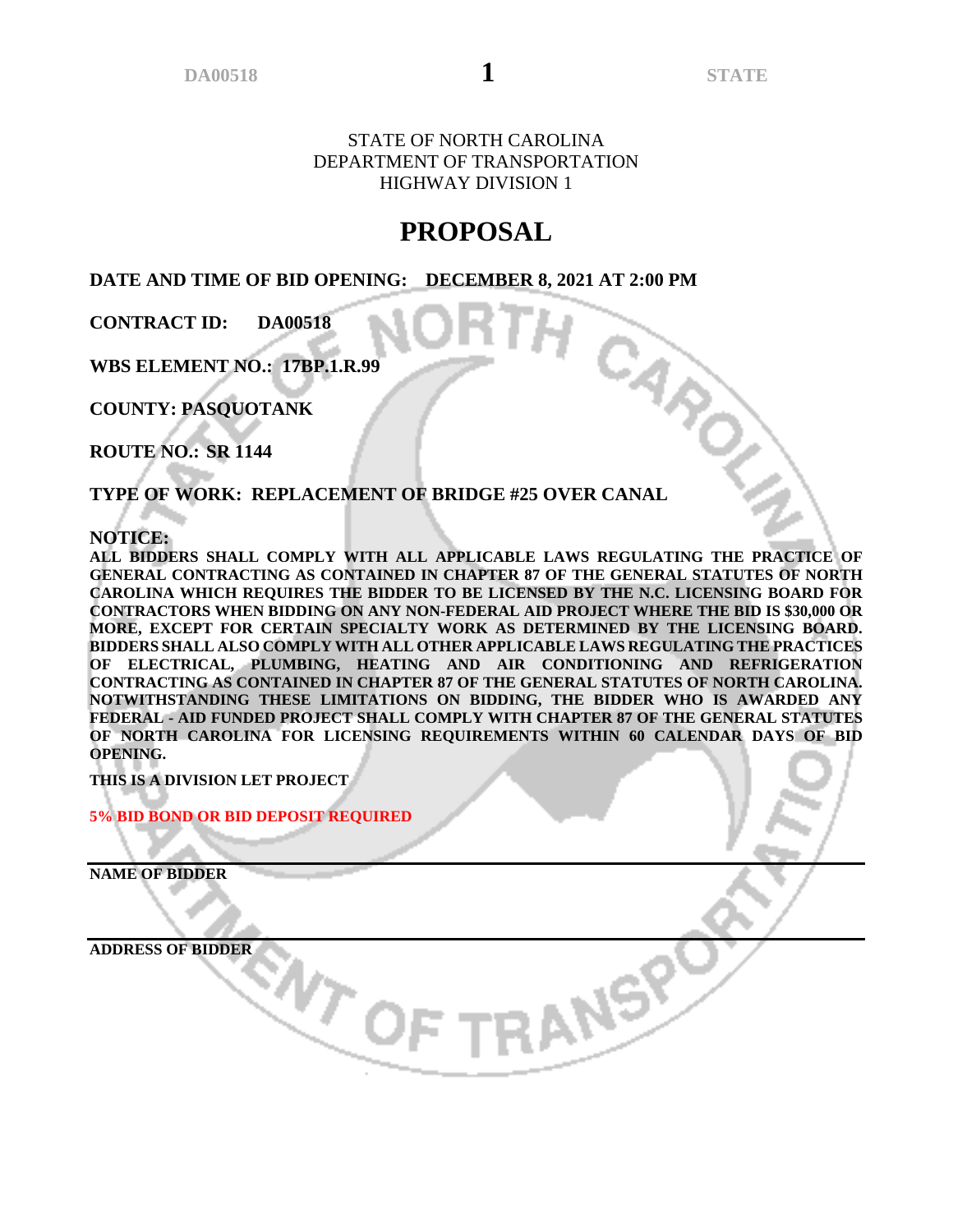STATE OF NORTH CAROLINA
DEPARTMENT OF TRANSPORTATION
HIGHWAY DIVISION 1

# PROPOSAL

**DATE AND TIME OF BID OPENING: DECEMBER 8, 2021 AT 2:00 PM**

**CONTRACT ID: DA00518**

**WBS ELEMENT NO.: 17BP.1.R.99**

**COUNTY: PASQUOTANK**

**ROUTE NO.: SR 1144**

**TYPE OF WORK: REPLACEMENT OF BRIDGE #25 OVER CANAL**

**NOTICE:**

**ALL BIDDERS SHALL COMPLY WITH ALL APPLICABLE LAWS REGULATING THE PRACTICE OF GENERAL CONTRACTING AS CONTAINED IN CHAPTER 87 OF THE GENERAL STATUTES OF NORTH CAROLINA WHICH REQUIRES THE BIDDER TO BE LICENSED BY THE N.C. LICENSING BOARD FOR CONTRACTORS WHEN BIDDING ON ANY NON-FEDERAL AID PROJECT WHERE THE BID IS $30,000 OR MORE, EXCEPT FOR CERTAIN SPECIALTY WORK AS DETERMINED BY THE LICENSING BOARD. BIDDERS SHALL ALSO COMPLY WITH ALL OTHER APPLICABLE LAWS REGULATING THE PRACTICES OF ELECTRICAL, PLUMBING, HEATING AND AIR CONDITIONING AND REFRIGERATION CONTRACTING AS CONTAINED IN CHAPTER 87 OF THE GENERAL STATUTES OF NORTH CAROLINA. NOTWITHSTANDING THESE LIMITATIONS ON BIDDING, THE BIDDER WHO IS AWARDED ANY FEDERAL - AID FUNDED PROJECT SHALL COMPLY WITH CHAPTER 87 OF THE GENERAL STATUTES OF NORTH CAROLINA FOR LICENSING REQUIREMENTS WITHIN 60 CALENDAR DAYS OF BID OPENING.**

**THIS IS A DIVISION LET PROJECT**

**5% BID BOND OR BID DEPOSIT REQUIRED**

---

**NAME OF BIDDER**

---

**ADDRESS OF BIDDER**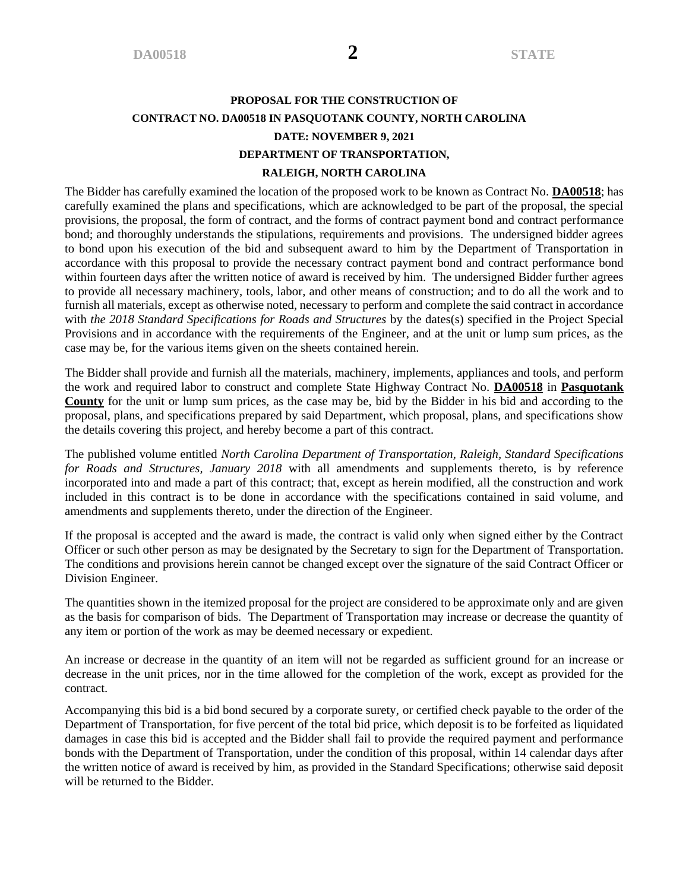**PROPOSAL FOR THE CONSTRUCTION OF**

**CONTRACT NO. DA00518 IN PASQUOTANK COUNTY, NORTH CAROLINA**

**DATE: NOVEMBER 9, 2021**

**DEPARTMENT OF TRANSPORTATION,**

**RALEIGH, NORTH CAROLINA**

The Bidder has carefully examined the location of the proposed work to be known as Contract No. **DA00518**; has carefully examined the plans and specifications, which are acknowledged to be part of the proposal, the special provisions, the proposal, the form of contract, and the forms of contract payment bond and contract performance bond; and thoroughly understands the stipulations, requirements and provisions. The undersigned bidder agrees to bond upon his execution of the bid and subsequent award to him by the Department of Transportation in accordance with this proposal to provide the necessary contract payment bond and contract performance bond within fourteen days after the written notice of award is received by him. The undersigned Bidder further agrees to provide all necessary machinery, tools, labor, and other means of construction; and to do all the work and to furnish all materials, except as otherwise noted, necessary to perform and complete the said contract in accordance with *the 2018 Standard Specifications for Roads and Structures* by the dates(s) specified in the Project Special Provisions and in accordance with the requirements of the Engineer, and at the unit or lump sum prices, as the case may be, for the various items given on the sheets contained herein.

The Bidder shall provide and furnish all the materials, machinery, implements, appliances and tools, and perform the work and required labor to construct and complete State Highway Contract No. **DA00518** in **Pasquotank County** for the unit or lump sum prices, as the case may be, bid by the Bidder in his bid and according to the proposal, plans, and specifications prepared by said Department, which proposal, plans, and specifications show the details covering this project, and hereby become a part of this contract.

The published volume entitled *North Carolina Department of Transportation, Raleigh, Standard Specifications for Roads and Structures, January 2018* with all amendments and supplements thereto, is by reference incorporated into and made a part of this contract; that, except as herein modified, all the construction and work included in this contract is to be done in accordance with the specifications contained in said volume, and amendments and supplements thereto, under the direction of the Engineer.

If the proposal is accepted and the award is made, the contract is valid only when signed either by the Contract Officer or such other person as may be designated by the Secretary to sign for the Department of Transportation. The conditions and provisions herein cannot be changed except over the signature of the said Contract Officer or Division Engineer.

The quantities shown in the itemized proposal for the project are considered to be approximate only and are given as the basis for comparison of bids. The Department of Transportation may increase or decrease the quantity of any item or portion of the work as may be deemed necessary or expedient.

An increase or decrease in the quantity of an item will not be regarded as sufficient ground for an increase or decrease in the unit prices, nor in the time allowed for the completion of the work, except as provided for the contract.

Accompanying this bid is a bid bond secured by a corporate surety, or certified check payable to the order of the Department of Transportation, for five percent of the total bid price, which deposit is to be forfeited as liquidated damages in case this bid is accepted and the Bidder shall fail to provide the required payment and performance bonds with the Department of Transportation, under the condition of this proposal, within 14 calendar days after the written notice of award is received by him, as provided in the Standard Specifications; otherwise said deposit will be returned to the Bidder.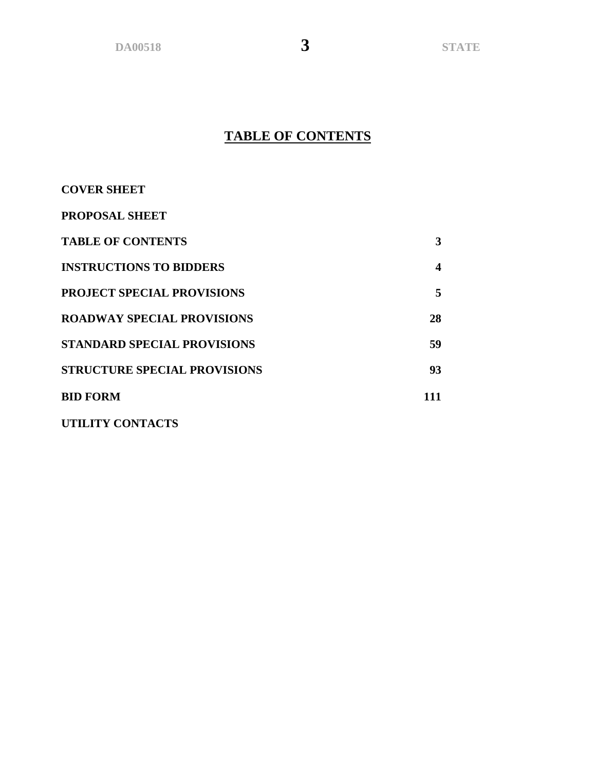# TABLE OF CONTENTS

| | |
|---|---|
| **COVER SHEET** | |
| **PROPOSAL SHEET** | |
| **TABLE OF CONTENTS** | **3** |
| **INSTRUCTIONS TO BIDDERS** | **4** |
| **PROJECT SPECIAL PROVISIONS** | **5** |
| **ROADWAY SPECIAL PROVISIONS** | **28** |
| **STANDARD SPECIAL PROVISIONS** | **59** |
| **STRUCTURE SPECIAL PROVISIONS** | **93** |
| **BID FORM** | **111** |
| **UTILITY CONTACTS** | |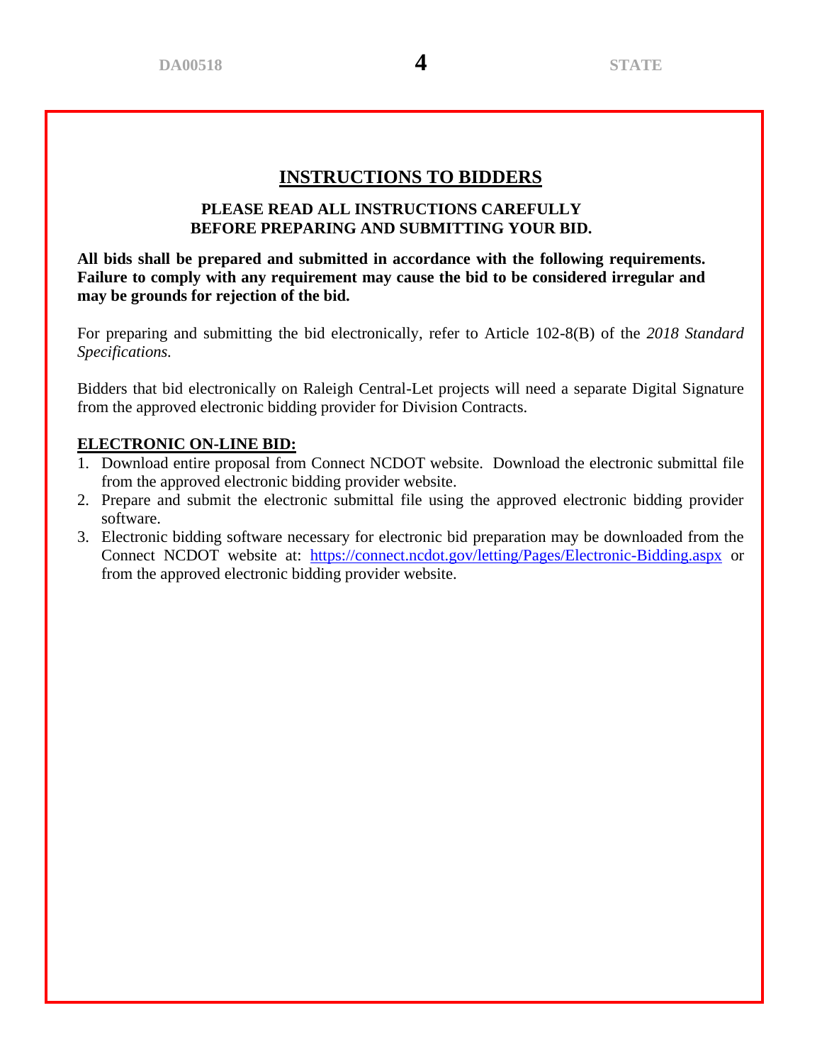# INSTRUCTIONS TO BIDDERS

**PLEASE READ ALL INSTRUCTIONS CAREFULLY BEFORE PREPARING AND SUBMITTING YOUR BID.**

**All bids shall be prepared and submitted in accordance with the following requirements. Failure to comply with any requirement may cause the bid to be considered irregular and may be grounds for rejection of the bid.**

For preparing and submitting the bid electronically, refer to Article 102-8(B) of the *2018 Standard Specifications.*

Bidders that bid electronically on Raleigh Central-Let projects will need a separate Digital Signature from the approved electronic bidding provider for Division Contracts.

## ELECTRONIC ON-LINE BID:

1. Download entire proposal from Connect NCDOT website. Download the electronic submittal file from the approved electronic bidding provider website.
2. Prepare and submit the electronic submittal file using the approved electronic bidding provider software.
3. Electronic bidding software necessary for electronic bid preparation may be downloaded from the Connect NCDOT website at: https://connect.ncdot.gov/letting/Pages/Electronic-Bidding.aspx or from the approved electronic bidding provider website.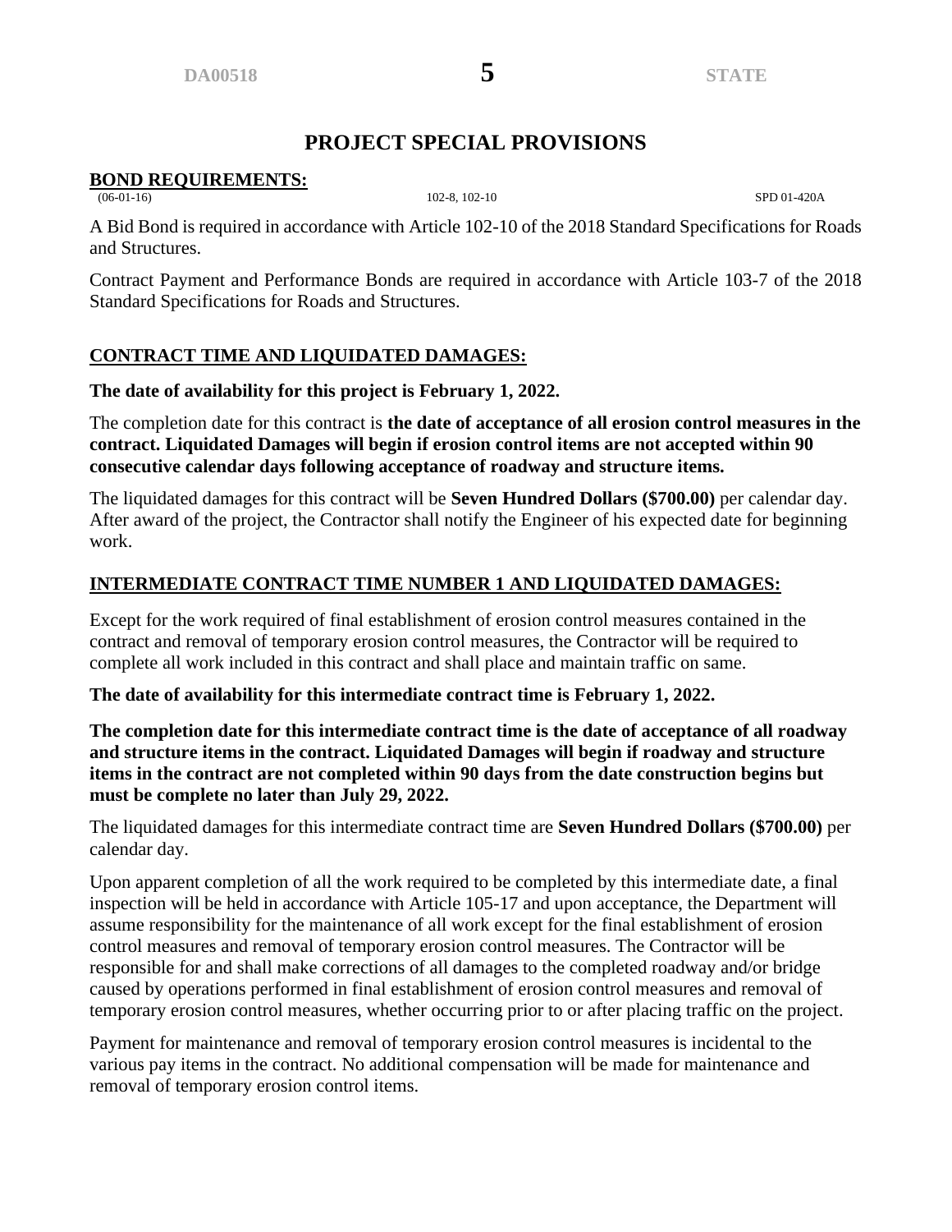# PROJECT SPECIAL PROVISIONS

## BOND REQUIREMENTS:

(06-01-16) 102-8, 102-10 SPD 01-420A

A Bid Bond is required in accordance with Article 102-10 of the 2018 Standard Specifications for Roads and Structures.

Contract Payment and Performance Bonds are required in accordance with Article 103-7 of the 2018 Standard Specifications for Roads and Structures.

## CONTRACT TIME AND LIQUIDATED DAMAGES:

**The date of availability for this project is February 1, 2022.**

The completion date for this contract is **the date of acceptance of all erosion control measures in the contract. Liquidated Damages will begin if erosion control items are not accepted within 90 consecutive calendar days following acceptance of roadway and structure items.**

The liquidated damages for this contract will be **Seven Hundred Dollars ($700.00)** per calendar day. After award of the project, the Contractor shall notify the Engineer of his expected date for beginning work.

## INTERMEDIATE CONTRACT TIME NUMBER 1 AND LIQUIDATED DAMAGES:

Except for the work required of final establishment of erosion control measures contained in the contract and removal of temporary erosion control measures, the Contractor will be required to complete all work included in this contract and shall place and maintain traffic on same.

**The date of availability for this intermediate contract time is February 1, 2022.**

**The completion date for this intermediate contract time is the date of acceptance of all roadway and structure items in the contract. Liquidated Damages will begin if roadway and structure items in the contract are not completed within 90 days from the date construction begins but must be complete no later than July 29, 2022.**

The liquidated damages for this intermediate contract time are **Seven Hundred Dollars ($700.00)** per calendar day.

Upon apparent completion of all the work required to be completed by this intermediate date, a final inspection will be held in accordance with Article 105-17 and upon acceptance, the Department will assume responsibility for the maintenance of all work except for the final establishment of erosion control measures and removal of temporary erosion control measures. The Contractor will be responsible for and shall make corrections of all damages to the completed roadway and/or bridge caused by operations performed in final establishment of erosion control measures and removal of temporary erosion control measures, whether occurring prior to or after placing traffic on the project.

Payment for maintenance and removal of temporary erosion control measures is incidental to the various pay items in the contract. No additional compensation will be made for maintenance and removal of temporary erosion control items.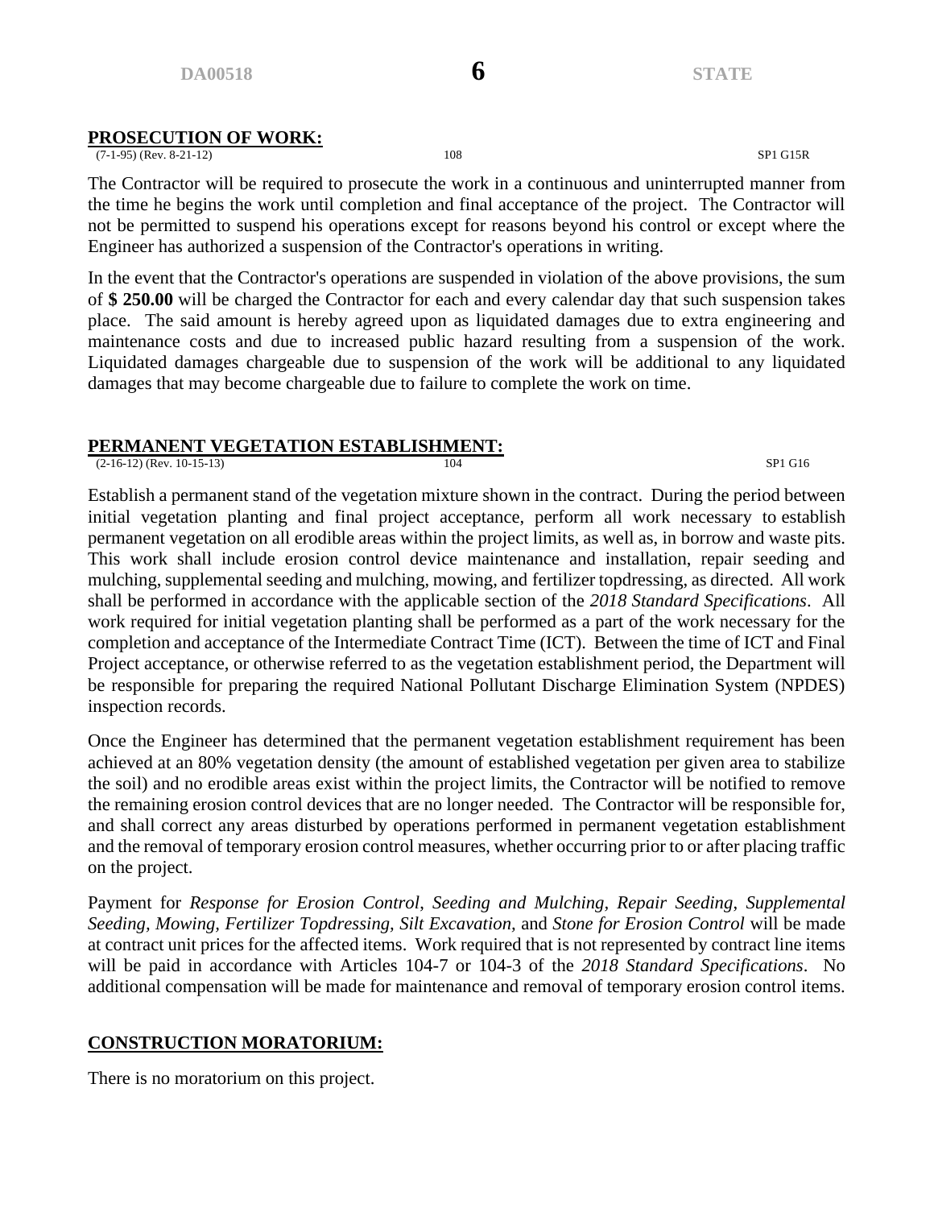## PROSECUTION OF WORK:

(7-1-95) (Rev. 8-21-12) 108 SP1 G15R

The Contractor will be required to prosecute the work in a continuous and uninterrupted manner from the time he begins the work until completion and final acceptance of the project. The Contractor will not be permitted to suspend his operations except for reasons beyond his control or except where the Engineer has authorized a suspension of the Contractor's operations in writing.

In the event that the Contractor's operations are suspended in violation of the above provisions, the sum of **$ 250.00** will be charged the Contractor for each and every calendar day that such suspension takes place. The said amount is hereby agreed upon as liquidated damages due to extra engineering and maintenance costs and due to increased public hazard resulting from a suspension of the work. Liquidated damages chargeable due to suspension of the work will be additional to any liquidated damages that may become chargeable due to failure to complete the work on time.

## PERMANENT VEGETATION ESTABLISHMENT:

(2-16-12) (Rev. 10-15-13) 104 SP1 G16

Establish a permanent stand of the vegetation mixture shown in the contract. During the period between initial vegetation planting and final project acceptance, perform all work necessary to establish permanent vegetation on all erodible areas within the project limits, as well as, in borrow and waste pits. This work shall include erosion control device maintenance and installation, repair seeding and mulching, supplemental seeding and mulching, mowing, and fertilizer topdressing, as directed. All work shall be performed in accordance with the applicable section of the *2018 Standard Specifications*. All work required for initial vegetation planting shall be performed as a part of the work necessary for the completion and acceptance of the Intermediate Contract Time (ICT). Between the time of ICT and Final Project acceptance, or otherwise referred to as the vegetation establishment period, the Department will be responsible for preparing the required National Pollutant Discharge Elimination System (NPDES) inspection records.

Once the Engineer has determined that the permanent vegetation establishment requirement has been achieved at an 80% vegetation density (the amount of established vegetation per given area to stabilize the soil) and no erodible areas exist within the project limits, the Contractor will be notified to remove the remaining erosion control devices that are no longer needed. The Contractor will be responsible for, and shall correct any areas disturbed by operations performed in permanent vegetation establishment and the removal of temporary erosion control measures, whether occurring prior to or after placing traffic on the project.

Payment for *Response for Erosion Control*, *Seeding and Mulching*, *Repair Seeding*, *Supplemental Seeding*, *Mowing*, *Fertilizer Topdressing*, *Silt Excavation*, and *Stone for Erosion Control* will be made at contract unit prices for the affected items. Work required that is not represented by contract line items will be paid in accordance with Articles 104-7 or 104-3 of the *2018 Standard Specifications*. No additional compensation will be made for maintenance and removal of temporary erosion control items.

## CONSTRUCTION MORATORIUM:

There is no moratorium on this project.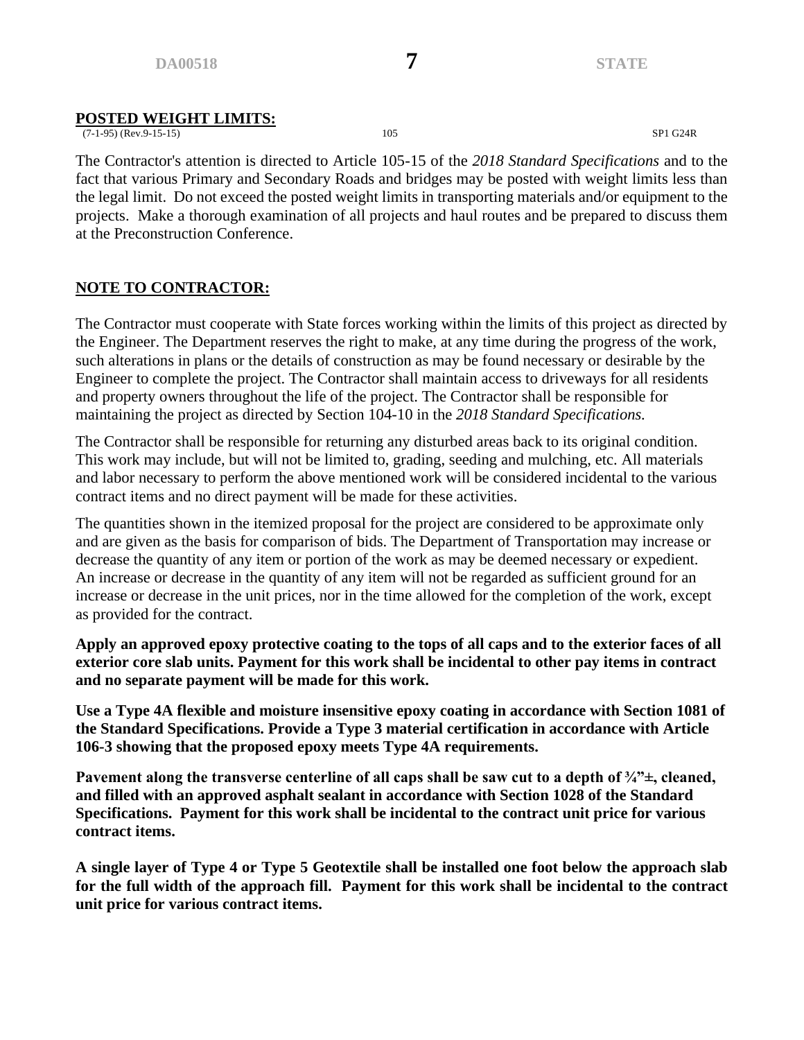## POSTED WEIGHT LIMITS:

(7-1-95) (Rev.9-15-15) 105 SP1 G24R

The Contractor's attention is directed to Article 105-15 of the *2018 Standard Specifications* and to the fact that various Primary and Secondary Roads and bridges may be posted with weight limits less than the legal limit. Do not exceed the posted weight limits in transporting materials and/or equipment to the projects. Make a thorough examination of all projects and haul routes and be prepared to discuss them at the Preconstruction Conference.

## NOTE TO CONTRACTOR:

The Contractor must cooperate with State forces working within the limits of this project as directed by the Engineer. The Department reserves the right to make, at any time during the progress of the work, such alterations in plans or the details of construction as may be found necessary or desirable by the Engineer to complete the project. The Contractor shall maintain access to driveways for all residents and property owners throughout the life of the project. The Contractor shall be responsible for maintaining the project as directed by Section 104-10 in the *2018 Standard Specifications.*

The Contractor shall be responsible for returning any disturbed areas back to its original condition. This work may include, but will not be limited to, grading, seeding and mulching, etc. All materials and labor necessary to perform the above mentioned work will be considered incidental to the various contract items and no direct payment will be made for these activities.

The quantities shown in the itemized proposal for the project are considered to be approximate only and are given as the basis for comparison of bids. The Department of Transportation may increase or decrease the quantity of any item or portion of the work as may be deemed necessary or expedient. An increase or decrease in the quantity of any item will not be regarded as sufficient ground for an increase or decrease in the unit prices, nor in the time allowed for the completion of the work, except as provided for the contract.

**Apply an approved epoxy protective coating to the tops of all caps and to the exterior faces of all exterior core slab units. Payment for this work shall be incidental to other pay items in contract and no separate payment will be made for this work.**

**Use a Type 4A flexible and moisture insensitive epoxy coating in accordance with Section 1081 of the Standard Specifications. Provide a Type 3 material certification in accordance with Article 106-3 showing that the proposed epoxy meets Type 4A requirements.**

**Pavement along the transverse centerline of all caps shall be saw cut to a depth of ¾"±, cleaned, and filled with an approved asphalt sealant in accordance with Section 1028 of the Standard Specifications. Payment for this work shall be incidental to the contract unit price for various contract items.**

**A single layer of Type 4 or Type 5 Geotextile shall be installed one foot below the approach slab for the full width of the approach fill. Payment for this work shall be incidental to the contract unit price for various contract items.**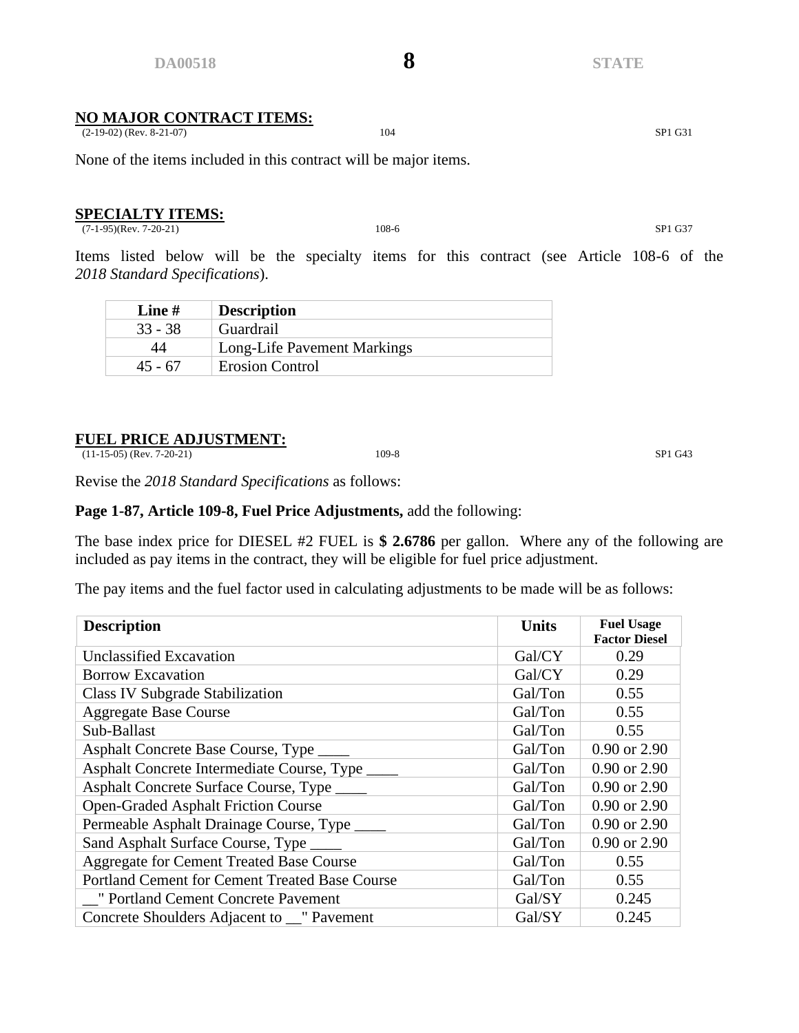## NO MAJOR CONTRACT ITEMS:

(2-19-02) (Rev. 8-21-07) 104 SP1 G31

None of the items included in this contract will be major items.

## SPECIALTY ITEMS:

(7-1-95)(Rev. 7-20-21) 108-6 SP1 G37

Items listed below will be the specialty items for this contract (see Article 108-6 of the *2018 Standard Specifications*).

| Line # | Description |
|---|---|
| 33 - 38 | Guardrail |
| 44 | Long-Life Pavement Markings |
| 45 - 67 | Erosion Control |

## FUEL PRICE ADJUSTMENT:

(11-15-05) (Rev. 7-20-21) 109-8 SP1 G43

Revise the *2018 Standard Specifications* as follows:

**Page 1-87, Article 109-8, Fuel Price Adjustments,** add the following:

The base index price for DIESEL #2 FUEL is **$ 2.6786** per gallon. Where any of the following are included as pay items in the contract, they will be eligible for fuel price adjustment.

The pay items and the fuel factor used in calculating adjustments to be made will be as follows:

| Description | Units | Fuel Usage Factor Diesel |
|---|---|---|
| Unclassified Excavation | Gal/CY | 0.29 |
| Borrow Excavation | Gal/CY | 0.29 |
| Class IV Subgrade Stabilization | Gal/Ton | 0.55 |
| Aggregate Base Course | Gal/Ton | 0.55 |
| Sub-Ballast | Gal/Ton | 0.55 |
| Asphalt Concrete Base Course, Type ____ | Gal/Ton | 0.90 or 2.90 |
| Asphalt Concrete Intermediate Course, Type ____ | Gal/Ton | 0.90 or 2.90 |
| Asphalt Concrete Surface Course, Type ____ | Gal/Ton | 0.90 or 2.90 |
| Open-Graded Asphalt Friction Course | Gal/Ton | 0.90 or 2.90 |
| Permeable Asphalt Drainage Course, Type ____ | Gal/Ton | 0.90 or 2.90 |
| Sand Asphalt Surface Course, Type ____ | Gal/Ton | 0.90 or 2.90 |
| Aggregate for Cement Treated Base Course | Gal/Ton | 0.55 |
| Portland Cement for Cement Treated Base Course | Gal/Ton | 0.55 |
| __" Portland Cement Concrete Pavement | Gal/SY | 0.245 |
| Concrete Shoulders Adjacent to __" Pavement | Gal/SY | 0.245 |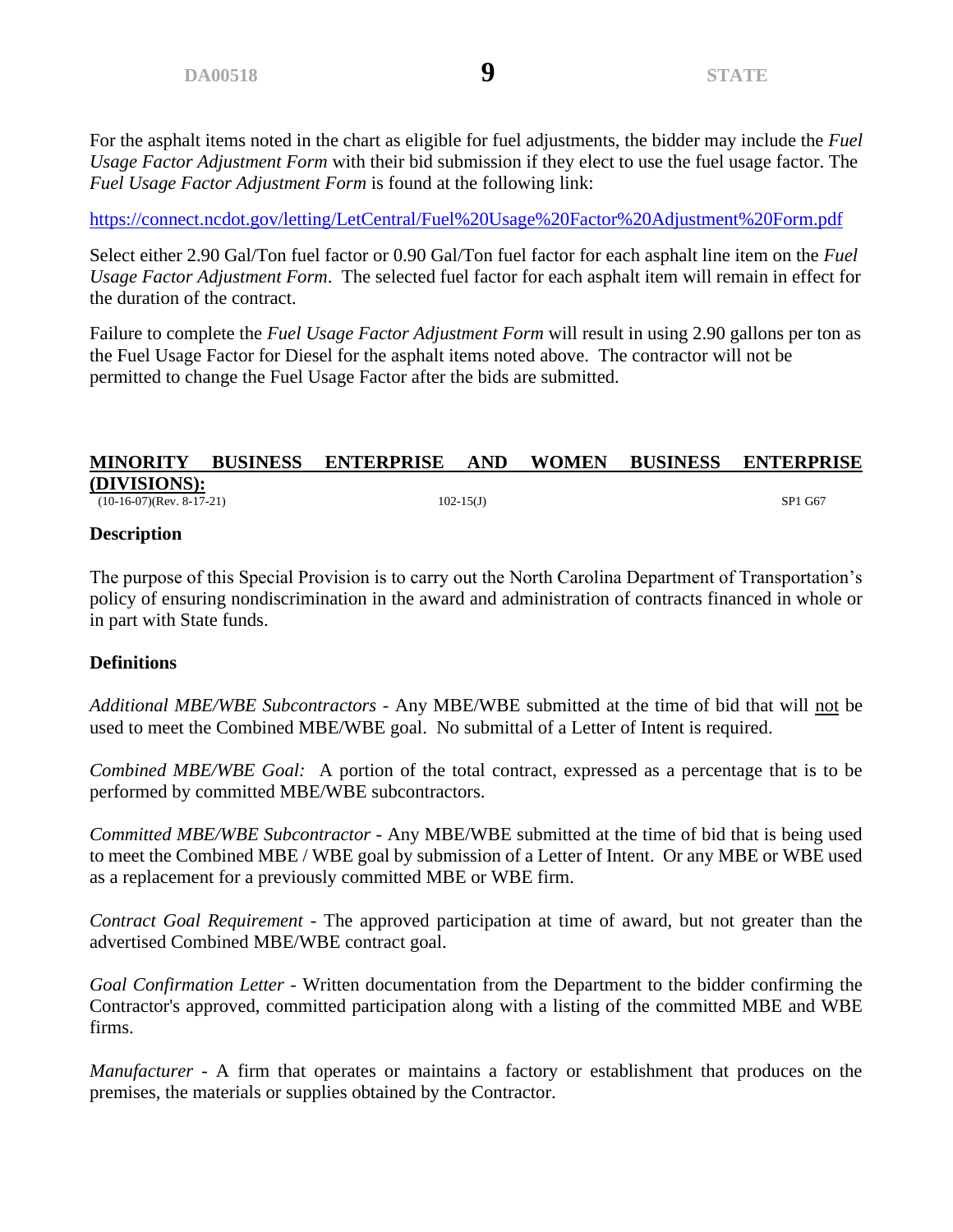For the asphalt items noted in the chart as eligible for fuel adjustments, the bidder may include the *Fuel Usage Factor Adjustment Form* with their bid submission if they elect to use the fuel usage factor. The *Fuel Usage Factor Adjustment Form* is found at the following link:

https://connect.ncdot.gov/letting/LetCentral/Fuel%20Usage%20Factor%20Adjustment%20Form.pdf

Select either 2.90 Gal/Ton fuel factor or 0.90 Gal/Ton fuel factor for each asphalt line item on the *Fuel Usage Factor Adjustment Form*. The selected fuel factor for each asphalt item will remain in effect for the duration of the contract.

Failure to complete the *Fuel Usage Factor Adjustment Form* will result in using 2.90 gallons per ton as the Fuel Usage Factor for Diesel for the asphalt items noted above. The contractor will not be permitted to change the Fuel Usage Factor after the bids are submitted.

## MINORITY BUSINESS ENTERPRISE AND WOMEN BUSINESS ENTERPRISE (DIVISIONS):

(10-16-07)(Rev. 8-17-21) 102-15(J) SP1 G67

**Description**

The purpose of this Special Provision is to carry out the North Carolina Department of Transportation's policy of ensuring nondiscrimination in the award and administration of contracts financed in whole or in part with State funds.

**Definitions**

*Additional MBE/WBE Subcontractors* - Any MBE/WBE submitted at the time of bid that will not be used to meet the Combined MBE/WBE goal. No submittal of a Letter of Intent is required.

*Combined MBE/WBE Goal:* A portion of the total contract, expressed as a percentage that is to be performed by committed MBE/WBE subcontractors.

*Committed MBE/WBE Subcontractor* - Any MBE/WBE submitted at the time of bid that is being used to meet the Combined MBE / WBE goal by submission of a Letter of Intent. Or any MBE or WBE used as a replacement for a previously committed MBE or WBE firm.

*Contract Goal Requirement* - The approved participation at time of award, but not greater than the advertised Combined MBE/WBE contract goal.

*Goal Confirmation Letter* - Written documentation from the Department to the bidder confirming the Contractor's approved, committed participation along with a listing of the committed MBE and WBE firms.

*Manufacturer* - A firm that operates or maintains a factory or establishment that produces on the premises, the materials or supplies obtained by the Contractor.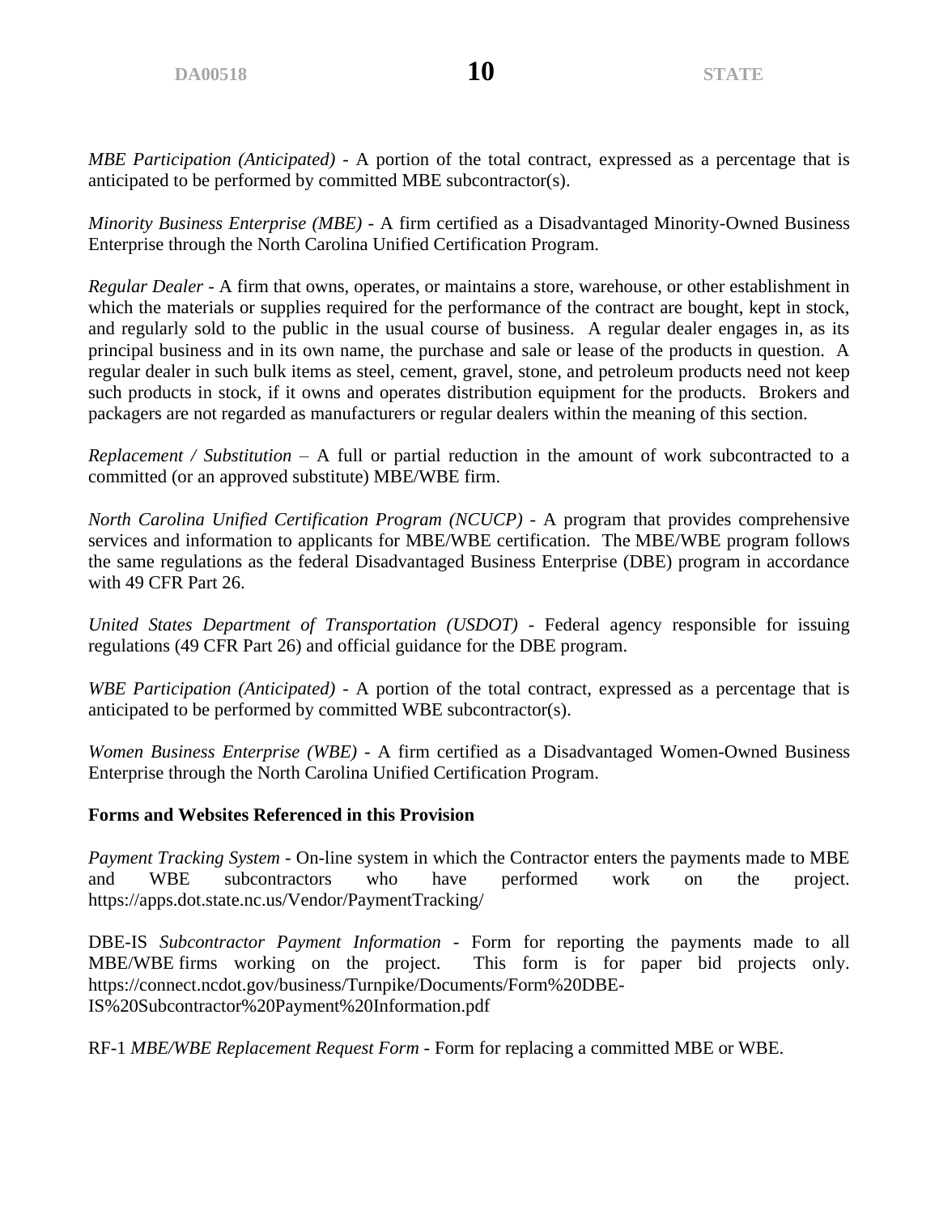*MBE Participation (Anticipated)* - A portion of the total contract, expressed as a percentage that is anticipated to be performed by committed MBE subcontractor(s).

*Minority Business Enterprise (MBE)* - A firm certified as a Disadvantaged Minority-Owned Business Enterprise through the North Carolina Unified Certification Program.

*Regular Dealer* - A firm that owns, operates, or maintains a store, warehouse, or other establishment in which the materials or supplies required for the performance of the contract are bought, kept in stock, and regularly sold to the public in the usual course of business. A regular dealer engages in, as its principal business and in its own name, the purchase and sale or lease of the products in question. A regular dealer in such bulk items as steel, cement, gravel, stone, and petroleum products need not keep such products in stock, if it owns and operates distribution equipment for the products. Brokers and packagers are not regarded as manufacturers or regular dealers within the meaning of this section.

*Replacement / Substitution* – A full or partial reduction in the amount of work subcontracted to a committed (or an approved substitute) MBE/WBE firm.

*North Carolina Unified Certification Program (NCUCP)* - A program that provides comprehensive services and information to applicants for MBE/WBE certification. The MBE/WBE program follows the same regulations as the federal Disadvantaged Business Enterprise (DBE) program in accordance with 49 CFR Part 26.

*United States Department of Transportation (USDOT)* - Federal agency responsible for issuing regulations (49 CFR Part 26) and official guidance for the DBE program.

*WBE Participation (Anticipated)* - A portion of the total contract, expressed as a percentage that is anticipated to be performed by committed WBE subcontractor(s).

*Women Business Enterprise (WBE)* - A firm certified as a Disadvantaged Women-Owned Business Enterprise through the North Carolina Unified Certification Program.

**Forms and Websites Referenced in this Provision**

*Payment Tracking System* - On-line system in which the Contractor enters the payments made to MBE and WBE subcontractors who have performed work on the project. https://apps.dot.state.nc.us/Vendor/PaymentTracking/

DBE-IS *Subcontractor Payment Information* - Form for reporting the payments made to all MBE/WBE firms working on the project. This form is for paper bid projects only. https://connect.ncdot.gov/business/Turnpike/Documents/Form%20DBE-IS%20Subcontractor%20Payment%20Information.pdf

RF-1 *MBE/WBE Replacement Request Form* - Form for replacing a committed MBE or WBE.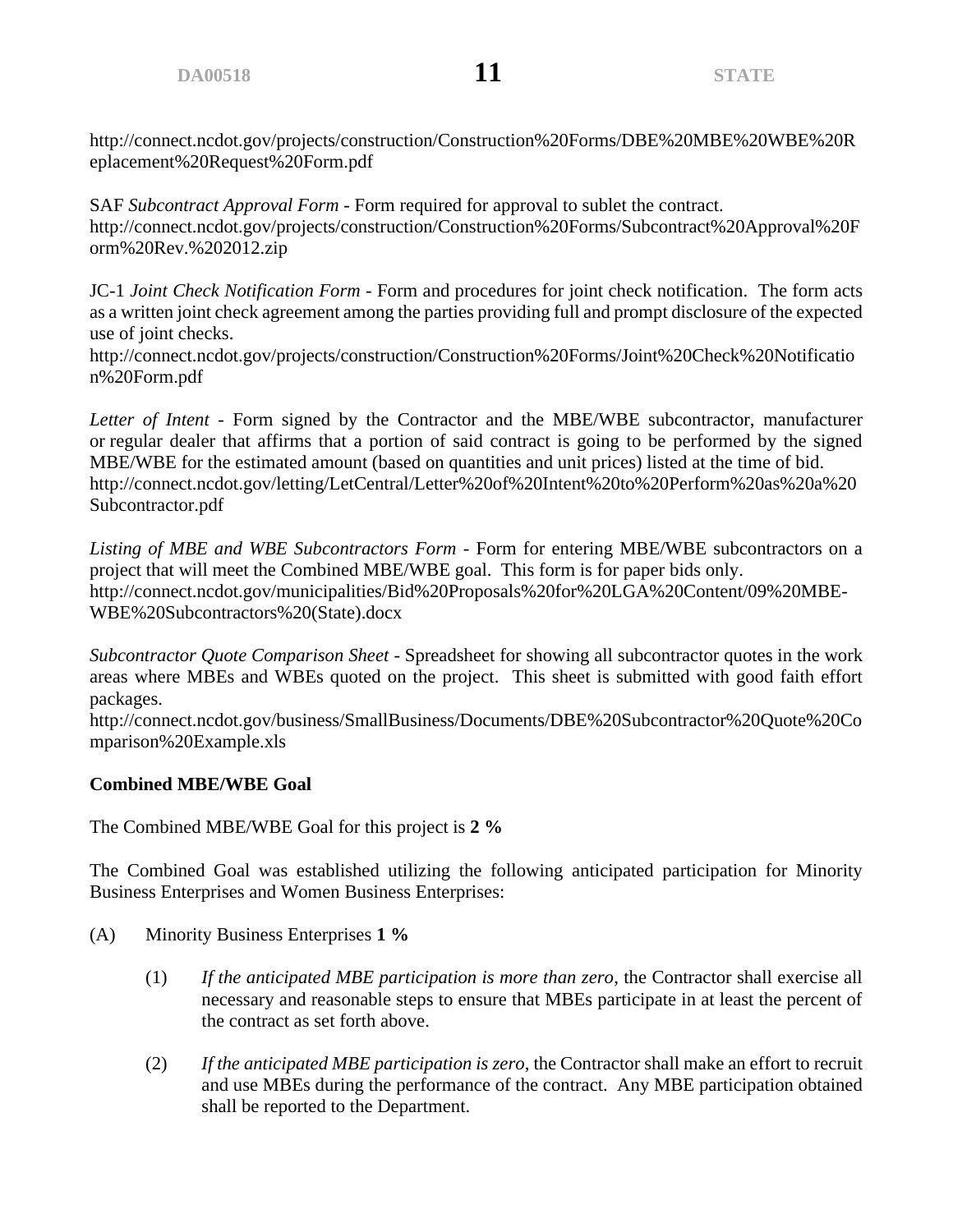http://connect.ncdot.gov/projects/construction/Construction%20Forms/DBE%20MBE%20WBE%20Replacement%20Request%20Form.pdf

SAF *Subcontract Approval Form* - Form required for approval to sublet the contract.
http://connect.ncdot.gov/projects/construction/Construction%20Forms/Subcontract%20Approval%20Form%20Rev.%202012.zip

JC-1 *Joint Check Notification Form* - Form and procedures for joint check notification. The form acts as a written joint check agreement among the parties providing full and prompt disclosure of the expected use of joint checks.
http://connect.ncdot.gov/projects/construction/Construction%20Forms/Joint%20Check%20Notification%20Form.pdf

*Letter of Intent* - Form signed by the Contractor and the MBE/WBE subcontractor, manufacturer or regular dealer that affirms that a portion of said contract is going to be performed by the signed MBE/WBE for the estimated amount (based on quantities and unit prices) listed at the time of bid.
http://connect.ncdot.gov/letting/LetCentral/Letter%20of%20Intent%20to%20Perform%20as%20a%20Subcontractor.pdf

*Listing of MBE and WBE Subcontractors Form* - Form for entering MBE/WBE subcontractors on a project that will meet the Combined MBE/WBE goal. This form is for paper bids only.
http://connect.ncdot.gov/municipalities/Bid%20Proposals%20for%20LGA%20Content/09%20MBE-WBE%20Subcontractors%20(State).docx

*Subcontractor Quote Comparison Sheet* - Spreadsheet for showing all subcontractor quotes in the work areas where MBEs and WBEs quoted on the project. This sheet is submitted with good faith effort packages.
http://connect.ncdot.gov/business/SmallBusiness/Documents/DBE%20Subcontractor%20Quote%20Comparison%20Example.xls

**Combined MBE/WBE Goal**

The Combined MBE/WBE Goal for this project is **2 %**

The Combined Goal was established utilizing the following anticipated participation for Minority Business Enterprises and Women Business Enterprises:

(A) Minority Business Enterprises **1 %**

(1) *If the anticipated MBE participation is more than zero*, the Contractor shall exercise all necessary and reasonable steps to ensure that MBEs participate in at least the percent of the contract as set forth above.

(2) *If the anticipated MBE participation is zero*, the Contractor shall make an effort to recruit and use MBEs during the performance of the contract. Any MBE participation obtained shall be reported to the Department.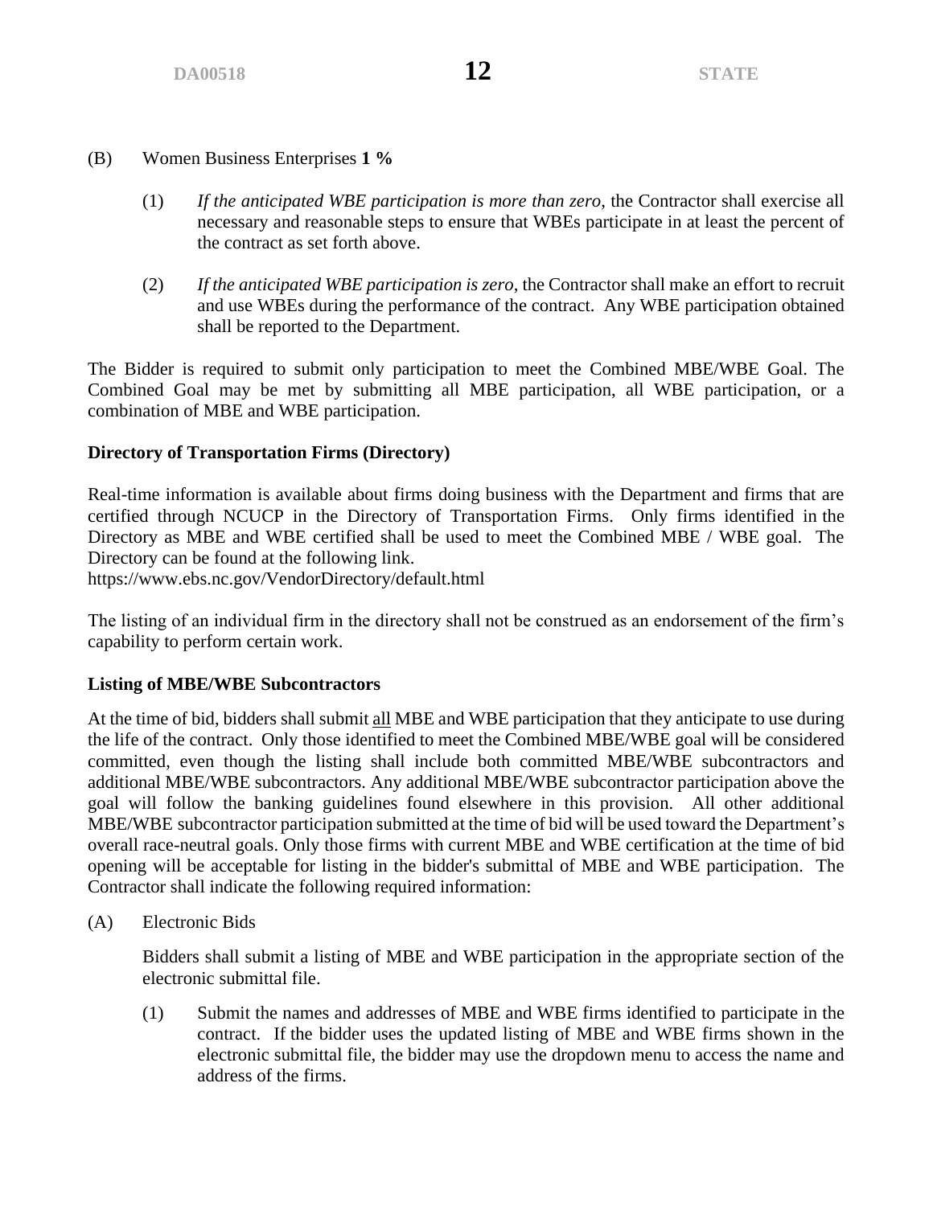(B) Women Business Enterprises **1 %**

(1) *If the anticipated WBE participation is more than zero*, the Contractor shall exercise all necessary and reasonable steps to ensure that WBEs participate in at least the percent of the contract as set forth above.

(2) *If the anticipated WBE participation is zero*, the Contractor shall make an effort to recruit and use WBEs during the performance of the contract. Any WBE participation obtained shall be reported to the Department.

The Bidder is required to submit only participation to meet the Combined MBE/WBE Goal. The Combined Goal may be met by submitting all MBE participation, all WBE participation, or a combination of MBE and WBE participation.

**Directory of Transportation Firms (Directory)**

Real-time information is available about firms doing business with the Department and firms that are certified through NCUCP in the Directory of Transportation Firms. Only firms identified in the Directory as MBE and WBE certified shall be used to meet the Combined MBE / WBE goal. The Directory can be found at the following link.
https://www.ebs.nc.gov/VendorDirectory/default.html

The listing of an individual firm in the directory shall not be construed as an endorsement of the firm's capability to perform certain work.

**Listing of MBE/WBE Subcontractors**

At the time of bid, bidders shall submit <u>all</u> MBE and WBE participation that they anticipate to use during the life of the contract. Only those identified to meet the Combined MBE/WBE goal will be considered committed, even though the listing shall include both committed MBE/WBE subcontractors and additional MBE/WBE subcontractors. Any additional MBE/WBE subcontractor participation above the goal will follow the banking guidelines found elsewhere in this provision. All other additional MBE/WBE subcontractor participation submitted at the time of bid will be used toward the Department's overall race-neutral goals. Only those firms with current MBE and WBE certification at the time of bid opening will be acceptable for listing in the bidder's submittal of MBE and WBE participation. The Contractor shall indicate the following required information:

(A) Electronic Bids

Bidders shall submit a listing of MBE and WBE participation in the appropriate section of the electronic submittal file.

(1) Submit the names and addresses of MBE and WBE firms identified to participate in the contract. If the bidder uses the updated listing of MBE and WBE firms shown in the electronic submittal file, the bidder may use the dropdown menu to access the name and address of the firms.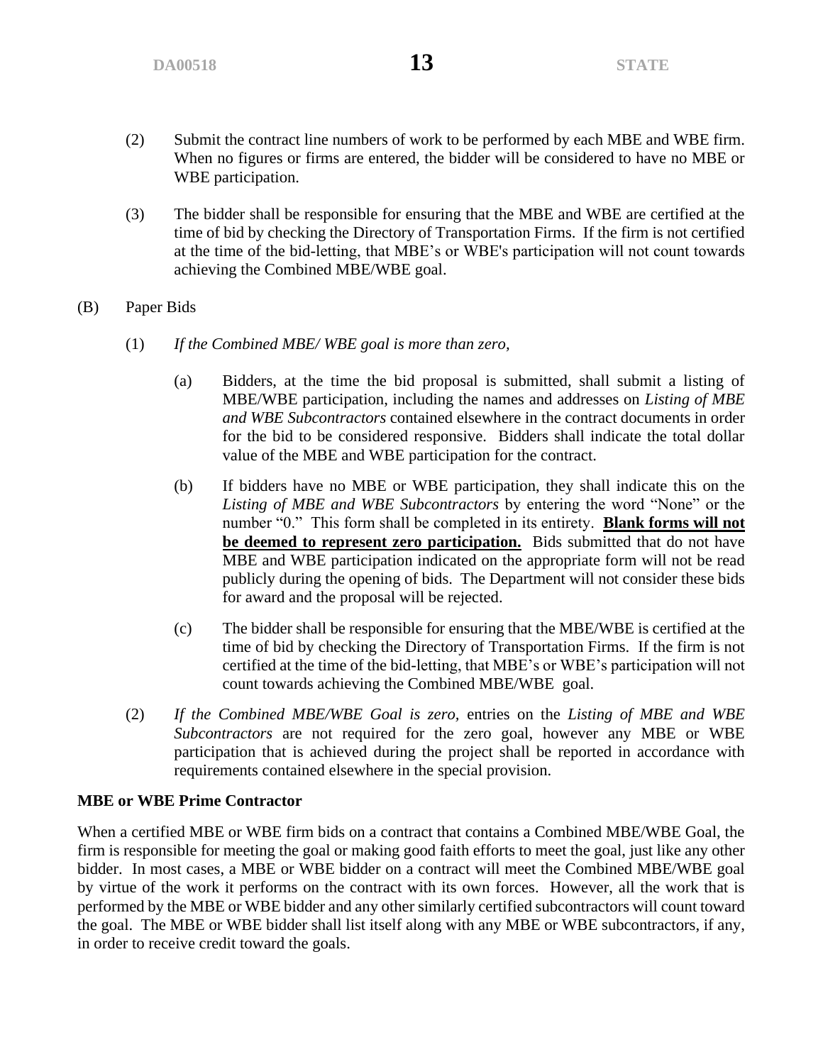(2) Submit the contract line numbers of work to be performed by each MBE and WBE firm. When no figures or firms are entered, the bidder will be considered to have no MBE or WBE participation.

(3) The bidder shall be responsible for ensuring that the MBE and WBE are certified at the time of bid by checking the Directory of Transportation Firms. If the firm is not certified at the time of the bid-letting, that MBE's or WBE's participation will not count towards achieving the Combined MBE/WBE goal.

(B) Paper Bids

(1) *If the Combined MBE/ WBE goal is more than zero,*

(a) Bidders, at the time the bid proposal is submitted, shall submit a listing of MBE/WBE participation, including the names and addresses on *Listing of MBE and WBE Subcontractors* contained elsewhere in the contract documents in order for the bid to be considered responsive. Bidders shall indicate the total dollar value of the MBE and WBE participation for the contract.

(b) If bidders have no MBE or WBE participation, they shall indicate this on the *Listing of MBE and WBE Subcontractors* by entering the word "None" or the number "0." This form shall be completed in its entirety. **Blank forms will not be deemed to represent zero participation.** Bids submitted that do not have MBE and WBE participation indicated on the appropriate form will not be read publicly during the opening of bids. The Department will not consider these bids for award and the proposal will be rejected.

(c) The bidder shall be responsible for ensuring that the MBE/WBE is certified at the time of bid by checking the Directory of Transportation Firms. If the firm is not certified at the time of the bid-letting, that MBE's or WBE's participation will not count towards achieving the Combined MBE/WBE goal.

(2) *If the Combined MBE/WBE Goal is zero,* entries on the *Listing of MBE and WBE Subcontractors* are not required for the zero goal, however any MBE or WBE participation that is achieved during the project shall be reported in accordance with requirements contained elsewhere in the special provision.

**MBE or WBE Prime Contractor**

When a certified MBE or WBE firm bids on a contract that contains a Combined MBE/WBE Goal, the firm is responsible for meeting the goal or making good faith efforts to meet the goal, just like any other bidder. In most cases, a MBE or WBE bidder on a contract will meet the Combined MBE/WBE goal by virtue of the work it performs on the contract with its own forces. However, all the work that is performed by the MBE or WBE bidder and any other similarly certified subcontractors will count toward the goal. The MBE or WBE bidder shall list itself along with any MBE or WBE subcontractors, if any, in order to receive credit toward the goals.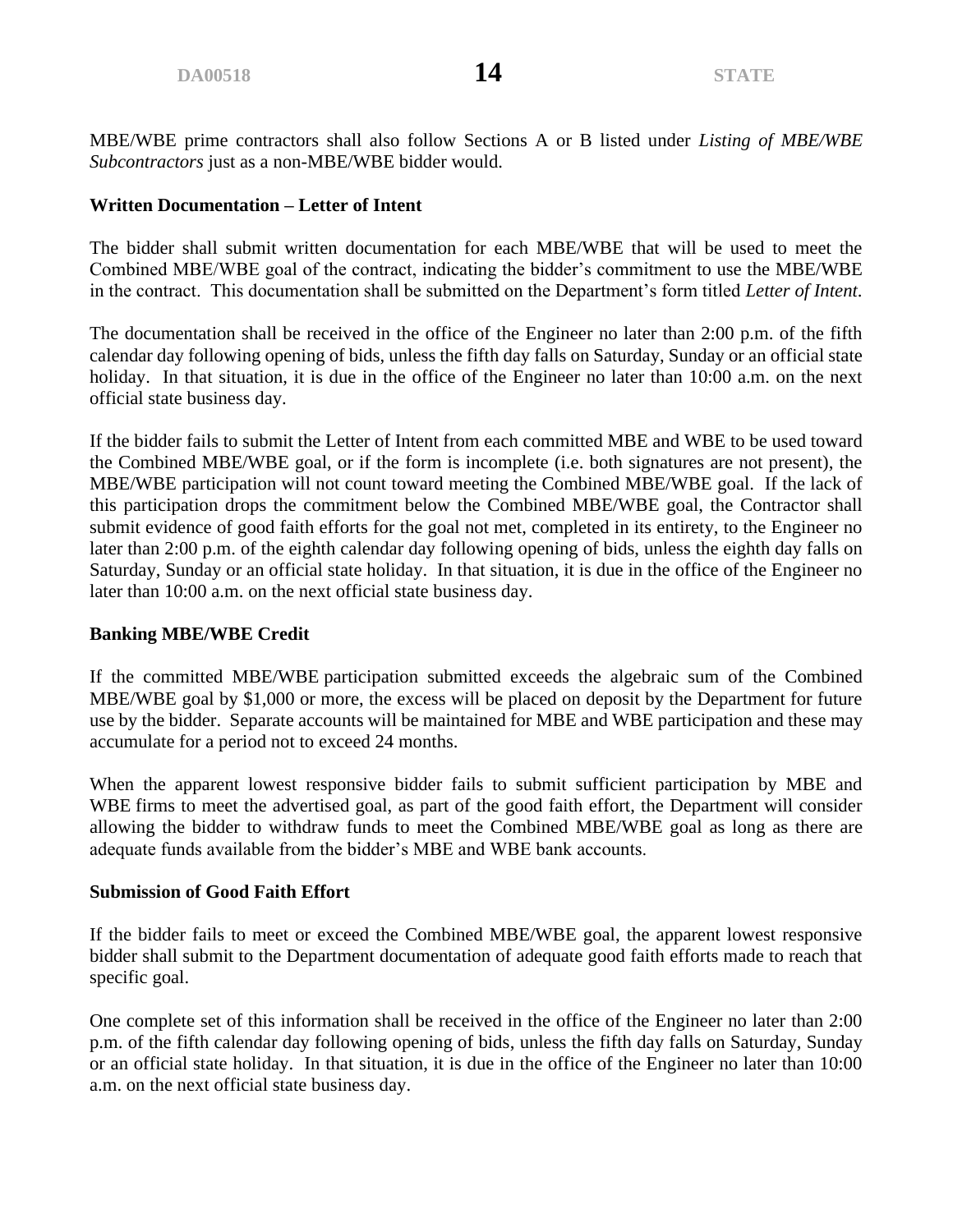MBE/WBE prime contractors shall also follow Sections A or B listed under *Listing of MBE/WBE Subcontractors* just as a non-MBE/WBE bidder would.

**Written Documentation – Letter of Intent**

The bidder shall submit written documentation for each MBE/WBE that will be used to meet the Combined MBE/WBE goal of the contract, indicating the bidder's commitment to use the MBE/WBE in the contract. This documentation shall be submitted on the Department's form titled *Letter of Intent*.

The documentation shall be received in the office of the Engineer no later than 2:00 p.m. of the fifth calendar day following opening of bids, unless the fifth day falls on Saturday, Sunday or an official state holiday. In that situation, it is due in the office of the Engineer no later than 10:00 a.m. on the next official state business day.

If the bidder fails to submit the Letter of Intent from each committed MBE and WBE to be used toward the Combined MBE/WBE goal, or if the form is incomplete (i.e. both signatures are not present), the MBE/WBE participation will not count toward meeting the Combined MBE/WBE goal. If the lack of this participation drops the commitment below the Combined MBE/WBE goal, the Contractor shall submit evidence of good faith efforts for the goal not met, completed in its entirety, to the Engineer no later than 2:00 p.m. of the eighth calendar day following opening of bids, unless the eighth day falls on Saturday, Sunday or an official state holiday. In that situation, it is due in the office of the Engineer no later than 10:00 a.m. on the next official state business day.

**Banking MBE/WBE Credit**

If the committed MBE/WBE participation submitted exceeds the algebraic sum of the Combined MBE/WBE goal by $1,000 or more, the excess will be placed on deposit by the Department for future use by the bidder. Separate accounts will be maintained for MBE and WBE participation and these may accumulate for a period not to exceed 24 months.

When the apparent lowest responsive bidder fails to submit sufficient participation by MBE and WBE firms to meet the advertised goal, as part of the good faith effort, the Department will consider allowing the bidder to withdraw funds to meet the Combined MBE/WBE goal as long as there are adequate funds available from the bidder's MBE and WBE bank accounts.

**Submission of Good Faith Effort**

If the bidder fails to meet or exceed the Combined MBE/WBE goal, the apparent lowest responsive bidder shall submit to the Department documentation of adequate good faith efforts made to reach that specific goal.

One complete set of this information shall be received in the office of the Engineer no later than 2:00 p.m. of the fifth calendar day following opening of bids, unless the fifth day falls on Saturday, Sunday or an official state holiday. In that situation, it is due in the office of the Engineer no later than 10:00 a.m. on the next official state business day.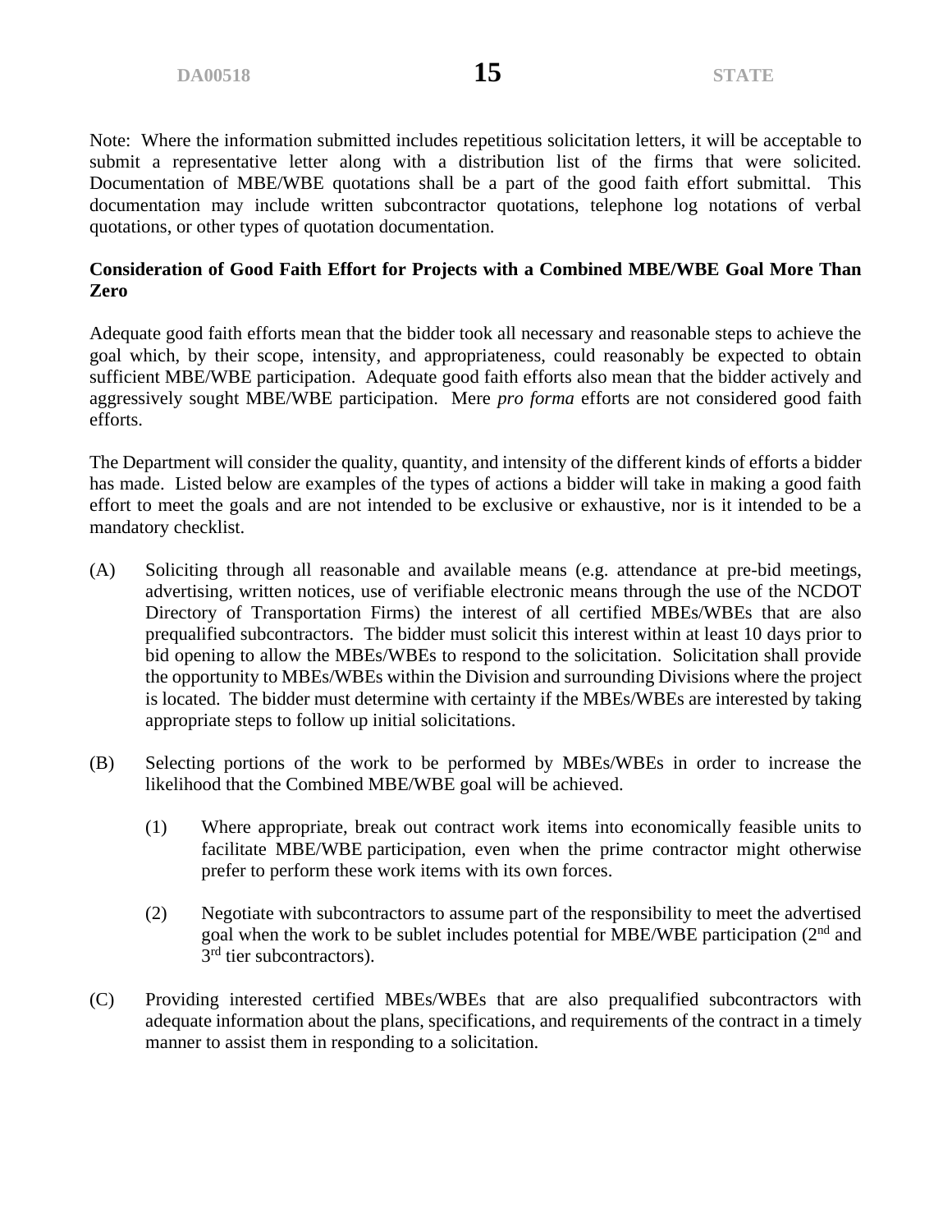Note: Where the information submitted includes repetitious solicitation letters, it will be acceptable to submit a representative letter along with a distribution list of the firms that were solicited. Documentation of MBE/WBE quotations shall be a part of the good faith effort submittal. This documentation may include written subcontractor quotations, telephone log notations of verbal quotations, or other types of quotation documentation.

**Consideration of Good Faith Effort for Projects with a Combined MBE/WBE Goal More Than Zero**

Adequate good faith efforts mean that the bidder took all necessary and reasonable steps to achieve the goal which, by their scope, intensity, and appropriateness, could reasonably be expected to obtain sufficient MBE/WBE participation. Adequate good faith efforts also mean that the bidder actively and aggressively sought MBE/WBE participation. Mere *pro forma* efforts are not considered good faith efforts.

The Department will consider the quality, quantity, and intensity of the different kinds of efforts a bidder has made. Listed below are examples of the types of actions a bidder will take in making a good faith effort to meet the goals and are not intended to be exclusive or exhaustive, nor is it intended to be a mandatory checklist.

(A) Soliciting through all reasonable and available means (e.g. attendance at pre-bid meetings, advertising, written notices, use of verifiable electronic means through the use of the NCDOT Directory of Transportation Firms) the interest of all certified MBEs/WBEs that are also prequalified subcontractors. The bidder must solicit this interest within at least 10 days prior to bid opening to allow the MBEs/WBEs to respond to the solicitation. Solicitation shall provide the opportunity to MBEs/WBEs within the Division and surrounding Divisions where the project is located. The bidder must determine with certainty if the MBEs/WBEs are interested by taking appropriate steps to follow up initial solicitations.

(B) Selecting portions of the work to be performed by MBEs/WBEs in order to increase the likelihood that the Combined MBE/WBE goal will be achieved.

(1) Where appropriate, break out contract work items into economically feasible units to facilitate MBE/WBE participation, even when the prime contractor might otherwise prefer to perform these work items with its own forces.

(2) Negotiate with subcontractors to assume part of the responsibility to meet the advertised goal when the work to be sublet includes potential for MBE/WBE participation (2nd and 3rd tier subcontractors).

(C) Providing interested certified MBEs/WBEs that are also prequalified subcontractors with adequate information about the plans, specifications, and requirements of the contract in a timely manner to assist them in responding to a solicitation.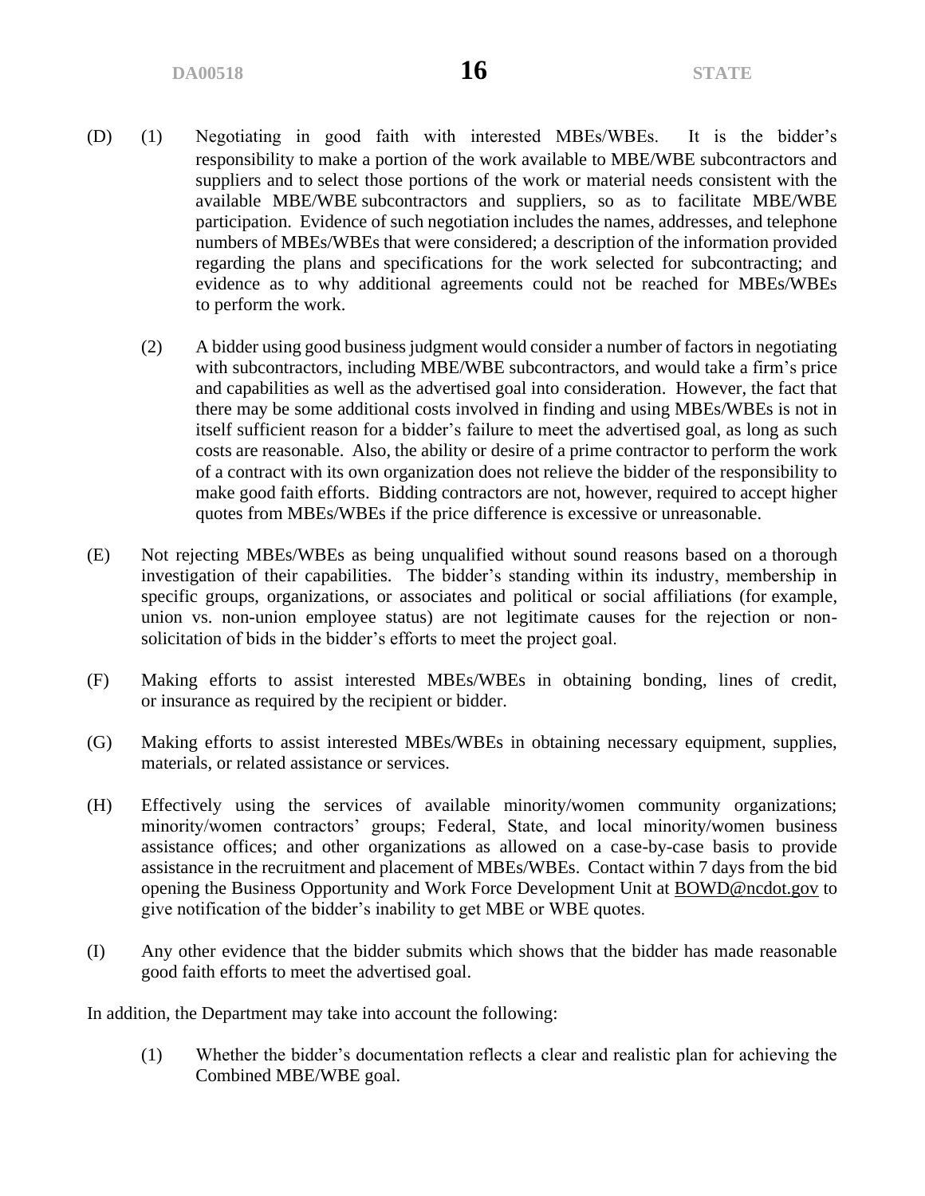(D) (1) Negotiating in good faith with interested MBEs/WBEs. It is the bidder's responsibility to make a portion of the work available to MBE/WBE subcontractors and suppliers and to select those portions of the work or material needs consistent with the available MBE/WBE subcontractors and suppliers, so as to facilitate MBE/WBE participation. Evidence of such negotiation includes the names, addresses, and telephone numbers of MBEs/WBEs that were considered; a description of the information provided regarding the plans and specifications for the work selected for subcontracting; and evidence as to why additional agreements could not be reached for MBEs/WBEs to perform the work.

(2) A bidder using good business judgment would consider a number of factors in negotiating with subcontractors, including MBE/WBE subcontractors, and would take a firm's price and capabilities as well as the advertised goal into consideration. However, the fact that there may be some additional costs involved in finding and using MBEs/WBEs is not in itself sufficient reason for a bidder's failure to meet the advertised goal, as long as such costs are reasonable. Also, the ability or desire of a prime contractor to perform the work of a contract with its own organization does not relieve the bidder of the responsibility to make good faith efforts. Bidding contractors are not, however, required to accept higher quotes from MBEs/WBEs if the price difference is excessive or unreasonable.

(E) Not rejecting MBEs/WBEs as being unqualified without sound reasons based on a thorough investigation of their capabilities. The bidder's standing within its industry, membership in specific groups, organizations, or associates and political or social affiliations (for example, union vs. non-union employee status) are not legitimate causes for the rejection or non-solicitation of bids in the bidder's efforts to meet the project goal.

(F) Making efforts to assist interested MBEs/WBEs in obtaining bonding, lines of credit, or insurance as required by the recipient or bidder.

(G) Making efforts to assist interested MBEs/WBEs in obtaining necessary equipment, supplies, materials, or related assistance or services.

(H) Effectively using the services of available minority/women community organizations; minority/women contractors' groups; Federal, State, and local minority/women business assistance offices; and other organizations as allowed on a case-by-case basis to provide assistance in the recruitment and placement of MBEs/WBEs. Contact within 7 days from the bid opening the Business Opportunity and Work Force Development Unit at BOWD@ncdot.gov to give notification of the bidder's inability to get MBE or WBE quotes.

(I) Any other evidence that the bidder submits which shows that the bidder has made reasonable good faith efforts to meet the advertised goal.

In addition, the Department may take into account the following:

(1) Whether the bidder's documentation reflects a clear and realistic plan for achieving the Combined MBE/WBE goal.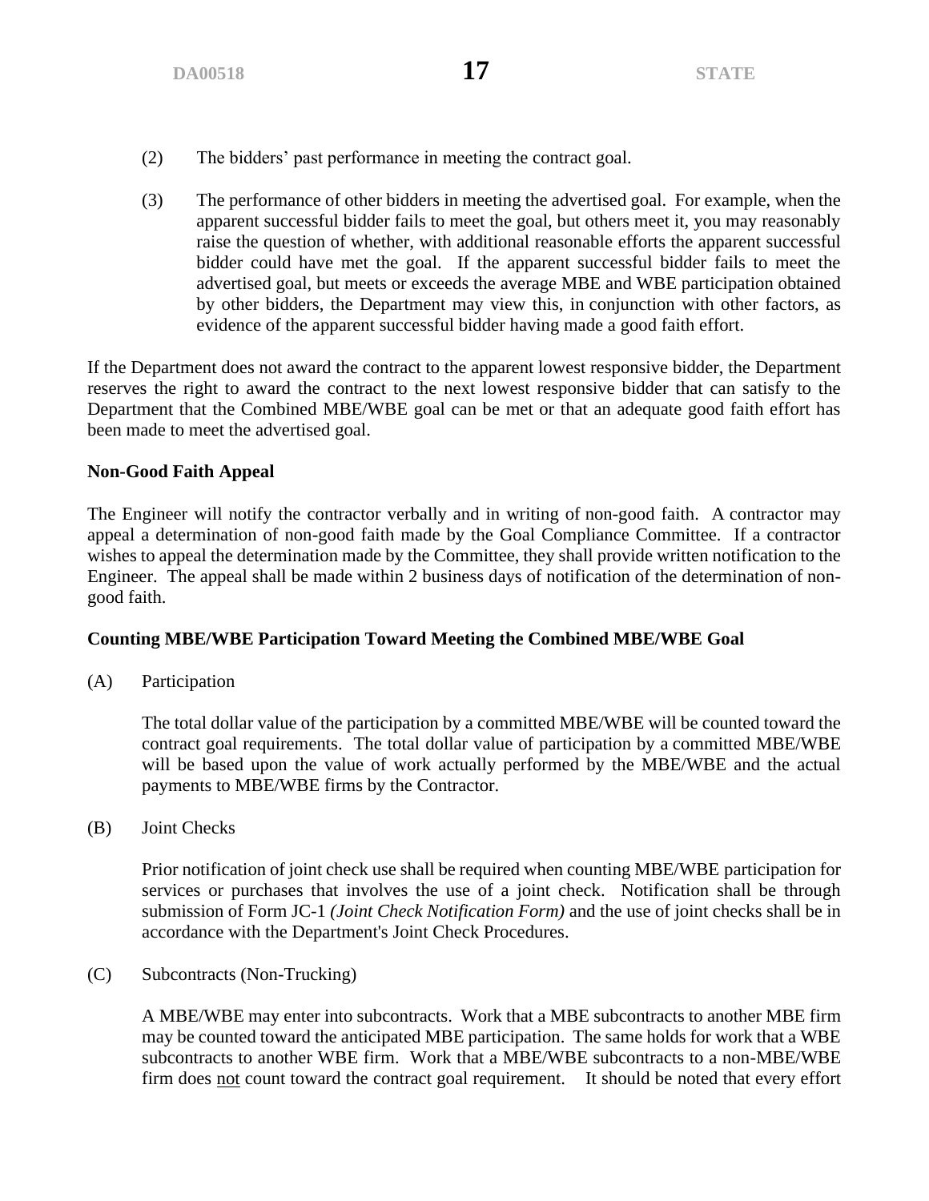(2) The bidders' past performance in meeting the contract goal.

(3) The performance of other bidders in meeting the advertised goal. For example, when the apparent successful bidder fails to meet the goal, but others meet it, you may reasonably raise the question of whether, with additional reasonable efforts the apparent successful bidder could have met the goal. If the apparent successful bidder fails to meet the advertised goal, but meets or exceeds the average MBE and WBE participation obtained by other bidders, the Department may view this, in conjunction with other factors, as evidence of the apparent successful bidder having made a good faith effort.

If the Department does not award the contract to the apparent lowest responsive bidder, the Department reserves the right to award the contract to the next lowest responsive bidder that can satisfy to the Department that the Combined MBE/WBE goal can be met or that an adequate good faith effort has been made to meet the advertised goal.

**Non-Good Faith Appeal**

The Engineer will notify the contractor verbally and in writing of non-good faith. A contractor may appeal a determination of non-good faith made by the Goal Compliance Committee. If a contractor wishes to appeal the determination made by the Committee, they shall provide written notification to the Engineer. The appeal shall be made within 2 business days of notification of the determination of non-good faith.

**Counting MBE/WBE Participation Toward Meeting the Combined MBE/WBE Goal**

(A) Participation

The total dollar value of the participation by a committed MBE/WBE will be counted toward the contract goal requirements. The total dollar value of participation by a committed MBE/WBE will be based upon the value of work actually performed by the MBE/WBE and the actual payments to MBE/WBE firms by the Contractor.

(B) Joint Checks

Prior notification of joint check use shall be required when counting MBE/WBE participation for services or purchases that involves the use of a joint check. Notification shall be through submission of Form JC-1 *(Joint Check Notification Form)* and the use of joint checks shall be in accordance with the Department's Joint Check Procedures.

(C) Subcontracts (Non-Trucking)

A MBE/WBE may enter into subcontracts. Work that a MBE subcontracts to another MBE firm may be counted toward the anticipated MBE participation. The same holds for work that a WBE subcontracts to another WBE firm. Work that a MBE/WBE subcontracts to a non-MBE/WBE firm does <u>not</u> count toward the contract goal requirement. It should be noted that every effort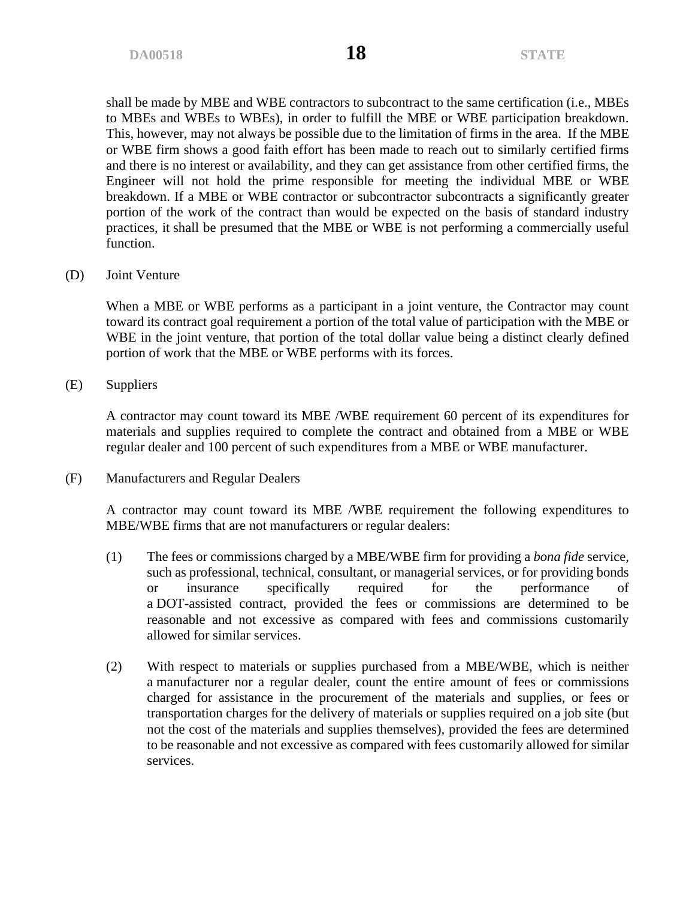shall be made by MBE and WBE contractors to subcontract to the same certification (i.e., MBEs to MBEs and WBEs to WBEs), in order to fulfill the MBE or WBE participation breakdown. This, however, may not always be possible due to the limitation of firms in the area. If the MBE or WBE firm shows a good faith effort has been made to reach out to similarly certified firms and there is no interest or availability, and they can get assistance from other certified firms, the Engineer will not hold the prime responsible for meeting the individual MBE or WBE breakdown. If a MBE or WBE contractor or subcontractor subcontracts a significantly greater portion of the work of the contract than would be expected on the basis of standard industry practices, it shall be presumed that the MBE or WBE is not performing a commercially useful function.

(D) Joint Venture

When a MBE or WBE performs as a participant in a joint venture, the Contractor may count toward its contract goal requirement a portion of the total value of participation with the MBE or WBE in the joint venture, that portion of the total dollar value being a distinct clearly defined portion of work that the MBE or WBE performs with its forces.

(E) Suppliers

A contractor may count toward its MBE /WBE requirement 60 percent of its expenditures for materials and supplies required to complete the contract and obtained from a MBE or WBE regular dealer and 100 percent of such expenditures from a MBE or WBE manufacturer.

(F) Manufacturers and Regular Dealers

A contractor may count toward its MBE /WBE requirement the following expenditures to MBE/WBE firms that are not manufacturers or regular dealers:

(1) The fees or commissions charged by a MBE/WBE firm for providing a *bona fide* service, such as professional, technical, consultant, or managerial services, or for providing bonds or insurance specifically required for the performance of a DOT-assisted contract, provided the fees or commissions are determined to be reasonable and not excessive as compared with fees and commissions customarily allowed for similar services.

(2) With respect to materials or supplies purchased from a MBE/WBE, which is neither a manufacturer nor a regular dealer, count the entire amount of fees or commissions charged for assistance in the procurement of the materials and supplies, or fees or transportation charges for the delivery of materials or supplies required on a job site (but not the cost of the materials and supplies themselves), provided the fees are determined to be reasonable and not excessive as compared with fees customarily allowed for similar services.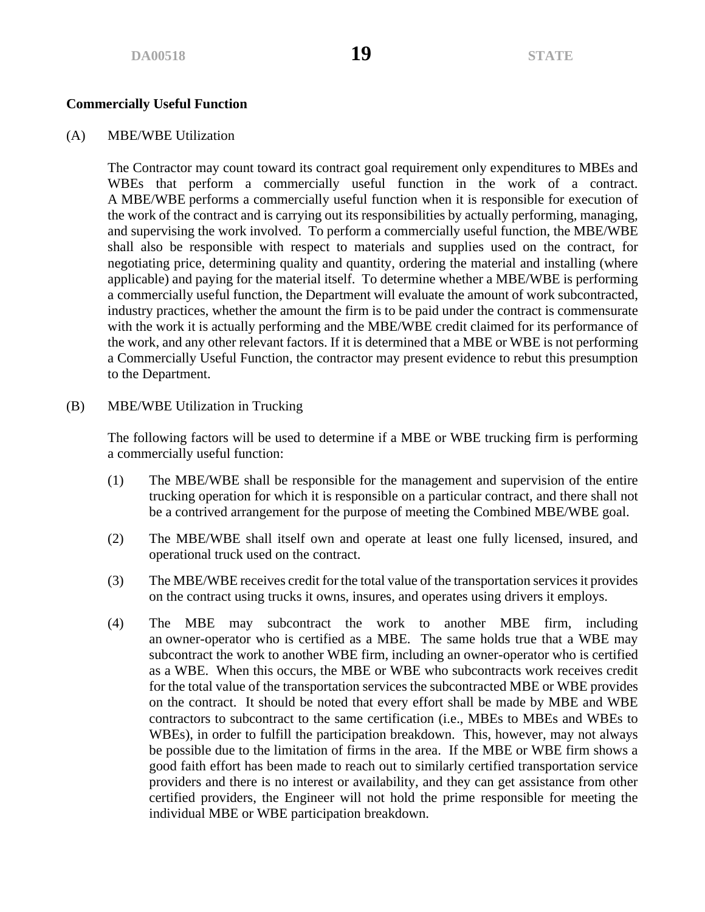**Commercially Useful Function**

(A) MBE/WBE Utilization

The Contractor may count toward its contract goal requirement only expenditures to MBEs and WBEs that perform a commercially useful function in the work of a contract. A MBE/WBE performs a commercially useful function when it is responsible for execution of the work of the contract and is carrying out its responsibilities by actually performing, managing, and supervising the work involved. To perform a commercially useful function, the MBE/WBE shall also be responsible with respect to materials and supplies used on the contract, for negotiating price, determining quality and quantity, ordering the material and installing (where applicable) and paying for the material itself. To determine whether a MBE/WBE is performing a commercially useful function, the Department will evaluate the amount of work subcontracted, industry practices, whether the amount the firm is to be paid under the contract is commensurate with the work it is actually performing and the MBE/WBE credit claimed for its performance of the work, and any other relevant factors. If it is determined that a MBE or WBE is not performing a Commercially Useful Function, the contractor may present evidence to rebut this presumption to the Department.

(B) MBE/WBE Utilization in Trucking

The following factors will be used to determine if a MBE or WBE trucking firm is performing a commercially useful function:

(1) The MBE/WBE shall be responsible for the management and supervision of the entire trucking operation for which it is responsible on a particular contract, and there shall not be a contrived arrangement for the purpose of meeting the Combined MBE/WBE goal.

(2) The MBE/WBE shall itself own and operate at least one fully licensed, insured, and operational truck used on the contract.

(3) The MBE/WBE receives credit for the total value of the transportation services it provides on the contract using trucks it owns, insures, and operates using drivers it employs.

(4) The MBE may subcontract the work to another MBE firm, including an owner-operator who is certified as a MBE. The same holds true that a WBE may subcontract the work to another WBE firm, including an owner-operator who is certified as a WBE. When this occurs, the MBE or WBE who subcontracts work receives credit for the total value of the transportation services the subcontracted MBE or WBE provides on the contract. It should be noted that every effort shall be made by MBE and WBE contractors to subcontract to the same certification (i.e., MBEs to MBEs and WBEs to WBEs), in order to fulfill the participation breakdown. This, however, may not always be possible due to the limitation of firms in the area. If the MBE or WBE firm shows a good faith effort has been made to reach out to similarly certified transportation service providers and there is no interest or availability, and they can get assistance from other certified providers, the Engineer will not hold the prime responsible for meeting the individual MBE or WBE participation breakdown.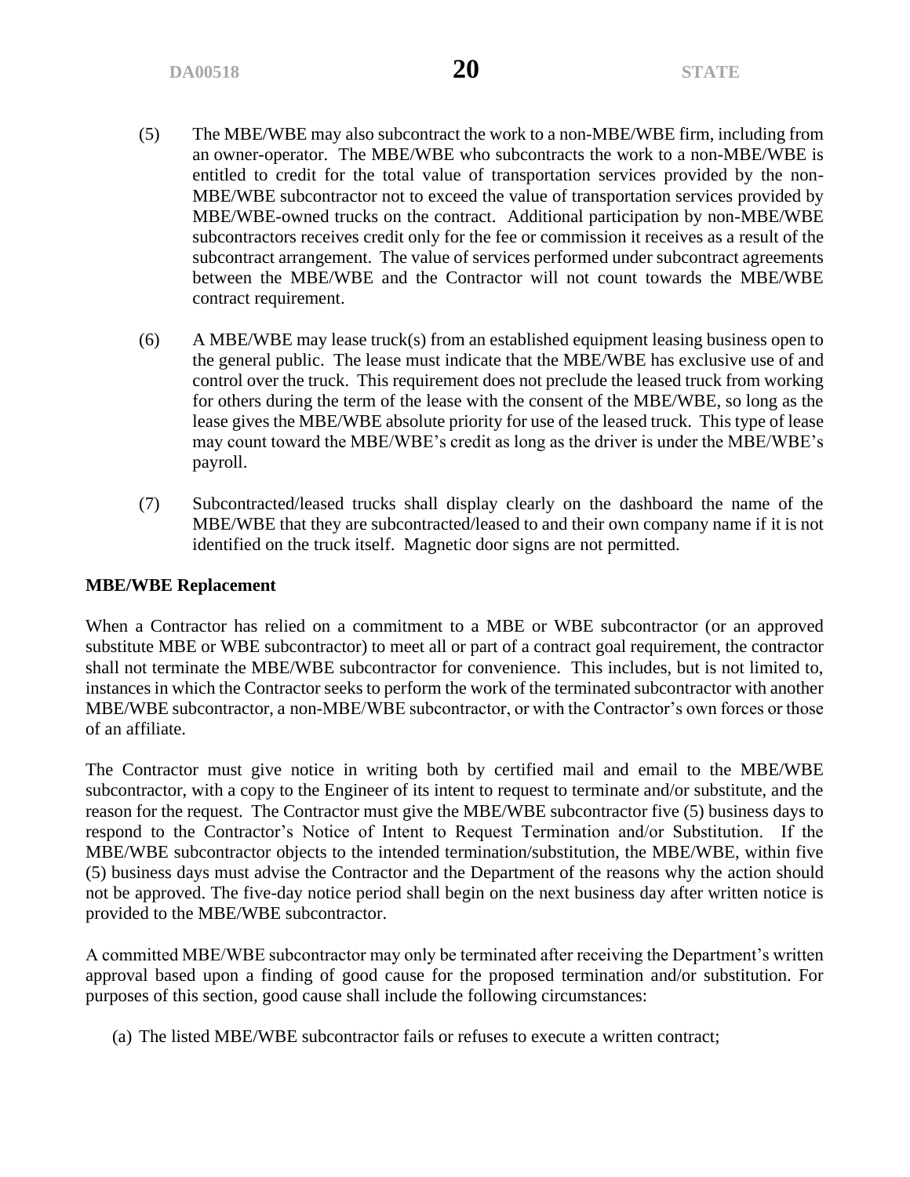(5) The MBE/WBE may also subcontract the work to a non-MBE/WBE firm, including from an owner-operator. The MBE/WBE who subcontracts the work to a non-MBE/WBE is entitled to credit for the total value of transportation services provided by the non-MBE/WBE subcontractor not to exceed the value of transportation services provided by MBE/WBE-owned trucks on the contract. Additional participation by non-MBE/WBE subcontractors receives credit only for the fee or commission it receives as a result of the subcontract arrangement. The value of services performed under subcontract agreements between the MBE/WBE and the Contractor will not count towards the MBE/WBE contract requirement.

(6) A MBE/WBE may lease truck(s) from an established equipment leasing business open to the general public. The lease must indicate that the MBE/WBE has exclusive use of and control over the truck. This requirement does not preclude the leased truck from working for others during the term of the lease with the consent of the MBE/WBE, so long as the lease gives the MBE/WBE absolute priority for use of the leased truck. This type of lease may count toward the MBE/WBE's credit as long as the driver is under the MBE/WBE's payroll.

(7) Subcontracted/leased trucks shall display clearly on the dashboard the name of the MBE/WBE that they are subcontracted/leased to and their own company name if it is not identified on the truck itself. Magnetic door signs are not permitted.

**MBE/WBE Replacement**

When a Contractor has relied on a commitment to a MBE or WBE subcontractor (or an approved substitute MBE or WBE subcontractor) to meet all or part of a contract goal requirement, the contractor shall not terminate the MBE/WBE subcontractor for convenience. This includes, but is not limited to, instances in which the Contractor seeks to perform the work of the terminated subcontractor with another MBE/WBE subcontractor, a non-MBE/WBE subcontractor, or with the Contractor's own forces or those of an affiliate.

The Contractor must give notice in writing both by certified mail and email to the MBE/WBE subcontractor, with a copy to the Engineer of its intent to request to terminate and/or substitute, and the reason for the request. The Contractor must give the MBE/WBE subcontractor five (5) business days to respond to the Contractor's Notice of Intent to Request Termination and/or Substitution. If the MBE/WBE subcontractor objects to the intended termination/substitution, the MBE/WBE, within five (5) business days must advise the Contractor and the Department of the reasons why the action should not be approved. The five-day notice period shall begin on the next business day after written notice is provided to the MBE/WBE subcontractor.

A committed MBE/WBE subcontractor may only be terminated after receiving the Department's written approval based upon a finding of good cause for the proposed termination and/or substitution. For purposes of this section, good cause shall include the following circumstances:

(a) The listed MBE/WBE subcontractor fails or refuses to execute a written contract;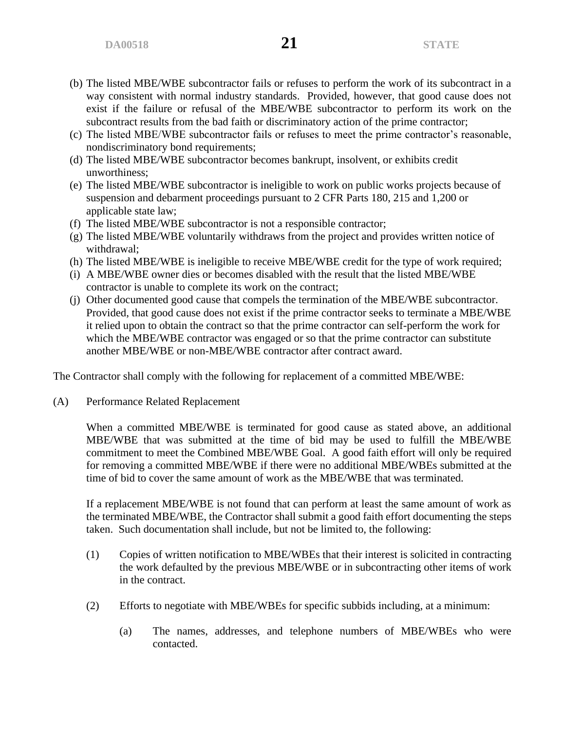(b) The listed MBE/WBE subcontractor fails or refuses to perform the work of its subcontract in a way consistent with normal industry standards. Provided, however, that good cause does not exist if the failure or refusal of the MBE/WBE subcontractor to perform its work on the subcontract results from the bad faith or discriminatory action of the prime contractor;
(c) The listed MBE/WBE subcontractor fails or refuses to meet the prime contractor's reasonable, nondiscriminatory bond requirements;
(d) The listed MBE/WBE subcontractor becomes bankrupt, insolvent, or exhibits credit unworthiness;
(e) The listed MBE/WBE subcontractor is ineligible to work on public works projects because of suspension and debarment proceedings pursuant to 2 CFR Parts 180, 215 and 1,200 or applicable state law;
(f) The listed MBE/WBE subcontractor is not a responsible contractor;
(g) The listed MBE/WBE voluntarily withdraws from the project and provides written notice of withdrawal;
(h) The listed MBE/WBE is ineligible to receive MBE/WBE credit for the type of work required;
(i) A MBE/WBE owner dies or becomes disabled with the result that the listed MBE/WBE contractor is unable to complete its work on the contract;
(j) Other documented good cause that compels the termination of the MBE/WBE subcontractor. Provided, that good cause does not exist if the prime contractor seeks to terminate a MBE/WBE it relied upon to obtain the contract so that the prime contractor can self-perform the work for which the MBE/WBE contractor was engaged or so that the prime contractor can substitute another MBE/WBE or non-MBE/WBE contractor after contract award.

The Contractor shall comply with the following for replacement of a committed MBE/WBE:

(A) Performance Related Replacement

When a committed MBE/WBE is terminated for good cause as stated above, an additional MBE/WBE that was submitted at the time of bid may be used to fulfill the MBE/WBE commitment to meet the Combined MBE/WBE Goal. A good faith effort will only be required for removing a committed MBE/WBE if there were no additional MBE/WBEs submitted at the time of bid to cover the same amount of work as the MBE/WBE that was terminated.

If a replacement MBE/WBE is not found that can perform at least the same amount of work as the terminated MBE/WBE, the Contractor shall submit a good faith effort documenting the steps taken. Such documentation shall include, but not be limited to, the following:

(1) Copies of written notification to MBE/WBEs that their interest is solicited in contracting the work defaulted by the previous MBE/WBE or in subcontracting other items of work in the contract.

(2) Efforts to negotiate with MBE/WBEs for specific subbids including, at a minimum:

(a) The names, addresses, and telephone numbers of MBE/WBEs who were contacted.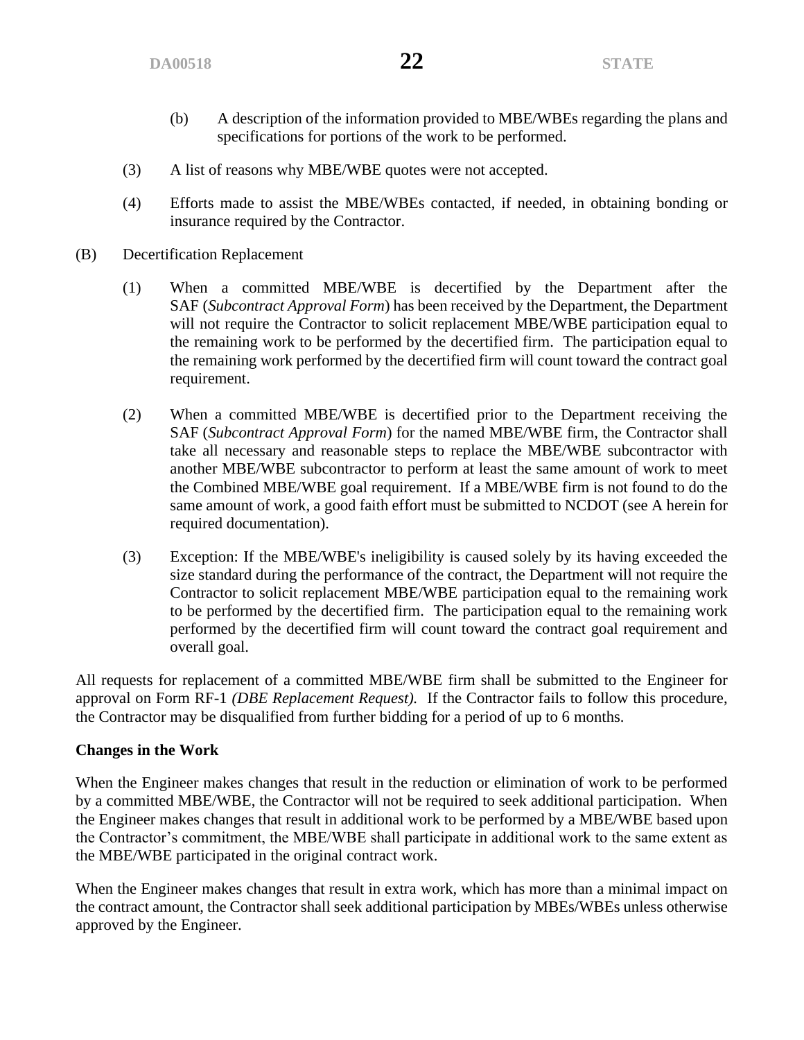(b) A description of the information provided to MBE/WBEs regarding the plans and specifications for portions of the work to be performed.

(3) A list of reasons why MBE/WBE quotes were not accepted.

(4) Efforts made to assist the MBE/WBEs contacted, if needed, in obtaining bonding or insurance required by the Contractor.

(B) Decertification Replacement

(1) When a committed MBE/WBE is decertified by the Department after the SAF (*Subcontract Approval Form*) has been received by the Department, the Department will not require the Contractor to solicit replacement MBE/WBE participation equal to the remaining work to be performed by the decertified firm. The participation equal to the remaining work performed by the decertified firm will count toward the contract goal requirement.

(2) When a committed MBE/WBE is decertified prior to the Department receiving the SAF (*Subcontract Approval Form*) for the named MBE/WBE firm, the Contractor shall take all necessary and reasonable steps to replace the MBE/WBE subcontractor with another MBE/WBE subcontractor to perform at least the same amount of work to meet the Combined MBE/WBE goal requirement. If a MBE/WBE firm is not found to do the same amount of work, a good faith effort must be submitted to NCDOT (see A herein for required documentation).

(3) Exception: If the MBE/WBE's ineligibility is caused solely by its having exceeded the size standard during the performance of the contract, the Department will not require the Contractor to solicit replacement MBE/WBE participation equal to the remaining work to be performed by the decertified firm. The participation equal to the remaining work performed by the decertified firm will count toward the contract goal requirement and overall goal.

All requests for replacement of a committed MBE/WBE firm shall be submitted to the Engineer for approval on Form RF-1 *(DBE Replacement Request).* If the Contractor fails to follow this procedure, the Contractor may be disqualified from further bidding for a period of up to 6 months.

**Changes in the Work**

When the Engineer makes changes that result in the reduction or elimination of work to be performed by a committed MBE/WBE, the Contractor will not be required to seek additional participation. When the Engineer makes changes that result in additional work to be performed by a MBE/WBE based upon the Contractor's commitment, the MBE/WBE shall participate in additional work to the same extent as the MBE/WBE participated in the original contract work.

When the Engineer makes changes that result in extra work, which has more than a minimal impact on the contract amount, the Contractor shall seek additional participation by MBEs/WBEs unless otherwise approved by the Engineer.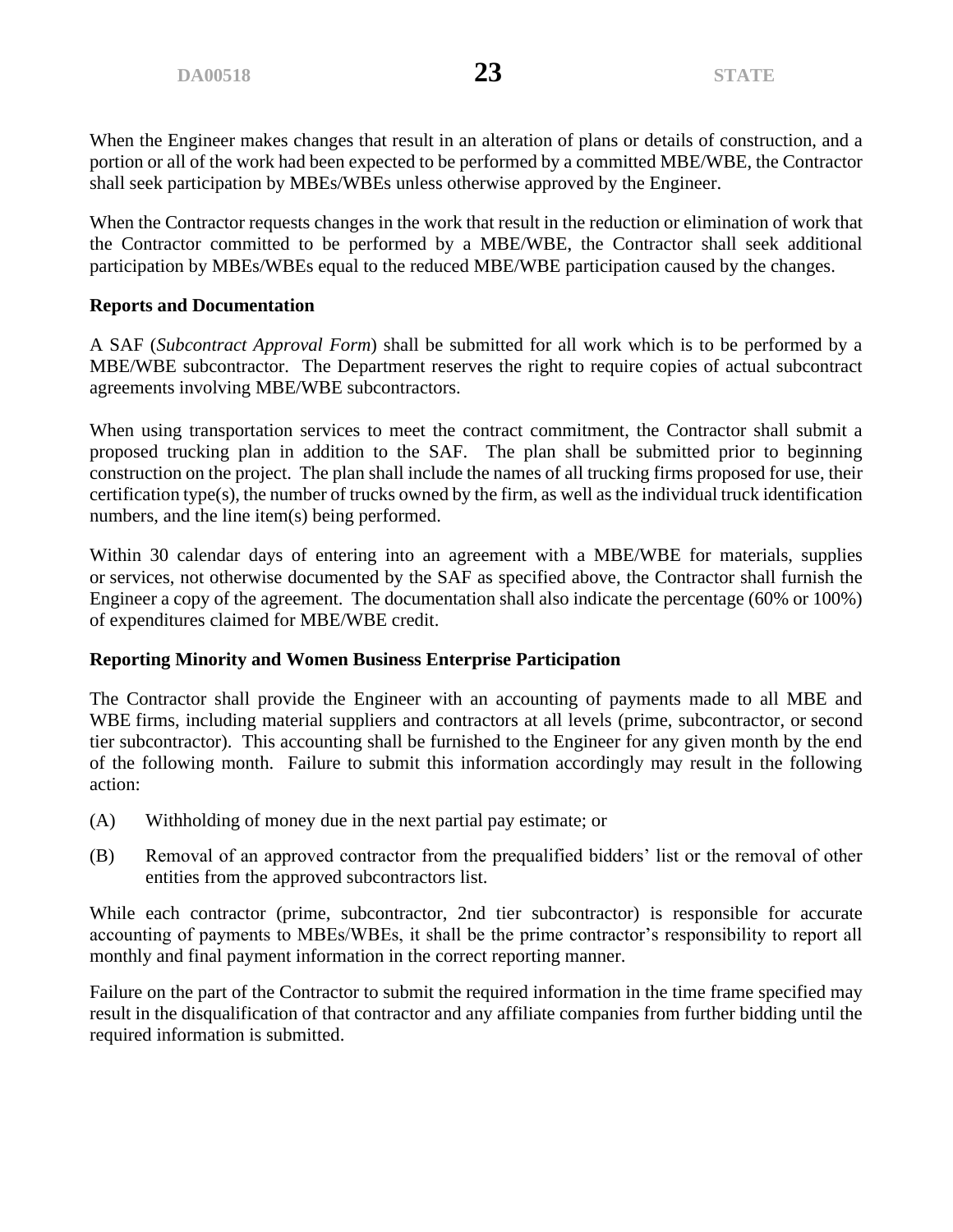When the Engineer makes changes that result in an alteration of plans or details of construction, and a portion or all of the work had been expected to be performed by a committed MBE/WBE, the Contractor shall seek participation by MBEs/WBEs unless otherwise approved by the Engineer.

When the Contractor requests changes in the work that result in the reduction or elimination of work that the Contractor committed to be performed by a MBE/WBE, the Contractor shall seek additional participation by MBEs/WBEs equal to the reduced MBE/WBE participation caused by the changes.

**Reports and Documentation**

A SAF (*Subcontract Approval Form*) shall be submitted for all work which is to be performed by a MBE/WBE subcontractor. The Department reserves the right to require copies of actual subcontract agreements involving MBE/WBE subcontractors.

When using transportation services to meet the contract commitment, the Contractor shall submit a proposed trucking plan in addition to the SAF. The plan shall be submitted prior to beginning construction on the project. The plan shall include the names of all trucking firms proposed for use, their certification type(s), the number of trucks owned by the firm, as well as the individual truck identification numbers, and the line item(s) being performed.

Within 30 calendar days of entering into an agreement with a MBE/WBE for materials, supplies or services, not otherwise documented by the SAF as specified above, the Contractor shall furnish the Engineer a copy of the agreement. The documentation shall also indicate the percentage (60% or 100%) of expenditures claimed for MBE/WBE credit.

**Reporting Minority and Women Business Enterprise Participation**

The Contractor shall provide the Engineer with an accounting of payments made to all MBE and WBE firms, including material suppliers and contractors at all levels (prime, subcontractor, or second tier subcontractor). This accounting shall be furnished to the Engineer for any given month by the end of the following month. Failure to submit this information accordingly may result in the following action:

(A) Withholding of money due in the next partial pay estimate; or

(B) Removal of an approved contractor from the prequalified bidders' list or the removal of other entities from the approved subcontractors list.

While each contractor (prime, subcontractor, 2nd tier subcontractor) is responsible for accurate accounting of payments to MBEs/WBEs, it shall be the prime contractor's responsibility to report all monthly and final payment information in the correct reporting manner.

Failure on the part of the Contractor to submit the required information in the time frame specified may result in the disqualification of that contractor and any affiliate companies from further bidding until the required information is submitted.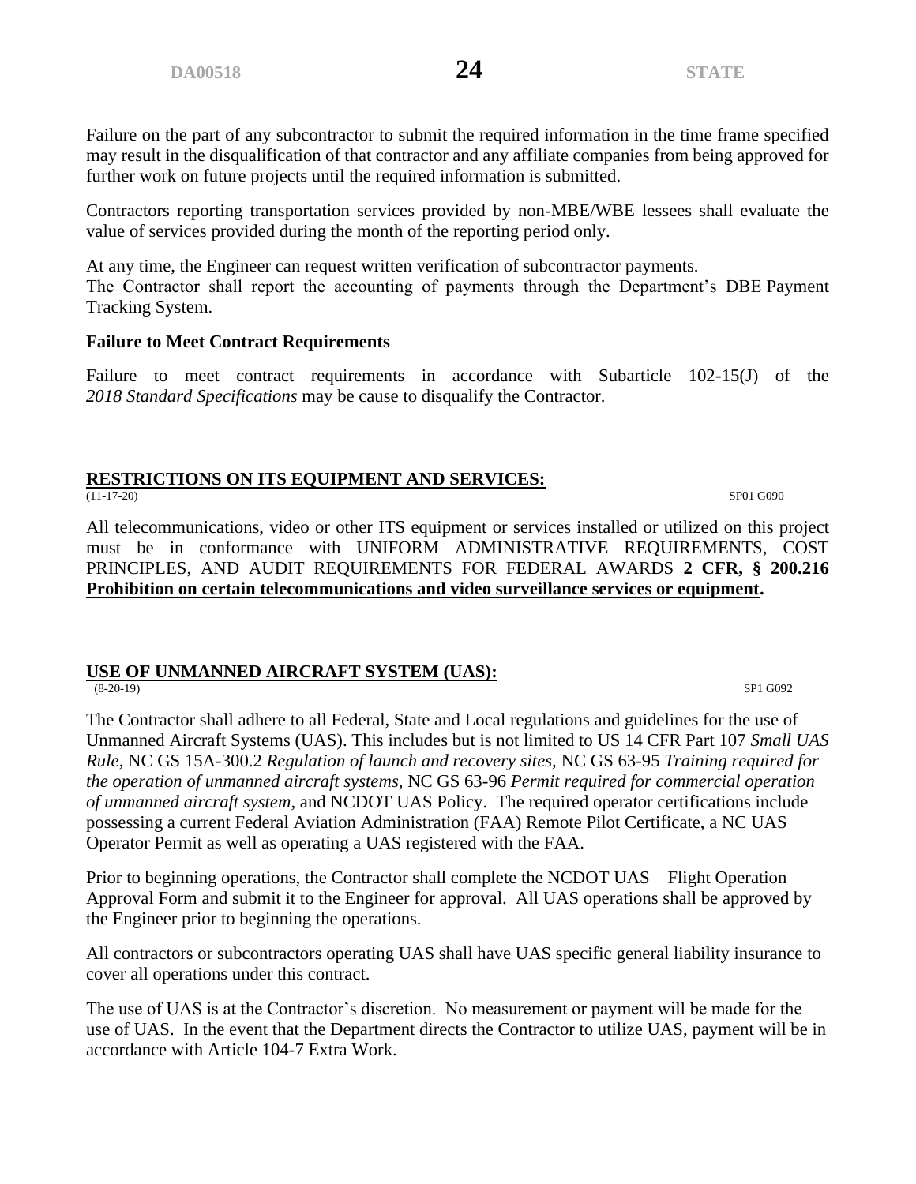Failure on the part of any subcontractor to submit the required information in the time frame specified may result in the disqualification of that contractor and any affiliate companies from being approved for further work on future projects until the required information is submitted.

Contractors reporting transportation services provided by non-MBE/WBE lessees shall evaluate the value of services provided during the month of the reporting period only.

At any time, the Engineer can request written verification of subcontractor payments.
The Contractor shall report the accounting of payments through the Department's DBE Payment Tracking System.

**Failure to Meet Contract Requirements**

Failure to meet contract requirements in accordance with Subarticle 102-15(J) of the *2018 Standard Specifications* may be cause to disqualify the Contractor.

## RESTRICTIONS ON ITS EQUIPMENT AND SERVICES:

(11-17-20) SP01 G090

All telecommunications, video or other ITS equipment or services installed or utilized on this project must be in conformance with UNIFORM ADMINISTRATIVE REQUIREMENTS, COST PRINCIPLES, AND AUDIT REQUIREMENTS FOR FEDERAL AWARDS **2 CFR, § 200.216 Prohibition on certain telecommunications and video surveillance services or equipment.**

## USE OF UNMANNED AIRCRAFT SYSTEM (UAS):

(8-20-19) SP1 G092

The Contractor shall adhere to all Federal, State and Local regulations and guidelines for the use of Unmanned Aircraft Systems (UAS). This includes but is not limited to US 14 CFR Part 107 *Small UAS Rule*, NC GS 15A-300.2 *Regulation of launch and recovery sites,* NC GS 63-95 *Training required for the operation of unmanned aircraft systems*, NC GS 63-96 *Permit required for commercial operation of unmanned aircraft system*, and NCDOT UAS Policy. The required operator certifications include possessing a current Federal Aviation Administration (FAA) Remote Pilot Certificate, a NC UAS Operator Permit as well as operating a UAS registered with the FAA.

Prior to beginning operations, the Contractor shall complete the NCDOT UAS – Flight Operation Approval Form and submit it to the Engineer for approval. All UAS operations shall be approved by the Engineer prior to beginning the operations.

All contractors or subcontractors operating UAS shall have UAS specific general liability insurance to cover all operations under this contract.

The use of UAS is at the Contractor's discretion. No measurement or payment will be made for the use of UAS. In the event that the Department directs the Contractor to utilize UAS, payment will be in accordance with Article 104-7 Extra Work.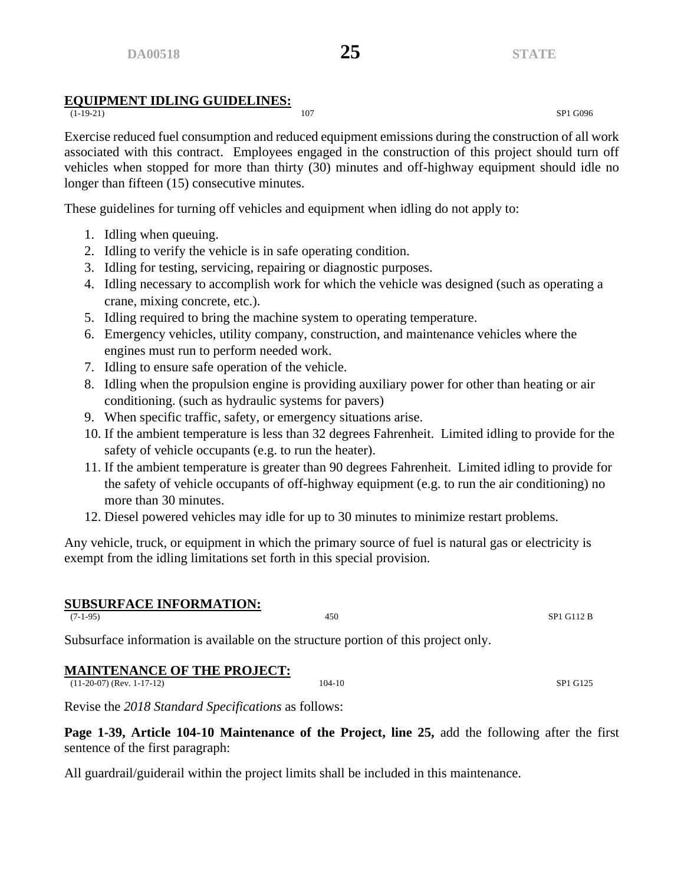## EQUIPMENT IDLING GUIDELINES:

(1-19-21) 107 SP1 G096

Exercise reduced fuel consumption and reduced equipment emissions during the construction of all work associated with this contract. Employees engaged in the construction of this project should turn off vehicles when stopped for more than thirty (30) minutes and off-highway equipment should idle no longer than fifteen (15) consecutive minutes.

These guidelines for turning off vehicles and equipment when idling do not apply to:

1. Idling when queuing.
2. Idling to verify the vehicle is in safe operating condition.
3. Idling for testing, servicing, repairing or diagnostic purposes.
4. Idling necessary to accomplish work for which the vehicle was designed (such as operating a crane, mixing concrete, etc.).
5. Idling required to bring the machine system to operating temperature.
6. Emergency vehicles, utility company, construction, and maintenance vehicles where the engines must run to perform needed work.
7. Idling to ensure safe operation of the vehicle.
8. Idling when the propulsion engine is providing auxiliary power for other than heating or air conditioning. (such as hydraulic systems for pavers)
9. When specific traffic, safety, or emergency situations arise.
10. If the ambient temperature is less than 32 degrees Fahrenheit. Limited idling to provide for the safety of vehicle occupants (e.g. to run the heater).
11. If the ambient temperature is greater than 90 degrees Fahrenheit. Limited idling to provide for the safety of vehicle occupants of off-highway equipment (e.g. to run the air conditioning) no more than 30 minutes.
12. Diesel powered vehicles may idle for up to 30 minutes to minimize restart problems.

Any vehicle, truck, or equipment in which the primary source of fuel is natural gas or electricity is exempt from the idling limitations set forth in this special provision.

## SUBSURFACE INFORMATION:

(7-1-95) 450 SP1 G112 B

Subsurface information is available on the structure portion of this project only.

## MAINTENANCE OF THE PROJECT:

(11-20-07) (Rev. 1-17-12) 104-10 SP1 G125

Revise the *2018 Standard Specifications* as follows:

**Page 1-39, Article 104-10 Maintenance of the Project, line 25,** add the following after the first sentence of the first paragraph:

All guardrail/guiderail within the project limits shall be included in this maintenance.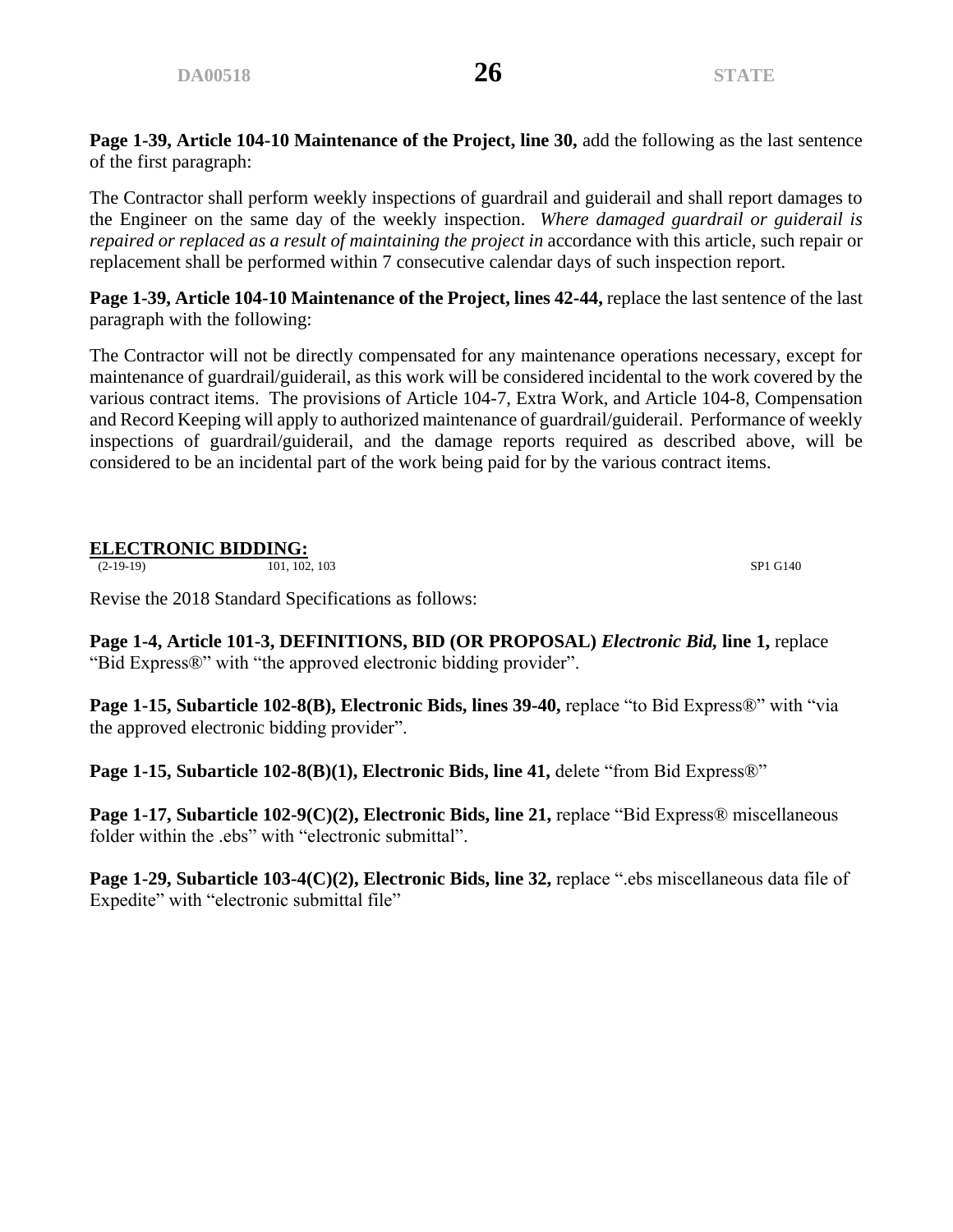**Page 1-39, Article 104-10 Maintenance of the Project, line 30,** add the following as the last sentence of the first paragraph:

The Contractor shall perform weekly inspections of guardrail and guiderail and shall report damages to the Engineer on the same day of the weekly inspection. *Where damaged guardrail or guiderail is repaired or replaced as a result of maintaining the project in* accordance with this article, such repair or replacement shall be performed within 7 consecutive calendar days of such inspection report.

**Page 1-39, Article 104-10 Maintenance of the Project, lines 42-44,** replace the last sentence of the last paragraph with the following:

The Contractor will not be directly compensated for any maintenance operations necessary, except for maintenance of guardrail/guiderail, as this work will be considered incidental to the work covered by the various contract items. The provisions of Article 104-7, Extra Work, and Article 104-8, Compensation and Record Keeping will apply to authorized maintenance of guardrail/guiderail. Performance of weekly inspections of guardrail/guiderail, and the damage reports required as described above, will be considered to be an incidental part of the work being paid for by the various contract items.

## ELECTRONIC BIDDING:

(2-19-19) 101, 102, 103 SP1 G140

Revise the 2018 Standard Specifications as follows:

**Page 1-4, Article 101-3, DEFINITIONS, BID (OR PROPOSAL) *Electronic Bid,* line 1,** replace "Bid Express®" with "the approved electronic bidding provider".

**Page 1-15, Subarticle 102-8(B), Electronic Bids, lines 39-40,** replace "to Bid Express®" with "via the approved electronic bidding provider".

**Page 1-15, Subarticle 102-8(B)(1), Electronic Bids, line 41,** delete "from Bid Express®"

**Page 1-17, Subarticle 102-9(C)(2), Electronic Bids, line 21,** replace "Bid Express® miscellaneous folder within the .ebs" with "electronic submittal".

**Page 1-29, Subarticle 103-4(C)(2), Electronic Bids, line 32,** replace ".ebs miscellaneous data file of Expedite" with "electronic submittal file"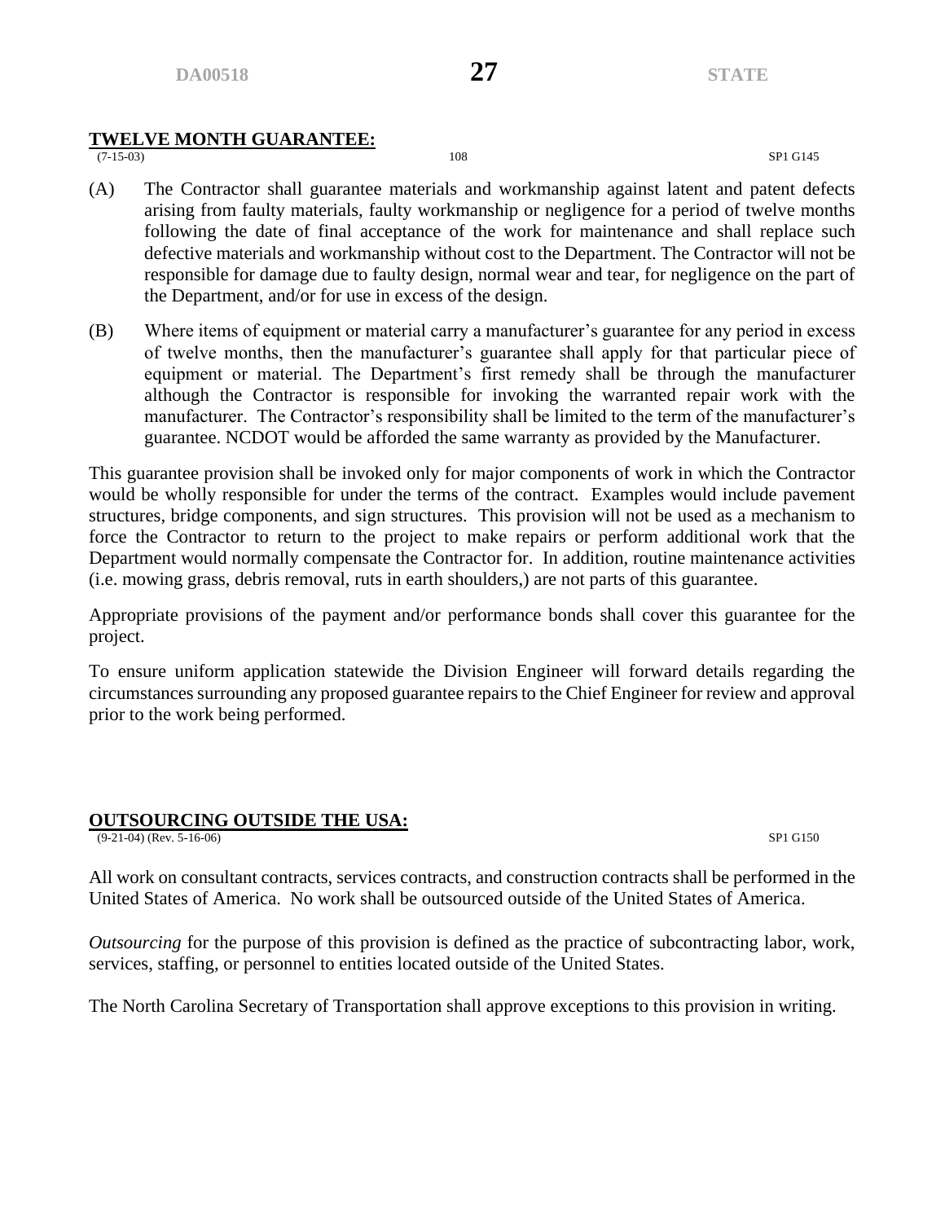## TWELVE MONTH GUARANTEE:

(7-15-03) 108 SP1 G145

(A) The Contractor shall guarantee materials and workmanship against latent and patent defects arising from faulty materials, faulty workmanship or negligence for a period of twelve months following the date of final acceptance of the work for maintenance and shall replace such defective materials and workmanship without cost to the Department. The Contractor will not be responsible for damage due to faulty design, normal wear and tear, for negligence on the part of the Department, and/or for use in excess of the design.

(B) Where items of equipment or material carry a manufacturer's guarantee for any period in excess of twelve months, then the manufacturer's guarantee shall apply for that particular piece of equipment or material. The Department's first remedy shall be through the manufacturer although the Contractor is responsible for invoking the warranted repair work with the manufacturer. The Contractor's responsibility shall be limited to the term of the manufacturer's guarantee. NCDOT would be afforded the same warranty as provided by the Manufacturer.

This guarantee provision shall be invoked only for major components of work in which the Contractor would be wholly responsible for under the terms of the contract. Examples would include pavement structures, bridge components, and sign structures. This provision will not be used as a mechanism to force the Contractor to return to the project to make repairs or perform additional work that the Department would normally compensate the Contractor for. In addition, routine maintenance activities (i.e. mowing grass, debris removal, ruts in earth shoulders,) are not parts of this guarantee.

Appropriate provisions of the payment and/or performance bonds shall cover this guarantee for the project.

To ensure uniform application statewide the Division Engineer will forward details regarding the circumstances surrounding any proposed guarantee repairs to the Chief Engineer for review and approval prior to the work being performed.

## OUTSOURCING OUTSIDE THE USA:

(9-21-04) (Rev. 5-16-06) SP1 G150

All work on consultant contracts, services contracts, and construction contracts shall be performed in the United States of America. No work shall be outsourced outside of the United States of America.

*Outsourcing* for the purpose of this provision is defined as the practice of subcontracting labor, work, services, staffing, or personnel to entities located outside of the United States.

The North Carolina Secretary of Transportation shall approve exceptions to this provision in writing.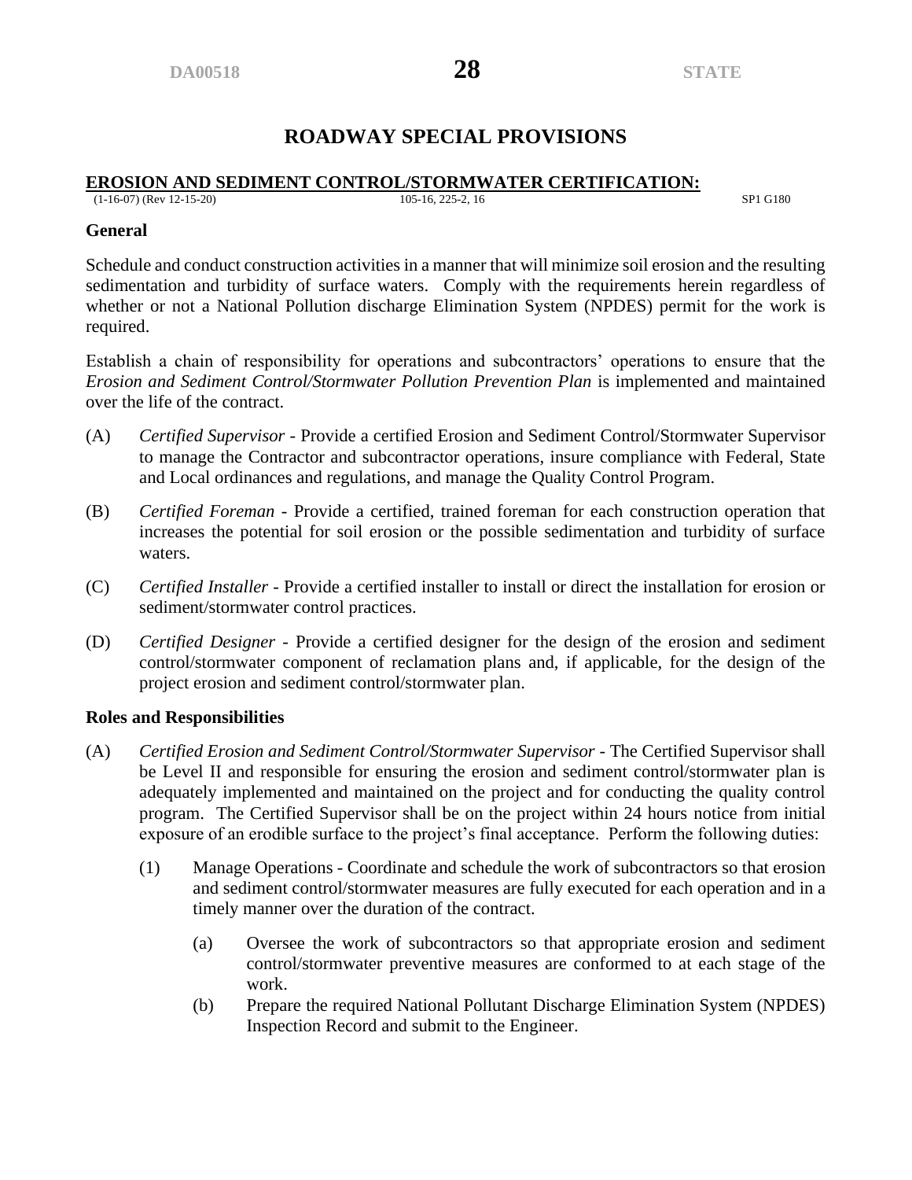# ROADWAY SPECIAL PROVISIONS

## EROSION AND SEDIMENT CONTROL/STORMWATER CERTIFICATION:

(1-16-07) (Rev 12-15-20) 105-16, 225-2, 16 SP1 G180

### General

Schedule and conduct construction activities in a manner that will minimize soil erosion and the resulting sedimentation and turbidity of surface waters. Comply with the requirements herein regardless of whether or not a National Pollution discharge Elimination System (NPDES) permit for the work is required.

Establish a chain of responsibility for operations and subcontractors' operations to ensure that the *Erosion and Sediment Control/Stormwater Pollution Prevention Plan* is implemented and maintained over the life of the contract.

(A) *Certified Supervisor* - Provide a certified Erosion and Sediment Control/Stormwater Supervisor to manage the Contractor and subcontractor operations, insure compliance with Federal, State and Local ordinances and regulations, and manage the Quality Control Program.

(B) *Certified Foreman* - Provide a certified, trained foreman for each construction operation that increases the potential for soil erosion or the possible sedimentation and turbidity of surface waters.

(C) *Certified Installer* - Provide a certified installer to install or direct the installation for erosion or sediment/stormwater control practices.

(D) *Certified Designer* - Provide a certified designer for the design of the erosion and sediment control/stormwater component of reclamation plans and, if applicable, for the design of the project erosion and sediment control/stormwater plan.

### Roles and Responsibilities

(A) *Certified Erosion and Sediment Control/Stormwater Supervisor* - The Certified Supervisor shall be Level II and responsible for ensuring the erosion and sediment control/stormwater plan is adequately implemented and maintained on the project and for conducting the quality control program. The Certified Supervisor shall be on the project within 24 hours notice from initial exposure of an erodible surface to the project's final acceptance. Perform the following duties:

(1) Manage Operations - Coordinate and schedule the work of subcontractors so that erosion and sediment control/stormwater measures are fully executed for each operation and in a timely manner over the duration of the contract.

(a) Oversee the work of subcontractors so that appropriate erosion and sediment control/stormwater preventive measures are conformed to at each stage of the work.

(b) Prepare the required National Pollutant Discharge Elimination System (NPDES) Inspection Record and submit to the Engineer.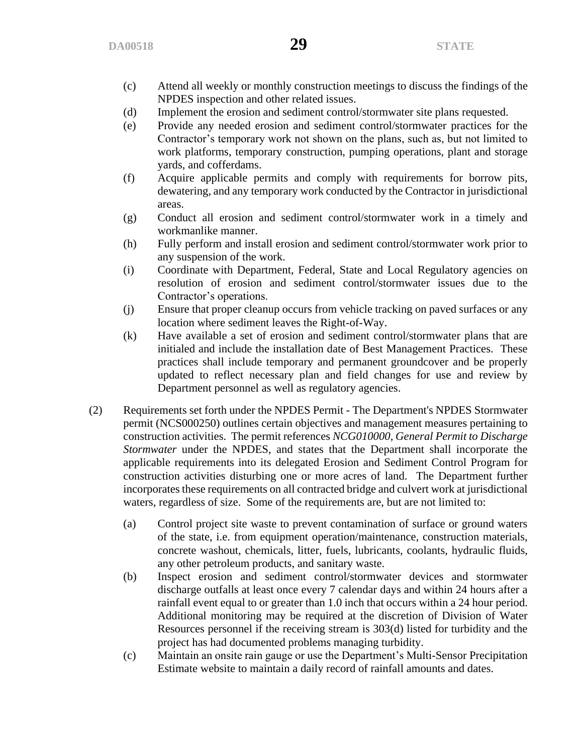(c) Attend all weekly or monthly construction meetings to discuss the findings of the NPDES inspection and other related issues.

(d) Implement the erosion and sediment control/stormwater site plans requested.

(e) Provide any needed erosion and sediment control/stormwater practices for the Contractor's temporary work not shown on the plans, such as, but not limited to work platforms, temporary construction, pumping operations, plant and storage yards, and cofferdams.

(f) Acquire applicable permits and comply with requirements for borrow pits, dewatering, and any temporary work conducted by the Contractor in jurisdictional areas.

(g) Conduct all erosion and sediment control/stormwater work in a timely and workmanlike manner.

(h) Fully perform and install erosion and sediment control/stormwater work prior to any suspension of the work.

(i) Coordinate with Department, Federal, State and Local Regulatory agencies on resolution of erosion and sediment control/stormwater issues due to the Contractor's operations.

(j) Ensure that proper cleanup occurs from vehicle tracking on paved surfaces or any location where sediment leaves the Right-of-Way.

(k) Have available a set of erosion and sediment control/stormwater plans that are initialed and include the installation date of Best Management Practices. These practices shall include temporary and permanent groundcover and be properly updated to reflect necessary plan and field changes for use and review by Department personnel as well as regulatory agencies.

(2) Requirements set forth under the NPDES Permit - The Department's NPDES Stormwater permit (NCS000250) outlines certain objectives and management measures pertaining to construction activities. The permit references *NCG010000, General Permit to Discharge Stormwater* under the NPDES, and states that the Department shall incorporate the applicable requirements into its delegated Erosion and Sediment Control Program for construction activities disturbing one or more acres of land. The Department further incorporates these requirements on all contracted bridge and culvert work at jurisdictional waters, regardless of size. Some of the requirements are, but are not limited to:

(a) Control project site waste to prevent contamination of surface or ground waters of the state, i.e. from equipment operation/maintenance, construction materials, concrete washout, chemicals, litter, fuels, lubricants, coolants, hydraulic fluids, any other petroleum products, and sanitary waste.

(b) Inspect erosion and sediment control/stormwater devices and stormwater discharge outfalls at least once every 7 calendar days and within 24 hours after a rainfall event equal to or greater than 1.0 inch that occurs within a 24 hour period. Additional monitoring may be required at the discretion of Division of Water Resources personnel if the receiving stream is 303(d) listed for turbidity and the project has had documented problems managing turbidity.

(c) Maintain an onsite rain gauge or use the Department's Multi-Sensor Precipitation Estimate website to maintain a daily record of rainfall amounts and dates.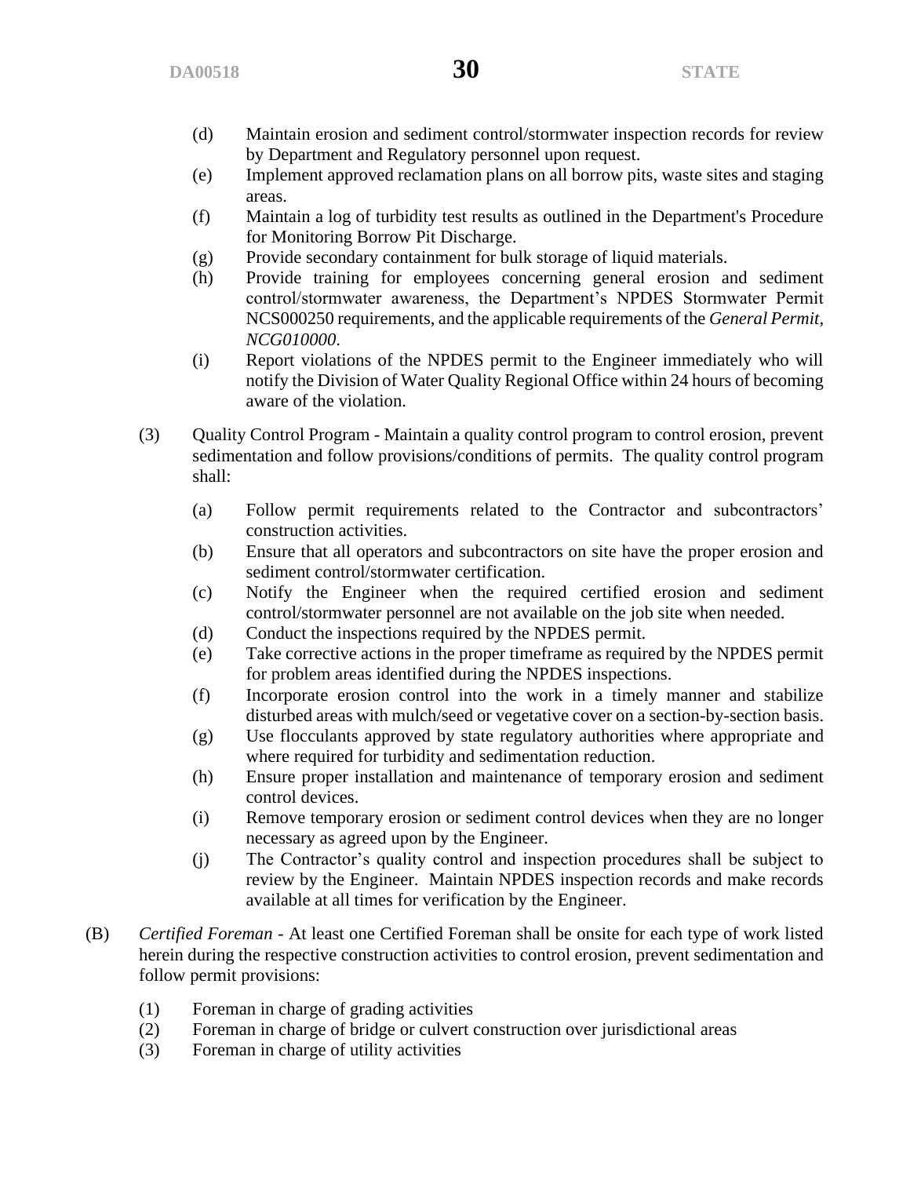(d) Maintain erosion and sediment control/stormwater inspection records for review by Department and Regulatory personnel upon request.

(e) Implement approved reclamation plans on all borrow pits, waste sites and staging areas.

(f) Maintain a log of turbidity test results as outlined in the Department's Procedure for Monitoring Borrow Pit Discharge.

(g) Provide secondary containment for bulk storage of liquid materials.

(h) Provide training for employees concerning general erosion and sediment control/stormwater awareness, the Department's NPDES Stormwater Permit NCS000250 requirements, and the applicable requirements of the *General Permit, NCG010000*.

(i) Report violations of the NPDES permit to the Engineer immediately who will notify the Division of Water Quality Regional Office within 24 hours of becoming aware of the violation.

(3) Quality Control Program - Maintain a quality control program to control erosion, prevent sedimentation and follow provisions/conditions of permits. The quality control program shall:

(a) Follow permit requirements related to the Contractor and subcontractors' construction activities.

(b) Ensure that all operators and subcontractors on site have the proper erosion and sediment control/stormwater certification.

(c) Notify the Engineer when the required certified erosion and sediment control/stormwater personnel are not available on the job site when needed.

(d) Conduct the inspections required by the NPDES permit.

(e) Take corrective actions in the proper timeframe as required by the NPDES permit for problem areas identified during the NPDES inspections.

(f) Incorporate erosion control into the work in a timely manner and stabilize disturbed areas with mulch/seed or vegetative cover on a section-by-section basis.

(g) Use flocculants approved by state regulatory authorities where appropriate and where required for turbidity and sedimentation reduction.

(h) Ensure proper installation and maintenance of temporary erosion and sediment control devices.

(i) Remove temporary erosion or sediment control devices when they are no longer necessary as agreed upon by the Engineer.

(j) The Contractor's quality control and inspection procedures shall be subject to review by the Engineer. Maintain NPDES inspection records and make records available at all times for verification by the Engineer.

(B) *Certified Foreman* - At least one Certified Foreman shall be onsite for each type of work listed herein during the respective construction activities to control erosion, prevent sedimentation and follow permit provisions:

(1) Foreman in charge of grading activities

(2) Foreman in charge of bridge or culvert construction over jurisdictional areas

(3) Foreman in charge of utility activities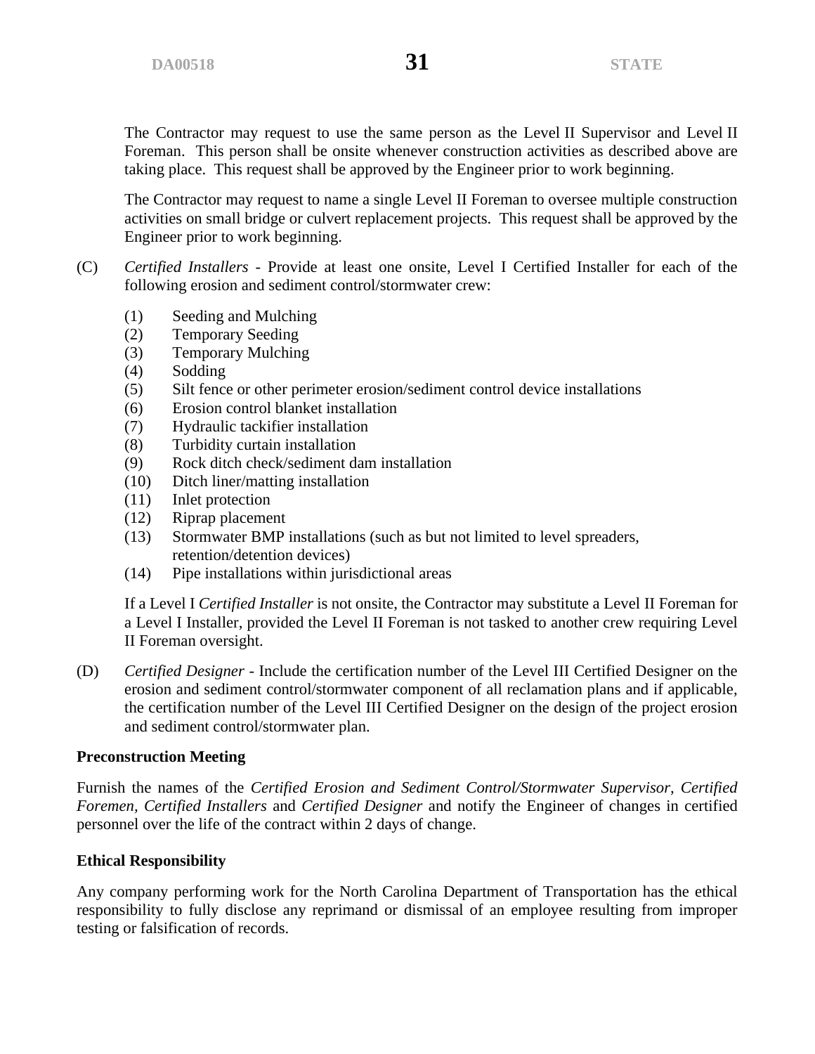The Contractor may request to use the same person as the Level II Supervisor and Level II Foreman. This person shall be onsite whenever construction activities as described above are taking place. This request shall be approved by the Engineer prior to work beginning.

The Contractor may request to name a single Level II Foreman to oversee multiple construction activities on small bridge or culvert replacement projects. This request shall be approved by the Engineer prior to work beginning.

(C) *Certified Installers* - Provide at least one onsite, Level I Certified Installer for each of the following erosion and sediment control/stormwater crew:

(1) Seeding and Mulching
(2) Temporary Seeding
(3) Temporary Mulching
(4) Sodding
(5) Silt fence or other perimeter erosion/sediment control device installations
(6) Erosion control blanket installation
(7) Hydraulic tackifier installation
(8) Turbidity curtain installation
(9) Rock ditch check/sediment dam installation
(10) Ditch liner/matting installation
(11) Inlet protection
(12) Riprap placement
(13) Stormwater BMP installations (such as but not limited to level spreaders, retention/detention devices)
(14) Pipe installations within jurisdictional areas

If a Level I *Certified Installer* is not onsite, the Contractor may substitute a Level II Foreman for a Level I Installer, provided the Level II Foreman is not tasked to another crew requiring Level II Foreman oversight.

(D) *Certified Designer* - Include the certification number of the Level III Certified Designer on the erosion and sediment control/stormwater component of all reclamation plans and if applicable, the certification number of the Level III Certified Designer on the design of the project erosion and sediment control/stormwater plan.

**Preconstruction Meeting**

Furnish the names of the *Certified Erosion and Sediment Control/Stormwater Supervisor, Certified Foremen, Certified Installers* and *Certified Designer* and notify the Engineer of changes in certified personnel over the life of the contract within 2 days of change.

**Ethical Responsibility**

Any company performing work for the North Carolina Department of Transportation has the ethical responsibility to fully disclose any reprimand or dismissal of an employee resulting from improper testing or falsification of records.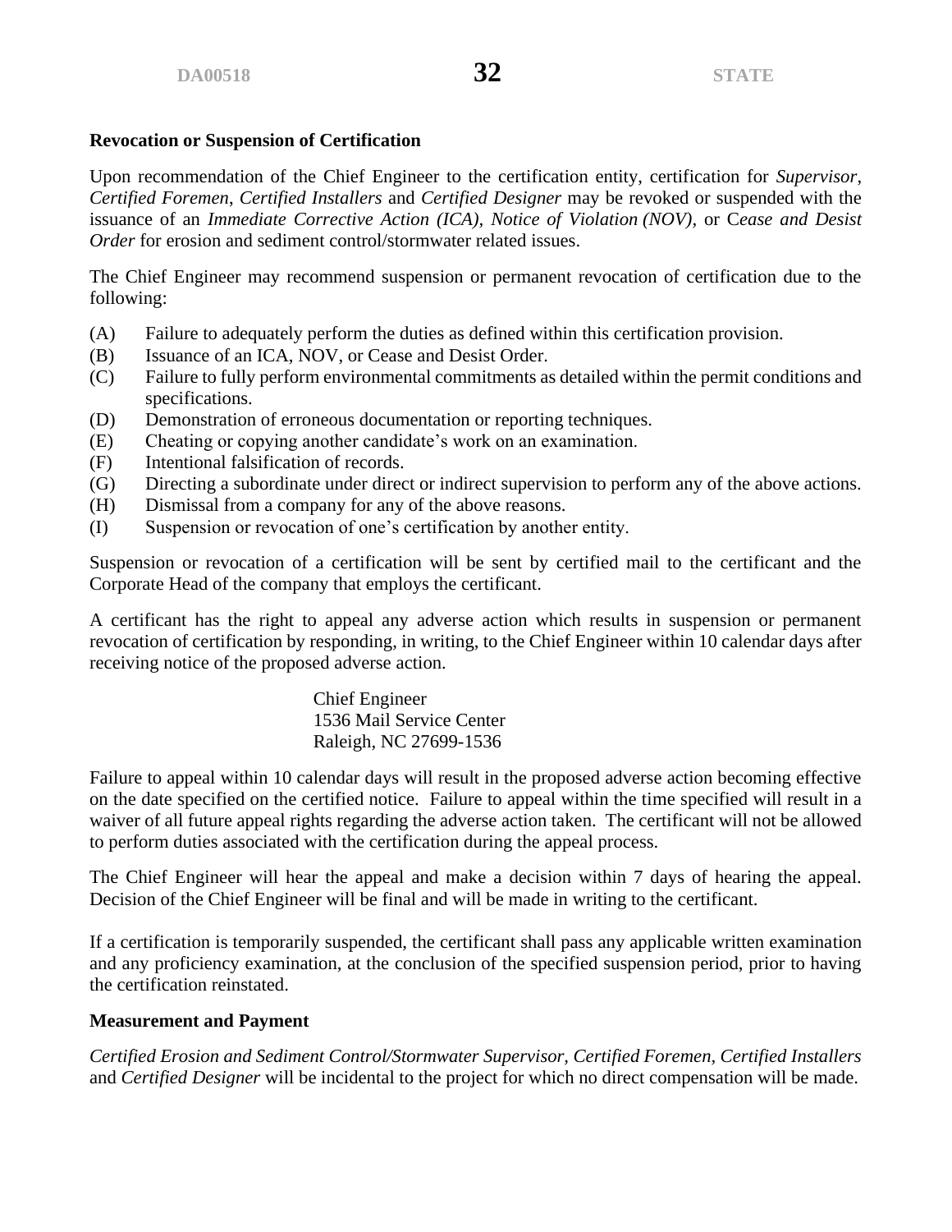**Revocation or Suspension of Certification**

Upon recommendation of the Chief Engineer to the certification entity, certification for *Supervisor*, *Certified Foremen*, *Certified Installers* and *Certified Designer* may be revoked or suspended with the issuance of an *Immediate Corrective Action (ICA), Notice of Violation (NOV),* or C*ease and Desist Order* for erosion and sediment control/stormwater related issues.

The Chief Engineer may recommend suspension or permanent revocation of certification due to the following:

(A) Failure to adequately perform the duties as defined within this certification provision.
(B) Issuance of an ICA, NOV, or Cease and Desist Order.
(C) Failure to fully perform environmental commitments as detailed within the permit conditions and specifications.
(D) Demonstration of erroneous documentation or reporting techniques.
(E) Cheating or copying another candidate's work on an examination.
(F) Intentional falsification of records.
(G) Directing a subordinate under direct or indirect supervision to perform any of the above actions.
(H) Dismissal from a company for any of the above reasons.
(I) Suspension or revocation of one's certification by another entity.

Suspension or revocation of a certification will be sent by certified mail to the certificant and the Corporate Head of the company that employs the certificant.

A certificant has the right to appeal any adverse action which results in suspension or permanent revocation of certification by responding, in writing, to the Chief Engineer within 10 calendar days after receiving notice of the proposed adverse action.

Chief Engineer
1536 Mail Service Center
Raleigh, NC 27699-1536

Failure to appeal within 10 calendar days will result in the proposed adverse action becoming effective on the date specified on the certified notice. Failure to appeal within the time specified will result in a waiver of all future appeal rights regarding the adverse action taken. The certificant will not be allowed to perform duties associated with the certification during the appeal process.

The Chief Engineer will hear the appeal and make a decision within 7 days of hearing the appeal. Decision of the Chief Engineer will be final and will be made in writing to the certificant.

If a certification is temporarily suspended, the certificant shall pass any applicable written examination and any proficiency examination, at the conclusion of the specified suspension period, prior to having the certification reinstated.

**Measurement and Payment**

*Certified Erosion and Sediment Control/Stormwater Supervisor, Certified Foremen, Certified Installers* and *Certified Designer* will be incidental to the project for which no direct compensation will be made.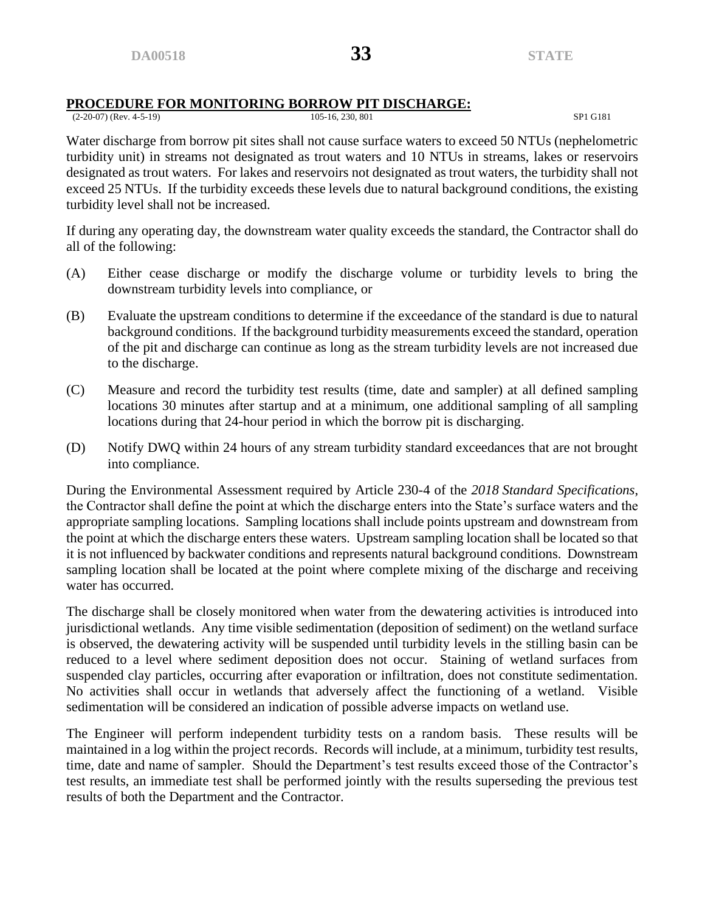## PROCEDURE FOR MONITORING BORROW PIT DISCHARGE:

(2-20-07) (Rev. 4-5-19) 105-16, 230, 801 SP1 G181

Water discharge from borrow pit sites shall not cause surface waters to exceed 50 NTUs (nephelometric turbidity unit) in streams not designated as trout waters and 10 NTUs in streams, lakes or reservoirs designated as trout waters. For lakes and reservoirs not designated as trout waters, the turbidity shall not exceed 25 NTUs. If the turbidity exceeds these levels due to natural background conditions, the existing turbidity level shall not be increased.

If during any operating day, the downstream water quality exceeds the standard, the Contractor shall do all of the following:

(A) Either cease discharge or modify the discharge volume or turbidity levels to bring the downstream turbidity levels into compliance, or

(B) Evaluate the upstream conditions to determine if the exceedance of the standard is due to natural background conditions. If the background turbidity measurements exceed the standard, operation of the pit and discharge can continue as long as the stream turbidity levels are not increased due to the discharge.

(C) Measure and record the turbidity test results (time, date and sampler) at all defined sampling locations 30 minutes after startup and at a minimum, one additional sampling of all sampling locations during that 24-hour period in which the borrow pit is discharging.

(D) Notify DWQ within 24 hours of any stream turbidity standard exceedances that are not brought into compliance.

During the Environmental Assessment required by Article 230-4 of the *2018 Standard Specifications*, the Contractor shall define the point at which the discharge enters into the State's surface waters and the appropriate sampling locations. Sampling locations shall include points upstream and downstream from the point at which the discharge enters these waters. Upstream sampling location shall be located so that it is not influenced by backwater conditions and represents natural background conditions. Downstream sampling location shall be located at the point where complete mixing of the discharge and receiving water has occurred.

The discharge shall be closely monitored when water from the dewatering activities is introduced into jurisdictional wetlands. Any time visible sedimentation (deposition of sediment) on the wetland surface is observed, the dewatering activity will be suspended until turbidity levels in the stilling basin can be reduced to a level where sediment deposition does not occur. Staining of wetland surfaces from suspended clay particles, occurring after evaporation or infiltration, does not constitute sedimentation. No activities shall occur in wetlands that adversely affect the functioning of a wetland. Visible sedimentation will be considered an indication of possible adverse impacts on wetland use.

The Engineer will perform independent turbidity tests on a random basis. These results will be maintained in a log within the project records. Records will include, at a minimum, turbidity test results, time, date and name of sampler. Should the Department's test results exceed those of the Contractor's test results, an immediate test shall be performed jointly with the results superseding the previous test results of both the Department and the Contractor.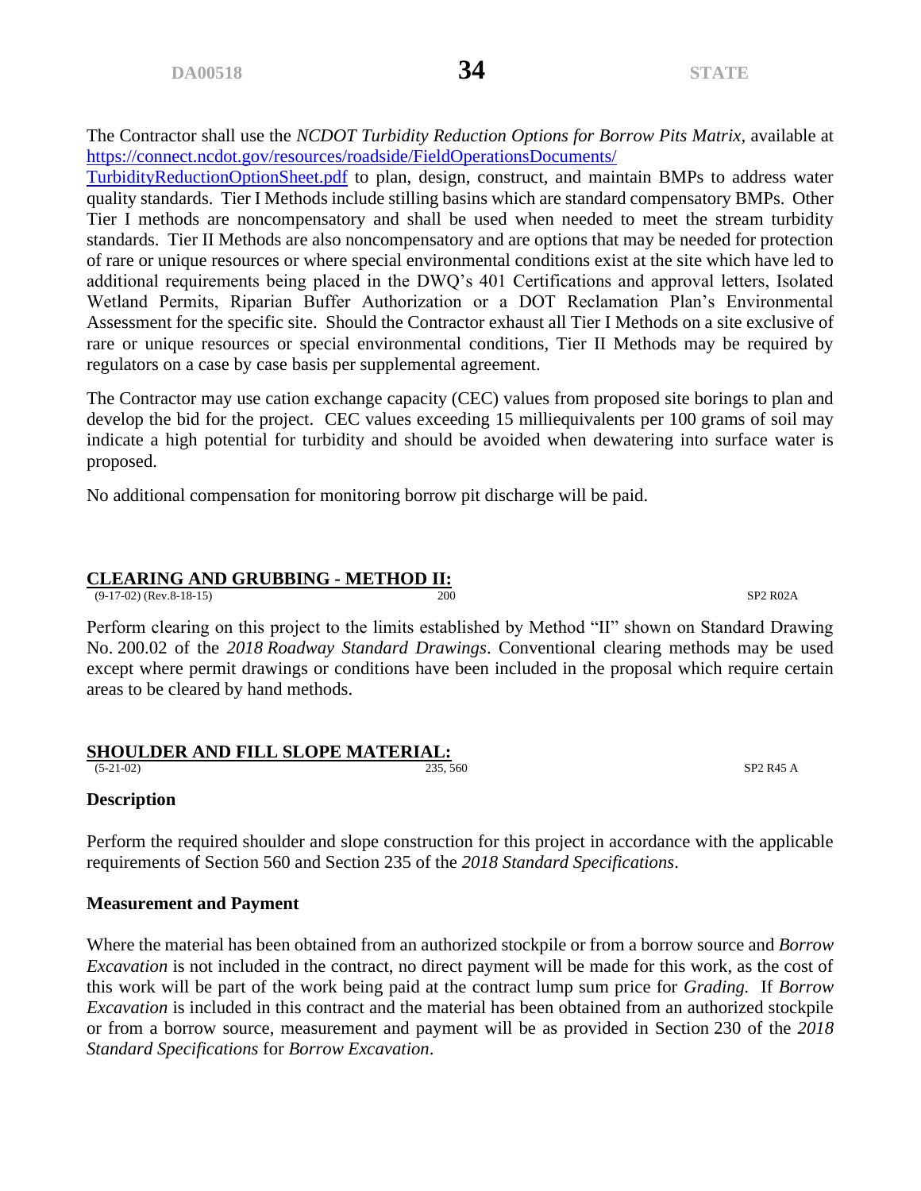The Contractor shall use the *NCDOT Turbidity Reduction Options for Borrow Pits Matrix*, available at [https://connect.ncdot.gov/resources/roadside/FieldOperationsDocuments/TurbidityReductionOptionSheet.pdf](https://connect.ncdot.gov/resources/roadside/FieldOperationsDocuments/TurbidityReductionOptionSheet.pdf) to plan, design, construct, and maintain BMPs to address water quality standards. Tier I Methods include stilling basins which are standard compensatory BMPs. Other Tier I methods are noncompensatory and shall be used when needed to meet the stream turbidity standards. Tier II Methods are also noncompensatory and are options that may be needed for protection of rare or unique resources or where special environmental conditions exist at the site which have led to additional requirements being placed in the DWQ's 401 Certifications and approval letters, Isolated Wetland Permits, Riparian Buffer Authorization or a DOT Reclamation Plan's Environmental Assessment for the specific site. Should the Contractor exhaust all Tier I Methods on a site exclusive of rare or unique resources or special environmental conditions, Tier II Methods may be required by regulators on a case by case basis per supplemental agreement.

The Contractor may use cation exchange capacity (CEC) values from proposed site borings to plan and develop the bid for the project. CEC values exceeding 15 milliequivalents per 100 grams of soil may indicate a high potential for turbidity and should be avoided when dewatering into surface water is proposed.

No additional compensation for monitoring borrow pit discharge will be paid.

## CLEARING AND GRUBBING - METHOD II:

(9-17-02) (Rev.8-18-15) 200 SP2 R02A

Perform clearing on this project to the limits established by Method "II" shown on Standard Drawing No. 200.02 of the *2018 Roadway Standard Drawings*. Conventional clearing methods may be used except where permit drawings or conditions have been included in the proposal which require certain areas to be cleared by hand methods.

## SHOULDER AND FILL SLOPE MATERIAL:

(5-21-02) 235, 560 SP2 R45 A

### Description

Perform the required shoulder and slope construction for this project in accordance with the applicable requirements of Section 560 and Section 235 of the *2018 Standard Specifications*.

### Measurement and Payment

Where the material has been obtained from an authorized stockpile or from a borrow source and *Borrow Excavation* is not included in the contract, no direct payment will be made for this work, as the cost of this work will be part of the work being paid at the contract lump sum price for *Grading.* If *Borrow Excavation* is included in this contract and the material has been obtained from an authorized stockpile or from a borrow source, measurement and payment will be as provided in Section 230 of the *2018 Standard Specifications* for *Borrow Excavation*.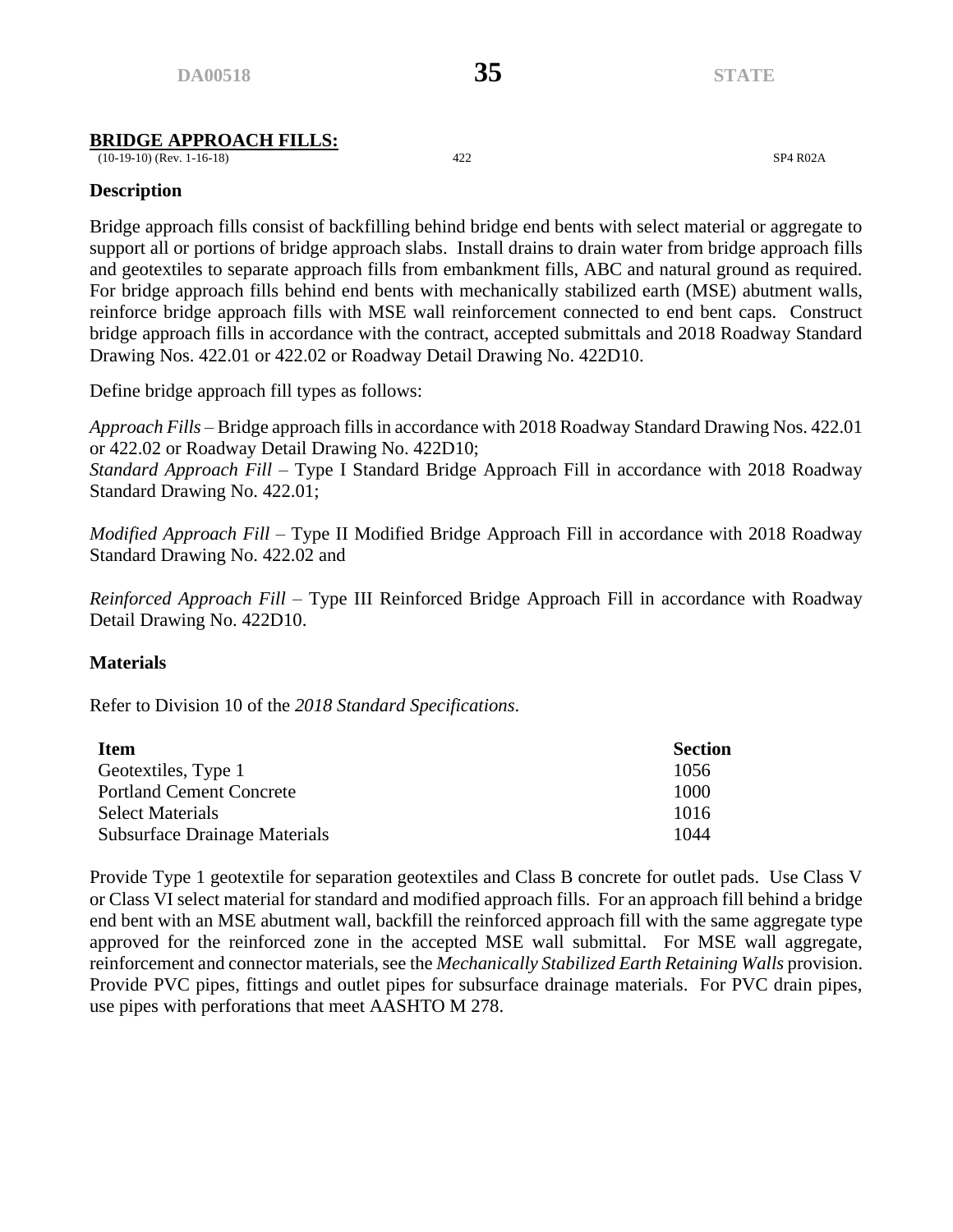## BRIDGE APPROACH FILLS:

(10-19-10) (Rev. 1-16-18) 422 SP4 R02A

**Description**

Bridge approach fills consist of backfilling behind bridge end bents with select material or aggregate to support all or portions of bridge approach slabs. Install drains to drain water from bridge approach fills and geotextiles to separate approach fills from embankment fills, ABC and natural ground as required. For bridge approach fills behind end bents with mechanically stabilized earth (MSE) abutment walls, reinforce bridge approach fills with MSE wall reinforcement connected to end bent caps. Construct bridge approach fills in accordance with the contract, accepted submittals and 2018 Roadway Standard Drawing Nos. 422.01 or 422.02 or Roadway Detail Drawing No. 422D10.

Define bridge approach fill types as follows:

*Approach Fills* – Bridge approach fills in accordance with 2018 Roadway Standard Drawing Nos. 422.01 or 422.02 or Roadway Detail Drawing No. 422D10;
*Standard Approach Fill* – Type I Standard Bridge Approach Fill in accordance with 2018 Roadway Standard Drawing No. 422.01;

*Modified Approach Fill* – Type II Modified Bridge Approach Fill in accordance with 2018 Roadway Standard Drawing No. 422.02 and

*Reinforced Approach Fill* – Type III Reinforced Bridge Approach Fill in accordance with Roadway Detail Drawing No. 422D10.

**Materials**

Refer to Division 10 of the *2018 Standard Specifications*.

| Item | Section |
|---|---|
| Geotextiles, Type 1 | 1056 |
| Portland Cement Concrete | 1000 |
| Select Materials | 1016 |
| Subsurface Drainage Materials | 1044 |

Provide Type 1 geotextile for separation geotextiles and Class B concrete for outlet pads. Use Class V or Class VI select material for standard and modified approach fills. For an approach fill behind a bridge end bent with an MSE abutment wall, backfill the reinforced approach fill with the same aggregate type approved for the reinforced zone in the accepted MSE wall submittal. For MSE wall aggregate, reinforcement and connector materials, see the *Mechanically Stabilized Earth Retaining Walls* provision. Provide PVC pipes, fittings and outlet pipes for subsurface drainage materials. For PVC drain pipes, use pipes with perforations that meet AASHTO M 278.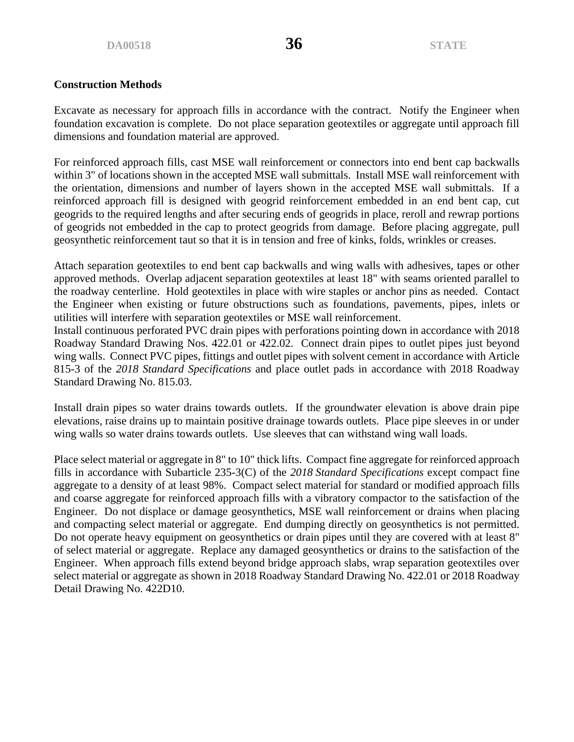**Construction Methods**

Excavate as necessary for approach fills in accordance with the contract. Notify the Engineer when foundation excavation is complete. Do not place separation geotextiles or aggregate until approach fill dimensions and foundation material are approved.

For reinforced approach fills, cast MSE wall reinforcement or connectors into end bent cap backwalls within 3" of locations shown in the accepted MSE wall submittals. Install MSE wall reinforcement with the orientation, dimensions and number of layers shown in the accepted MSE wall submittals. If a reinforced approach fill is designed with geogrid reinforcement embedded in an end bent cap, cut geogrids to the required lengths and after securing ends of geogrids in place, reroll and rewrap portions of geogrids not embedded in the cap to protect geogrids from damage. Before placing aggregate, pull geosynthetic reinforcement taut so that it is in tension and free of kinks, folds, wrinkles or creases.

Attach separation geotextiles to end bent cap backwalls and wing walls with adhesives, tapes or other approved methods. Overlap adjacent separation geotextiles at least 18" with seams oriented parallel to the roadway centerline. Hold geotextiles in place with wire staples or anchor pins as needed. Contact the Engineer when existing or future obstructions such as foundations, pavements, pipes, inlets or utilities will interfere with separation geotextiles or MSE wall reinforcement.

Install continuous perforated PVC drain pipes with perforations pointing down in accordance with 2018 Roadway Standard Drawing Nos. 422.01 or 422.02. Connect drain pipes to outlet pipes just beyond wing walls. Connect PVC pipes, fittings and outlet pipes with solvent cement in accordance with Article 815-3 of the *2018 Standard Specifications* and place outlet pads in accordance with 2018 Roadway Standard Drawing No. 815.03.

Install drain pipes so water drains towards outlets. If the groundwater elevation is above drain pipe elevations, raise drains up to maintain positive drainage towards outlets. Place pipe sleeves in or under wing walls so water drains towards outlets. Use sleeves that can withstand wing wall loads.

Place select material or aggregate in 8" to 10" thick lifts. Compact fine aggregate for reinforced approach fills in accordance with Subarticle 235-3(C) of the *2018 Standard Specifications* except compact fine aggregate to a density of at least 98%. Compact select material for standard or modified approach fills and coarse aggregate for reinforced approach fills with a vibratory compactor to the satisfaction of the Engineer. Do not displace or damage geosynthetics, MSE wall reinforcement or drains when placing and compacting select material or aggregate. End dumping directly on geosynthetics is not permitted. Do not operate heavy equipment on geosynthetics or drain pipes until they are covered with at least 8" of select material or aggregate. Replace any damaged geosynthetics or drains to the satisfaction of the Engineer. When approach fills extend beyond bridge approach slabs, wrap separation geotextiles over select material or aggregate as shown in 2018 Roadway Standard Drawing No. 422.01 or 2018 Roadway Detail Drawing No. 422D10.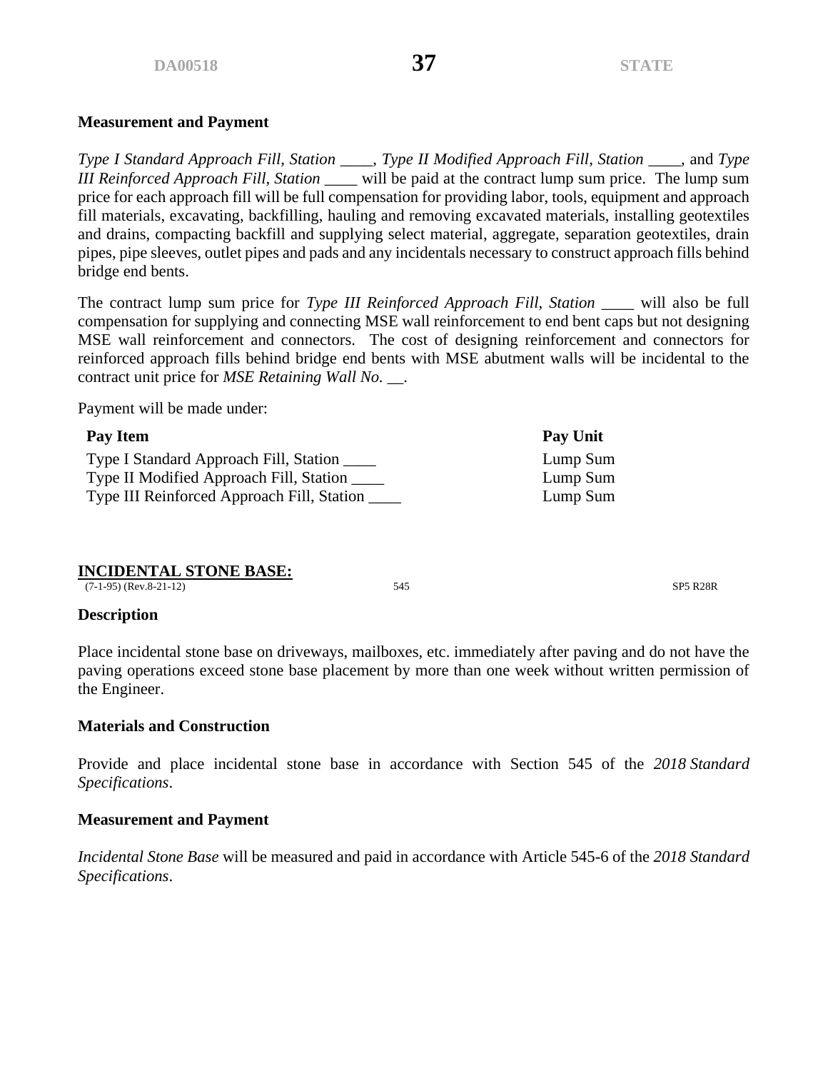**Measurement and Payment**

*Type I Standard Approach Fill, Station* ____, *Type II Modified Approach Fill, Station* ____, and *Type III Reinforced Approach Fill, Station* ____ will be paid at the contract lump sum price. The lump sum price for each approach fill will be full compensation for providing labor, tools, equipment and approach fill materials, excavating, backfilling, hauling and removing excavated materials, installing geotextiles and drains, compacting backfill and supplying select material, aggregate, separation geotextiles, drain pipes, pipe sleeves, outlet pipes and pads and any incidentals necessary to construct approach fills behind bridge end bents.

The contract lump sum price for *Type III Reinforced Approach Fill, Station* ____ will also be full compensation for supplying and connecting MSE wall reinforcement to end bent caps but not designing MSE wall reinforcement and connectors. The cost of designing reinforcement and connectors for reinforced approach fills behind bridge end bents with MSE abutment walls will be incidental to the contract unit price for *MSE Retaining Wall No.* __.

Payment will be made under:

| Pay Item | Pay Unit |
|---|---|
| Type I Standard Approach Fill, Station ____ | Lump Sum |
| Type II Modified Approach Fill, Station ____ | Lump Sum |
| Type III Reinforced Approach Fill, Station ____ | Lump Sum |

## INCIDENTAL STONE BASE:

(7-1-95) (Rev.8-21-12) 545 SP5 R28R

**Description**

Place incidental stone base on driveways, mailboxes, etc. immediately after paving and do not have the paving operations exceed stone base placement by more than one week without written permission of the Engineer.

**Materials and Construction**

Provide and place incidental stone base in accordance with Section 545 of the *2018 Standard Specifications*.

**Measurement and Payment**

*Incidental Stone Base* will be measured and paid in accordance with Article 545-6 of the *2018 Standard Specifications*.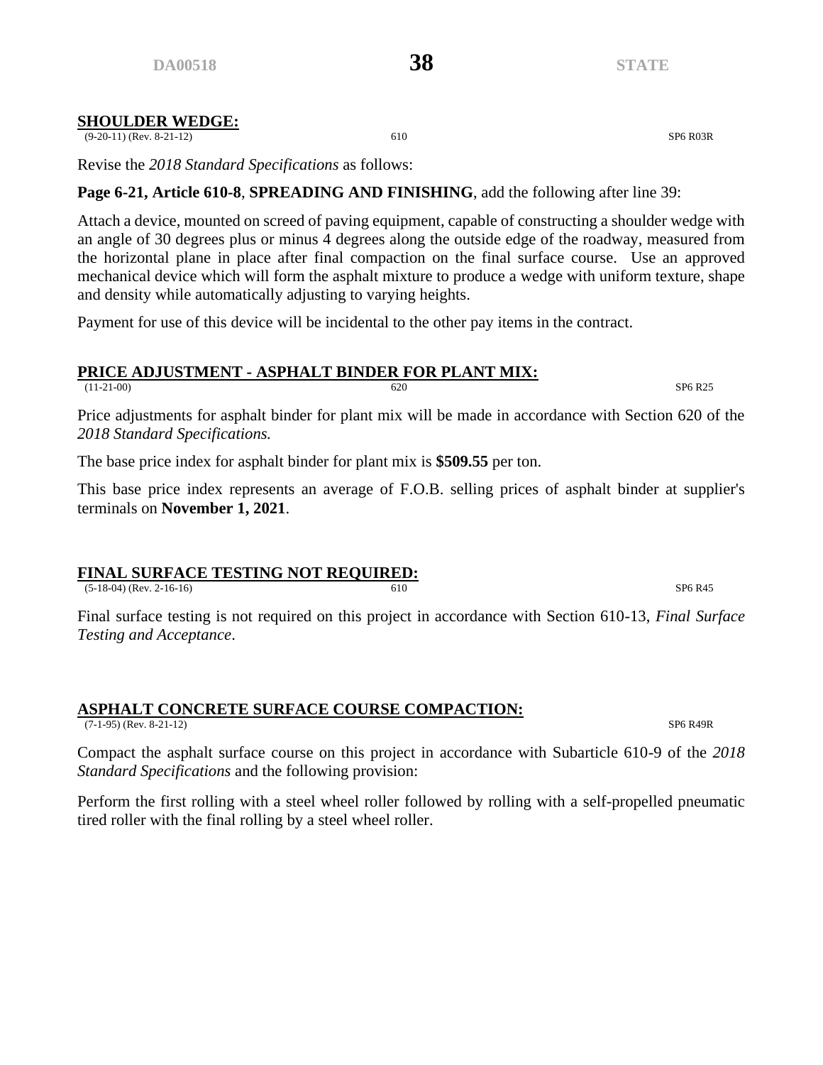## SHOULDER WEDGE:

(9-20-11) (Rev. 8-21-12) 610 SP6 R03R

Revise the *2018 Standard Specifications* as follows:

**Page 6-21, Article 610-8**, **SPREADING AND FINISHING**, add the following after line 39:

Attach a device, mounted on screed of paving equipment, capable of constructing a shoulder wedge with an angle of 30 degrees plus or minus 4 degrees along the outside edge of the roadway, measured from the horizontal plane in place after final compaction on the final surface course. Use an approved mechanical device which will form the asphalt mixture to produce a wedge with uniform texture, shape and density while automatically adjusting to varying heights.

Payment for use of this device will be incidental to the other pay items in the contract.

## PRICE ADJUSTMENT - ASPHALT BINDER FOR PLANT MIX:

(11-21-00) 620 SP6 R25

Price adjustments for asphalt binder for plant mix will be made in accordance with Section 620 of the *2018 Standard Specifications.*

The base price index for asphalt binder for plant mix is **$509.55** per ton.

This base price index represents an average of F.O.B. selling prices of asphalt binder at supplier's terminals on **November 1, 2021**.

## FINAL SURFACE TESTING NOT REQUIRED:

(5-18-04) (Rev. 2-16-16) 610 SP6 R45

Final surface testing is not required on this project in accordance with Section 610-13, *Final Surface Testing and Acceptance*.

## ASPHALT CONCRETE SURFACE COURSE COMPACTION:

(7-1-95) (Rev. 8-21-12) SP6 R49R

Compact the asphalt surface course on this project in accordance with Subarticle 610-9 of the *2018 Standard Specifications* and the following provision:

Perform the first rolling with a steel wheel roller followed by rolling with a self-propelled pneumatic tired roller with the final rolling by a steel wheel roller.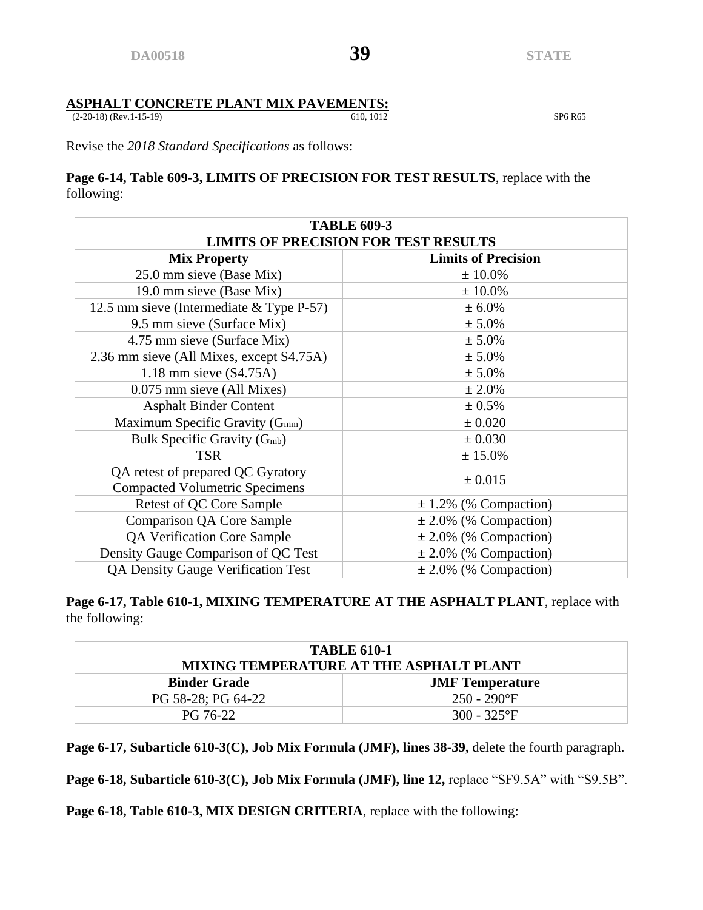## ASPHALT CONCRETE PLANT MIX PAVEMENTS:

(2-20-18) (Rev.1-15-19) 610, 1012 SP6 R65

Revise the *2018 Standard Specifications* as follows:

**Page 6-14, Table 609-3, LIMITS OF PRECISION FOR TEST RESULTS**, replace with the following:

| **TABLE 609-3 LIMITS OF PRECISION FOR TEST RESULTS** | |
|---|---|
| **Mix Property** | **Limits of Precision** |
| 25.0 mm sieve (Base Mix) | ± 10.0% |
| 19.0 mm sieve (Base Mix) | ± 10.0% |
| 12.5 mm sieve (Intermediate & Type P-57) | ± 6.0% |
| 9.5 mm sieve (Surface Mix) | ± 5.0% |
| 4.75 mm sieve (Surface Mix) | ± 5.0% |
| 2.36 mm sieve (All Mixes, except S4.75A) | ± 5.0% |
| 1.18 mm sieve (S4.75A) | ± 5.0% |
| 0.075 mm sieve (All Mixes) | ± 2.0% |
| Asphalt Binder Content | ± 0.5% |
| Maximum Specific Gravity ($G_{mm}$) | ± 0.020 |
| Bulk Specific Gravity ($G_{mb}$) | ± 0.030 |
| TSR | ± 15.0% |
| QA retest of prepared QC Gyratory Compacted Volumetric Specimens | ± 0.015 |
| Retest of QC Core Sample | ± 1.2% (% Compaction) |
| Comparison QA Core Sample | ± 2.0% (% Compaction) |
| QA Verification Core Sample | ± 2.0% (% Compaction) |
| Density Gauge Comparison of QC Test | ± 2.0% (% Compaction) |
| QA Density Gauge Verification Test | ± 2.0% (% Compaction) |

**Page 6-17, Table 610-1, MIXING TEMPERATURE AT THE ASPHALT PLANT**, replace with the following:

| **TABLE 610-1 MIXING TEMPERATURE AT THE ASPHALT PLANT** | |
|---|---|
| **Binder Grade** | **JMF Temperature** |
| PG 58-28; PG 64-22 | 250 - 290°F |
| PG 76-22 | 300 - 325°F |

**Page 6-17, Subarticle 610-3(C), Job Mix Formula (JMF), lines 38-39,** delete the fourth paragraph.

**Page 6-18, Subarticle 610-3(C), Job Mix Formula (JMF), line 12,** replace "SF9.5A" with "S9.5B".

**Page 6-18, Table 610-3, MIX DESIGN CRITERIA**, replace with the following: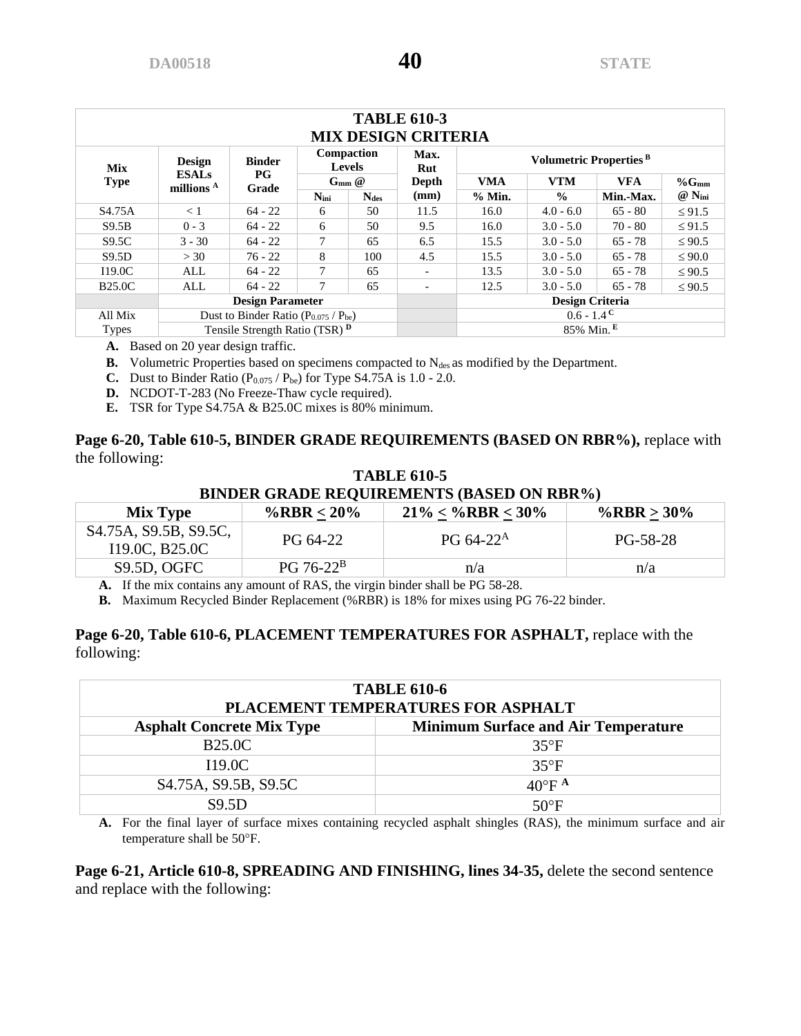**TABLE 610-3**
**MIX DESIGN CRITERIA**

| Mix Type | Design ESALs millions [A] | Binder PG Grade | Compaction Levels $G_{mm}$ @ $N_{ini}$ | Compaction Levels $G_{mm}$ @ $N_{des}$ | Max. Rut Depth (mm) | Volumetric Properties [B] VMA % Min. | VTM % | VFA Min.-Max. | $\%G_{mm}$ @ $N_{ini}$ |
|---|---|---|---|---|---|---|---|---|---|
| S4.75A | < 1 | 64 - 22 | 6 | 50 | 11.5 | 16.0 | 4.0 - 6.0 | 65 - 80 | ≤ 91.5 |
| S9.5B | 0 - 3 | 64 - 22 | 6 | 50 | 9.5 | 16.0 | 3.0 - 5.0 | 70 - 80 | ≤ 91.5 |
| S9.5C | 3 - 30 | 64 - 22 | 7 | 65 | 6.5 | 15.5 | 3.0 - 5.0 | 65 - 78 | ≤ 90.5 |
| S9.5D | > 30 | 76 - 22 | 8 | 100 | 4.5 | 15.5 | 3.0 - 5.0 | 65 - 78 | ≤ 90.0 |
| I19.0C | ALL | 64 - 22 | 7 | 65 | - | 13.5 | 3.0 - 5.0 | 65 - 78 | ≤ 90.5 |
| B25.0C | ALL | 64 - 22 | 7 | 65 | - | 12.5 | 3.0 - 5.0 | 65 - 78 | ≤ 90.5 |
| | **Design Parameter** | | | | | **Design Criteria** | | | |
| All Mix Types | Dust to Binder Ratio ($P_{0.075}$ / $P_{be}$) | | | | | 0.6 - 1.4 [C] | | | |
| | Tensile Strength Ratio (TSR) [D] | | | | | 85% Min. [E] | | | |

**A.** Based on 20 year design traffic.

**B.** Volumetric Properties based on specimens compacted to $N_{des}$ as modified by the Department.

**C.** Dust to Binder Ratio ($P_{0.075}$ / $P_{be}$) for Type S4.75A is 1.0 - 2.0.

**D.** NCDOT-T-283 (No Freeze-Thaw cycle required).

**E.** TSR for Type S4.75A & B25.0C mixes is 80% minimum.

**Page 6-20, Table 610-5, BINDER GRADE REQUIREMENTS (BASED ON RBR%),** replace with the following:

**TABLE 610-5**
**BINDER GRADE REQUIREMENTS (BASED ON RBR%)**

| Mix Type | %RBR ≤ 20% | 21% ≤ %RBR ≤ 30% | %RBR ≥ 30% |
|---|---|---|---|
| S4.75A, S9.5B, S9.5C, I19.0C, B25.0C | PG 64-22 | PG 64-22[A] | PG-58-28 |
| S9.5D, OGFC | PG 76-22[B] | n/a | n/a |

**A.** If the mix contains any amount of RAS, the virgin binder shall be PG 58-28.

**B.** Maximum Recycled Binder Replacement (%RBR) is 18% for mixes using PG 76-22 binder.

**Page 6-20, Table 610-6, PLACEMENT TEMPERATURES FOR ASPHALT,** replace with the following:

**TABLE 610-6**
**PLACEMENT TEMPERATURES FOR ASPHALT**

| Asphalt Concrete Mix Type | Minimum Surface and Air Temperature |
|---|---|
| B25.0C | 35°F |
| I19.0C | 35°F |
| S4.75A, S9.5B, S9.5C | 40°F [A] |
| S9.5D | 50°F |

**A.** For the final layer of surface mixes containing recycled asphalt shingles (RAS), the minimum surface and air temperature shall be 50°F.

**Page 6-21, Article 610-8, SPREADING AND FINISHING, lines 34-35,** delete the second sentence and replace with the following: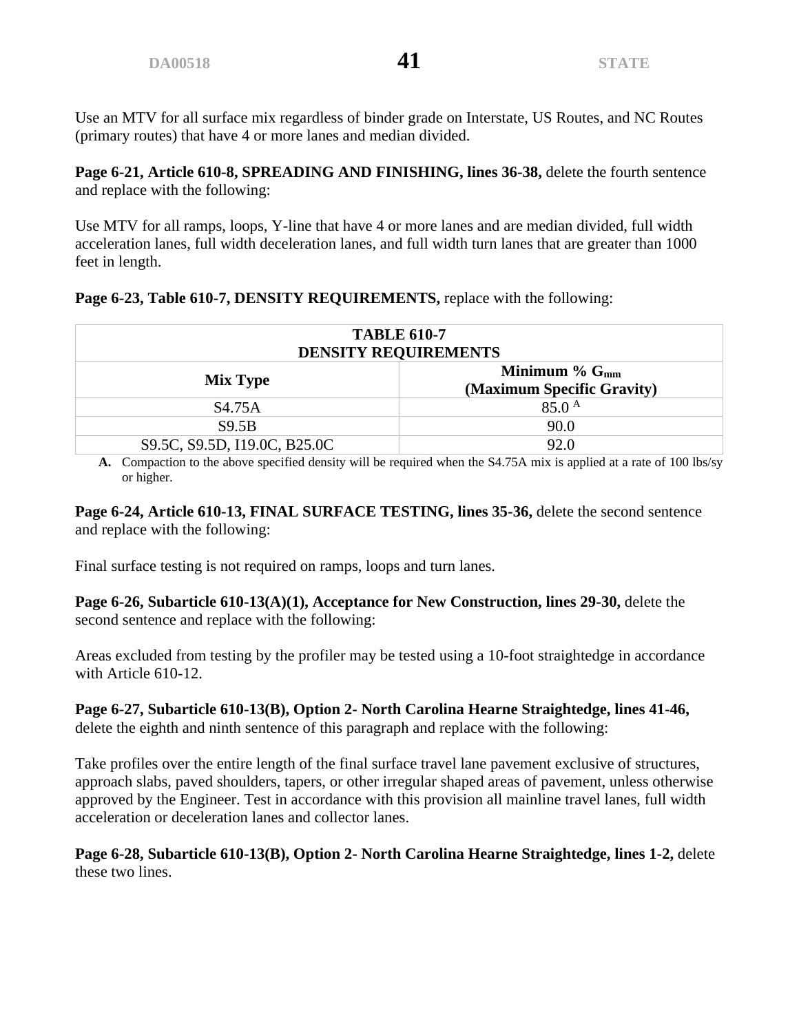Use an MTV for all surface mix regardless of binder grade on Interstate, US Routes, and NC Routes (primary routes) that have 4 or more lanes and median divided.

**Page 6-21, Article 610-8, SPREADING AND FINISHING, lines 36-38,** delete the fourth sentence and replace with the following:

Use MTV for all ramps, loops, Y-line that have 4 or more lanes and are median divided, full width acceleration lanes, full width deceleration lanes, and full width turn lanes that are greater than 1000 feet in length.

**Page 6-23, Table 610-7, DENSITY REQUIREMENTS,** replace with the following:

| **TABLE 610-7 DENSITY REQUIREMENTS** | |
|---|---|
| **Mix Type** | **Minimum % $G_{mm}$ (Maximum Specific Gravity)** |
| S4.75A | 85.0 [A] |
| S9.5B | 90.0 |
| S9.5C, S9.5D, I19.0C, B25.0C | 92.0 |

**A.** Compaction to the above specified density will be required when the S4.75A mix is applied at a rate of 100 lbs/sy or higher.

**Page 6-24, Article 610-13, FINAL SURFACE TESTING, lines 35-36,** delete the second sentence and replace with the following:

Final surface testing is not required on ramps, loops and turn lanes.

**Page 6-26, Subarticle 610-13(A)(1), Acceptance for New Construction, lines 29-30,** delete the second sentence and replace with the following:

Areas excluded from testing by the profiler may be tested using a 10-foot straightedge in accordance with Article 610-12.

**Page 6-27, Subarticle 610-13(B), Option 2- North Carolina Hearne Straightedge, lines 41-46,** delete the eighth and ninth sentence of this paragraph and replace with the following:

Take profiles over the entire length of the final surface travel lane pavement exclusive of structures, approach slabs, paved shoulders, tapers, or other irregular shaped areas of pavement, unless otherwise approved by the Engineer. Test in accordance with this provision all mainline travel lanes, full width acceleration or deceleration lanes and collector lanes.

**Page 6-28, Subarticle 610-13(B), Option 2- North Carolina Hearne Straightedge, lines 1-2,** delete these two lines.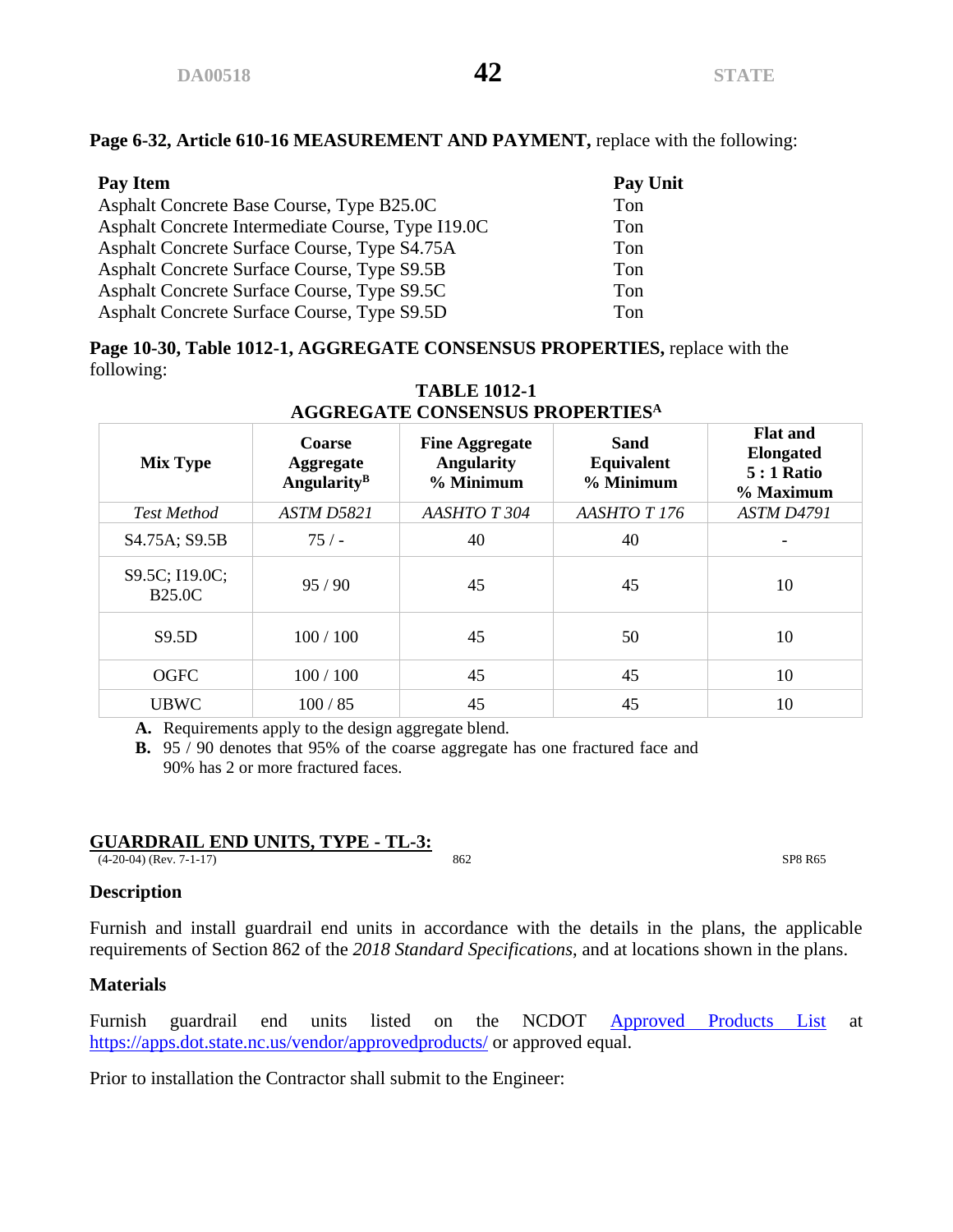**Page 6-32, Article 610-16 MEASUREMENT AND PAYMENT,** replace with the following:

| Pay Item | Pay Unit |
|---|---|
| Asphalt Concrete Base Course, Type B25.0C | Ton |
| Asphalt Concrete Intermediate Course, Type I19.0C | Ton |
| Asphalt Concrete Surface Course, Type S4.75A | Ton |
| Asphalt Concrete Surface Course, Type S9.5B | Ton |
| Asphalt Concrete Surface Course, Type S9.5C | Ton |
| Asphalt Concrete Surface Course, Type S9.5D | Ton |

**Page 10-30, Table 1012-1, AGGREGATE CONSENSUS PROPERTIES,** replace with the following:

**TABLE 1012-1**
**AGGREGATE CONSENSUS PROPERTIES[A]**

| Mix Type | Coarse Aggregate Angularity[B] | Fine Aggregate Angularity % Minimum | Sand Equivalent % Minimum | Flat and Elongated 5 : 1 Ratio % Maximum |
|---|---|---|---|---|
| *Test Method* | *ASTM D5821* | *AASHTO T 304* | *AASHTO T 176* | *ASTM D4791* |
| S4.75A; S9.5B | 75 / - | 40 | 40 | - |
| S9.5C; I19.0C; B25.0C | 95 / 90 | 45 | 45 | 10 |
| S9.5D | 100 / 100 | 45 | 50 | 10 |
| OGFC | 100 / 100 | 45 | 45 | 10 |
| UBWC | 100 / 85 | 45 | 45 | 10 |

**A.** Requirements apply to the design aggregate blend.
**B.** 95 / 90 denotes that 95% of the coarse aggregate has one fractured face and 90% has 2 or more fractured faces.

## GUARDRAIL END UNITS, TYPE - TL-3:

(4-20-04) (Rev. 7-1-17) 862 SP8 R65

### Description

Furnish and install guardrail end units in accordance with the details in the plans, the applicable requirements of Section 862 of the *2018 Standard Specifications*, and at locations shown in the plans.

### Materials

Furnish guardrail end units listed on the NCDOT Approved Products List at https://apps.dot.state.nc.us/vendor/approvedproducts/ or approved equal.

Prior to installation the Contractor shall submit to the Engineer: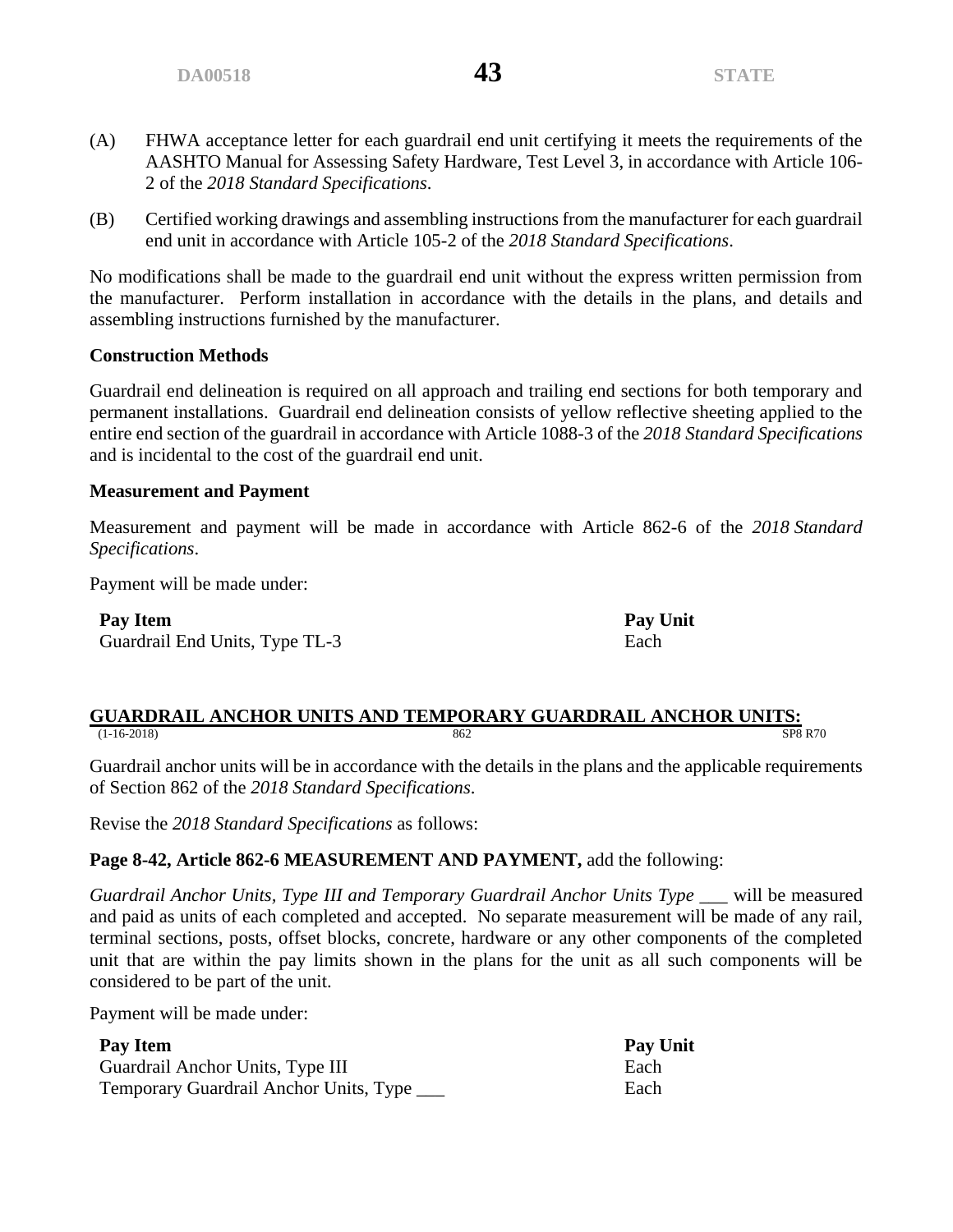(A) FHWA acceptance letter for each guardrail end unit certifying it meets the requirements of the AASHTO Manual for Assessing Safety Hardware, Test Level 3, in accordance with Article 106-2 of the *2018 Standard Specifications*.

(B) Certified working drawings and assembling instructions from the manufacturer for each guardrail end unit in accordance with Article 105-2 of the *2018 Standard Specifications*.

No modifications shall be made to the guardrail end unit without the express written permission from the manufacturer. Perform installation in accordance with the details in the plans, and details and assembling instructions furnished by the manufacturer.

**Construction Methods**

Guardrail end delineation is required on all approach and trailing end sections for both temporary and permanent installations. Guardrail end delineation consists of yellow reflective sheeting applied to the entire end section of the guardrail in accordance with Article 1088-3 of the *2018 Standard Specifications* and is incidental to the cost of the guardrail end unit.

**Measurement and Payment**

Measurement and payment will be made in accordance with Article 862-6 of the *2018 Standard Specifications*.

Payment will be made under:

| Pay Item | Pay Unit |
|---|---|
| Guardrail End Units, Type TL-3 | Each |

## GUARDRAIL ANCHOR UNITS AND TEMPORARY GUARDRAIL ANCHOR UNITS:

(1-16-2018) 862 SP8 R70

Guardrail anchor units will be in accordance with the details in the plans and the applicable requirements of Section 862 of the *2018 Standard Specifications*.

Revise the *2018 Standard Specifications* as follows:

**Page 8-42, Article 862-6 MEASUREMENT AND PAYMENT,** add the following:

*Guardrail Anchor Units, Type III and Temporary Guardrail Anchor Units Type* ___ will be measured and paid as units of each completed and accepted. No separate measurement will be made of any rail, terminal sections, posts, offset blocks, concrete, hardware or any other components of the completed unit that are within the pay limits shown in the plans for the unit as all such components will be considered to be part of the unit.

Payment will be made under:

| Pay Item | Pay Unit |
|---|---|
| Guardrail Anchor Units, Type III | Each |
| Temporary Guardrail Anchor Units, Type ___ | Each |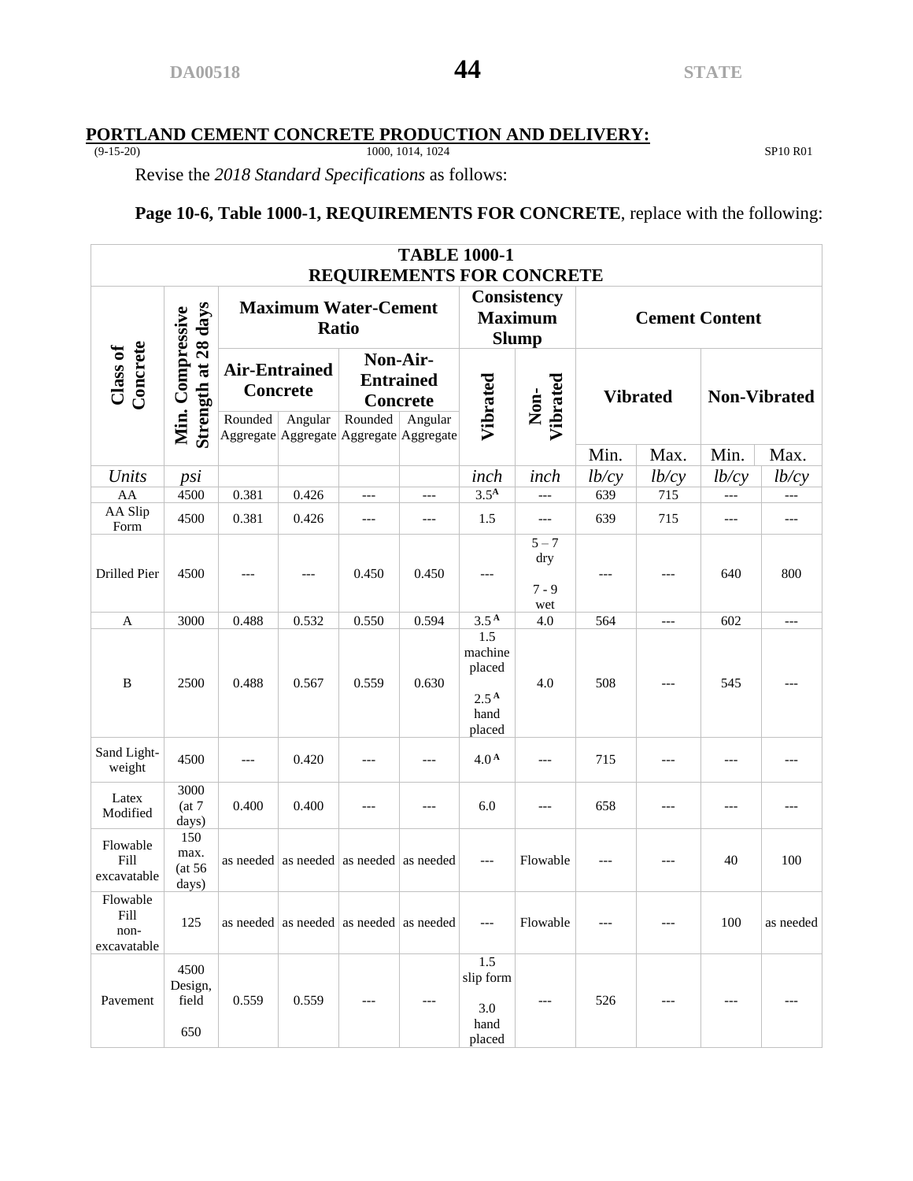## PORTLAND CEMENT CONCRETE PRODUCTION AND DELIVERY:

(9-15-20) 1000, 1014, 1024 SP10 R01

Revise the *2018 Standard Specifications* as follows:

**Page 10-6, Table 1000-1, REQUIREMENTS FOR CONCRETE**, replace with the following:

| TABLE 1000-1 REQUIREMENTS FOR CONCRETE | | | | | | | | | | | |
|---|---|---|---|---|---|---|---|---|---|---|---|
| Class of Concrete | Min. Compressive Strength at 28 days | Maximum Water-Cement Ratio | | | | Consistency Maximum Slump | | Cement Content | | | |
| | | Air-Entrained Concrete | | Non-Air-Entrained Concrete | | Vibrated | Non-Vibrated | Vibrated | | Non-Vibrated | |
| | | Rounded Aggregate | Angular Aggregate | Rounded Aggregate | Angular Aggregate | | | Min. | Max. | Min. | Max. |
| *Units* | *psi* | | | | | *inch* | *inch* | *lb/cy* | *lb/cy* | *lb/cy* | *lb/cy* |
| AA | 4500 | 0.381 | 0.426 | --- | --- | 3.5 [A] | --- | 639 | 715 | --- | --- |
| AA Slip Form | 4500 | 0.381 | 0.426 | --- | --- | 1.5 | --- | 639 | 715 | --- | --- |
| Drilled Pier | 4500 | --- | --- | 0.450 | 0.450 | --- | 5 – 7 dry 7 - 9 wet | --- | --- | 640 | 800 |
| A | 3000 | 0.488 | 0.532 | 0.550 | 0.594 | 3.5 [A] | 4.0 | 564 | --- | 602 | --- |
| B | 2500 | 0.488 | 0.567 | 0.559 | 0.630 | 1.5 machine placed 2.5 [A] hand placed | 4.0 | 508 | --- | 545 | --- |
| Sand Light-weight | 4500 | --- | 0.420 | --- | --- | 4.0 [A] | --- | 715 | --- | --- | --- |
| Latex Modified | 3000 (at 7 days) | 0.400 | 0.400 | --- | --- | 6.0 | --- | 658 | --- | --- | --- |
| Flowable Fill excavatable | 150 max. (at 56 days) | as needed | as needed | as needed | as needed | --- | Flowable | --- | --- | 40 | 100 |
| Flowable Fill non-excavatable | 125 | as needed | as needed | as needed | as needed | --- | Flowable | --- | --- | 100 | as needed |
| Pavement | 4500 Design, field 650 | 0.559 | 0.559 | --- | --- | 1.5 slip form 3.0 hand placed | --- | 526 | --- | --- | --- |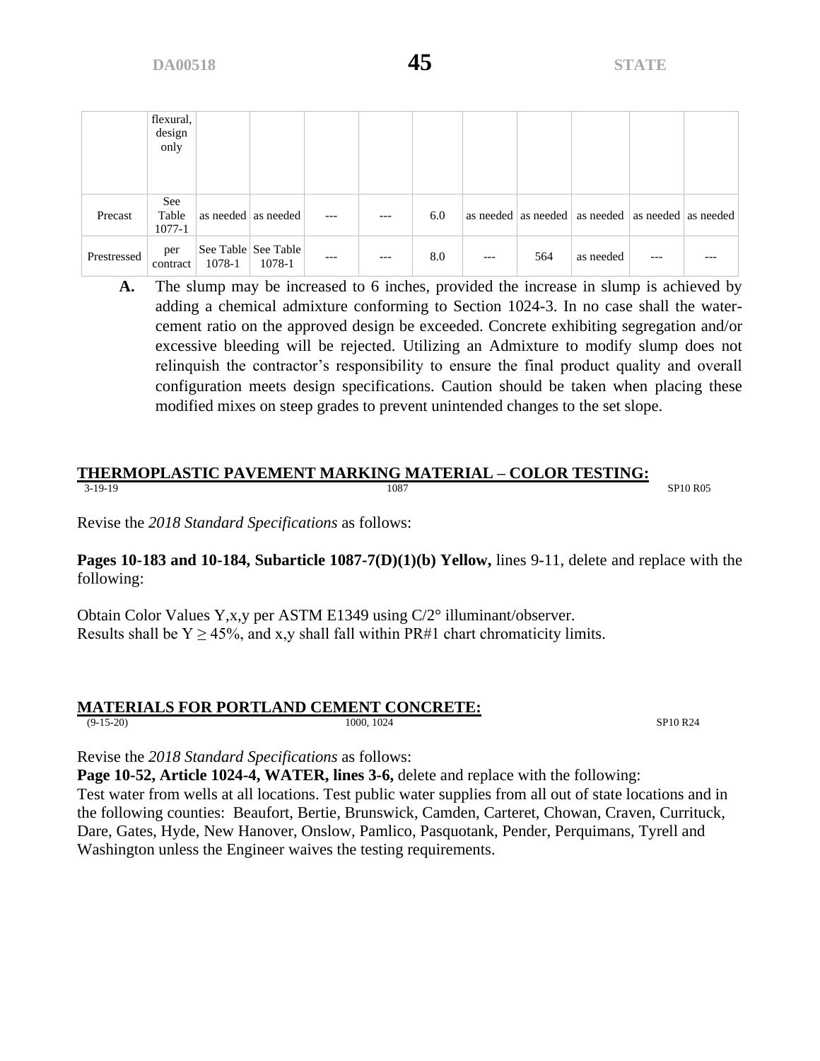| | | | | | | | | | | | | |
|---|---|---|---|---|---|---|---|---|---|---|---|---|
| | flexural, design only | | | | | | | | | | | |
| Precast | See Table 1077-1 | as needed | as needed | --- | --- | 6.0 | as needed | as needed | as needed | as needed | as needed |
| Prestressed | per contract | See Table 1078-1 | See Table 1078-1 | --- | --- | 8.0 | --- | 564 | as needed | --- | --- |

**A.** The slump may be increased to 6 inches, provided the increase in slump is achieved by adding a chemical admixture conforming to Section 1024-3. In no case shall the water-cement ratio on the approved design be exceeded. Concrete exhibiting segregation and/or excessive bleeding will be rejected. Utilizing an Admixture to modify slump does not relinquish the contractor's responsibility to ensure the final product quality and overall configuration meets design specifications. Caution should be taken when placing these modified mixes on steep grades to prevent unintended changes to the set slope.

## THERMOPLASTIC PAVEMENT MARKING MATERIAL – COLOR TESTING:

3-19-19 1087 SP10 R05

Revise the *2018 Standard Specifications* as follows:

**Pages 10-183 and 10-184, Subarticle 1087-7(D)(1)(b) Yellow,** lines 9-11, delete and replace with the following:

Obtain Color Values Y,x,y per ASTM E1349 using C/2° illuminant/observer.
Results shall be $Y \geq 45\%$, and x,y shall fall within PR#1 chart chromaticity limits.

## MATERIALS FOR PORTLAND CEMENT CONCRETE:

(9-15-20) 1000, 1024 SP10 R24

Revise the *2018 Standard Specifications* as follows:
**Page 10-52, Article 1024-4, WATER, lines 3-6,** delete and replace with the following:
Test water from wells at all locations. Test public water supplies from all out of state locations and in the following counties: Beaufort, Bertie, Brunswick, Camden, Carteret, Chowan, Craven, Currituck, Dare, Gates, Hyde, New Hanover, Onslow, Pamlico, Pasquotank, Pender, Perquimans, Tyrell and Washington unless the Engineer waives the testing requirements.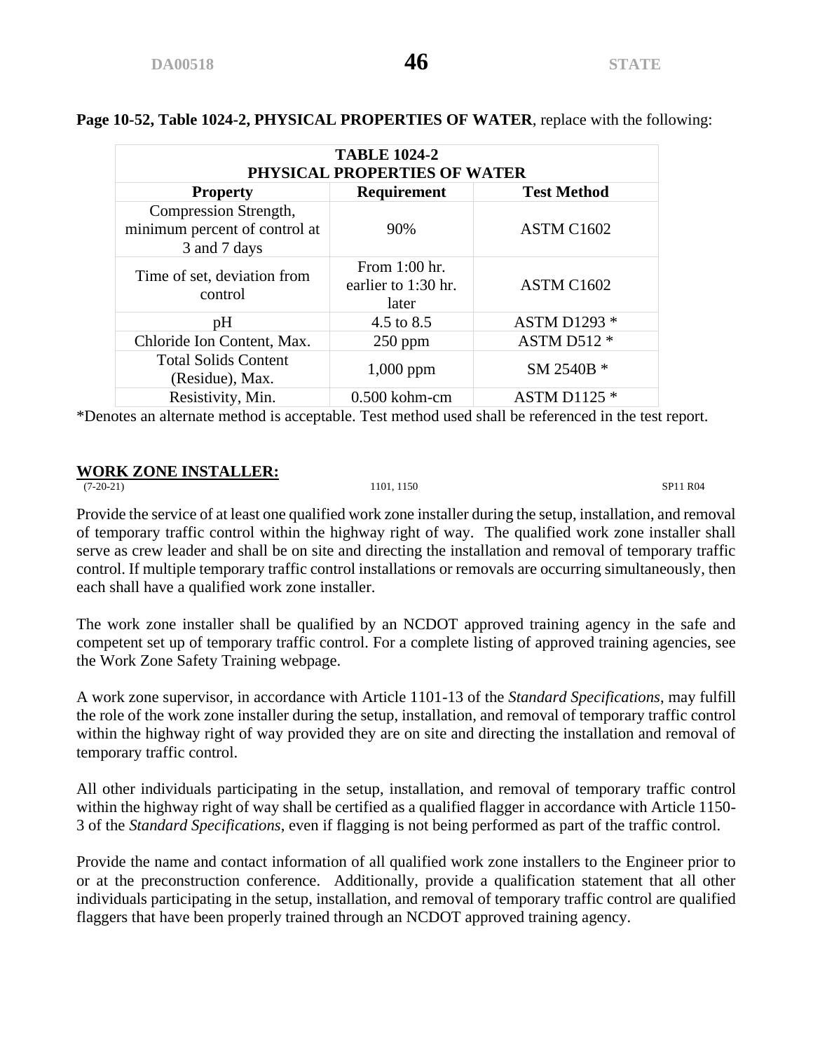**Page 10-52, Table 1024-2, PHYSICAL PROPERTIES OF WATER**, replace with the following:

**TABLE 1024-2**
**PHYSICAL PROPERTIES OF WATER**

| Property | Requirement | Test Method |
|---|---|---|
| Compression Strength, minimum percent of control at 3 and 7 days | 90% | ASTM C1602 |
| Time of set, deviation from control | From 1:00 hr. earlier to 1:30 hr. later | ASTM C1602 |
| pH | 4.5 to 8.5 | ASTM D1293 * |
| Chloride Ion Content, Max. | 250 ppm | ASTM D512 * |
| Total Solids Content (Residue), Max. | 1,000 ppm | SM 2540B * |
| Resistivity, Min. | 0.500 kohm-cm | ASTM D1125 * |

*Denotes an alternate method is acceptable. Test method used shall be referenced in the test report.

## WORK ZONE INSTALLER:

(7-20-21) 1101, 1150 SP11 R04

Provide the service of at least one qualified work zone installer during the setup, installation, and removal of temporary traffic control within the highway right of way. The qualified work zone installer shall serve as crew leader and shall be on site and directing the installation and removal of temporary traffic control. If multiple temporary traffic control installations or removals are occurring simultaneously, then each shall have a qualified work zone installer.

The work zone installer shall be qualified by an NCDOT approved training agency in the safe and competent set up of temporary traffic control. For a complete listing of approved training agencies, see the Work Zone Safety Training webpage.

A work zone supervisor, in accordance with Article 1101-13 of the *Standard Specifications*, may fulfill the role of the work zone installer during the setup, installation, and removal of temporary traffic control within the highway right of way provided they are on site and directing the installation and removal of temporary traffic control.

All other individuals participating in the setup, installation, and removal of temporary traffic control within the highway right of way shall be certified as a qualified flagger in accordance with Article 1150-3 of the *Standard Specifications*, even if flagging is not being performed as part of the traffic control.

Provide the name and contact information of all qualified work zone installers to the Engineer prior to or at the preconstruction conference. Additionally, provide a qualification statement that all other individuals participating in the setup, installation, and removal of temporary traffic control are qualified flaggers that have been properly trained through an NCDOT approved training agency.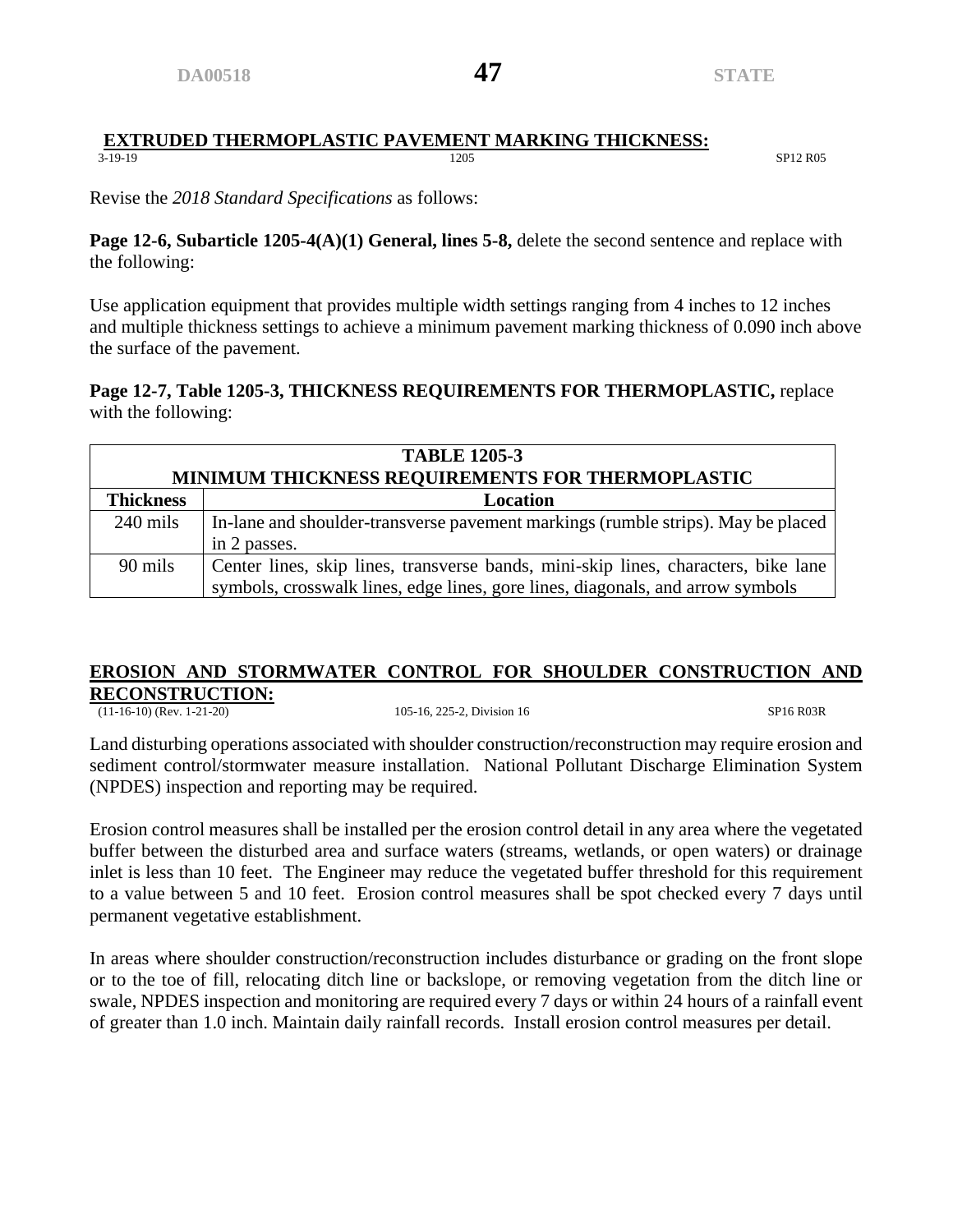## EXTRUDED THERMOPLASTIC PAVEMENT MARKING THICKNESS:

3-19-19 1205 SP12 R05

Revise the *2018 Standard Specifications* as follows:

**Page 12-6, Subarticle 1205-4(A)(1) General, lines 5-8,** delete the second sentence and replace with the following:

Use application equipment that provides multiple width settings ranging from 4 inches to 12 inches and multiple thickness settings to achieve a minimum pavement marking thickness of 0.090 inch above the surface of the pavement.

**Page 12-7, Table 1205-3, THICKNESS REQUIREMENTS FOR THERMOPLASTIC,** replace with the following:

| TABLE 1205-3 MINIMUM THICKNESS REQUIREMENTS FOR THERMOPLASTIC | |
|---|---|
| **Thickness** | **Location** |
| 240 mils | In-lane and shoulder-transverse pavement markings (rumble strips). May be placed in 2 passes. |
| 90 mils | Center lines, skip lines, transverse bands, mini-skip lines, characters, bike lane symbols, crosswalk lines, edge lines, gore lines, diagonals, and arrow symbols |

## EROSION AND STORMWATER CONTROL FOR SHOULDER CONSTRUCTION AND RECONSTRUCTION:

(11-16-10) (Rev. 1-21-20) 105-16, 225-2, Division 16 SP16 R03R

Land disturbing operations associated with shoulder construction/reconstruction may require erosion and sediment control/stormwater measure installation. National Pollutant Discharge Elimination System (NPDES) inspection and reporting may be required.

Erosion control measures shall be installed per the erosion control detail in any area where the vegetated buffer between the disturbed area and surface waters (streams, wetlands, or open waters) or drainage inlet is less than 10 feet. The Engineer may reduce the vegetated buffer threshold for this requirement to a value between 5 and 10 feet. Erosion control measures shall be spot checked every 7 days until permanent vegetative establishment.

In areas where shoulder construction/reconstruction includes disturbance or grading on the front slope or to the toe of fill, relocating ditch line or backslope, or removing vegetation from the ditch line or swale, NPDES inspection and monitoring are required every 7 days or within 24 hours of a rainfall event of greater than 1.0 inch. Maintain daily rainfall records. Install erosion control measures per detail.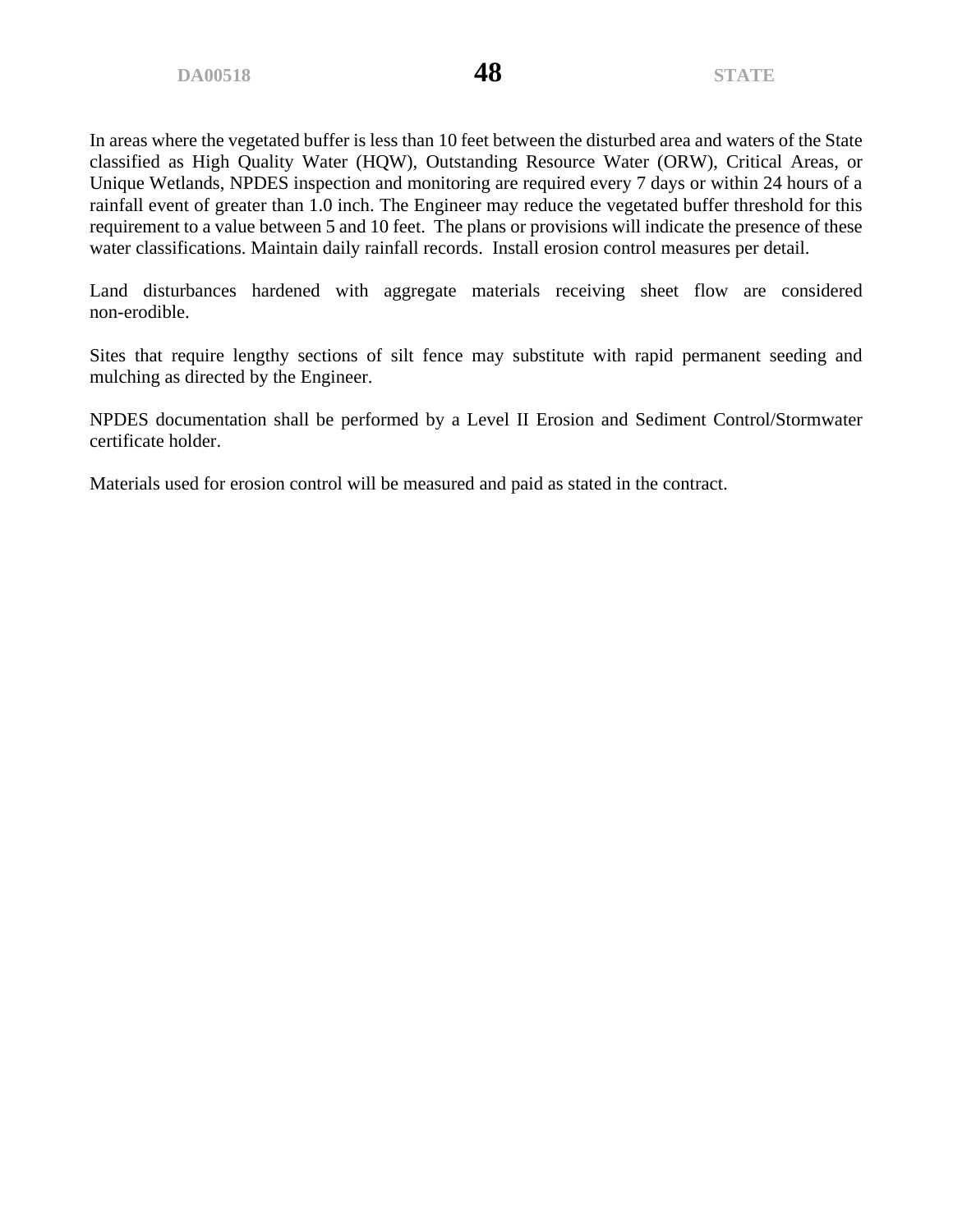In areas where the vegetated buffer is less than 10 feet between the disturbed area and waters of the State classified as High Quality Water (HQW), Outstanding Resource Water (ORW), Critical Areas, or Unique Wetlands, NPDES inspection and monitoring are required every 7 days or within 24 hours of a rainfall event of greater than 1.0 inch. The Engineer may reduce the vegetated buffer threshold for this requirement to a value between 5 and 10 feet. The plans or provisions will indicate the presence of these water classifications. Maintain daily rainfall records. Install erosion control measures per detail.

Land disturbances hardened with aggregate materials receiving sheet flow are considered non-erodible.

Sites that require lengthy sections of silt fence may substitute with rapid permanent seeding and mulching as directed by the Engineer.

NPDES documentation shall be performed by a Level II Erosion and Sediment Control/Stormwater certificate holder.

Materials used for erosion control will be measured and paid as stated in the contract.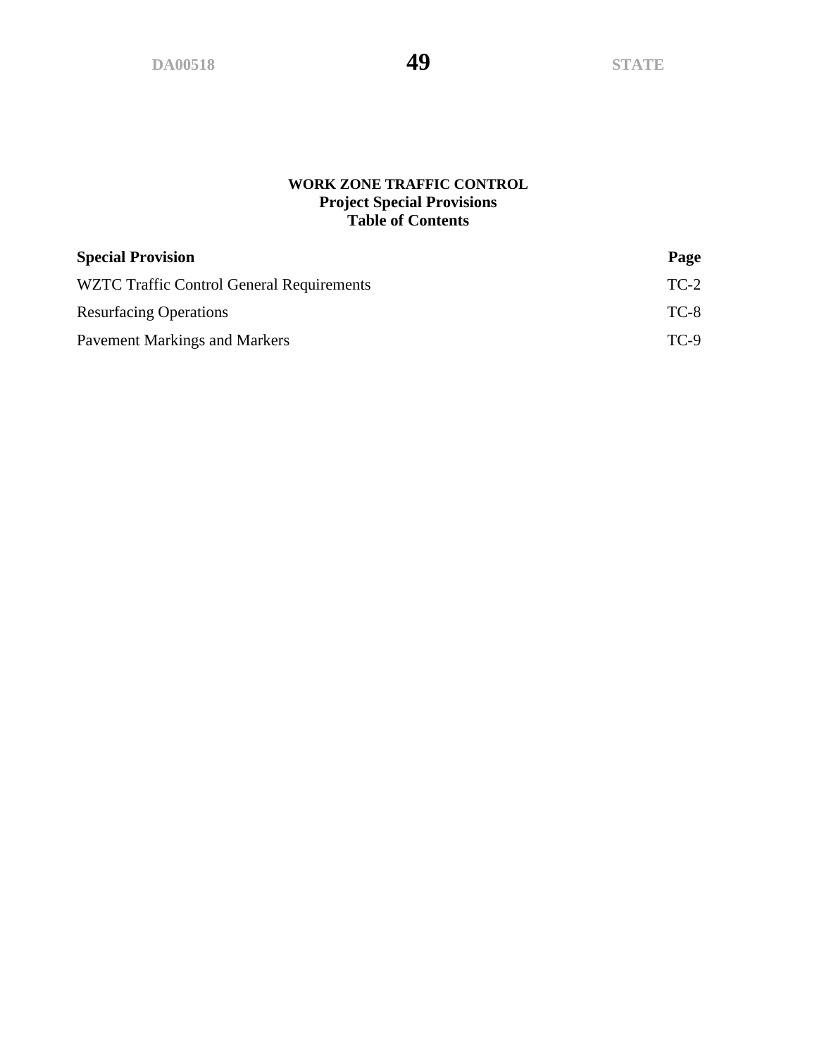# WORK ZONE TRAFFIC CONTROL
## Project Special Provisions
## Table of Contents

| Special Provision | Page |
|---|---|
| WZTC Traffic Control General Requirements | TC-2 |
| Resurfacing Operations | TC-8 |
| Pavement Markings and Markers | TC-9 |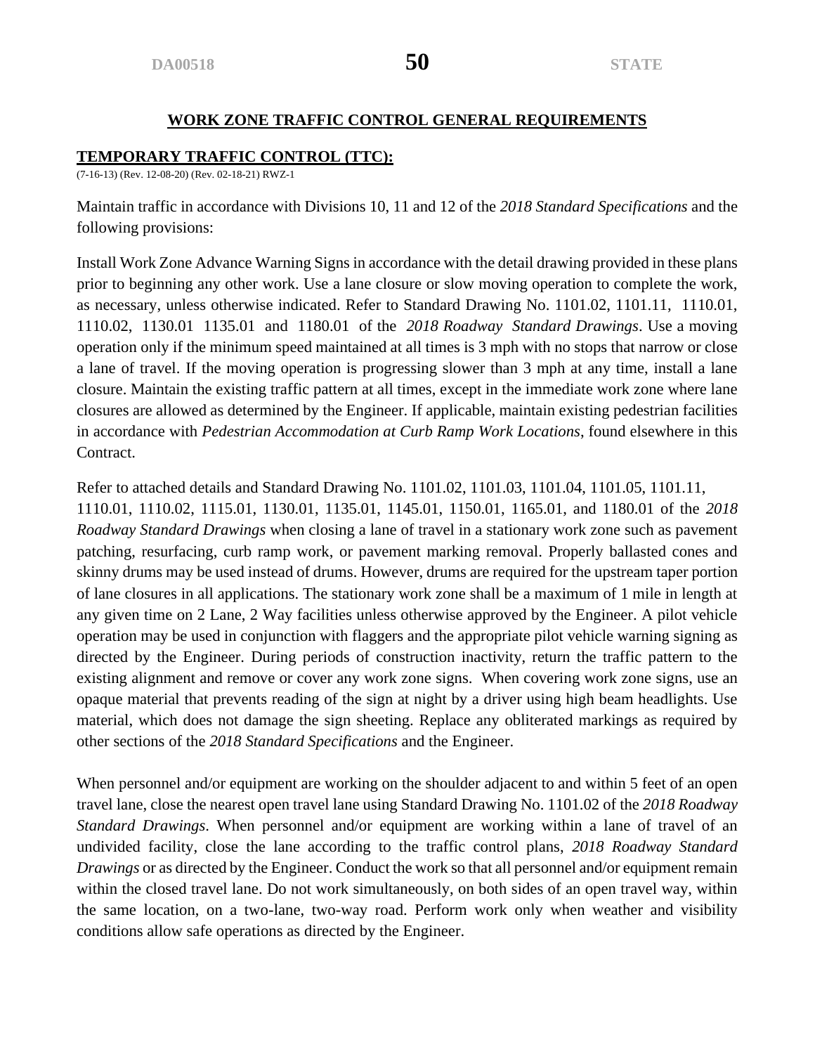## WORK ZONE TRAFFIC CONTROL GENERAL REQUIREMENTS

### TEMPORARY TRAFFIC CONTROL (TTC):

(7-16-13) (Rev. 12-08-20) (Rev. 02-18-21) RWZ-1

Maintain traffic in accordance with Divisions 10, 11 and 12 of the *2018 Standard Specifications* and the following provisions:

Install Work Zone Advance Warning Signs in accordance with the detail drawing provided in these plans prior to beginning any other work. Use a lane closure or slow moving operation to complete the work, as necessary, unless otherwise indicated. Refer to Standard Drawing No. 1101.02, 1101.11, 1110.01, 1110.02, 1130.01 1135.01 and 1180.01 of the *2018 Roadway Standard Drawings*. Use a moving operation only if the minimum speed maintained at all times is 3 mph with no stops that narrow or close a lane of travel. If the moving operation is progressing slower than 3 mph at any time, install a lane closure. Maintain the existing traffic pattern at all times, except in the immediate work zone where lane closures are allowed as determined by the Engineer. If applicable, maintain existing pedestrian facilities in accordance with *Pedestrian Accommodation at Curb Ramp Work Locations*, found elsewhere in this Contract.

Refer to attached details and Standard Drawing No. 1101.02, 1101.03, 1101.04, 1101.05, 1101.11, 1110.01, 1110.02, 1115.01, 1130.01, 1135.01, 1145.01, 1150.01, 1165.01, and 1180.01 of the *2018 Roadway Standard Drawings* when closing a lane of travel in a stationary work zone such as pavement patching, resurfacing, curb ramp work, or pavement marking removal. Properly ballasted cones and skinny drums may be used instead of drums. However, drums are required for the upstream taper portion of lane closures in all applications. The stationary work zone shall be a maximum of 1 mile in length at any given time on 2 Lane, 2 Way facilities unless otherwise approved by the Engineer. A pilot vehicle operation may be used in conjunction with flaggers and the appropriate pilot vehicle warning signing as directed by the Engineer. During periods of construction inactivity, return the traffic pattern to the existing alignment and remove or cover any work zone signs. When covering work zone signs, use an opaque material that prevents reading of the sign at night by a driver using high beam headlights. Use material, which does not damage the sign sheeting. Replace any obliterated markings as required by other sections of the *2018 Standard Specifications* and the Engineer.

When personnel and/or equipment are working on the shoulder adjacent to and within 5 feet of an open travel lane, close the nearest open travel lane using Standard Drawing No. 1101.02 of the *2018 Roadway Standard Drawings*. When personnel and/or equipment are working within a lane of travel of an undivided facility, close the lane according to the traffic control plans, *2018 Roadway Standard Drawings* or as directed by the Engineer. Conduct the work so that all personnel and/or equipment remain within the closed travel lane. Do not work simultaneously, on both sides of an open travel way, within the same location, on a two-lane, two-way road. Perform work only when weather and visibility conditions allow safe operations as directed by the Engineer.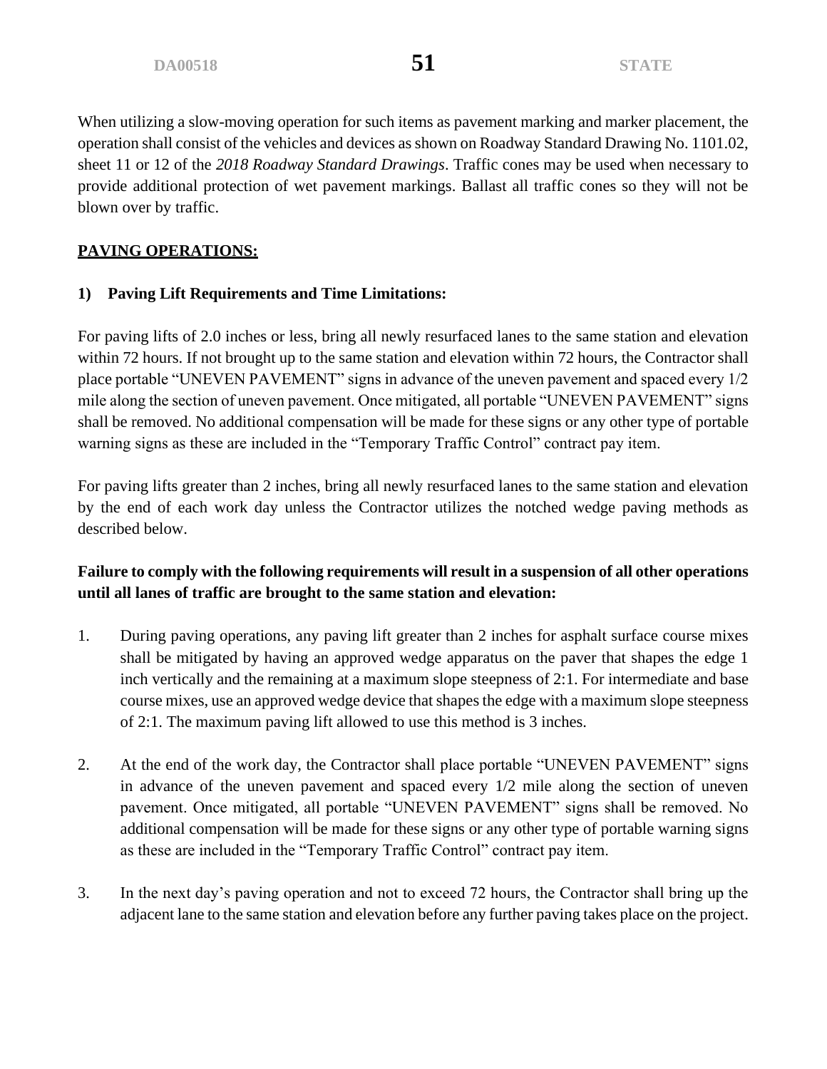When utilizing a slow-moving operation for such items as pavement marking and marker placement, the operation shall consist of the vehicles and devices as shown on Roadway Standard Drawing No. 1101.02, sheet 11 or 12 of the *2018 Roadway Standard Drawings*. Traffic cones may be used when necessary to provide additional protection of wet pavement markings. Ballast all traffic cones so they will not be blown over by traffic.

**PAVING OPERATIONS:**

**1) Paving Lift Requirements and Time Limitations:**

For paving lifts of 2.0 inches or less, bring all newly resurfaced lanes to the same station and elevation within 72 hours. If not brought up to the same station and elevation within 72 hours, the Contractor shall place portable "UNEVEN PAVEMENT" signs in advance of the uneven pavement and spaced every 1/2 mile along the section of uneven pavement. Once mitigated, all portable "UNEVEN PAVEMENT" signs shall be removed. No additional compensation will be made for these signs or any other type of portable warning signs as these are included in the "Temporary Traffic Control" contract pay item.

For paving lifts greater than 2 inches, bring all newly resurfaced lanes to the same station and elevation by the end of each work day unless the Contractor utilizes the notched wedge paving methods as described below.

**Failure to comply with the following requirements will result in a suspension of all other operations until all lanes of traffic are brought to the same station and elevation:**

1. During paving operations, any paving lift greater than 2 inches for asphalt surface course mixes shall be mitigated by having an approved wedge apparatus on the paver that shapes the edge 1 inch vertically and the remaining at a maximum slope steepness of 2:1. For intermediate and base course mixes, use an approved wedge device that shapes the edge with a maximum slope steepness of 2:1. The maximum paving lift allowed to use this method is 3 inches.

2. At the end of the work day, the Contractor shall place portable "UNEVEN PAVEMENT" signs in advance of the uneven pavement and spaced every 1/2 mile along the section of uneven pavement. Once mitigated, all portable "UNEVEN PAVEMENT" signs shall be removed. No additional compensation will be made for these signs or any other type of portable warning signs as these are included in the "Temporary Traffic Control" contract pay item.

3. In the next day's paving operation and not to exceed 72 hours, the Contractor shall bring up the adjacent lane to the same station and elevation before any further paving takes place on the project.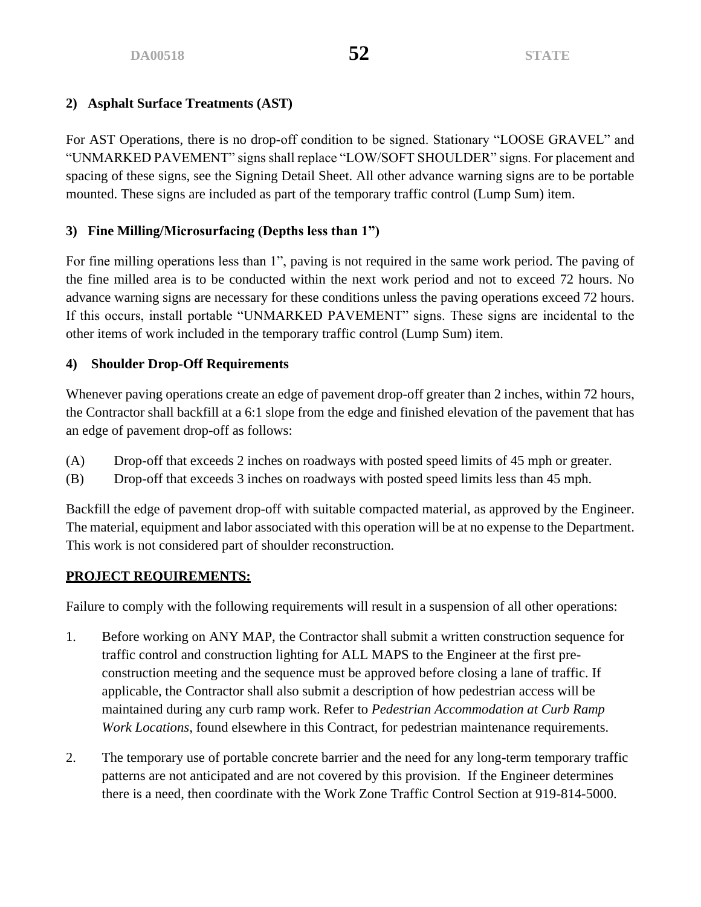**2) Asphalt Surface Treatments (AST)**

For AST Operations, there is no drop-off condition to be signed. Stationary "LOOSE GRAVEL" and "UNMARKED PAVEMENT" signs shall replace "LOW/SOFT SHOULDER" signs. For placement and spacing of these signs, see the Signing Detail Sheet. All other advance warning signs are to be portable mounted. These signs are included as part of the temporary traffic control (Lump Sum) item.

**3) Fine Milling/Microsurfacing (Depths less than 1")**

For fine milling operations less than 1", paving is not required in the same work period. The paving of the fine milled area is to be conducted within the next work period and not to exceed 72 hours. No advance warning signs are necessary for these conditions unless the paving operations exceed 72 hours. If this occurs, install portable "UNMARKED PAVEMENT" signs. These signs are incidental to the other items of work included in the temporary traffic control (Lump Sum) item.

**4) Shoulder Drop-Off Requirements**

Whenever paving operations create an edge of pavement drop-off greater than 2 inches, within 72 hours, the Contractor shall backfill at a 6:1 slope from the edge and finished elevation of the pavement that has an edge of pavement drop-off as follows:

(A) Drop-off that exceeds 2 inches on roadways with posted speed limits of 45 mph or greater.
(B) Drop-off that exceeds 3 inches on roadways with posted speed limits less than 45 mph.

Backfill the edge of pavement drop-off with suitable compacted material, as approved by the Engineer. The material, equipment and labor associated with this operation will be at no expense to the Department. This work is not considered part of shoulder reconstruction.

**<u>PROJECT REQUIREMENTS:</u>**

Failure to comply with the following requirements will result in a suspension of all other operations:

1. Before working on ANY MAP, the Contractor shall submit a written construction sequence for traffic control and construction lighting for ALL MAPS to the Engineer at the first pre-construction meeting and the sequence must be approved before closing a lane of traffic. If applicable, the Contractor shall also submit a description of how pedestrian access will be maintained during any curb ramp work. Refer to *Pedestrian Accommodation at Curb Ramp Work Locations*, found elsewhere in this Contract, for pedestrian maintenance requirements.

2. The temporary use of portable concrete barrier and the need for any long-term temporary traffic patterns are not anticipated and are not covered by this provision. If the Engineer determines there is a need, then coordinate with the Work Zone Traffic Control Section at 919-814-5000.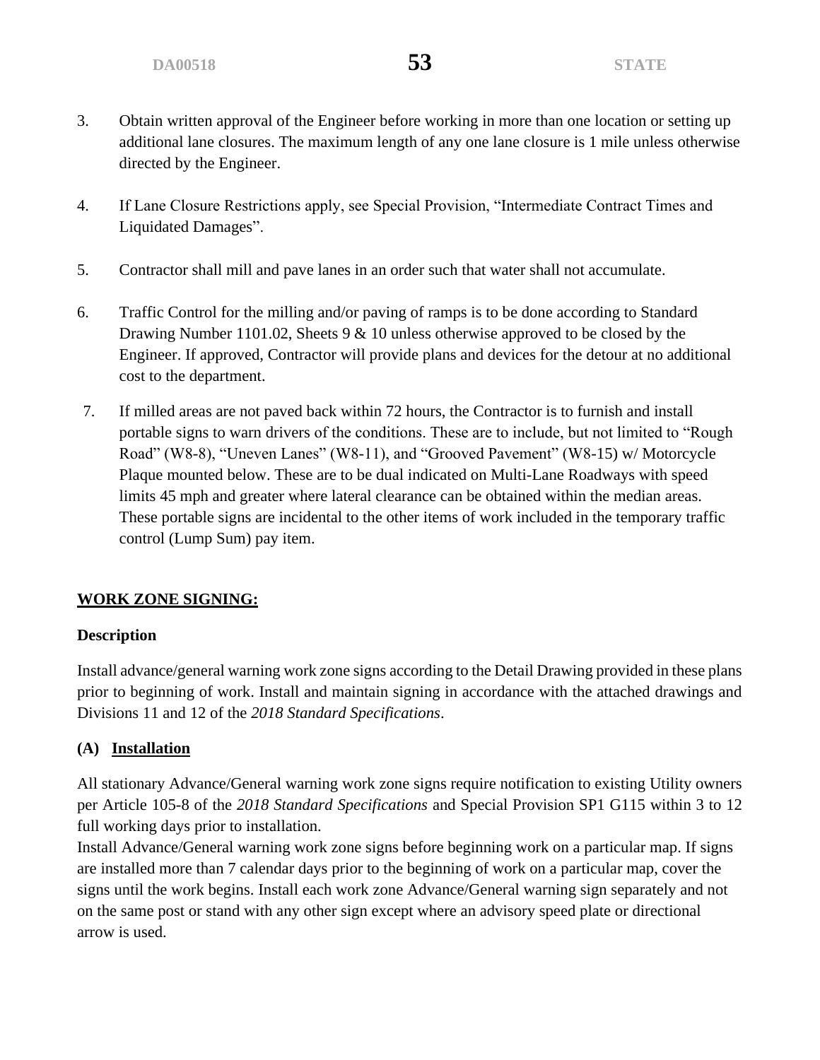3. Obtain written approval of the Engineer before working in more than one location or setting up additional lane closures. The maximum length of any one lane closure is 1 mile unless otherwise directed by the Engineer.

4. If Lane Closure Restrictions apply, see Special Provision, "Intermediate Contract Times and Liquidated Damages".

5. Contractor shall mill and pave lanes in an order such that water shall not accumulate.

6. Traffic Control for the milling and/or paving of ramps is to be done according to Standard Drawing Number 1101.02, Sheets 9 & 10 unless otherwise approved to be closed by the Engineer. If approved, Contractor will provide plans and devices for the detour at no additional cost to the department.

7. If milled areas are not paved back within 72 hours, the Contractor is to furnish and install portable signs to warn drivers of the conditions. These are to include, but not limited to "Rough Road" (W8-8), "Uneven Lanes" (W8-11), and "Grooved Pavement" (W8-15) w/ Motorcycle Plaque mounted below. These are to be dual indicated on Multi-Lane Roadways with speed limits 45 mph and greater where lateral clearance can be obtained within the median areas. These portable signs are incidental to the other items of work included in the temporary traffic control (Lump Sum) pay item.

## WORK ZONE SIGNING:

### Description

Install advance/general warning work zone signs according to the Detail Drawing provided in these plans prior to beginning of work. Install and maintain signing in accordance with the attached drawings and Divisions 11 and 12 of the *2018 Standard Specifications*.

### (A) Installation

All stationary Advance/General warning work zone signs require notification to existing Utility owners per Article 105-8 of the *2018 Standard Specifications* and Special Provision SP1 G115 within 3 to 12 full working days prior to installation.

Install Advance/General warning work zone signs before beginning work on a particular map. If signs are installed more than 7 calendar days prior to the beginning of work on a particular map, cover the signs until the work begins. Install each work zone Advance/General warning sign separately and not on the same post or stand with any other sign except where an advisory speed plate or directional arrow is used.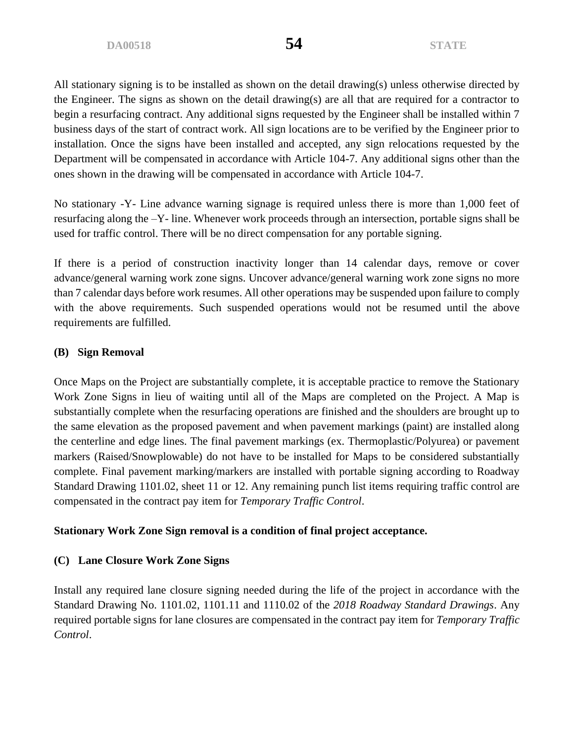All stationary signing is to be installed as shown on the detail drawing(s) unless otherwise directed by the Engineer. The signs as shown on the detail drawing(s) are all that are required for a contractor to begin a resurfacing contract. Any additional signs requested by the Engineer shall be installed within 7 business days of the start of contract work. All sign locations are to be verified by the Engineer prior to installation. Once the signs have been installed and accepted, any sign relocations requested by the Department will be compensated in accordance with Article 104-7. Any additional signs other than the ones shown in the drawing will be compensated in accordance with Article 104-7.

No stationary -Y- Line advance warning signage is required unless there is more than 1,000 feet of resurfacing along the –Y- line. Whenever work proceeds through an intersection, portable signs shall be used for traffic control. There will be no direct compensation for any portable signing.

If there is a period of construction inactivity longer than 14 calendar days, remove or cover advance/general warning work zone signs. Uncover advance/general warning work zone signs no more than 7 calendar days before work resumes. All other operations may be suspended upon failure to comply with the above requirements. Such suspended operations would not be resumed until the above requirements are fulfilled.

**(B) Sign Removal**

Once Maps on the Project are substantially complete, it is acceptable practice to remove the Stationary Work Zone Signs in lieu of waiting until all of the Maps are completed on the Project. A Map is substantially complete when the resurfacing operations are finished and the shoulders are brought up to the same elevation as the proposed pavement and when pavement markings (paint) are installed along the centerline and edge lines. The final pavement markings (ex. Thermoplastic/Polyurea) or pavement markers (Raised/Snowplowable) do not have to be installed for Maps to be considered substantially complete. Final pavement marking/markers are installed with portable signing according to Roadway Standard Drawing 1101.02, sheet 11 or 12. Any remaining punch list items requiring traffic control are compensated in the contract pay item for *Temporary Traffic Control*.

**Stationary Work Zone Sign removal is a condition of final project acceptance.**

**(C) Lane Closure Work Zone Signs**

Install any required lane closure signing needed during the life of the project in accordance with the Standard Drawing No. 1101.02, 1101.11 and 1110.02 of the *2018 Roadway Standard Drawings*. Any required portable signs for lane closures are compensated in the contract pay item for *Temporary Traffic Control*.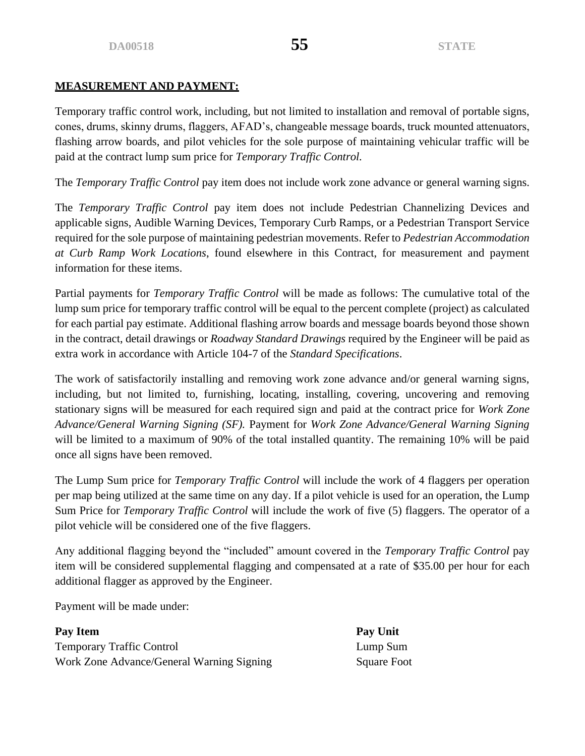**MEASUREMENT AND PAYMENT:**

Temporary traffic control work, including, but not limited to installation and removal of portable signs, cones, drums, skinny drums, flaggers, AFAD's, changeable message boards, truck mounted attenuators, flashing arrow boards, and pilot vehicles for the sole purpose of maintaining vehicular traffic will be paid at the contract lump sum price for *Temporary Traffic Control.*

The *Temporary Traffic Control* pay item does not include work zone advance or general warning signs.

The *Temporary Traffic Control* pay item does not include Pedestrian Channelizing Devices and applicable signs, Audible Warning Devices, Temporary Curb Ramps, or a Pedestrian Transport Service required for the sole purpose of maintaining pedestrian movements. Refer to *Pedestrian Accommodation at Curb Ramp Work Locations*, found elsewhere in this Contract, for measurement and payment information for these items.

Partial payments for *Temporary Traffic Control* will be made as follows: The cumulative total of the lump sum price for temporary traffic control will be equal to the percent complete (project) as calculated for each partial pay estimate. Additional flashing arrow boards and message boards beyond those shown in the contract, detail drawings or *Roadway Standard Drawings* required by the Engineer will be paid as extra work in accordance with Article 104-7 of the *Standard Specifications*.

The work of satisfactorily installing and removing work zone advance and/or general warning signs, including, but not limited to, furnishing, locating, installing, covering, uncovering and removing stationary signs will be measured for each required sign and paid at the contract price for *Work Zone Advance/General Warning Signing (SF).* Payment for *Work Zone Advance/General Warning Signing* will be limited to a maximum of 90% of the total installed quantity. The remaining 10% will be paid once all signs have been removed.

The Lump Sum price for *Temporary Traffic Control* will include the work of 4 flaggers per operation per map being utilized at the same time on any day. If a pilot vehicle is used for an operation, the Lump Sum Price for *Temporary Traffic Control* will include the work of five (5) flaggers. The operator of a pilot vehicle will be considered one of the five flaggers.

Any additional flagging beyond the "included" amount covered in the *Temporary Traffic Control* pay item will be considered supplemental flagging and compensated at a rate of $35.00 per hour for each additional flagger as approved by the Engineer.

Payment will be made under:

| **Pay Item** | **Pay Unit** |
|---|---|
| Temporary Traffic Control | Lump Sum |
| Work Zone Advance/General Warning Signing | Square Foot |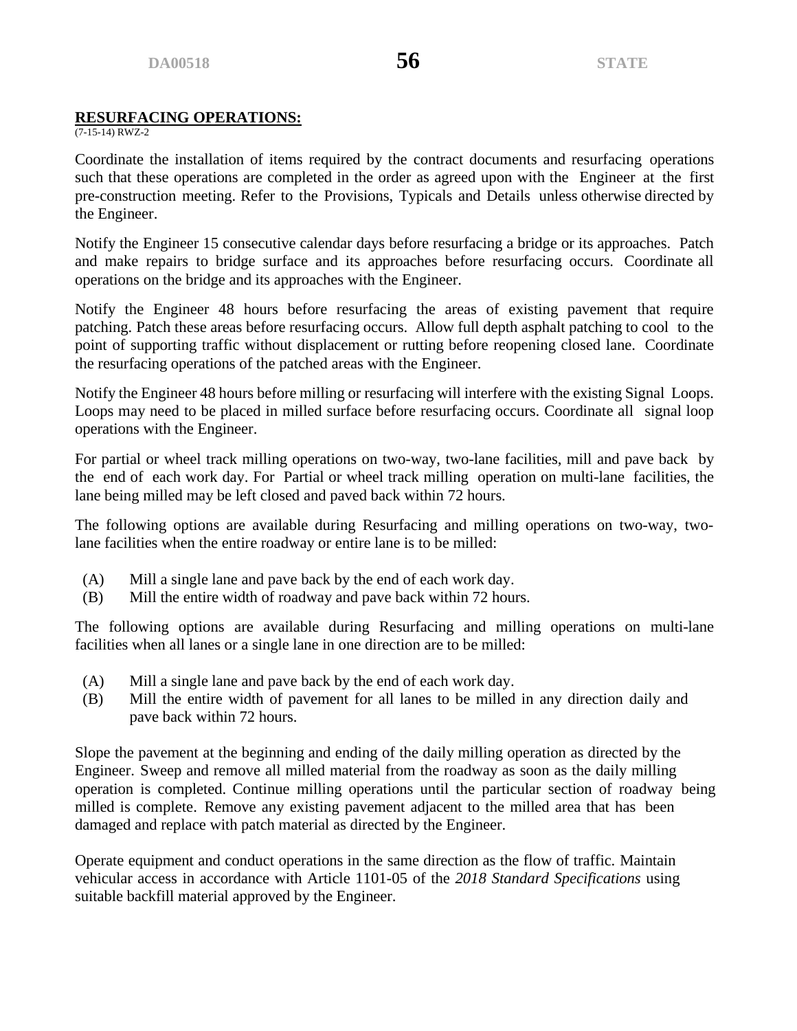## RESURFACING OPERATIONS:

(7-15-14) RWZ-2

Coordinate the installation of items required by the contract documents and resurfacing operations such that these operations are completed in the order as agreed upon with the Engineer at the first pre-construction meeting. Refer to the Provisions, Typicals and Details unless otherwise directed by the Engineer.

Notify the Engineer 15 consecutive calendar days before resurfacing a bridge or its approaches. Patch and make repairs to bridge surface and its approaches before resurfacing occurs. Coordinate all operations on the bridge and its approaches with the Engineer.

Notify the Engineer 48 hours before resurfacing the areas of existing pavement that require patching. Patch these areas before resurfacing occurs. Allow full depth asphalt patching to cool to the point of supporting traffic without displacement or rutting before reopening closed lane. Coordinate the resurfacing operations of the patched areas with the Engineer.

Notify the Engineer 48 hours before milling or resurfacing will interfere with the existing Signal Loops. Loops may need to be placed in milled surface before resurfacing occurs. Coordinate all signal loop operations with the Engineer.

For partial or wheel track milling operations on two-way, two-lane facilities, mill and pave back by the end of each work day. For Partial or wheel track milling operation on multi-lane facilities, the lane being milled may be left closed and paved back within 72 hours.

The following options are available during Resurfacing and milling operations on two-way, two-lane facilities when the entire roadway or entire lane is to be milled:

(A) Mill a single lane and pave back by the end of each work day.
(B) Mill the entire width of roadway and pave back within 72 hours.

The following options are available during Resurfacing and milling operations on multi-lane facilities when all lanes or a single lane in one direction are to be milled:

(A) Mill a single lane and pave back by the end of each work day.
(B) Mill the entire width of pavement for all lanes to be milled in any direction daily and pave back within 72 hours.

Slope the pavement at the beginning and ending of the daily milling operation as directed by the Engineer. Sweep and remove all milled material from the roadway as soon as the daily milling operation is completed. Continue milling operations until the particular section of roadway being milled is complete. Remove any existing pavement adjacent to the milled area that has been damaged and replace with patch material as directed by the Engineer.

Operate equipment and conduct operations in the same direction as the flow of traffic. Maintain vehicular access in accordance with Article 1101-05 of the *2018 Standard Specifications* using suitable backfill material approved by the Engineer.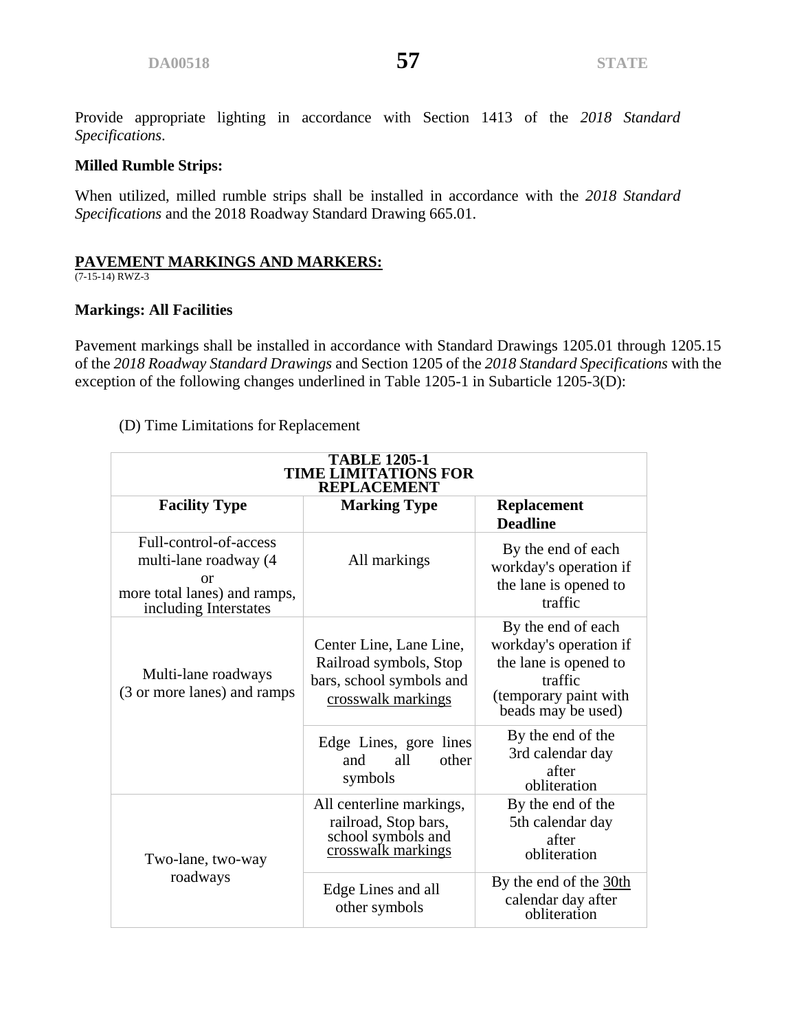Provide appropriate lighting in accordance with Section 1413 of the *2018 Standard Specifications*.

**Milled Rumble Strips:**

When utilized, milled rumble strips shall be installed in accordance with the *2018 Standard Specifications* and the 2018 Roadway Standard Drawing 665.01.

## PAVEMENT MARKINGS AND MARKERS:

(7-15-14) RWZ-3

**Markings: All Facilities**

Pavement markings shall be installed in accordance with Standard Drawings 1205.01 through 1205.15 of the *2018 Roadway Standard Drawings* and Section 1205 of the *2018 Standard Specifications* with the exception of the following changes underlined in Table 1205-1 in Subarticle 1205-3(D):

(D) Time Limitations for Replacement

| TABLE 1205-1 TIME LIMITATIONS FOR REPLACEMENT | | |
|---|---|---|
| **Facility Type** | **Marking Type** | **Replacement Deadline** |
| Full-control-of-access multi-lane roadway (4 or more total lanes) and ramps, including Interstates | All markings | By the end of each workday's operation if the lane is opened to traffic |
| Multi-lane roadways (3 or more lanes) and ramps | Center Line, Lane Line, Railroad symbols, Stop bars, school symbols and <u>crosswalk markings</u> | By the end of each workday's operation if the lane is opened to traffic (temporary paint with beads may be used) |
| | Edge Lines, gore lines and all other symbols | By the end of the 3rd calendar day after obliteration |
| Two-lane, two-way roadways | All centerline markings, railroad, Stop bars, school symbols and <u>crosswalk markings</u> | By the end of the 5th calendar day after obliteration |
| | Edge Lines and all other symbols | By the end of the <u>30th</u> calendar day after obliteration |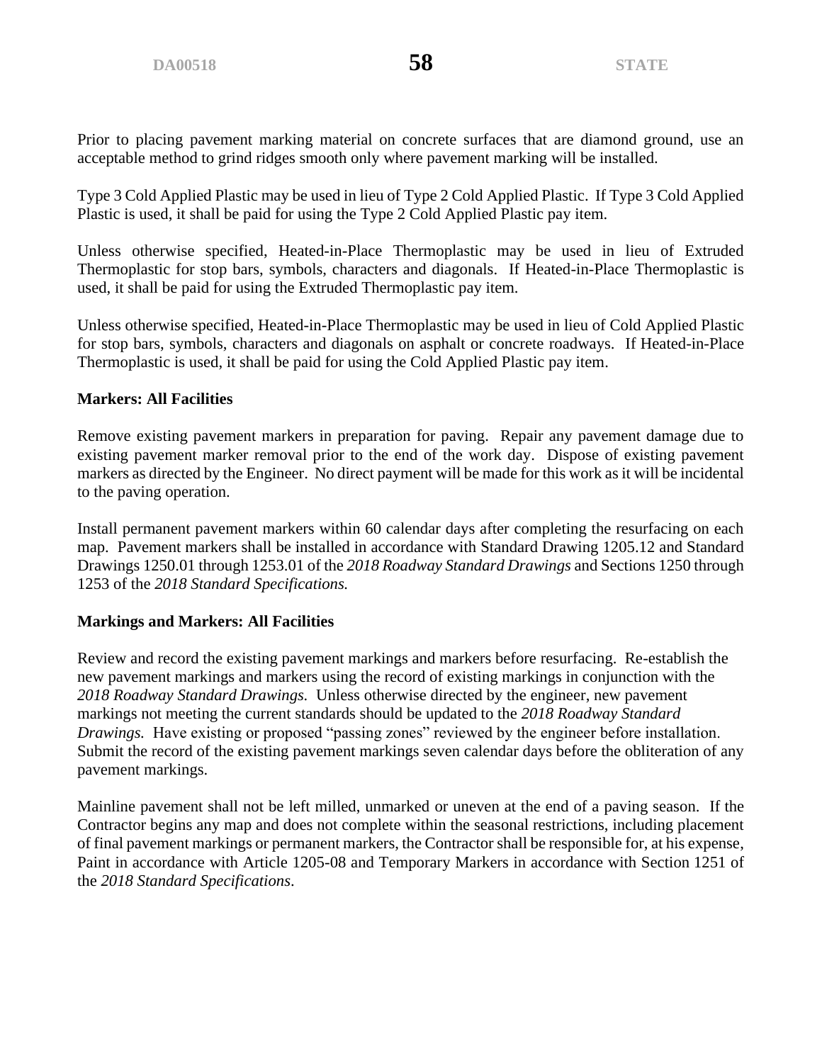Prior to placing pavement marking material on concrete surfaces that are diamond ground, use an acceptable method to grind ridges smooth only where pavement marking will be installed.

Type 3 Cold Applied Plastic may be used in lieu of Type 2 Cold Applied Plastic. If Type 3 Cold Applied Plastic is used, it shall be paid for using the Type 2 Cold Applied Plastic pay item.

Unless otherwise specified, Heated-in-Place Thermoplastic may be used in lieu of Extruded Thermoplastic for stop bars, symbols, characters and diagonals. If Heated-in-Place Thermoplastic is used, it shall be paid for using the Extruded Thermoplastic pay item.

Unless otherwise specified, Heated-in-Place Thermoplastic may be used in lieu of Cold Applied Plastic for stop bars, symbols, characters and diagonals on asphalt or concrete roadways. If Heated-in-Place Thermoplastic is used, it shall be paid for using the Cold Applied Plastic pay item.

**Markers: All Facilities**

Remove existing pavement markers in preparation for paving. Repair any pavement damage due to existing pavement marker removal prior to the end of the work day. Dispose of existing pavement markers as directed by the Engineer. No direct payment will be made for this work as it will be incidental to the paving operation.

Install permanent pavement markers within 60 calendar days after completing the resurfacing on each map. Pavement markers shall be installed in accordance with Standard Drawing 1205.12 and Standard Drawings 1250.01 through 1253.01 of the *2018 Roadway Standard Drawings* and Sections 1250 through 1253 of the *2018 Standard Specifications.*

**Markings and Markers: All Facilities**

Review and record the existing pavement markings and markers before resurfacing. Re-establish the new pavement markings and markers using the record of existing markings in conjunction with the *2018 Roadway Standard Drawings.* Unless otherwise directed by the engineer, new pavement markings not meeting the current standards should be updated to the *2018 Roadway Standard Drawings.* Have existing or proposed "passing zones" reviewed by the engineer before installation. Submit the record of the existing pavement markings seven calendar days before the obliteration of any pavement markings.

Mainline pavement shall not be left milled, unmarked or uneven at the end of a paving season. If the Contractor begins any map and does not complete within the seasonal restrictions, including placement of final pavement markings or permanent markers, the Contractor shall be responsible for, at his expense, Paint in accordance with Article 1205-08 and Temporary Markers in accordance with Section 1251 of the *2018 Standard Specifications*.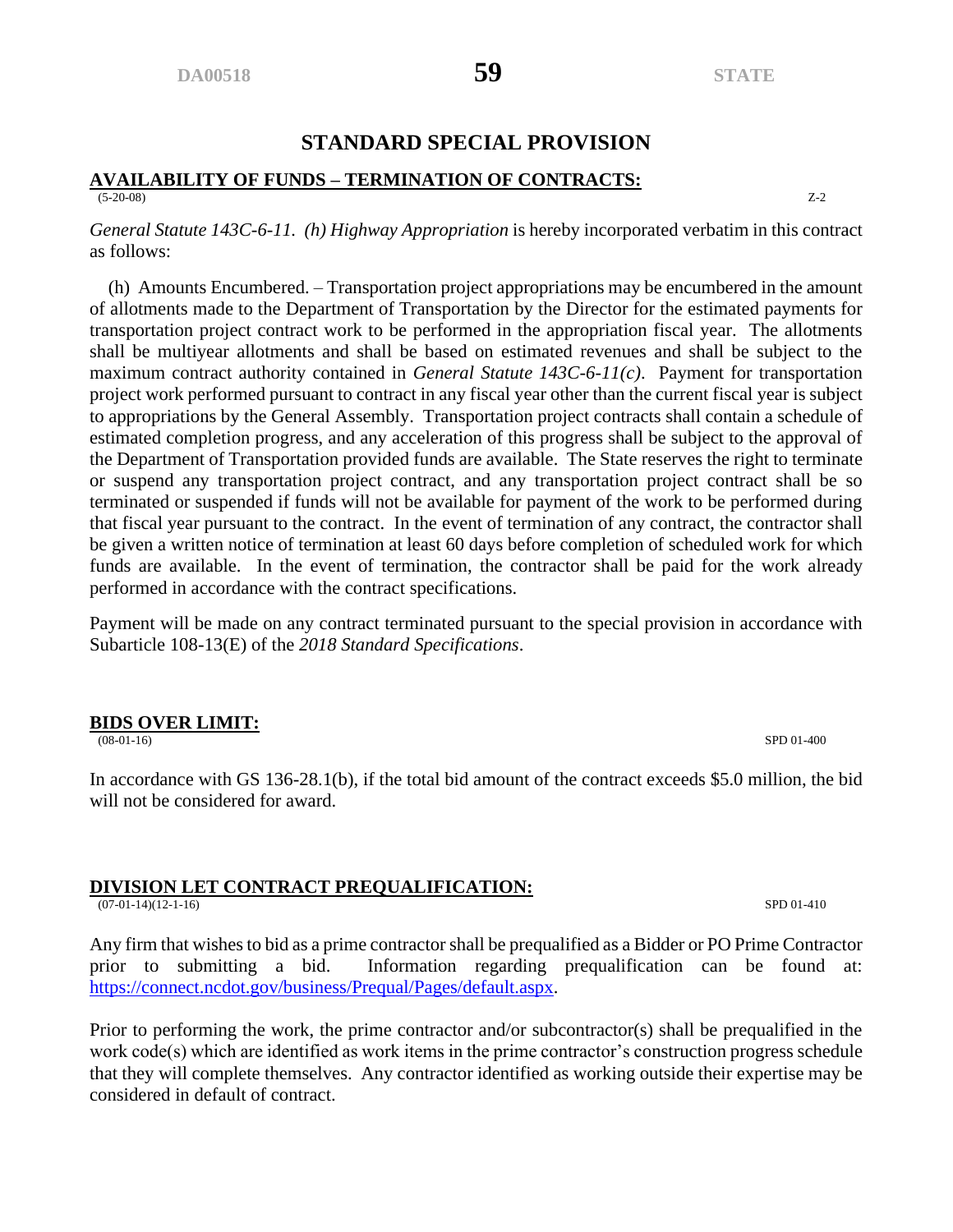# STANDARD SPECIAL PROVISION

## AVAILABILITY OF FUNDS – TERMINATION OF CONTRACTS:

(5-20-08) Z-2

*General Statute 143C-6-11. (h) Highway Appropriation* is hereby incorporated verbatim in this contract as follows:

(h) Amounts Encumbered. – Transportation project appropriations may be encumbered in the amount of allotments made to the Department of Transportation by the Director for the estimated payments for transportation project contract work to be performed in the appropriation fiscal year. The allotments shall be multiyear allotments and shall be based on estimated revenues and shall be subject to the maximum contract authority contained in *General Statute 143C-6-11(c)*. Payment for transportation project work performed pursuant to contract in any fiscal year other than the current fiscal year is subject to appropriations by the General Assembly. Transportation project contracts shall contain a schedule of estimated completion progress, and any acceleration of this progress shall be subject to the approval of the Department of Transportation provided funds are available. The State reserves the right to terminate or suspend any transportation project contract, and any transportation project contract shall be so terminated or suspended if funds will not be available for payment of the work to be performed during that fiscal year pursuant to the contract. In the event of termination of any contract, the contractor shall be given a written notice of termination at least 60 days before completion of scheduled work for which funds are available. In the event of termination, the contractor shall be paid for the work already performed in accordance with the contract specifications.

Payment will be made on any contract terminated pursuant to the special provision in accordance with Subarticle 108-13(E) of the *2018 Standard Specifications*.

## BIDS OVER LIMIT:

(08-01-16) SPD 01-400

In accordance with GS 136-28.1(b), if the total bid amount of the contract exceeds $5.0 million, the bid will not be considered for award.

## DIVISION LET CONTRACT PREQUALIFICATION:

(07-01-14)(12-1-16) SPD 01-410

Any firm that wishes to bid as a prime contractor shall be prequalified as a Bidder or PO Prime Contractor prior to submitting a bid. Information regarding prequalification can be found at: https://connect.ncdot.gov/business/Prequal/Pages/default.aspx.

Prior to performing the work, the prime contractor and/or subcontractor(s) shall be prequalified in the work code(s) which are identified as work items in the prime contractor's construction progress schedule that they will complete themselves. Any contractor identified as working outside their expertise may be considered in default of contract.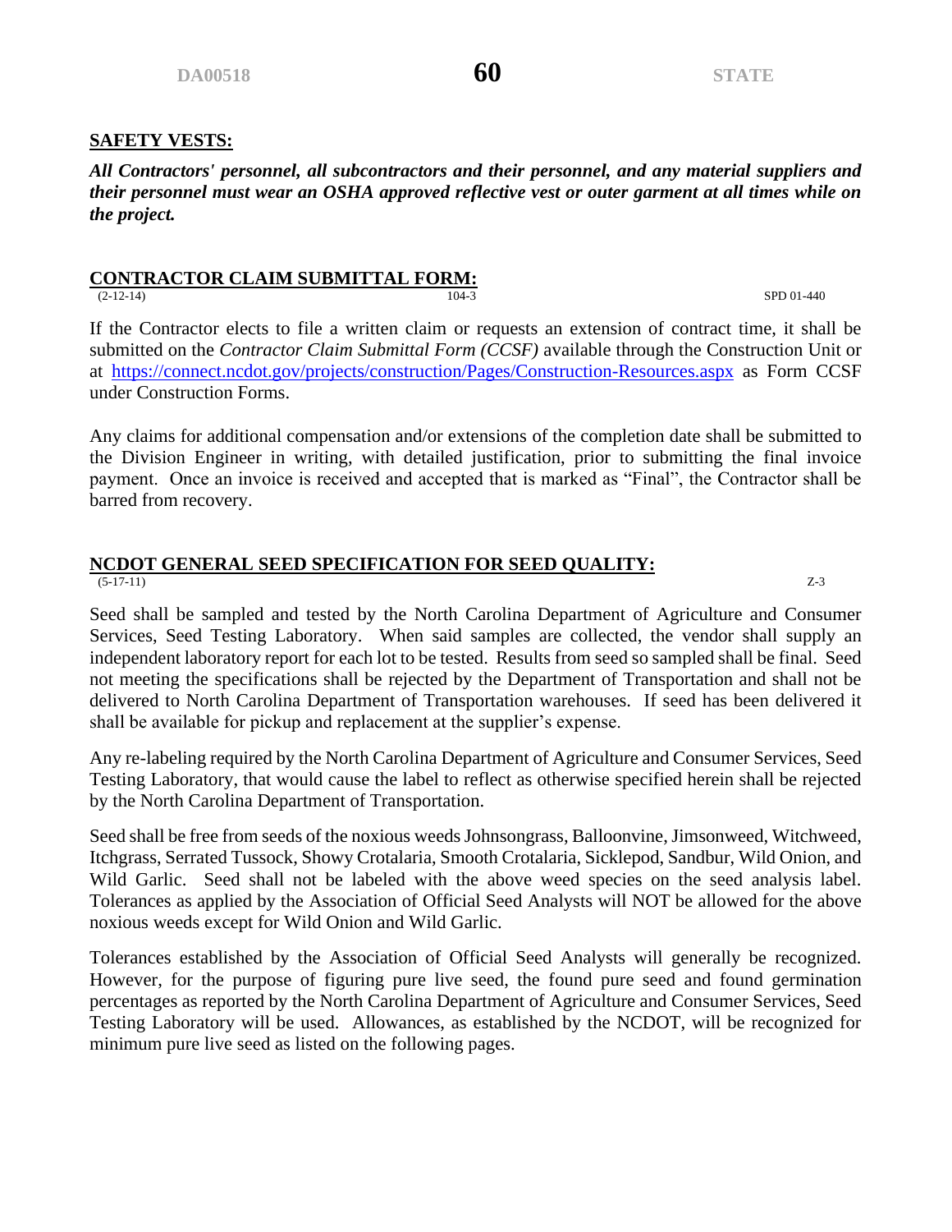## SAFETY VESTS:

***All Contractors' personnel, all subcontractors and their personnel, and any material suppliers and their personnel must wear an OSHA approved reflective vest or outer garment at all times while on the project.***

## CONTRACTOR CLAIM SUBMITTAL FORM:

(2-12-14) 104-3 SPD 01-440

If the Contractor elects to file a written claim or requests an extension of contract time, it shall be submitted on the *Contractor Claim Submittal Form (CCSF)* available through the Construction Unit or at https://connect.ncdot.gov/projects/construction/Pages/Construction-Resources.aspx as Form CCSF under Construction Forms.

Any claims for additional compensation and/or extensions of the completion date shall be submitted to the Division Engineer in writing, with detailed justification, prior to submitting the final invoice payment. Once an invoice is received and accepted that is marked as "Final", the Contractor shall be barred from recovery.

## NCDOT GENERAL SEED SPECIFICATION FOR SEED QUALITY:

(5-17-11) Z-3

Seed shall be sampled and tested by the North Carolina Department of Agriculture and Consumer Services, Seed Testing Laboratory. When said samples are collected, the vendor shall supply an independent laboratory report for each lot to be tested. Results from seed so sampled shall be final. Seed not meeting the specifications shall be rejected by the Department of Transportation and shall not be delivered to North Carolina Department of Transportation warehouses. If seed has been delivered it shall be available for pickup and replacement at the supplier's expense.

Any re-labeling required by the North Carolina Department of Agriculture and Consumer Services, Seed Testing Laboratory, that would cause the label to reflect as otherwise specified herein shall be rejected by the North Carolina Department of Transportation.

Seed shall be free from seeds of the noxious weeds Johnsongrass, Balloonvine, Jimsonweed, Witchweed, Itchgrass, Serrated Tussock, Showy Crotalaria, Smooth Crotalaria, Sicklepod, Sandbur, Wild Onion, and Wild Garlic. Seed shall not be labeled with the above weed species on the seed analysis label. Tolerances as applied by the Association of Official Seed Analysts will NOT be allowed for the above noxious weeds except for Wild Onion and Wild Garlic.

Tolerances established by the Association of Official Seed Analysts will generally be recognized. However, for the purpose of figuring pure live seed, the found pure seed and found germination percentages as reported by the North Carolina Department of Agriculture and Consumer Services, Seed Testing Laboratory will be used. Allowances, as established by the NCDOT, will be recognized for minimum pure live seed as listed on the following pages.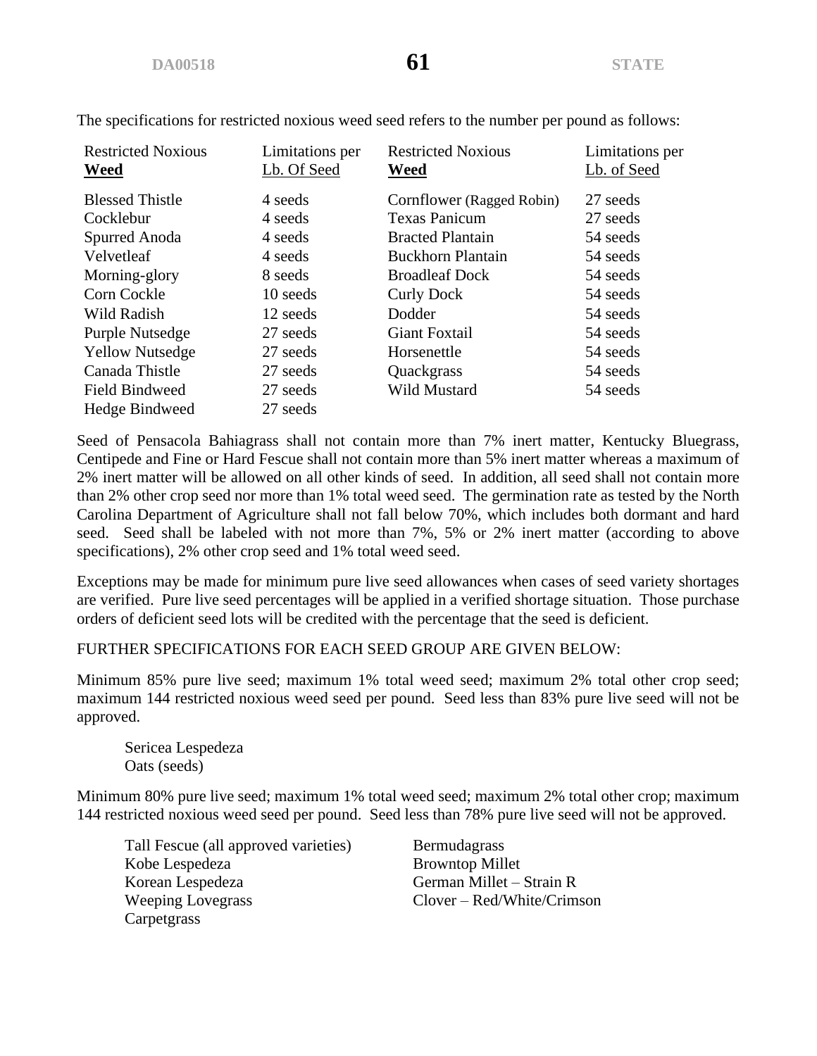The specifications for restricted noxious weed seed refers to the number per pound as follows:

| Restricted Noxious **Weed** | Limitations per Lb. Of Seed | Restricted Noxious **Weed** | Limitations per Lb. of Seed |
|---|---|---|---|
| Blessed Thistle | 4 seeds | Cornflower (Ragged Robin) | 27 seeds |
| Cocklebur | 4 seeds | Texas Panicum | 27 seeds |
| Spurred Anoda | 4 seeds | Bracted Plantain | 54 seeds |
| Velvetleaf | 4 seeds | Buckhorn Plantain | 54 seeds |
| Morning-glory | 8 seeds | Broadleaf Dock | 54 seeds |
| Corn Cockle | 10 seeds | Curly Dock | 54 seeds |
| Wild Radish | 12 seeds | Dodder | 54 seeds |
| Purple Nutsedge | 27 seeds | Giant Foxtail | 54 seeds |
| Yellow Nutsedge | 27 seeds | Horsenettle | 54 seeds |
| Canada Thistle | 27 seeds | Quackgrass | 54 seeds |
| Field Bindweed | 27 seeds | Wild Mustard | 54 seeds |
| Hedge Bindweed | 27 seeds | | |

Seed of Pensacola Bahiagrass shall not contain more than 7% inert matter, Kentucky Bluegrass, Centipede and Fine or Hard Fescue shall not contain more than 5% inert matter whereas a maximum of 2% inert matter will be allowed on all other kinds of seed. In addition, all seed shall not contain more than 2% other crop seed nor more than 1% total weed seed. The germination rate as tested by the North Carolina Department of Agriculture shall not fall below 70%, which includes both dormant and hard seed. Seed shall be labeled with not more than 7%, 5% or 2% inert matter (according to above specifications), 2% other crop seed and 1% total weed seed.

Exceptions may be made for minimum pure live seed allowances when cases of seed variety shortages are verified. Pure live seed percentages will be applied in a verified shortage situation. Those purchase orders of deficient seed lots will be credited with the percentage that the seed is deficient.

FURTHER SPECIFICATIONS FOR EACH SEED GROUP ARE GIVEN BELOW:

Minimum 85% pure live seed; maximum 1% total weed seed; maximum 2% total other crop seed; maximum 144 restricted noxious weed seed per pound. Seed less than 83% pure live seed will not be approved.

- Sericea Lespedeza
- Oats (seeds)

Minimum 80% pure live seed; maximum 1% total weed seed; maximum 2% total other crop; maximum 144 restricted noxious weed seed per pound. Seed less than 78% pure live seed will not be approved.

- Tall Fescue (all approved varieties)
- Kobe Lespedeza
- Korean Lespedeza
- Weeping Lovegrass
- Carpetgrass
- Bermudagrass
- Browntop Millet
- German Millet – Strain R
- Clover – Red/White/Crimson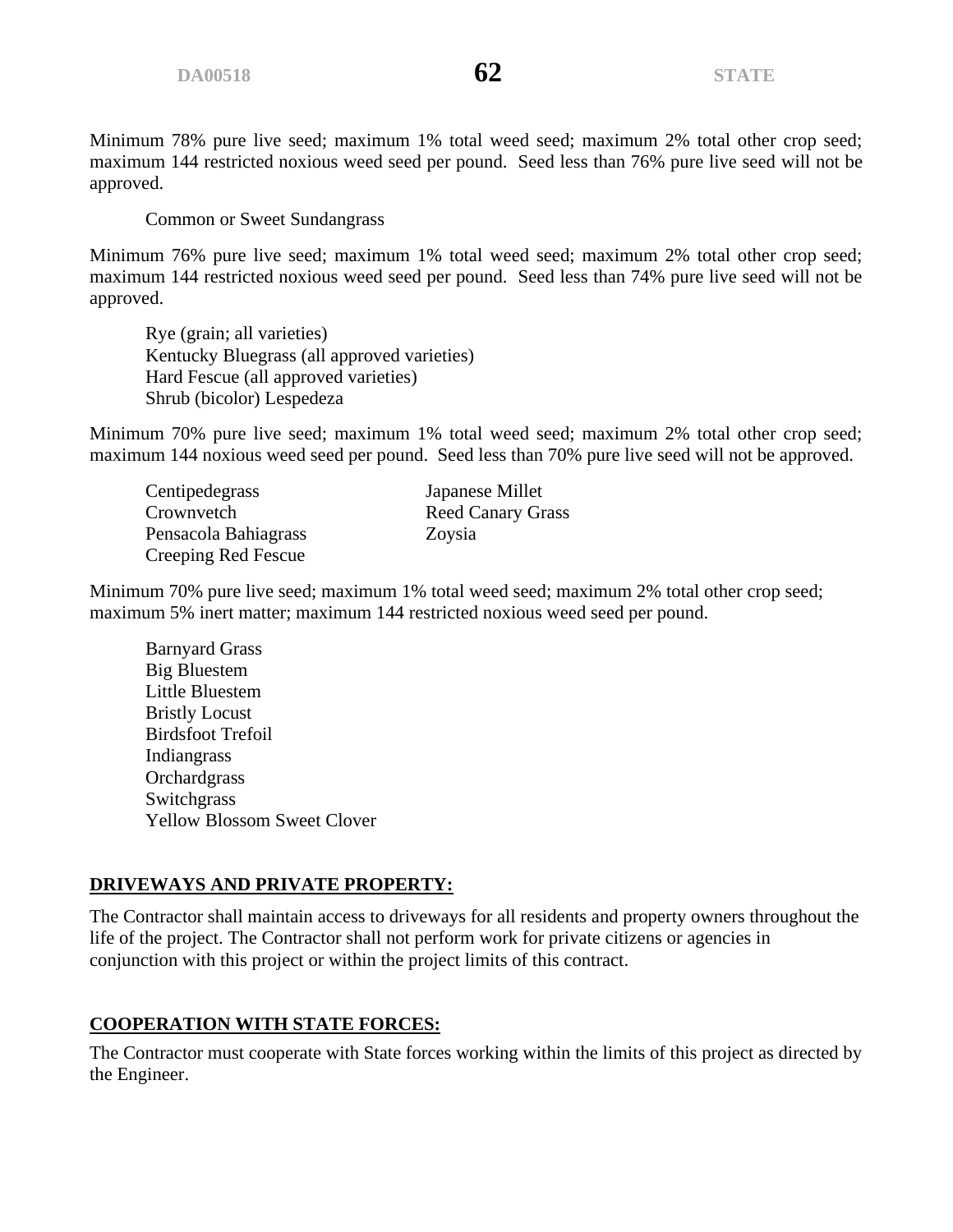Minimum 78% pure live seed; maximum 1% total weed seed; maximum 2% total other crop seed; maximum 144 restricted noxious weed seed per pound. Seed less than 76% pure live seed will not be approved.

Common or Sweet Sundangrass

Minimum 76% pure live seed; maximum 1% total weed seed; maximum 2% total other crop seed; maximum 144 restricted noxious weed seed per pound. Seed less than 74% pure live seed will not be approved.

Rye (grain; all varieties)
Kentucky Bluegrass (all approved varieties)
Hard Fescue (all approved varieties)
Shrub (bicolor) Lespedeza

Minimum 70% pure live seed; maximum 1% total weed seed; maximum 2% total other crop seed; maximum 144 noxious weed seed per pound. Seed less than 70% pure live seed will not be approved.

Centipedegrass
Crownvetch
Pensacola Bahiagrass
Creeping Red Fescue
Japanese Millet
Reed Canary Grass
Zoysia

Minimum 70% pure live seed; maximum 1% total weed seed; maximum 2% total other crop seed; maximum 5% inert matter; maximum 144 restricted noxious weed seed per pound.

Barnyard Grass
Big Bluestem
Little Bluestem
Bristly Locust
Birdsfoot Trefoil
Indiangrass
Orchardgrass
Switchgrass
Yellow Blossom Sweet Clover

**DRIVEWAYS AND PRIVATE PROPERTY:**

The Contractor shall maintain access to driveways for all residents and property owners throughout the life of the project. The Contractor shall not perform work for private citizens or agencies in conjunction with this project or within the project limits of this contract.

**COOPERATION WITH STATE FORCES:**

The Contractor must cooperate with State forces working within the limits of this project as directed by the Engineer.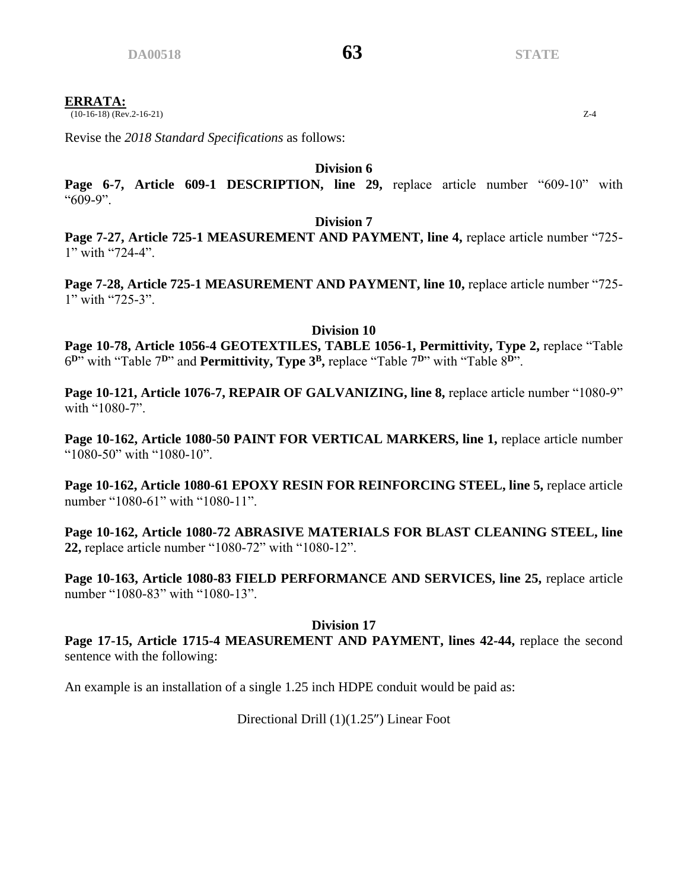## ERRATA:

(10-16-18) (Rev.2-16-21) Z-4

Revise the *2018 Standard Specifications* as follows:

### Division 6

**Page 6-7, Article 609-1 DESCRIPTION, line 29,** replace article number “609-10” with “609-9”.

### Division 7

**Page 7-27, Article 725-1 MEASUREMENT AND PAYMENT, line 4,** replace article number “725-1” with “724-4”.

**Page 7-28, Article 725-1 MEASUREMENT AND PAYMENT, line 10,** replace article number “725-1” with “725-3”.

### Division 10

**Page 10-78, Article 1056-4 GEOTEXTILES, TABLE 1056-1, Permittivity, Type 2,** replace “Table 6[D]” with “Table 7[D]” and **Permittivity, Type 3[B],** replace “Table 7[D]” with “Table 8[D]”.

**Page 10-121, Article 1076-7, REPAIR OF GALVANIZING, line 8,** replace article number “1080-9” with “1080-7”.

**Page 10-162, Article 1080-50 PAINT FOR VERTICAL MARKERS, line 1,** replace article number “1080-50” with “1080-10”.

**Page 10-162, Article 1080-61 EPOXY RESIN FOR REINFORCING STEEL, line 5,** replace article number “1080-61” with “1080-11”.

**Page 10-162, Article 1080-72 ABRASIVE MATERIALS FOR BLAST CLEANING STEEL, line 22,** replace article number “1080-72” with “1080-12”.

**Page 10-163, Article 1080-83 FIELD PERFORMANCE AND SERVICES, line 25,** replace article number “1080-83” with “1080-13”.

### Division 17

**Page 17-15, Article 1715-4 MEASUREMENT AND PAYMENT, lines 42-44,** replace the second sentence with the following:

An example is an installation of a single 1.25 inch HDPE conduit would be paid as:

Directional Drill (1)(1.25″) Linear Foot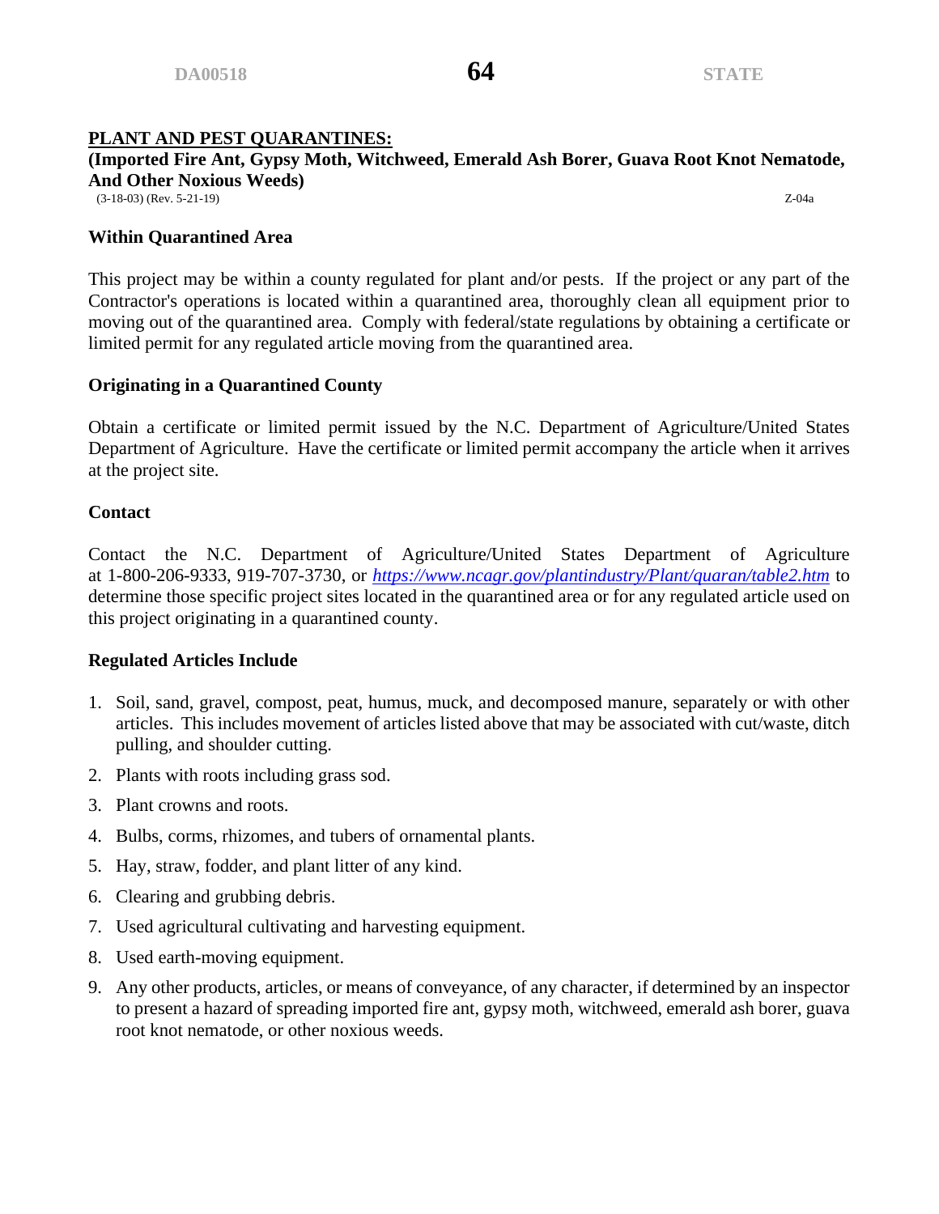## PLANT AND PEST QUARANTINES:

**(Imported Fire Ant, Gypsy Moth, Witchweed, Emerald Ash Borer, Guava Root Knot Nematode, And Other Noxious Weeds)**

(3-18-03) (Rev. 5-21-19) Z-04a

### Within Quarantined Area

This project may be within a county regulated for plant and/or pests. If the project or any part of the Contractor's operations is located within a quarantined area, thoroughly clean all equipment prior to moving out of the quarantined area. Comply with federal/state regulations by obtaining a certificate or limited permit for any regulated article moving from the quarantined area.

### Originating in a Quarantined County

Obtain a certificate or limited permit issued by the N.C. Department of Agriculture/United States Department of Agriculture. Have the certificate or limited permit accompany the article when it arrives at the project site.

### Contact

Contact the N.C. Department of Agriculture/United States Department of Agriculture at 1-800-206-9333, 919-707-3730, or *https://www.ncagr.gov/plantindustry/Plant/quaran/table2.htm* to determine those specific project sites located in the quarantined area or for any regulated article used on this project originating in a quarantined county.

### Regulated Articles Include

1. Soil, sand, gravel, compost, peat, humus, muck, and decomposed manure, separately or with other articles. This includes movement of articles listed above that may be associated with cut/waste, ditch pulling, and shoulder cutting.
2. Plants with roots including grass sod.
3. Plant crowns and roots.
4. Bulbs, corms, rhizomes, and tubers of ornamental plants.
5. Hay, straw, fodder, and plant litter of any kind.
6. Clearing and grubbing debris.
7. Used agricultural cultivating and harvesting equipment.
8. Used earth-moving equipment.
9. Any other products, articles, or means of conveyance, of any character, if determined by an inspector to present a hazard of spreading imported fire ant, gypsy moth, witchweed, emerald ash borer, guava root knot nematode, or other noxious weeds.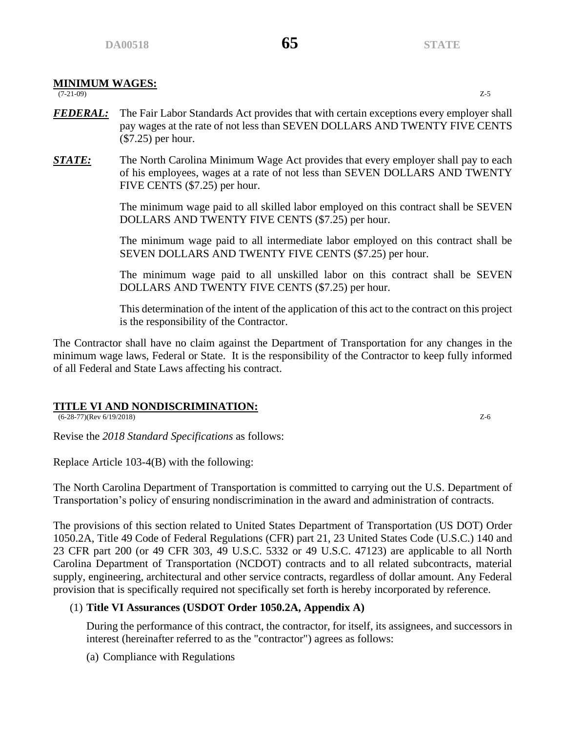## MINIMUM WAGES:

(7-21-09) Z-5

***FEDERAL:*** The Fair Labor Standards Act provides that with certain exceptions every employer shall pay wages at the rate of not less than SEVEN DOLLARS AND TWENTY FIVE CENTS ($7.25) per hour.

***STATE:*** The North Carolina Minimum Wage Act provides that every employer shall pay to each of his employees, wages at a rate of not less than SEVEN DOLLARS AND TWENTY FIVE CENTS ($7.25) per hour.

The minimum wage paid to all skilled labor employed on this contract shall be SEVEN DOLLARS AND TWENTY FIVE CENTS ($7.25) per hour.

The minimum wage paid to all intermediate labor employed on this contract shall be SEVEN DOLLARS AND TWENTY FIVE CENTS ($7.25) per hour.

The minimum wage paid to all unskilled labor on this contract shall be SEVEN DOLLARS AND TWENTY FIVE CENTS ($7.25) per hour.

This determination of the intent of the application of this act to the contract on this project is the responsibility of the Contractor.

The Contractor shall have no claim against the Department of Transportation for any changes in the minimum wage laws, Federal or State. It is the responsibility of the Contractor to keep fully informed of all Federal and State Laws affecting his contract.

## TITLE VI AND NONDISCRIMINATION:

(6-28-77)(Rev 6/19/2018) Z-6

Revise the *2018 Standard Specifications* as follows:

Replace Article 103-4(B) with the following:

The North Carolina Department of Transportation is committed to carrying out the U.S. Department of Transportation's policy of ensuring nondiscrimination in the award and administration of contracts.

The provisions of this section related to United States Department of Transportation (US DOT) Order 1050.2A, Title 49 Code of Federal Regulations (CFR) part 21, 23 United States Code (U.S.C.) 140 and 23 CFR part 200 (or 49 CFR 303, 49 U.S.C. 5332 or 49 U.S.C. 47123) are applicable to all North Carolina Department of Transportation (NCDOT) contracts and to all related subcontracts, material supply, engineering, architectural and other service contracts, regardless of dollar amount. Any Federal provision that is specifically required not specifically set forth is hereby incorporated by reference.

(1) **Title VI Assurances (USDOT Order 1050.2A, Appendix A)**

During the performance of this contract, the contractor, for itself, its assignees, and successors in interest (hereinafter referred to as the "contractor") agrees as follows:

(a) Compliance with Regulations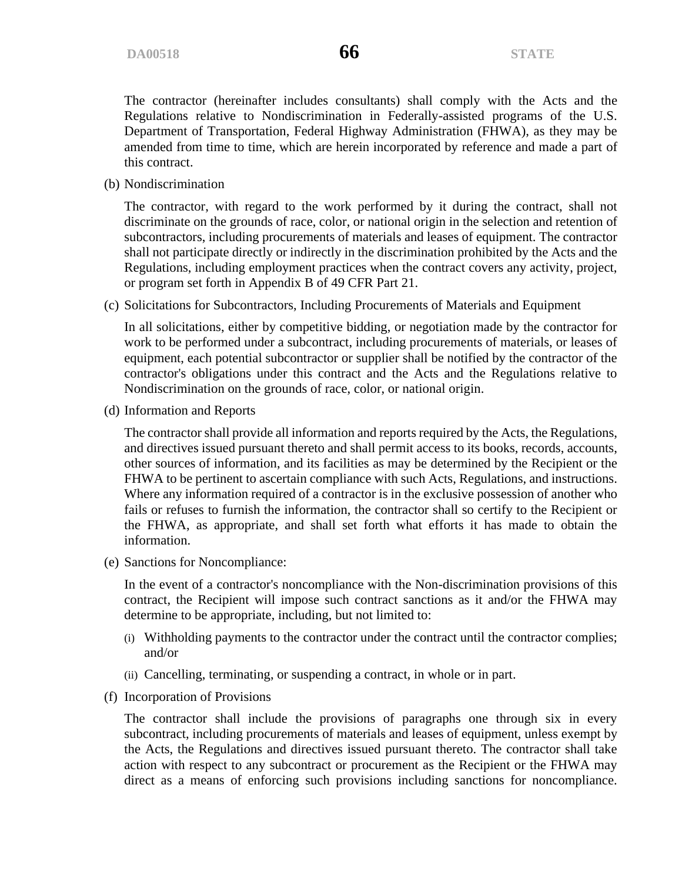The contractor (hereinafter includes consultants) shall comply with the Acts and the Regulations relative to Nondiscrimination in Federally-assisted programs of the U.S. Department of Transportation, Federal Highway Administration (FHWA), as they may be amended from time to time, which are herein incorporated by reference and made a part of this contract.

(b) Nondiscrimination

The contractor, with regard to the work performed by it during the contract, shall not discriminate on the grounds of race, color, or national origin in the selection and retention of subcontractors, including procurements of materials and leases of equipment. The contractor shall not participate directly or indirectly in the discrimination prohibited by the Acts and the Regulations, including employment practices when the contract covers any activity, project, or program set forth in Appendix B of 49 CFR Part 21.

(c) Solicitations for Subcontractors, Including Procurements of Materials and Equipment

In all solicitations, either by competitive bidding, or negotiation made by the contractor for work to be performed under a subcontract, including procurements of materials, or leases of equipment, each potential subcontractor or supplier shall be notified by the contractor of the contractor's obligations under this contract and the Acts and the Regulations relative to Nondiscrimination on the grounds of race, color, or national origin.

(d) Information and Reports

The contractor shall provide all information and reports required by the Acts, the Regulations, and directives issued pursuant thereto and shall permit access to its books, records, accounts, other sources of information, and its facilities as may be determined by the Recipient or the FHWA to be pertinent to ascertain compliance with such Acts, Regulations, and instructions. Where any information required of a contractor is in the exclusive possession of another who fails or refuses to furnish the information, the contractor shall so certify to the Recipient or the FHWA, as appropriate, and shall set forth what efforts it has made to obtain the information.

(e) Sanctions for Noncompliance:

In the event of a contractor's noncompliance with the Non-discrimination provisions of this contract, the Recipient will impose such contract sanctions as it and/or the FHWA may determine to be appropriate, including, but not limited to:

(i) Withholding payments to the contractor under the contract until the contractor complies; and/or

(ii) Cancelling, terminating, or suspending a contract, in whole or in part.

(f) Incorporation of Provisions

The contractor shall include the provisions of paragraphs one through six in every subcontract, including procurements of materials and leases of equipment, unless exempt by the Acts, the Regulations and directives issued pursuant thereto. The contractor shall take action with respect to any subcontract or procurement as the Recipient or the FHWA may direct as a means of enforcing such provisions including sanctions for noncompliance.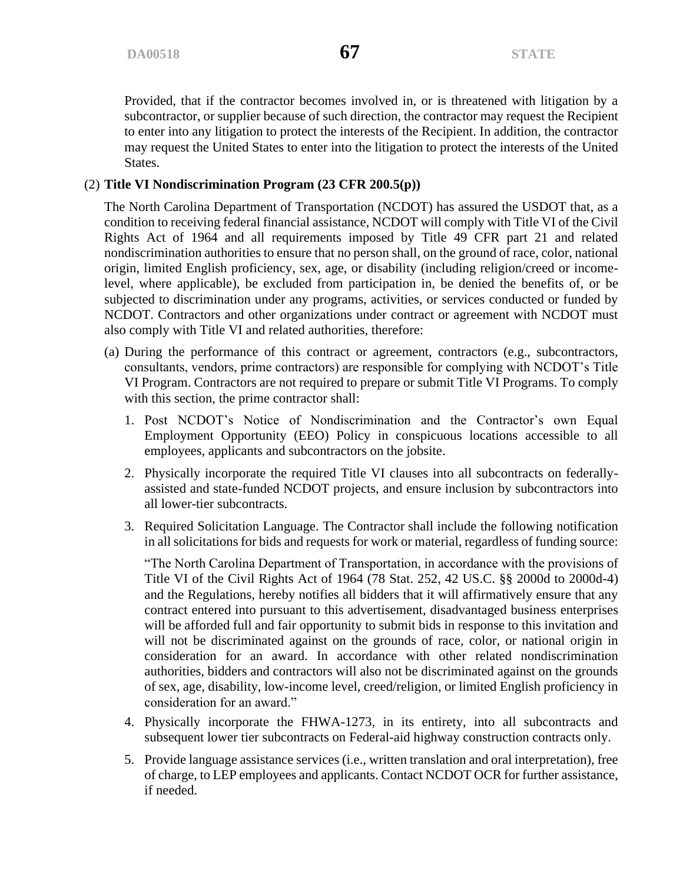Provided, that if the contractor becomes involved in, or is threatened with litigation by a subcontractor, or supplier because of such direction, the contractor may request the Recipient to enter into any litigation to protect the interests of the Recipient. In addition, the contractor may request the United States to enter into the litigation to protect the interests of the United States.

(2) **Title VI Nondiscrimination Program (23 CFR 200.5(p))**

The North Carolina Department of Transportation (NCDOT) has assured the USDOT that, as a condition to receiving federal financial assistance, NCDOT will comply with Title VI of the Civil Rights Act of 1964 and all requirements imposed by Title 49 CFR part 21 and related nondiscrimination authorities to ensure that no person shall, on the ground of race, color, national origin, limited English proficiency, sex, age, or disability (including religion/creed or income-level, where applicable), be excluded from participation in, be denied the benefits of, or be subjected to discrimination under any programs, activities, or services conducted or funded by NCDOT. Contractors and other organizations under contract or agreement with NCDOT must also comply with Title VI and related authorities, therefore:

(a) During the performance of this contract or agreement, contractors (e.g., subcontractors, consultants, vendors, prime contractors) are responsible for complying with NCDOT's Title VI Program. Contractors are not required to prepare or submit Title VI Programs. To comply with this section, the prime contractor shall:

1. Post NCDOT's Notice of Nondiscrimination and the Contractor's own Equal Employment Opportunity (EEO) Policy in conspicuous locations accessible to all employees, applicants and subcontractors on the jobsite.

2. Physically incorporate the required Title VI clauses into all subcontracts on federally-assisted and state-funded NCDOT projects, and ensure inclusion by subcontractors into all lower-tier subcontracts.

3. Required Solicitation Language. The Contractor shall include the following notification in all solicitations for bids and requests for work or material, regardless of funding source:

   "The North Carolina Department of Transportation, in accordance with the provisions of Title VI of the Civil Rights Act of 1964 (78 Stat. 252, 42 US.C. §§ 2000d to 2000d-4) and the Regulations, hereby notifies all bidders that it will affirmatively ensure that any contract entered into pursuant to this advertisement, disadvantaged business enterprises will be afforded full and fair opportunity to submit bids in response to this invitation and will not be discriminated against on the grounds of race, color, or national origin in consideration for an award. In accordance with other related nondiscrimination authorities, bidders and contractors will also not be discriminated against on the grounds of sex, age, disability, low-income level, creed/religion, or limited English proficiency in consideration for an award."

4. Physically incorporate the FHWA-1273, in its entirety, into all subcontracts and subsequent lower tier subcontracts on Federal-aid highway construction contracts only.

5. Provide language assistance services (i.e., written translation and oral interpretation), free of charge, to LEP employees and applicants. Contact NCDOT OCR for further assistance, if needed.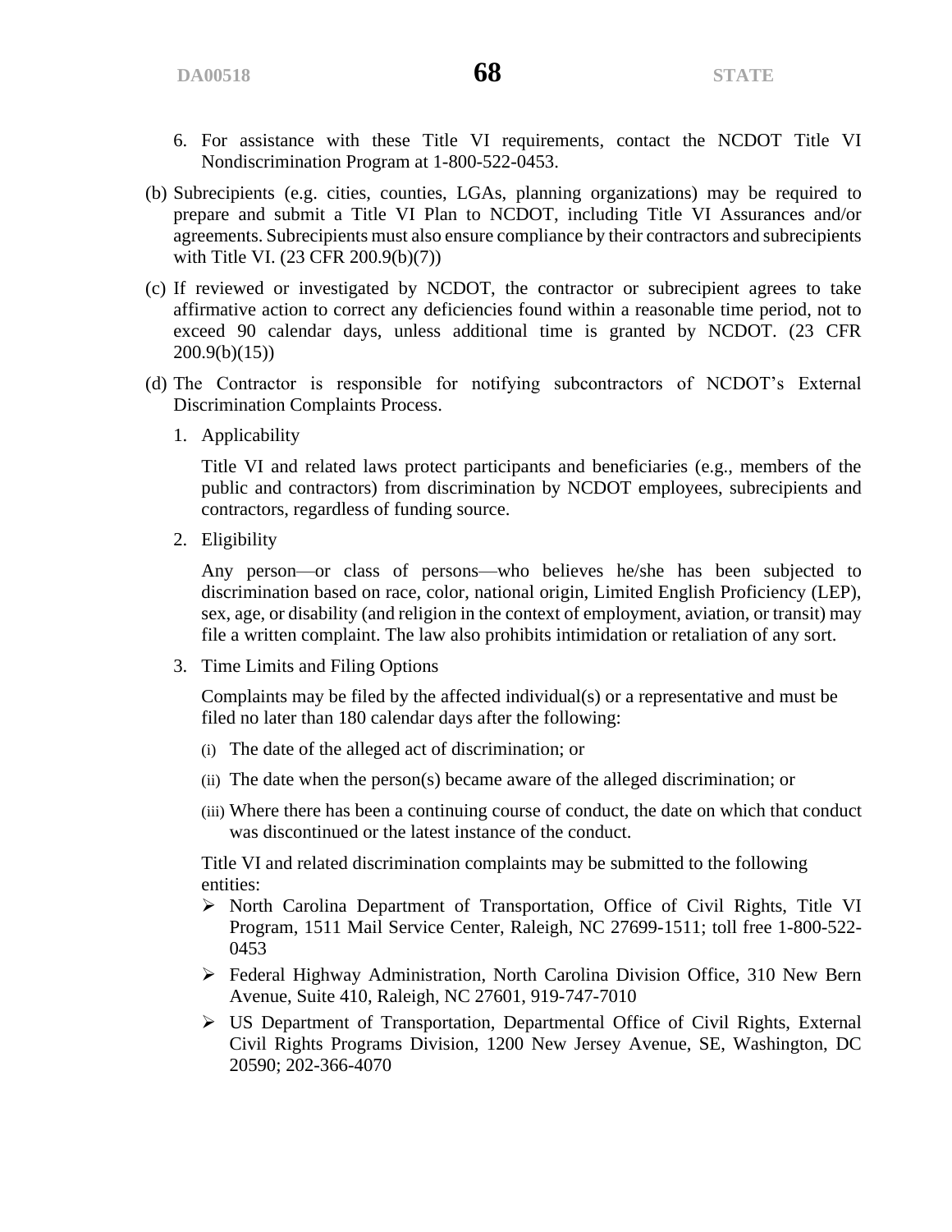6. For assistance with these Title VI requirements, contact the NCDOT Title VI Nondiscrimination Program at 1-800-522-0453.

(b) Subrecipients (e.g. cities, counties, LGAs, planning organizations) may be required to prepare and submit a Title VI Plan to NCDOT, including Title VI Assurances and/or agreements. Subrecipients must also ensure compliance by their contractors and subrecipients with Title VI. (23 CFR 200.9(b)(7))

(c) If reviewed or investigated by NCDOT, the contractor or subrecipient agrees to take affirmative action to correct any deficiencies found within a reasonable time period, not to exceed 90 calendar days, unless additional time is granted by NCDOT. (23 CFR 200.9(b)(15))

(d) The Contractor is responsible for notifying subcontractors of NCDOT's External Discrimination Complaints Process.

1. Applicability

   Title VI and related laws protect participants and beneficiaries (e.g., members of the public and contractors) from discrimination by NCDOT employees, subrecipients and contractors, regardless of funding source.

2. Eligibility

   Any person—or class of persons—who believes he/she has been subjected to discrimination based on race, color, national origin, Limited English Proficiency (LEP), sex, age, or disability (and religion in the context of employment, aviation, or transit) may file a written complaint. The law also prohibits intimidation or retaliation of any sort.

3. Time Limits and Filing Options

   Complaints may be filed by the affected individual(s) or a representative and must be filed no later than 180 calendar days after the following:

   (i) The date of the alleged act of discrimination; or

   (ii) The date when the person(s) became aware of the alleged discrimination; or

   (iii) Where there has been a continuing course of conduct, the date on which that conduct was discontinued or the latest instance of the conduct.

   Title VI and related discrimination complaints may be submitted to the following entities:

   - North Carolina Department of Transportation, Office of Civil Rights, Title VI Program, 1511 Mail Service Center, Raleigh, NC 27699-1511; toll free 1-800-522-0453
   - Federal Highway Administration, North Carolina Division Office, 310 New Bern Avenue, Suite 410, Raleigh, NC 27601, 919-747-7010
   - US Department of Transportation, Departmental Office of Civil Rights, External Civil Rights Programs Division, 1200 New Jersey Avenue, SE, Washington, DC 20590; 202-366-4070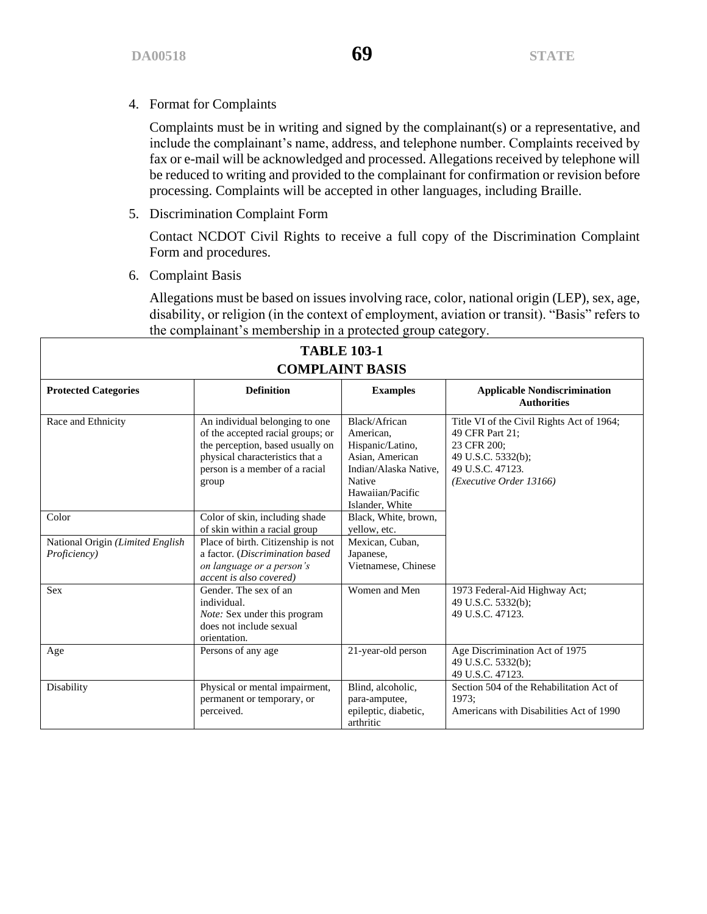4. Format for Complaints

   Complaints must be in writing and signed by the complainant(s) or a representative, and include the complainant's name, address, and telephone number. Complaints received by fax or e-mail will be acknowledged and processed. Allegations received by telephone will be reduced to writing and provided to the complainant for confirmation or revision before processing. Complaints will be accepted in other languages, including Braille.

5. Discrimination Complaint Form

   Contact NCDOT Civil Rights to receive a full copy of the Discrimination Complaint Form and procedures.

6. Complaint Basis

   Allegations must be based on issues involving race, color, national origin (LEP), sex, age, disability, or religion (in the context of employment, aviation or transit). "Basis" refers to the complainant's membership in a protected group category.

**TABLE 103-1**
**COMPLAINT BASIS**

| **Protected Categories** | **Definition** | **Examples** | **Applicable Nondiscrimination Authorities** |
|---|---|---|---|
| Race and Ethnicity | An individual belonging to one of the accepted racial groups; or the perception, based usually on physical characteristics that a person is a member of a racial group | Black/African American, Hispanic/Latino, Asian, American Indian/Alaska Native, Native Hawaiian/Pacific Islander, White | Title VI of the Civil Rights Act of 1964; 49 CFR Part 21; 23 CFR 200; 49 U.S.C. 5332(b); 49 U.S.C. 47123. *(Executive Order 13166)* |
| Color | Color of skin, including shade of skin within a racial group | Black, White, brown, yellow, etc. | |
| National Origin *(Limited English Proficiency)* | Place of birth. Citizenship is not a factor. (*Discrimination based on language or a person's accent is also covered)* | Mexican, Cuban, Japanese, Vietnamese, Chinese | |
| Sex | Gender. The sex of an individual. *Note:* Sex under this program does not include sexual orientation. | Women and Men | 1973 Federal-Aid Highway Act; 49 U.S.C. 5332(b); 49 U.S.C. 47123. |
| Age | Persons of any age | 21-year-old person | Age Discrimination Act of 1975 49 U.S.C. 5332(b); 49 U.S.C. 47123. |
| Disability | Physical or mental impairment, permanent or temporary, or perceived. | Blind, alcoholic, para-amputee, epileptic, diabetic, arthritic | Section 504 of the Rehabilitation Act of 1973; Americans with Disabilities Act of 1990 |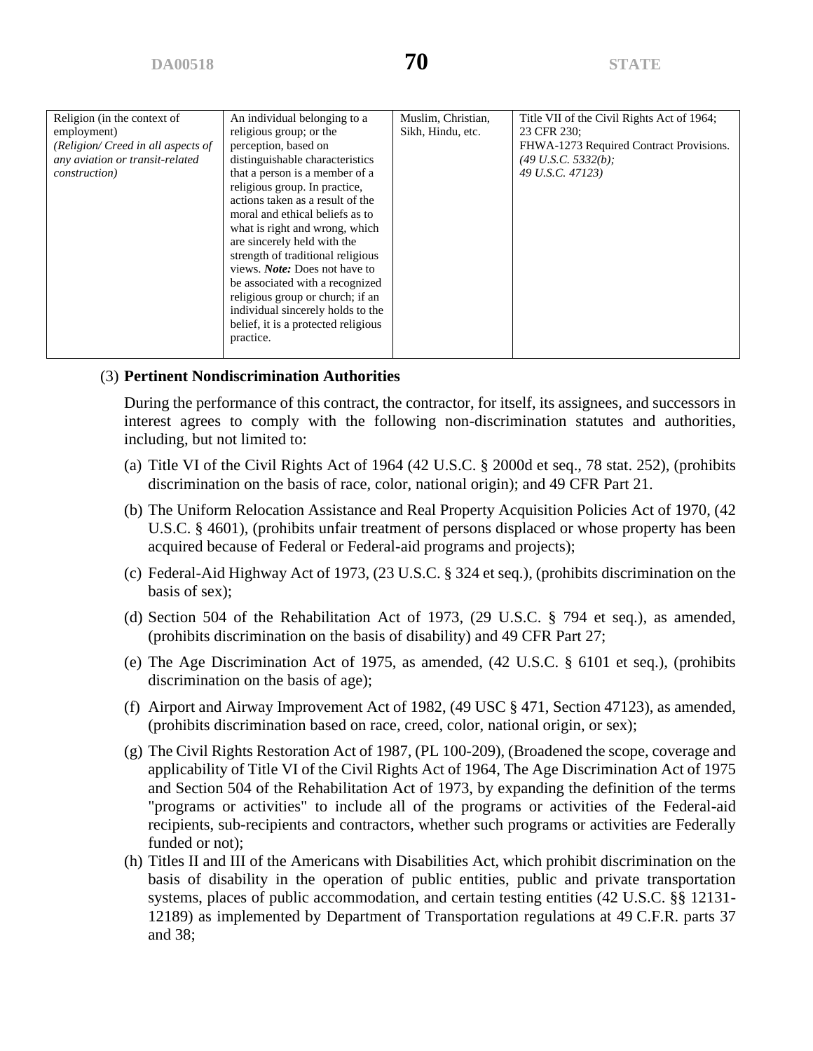| | | | |
|---|---|---|---|
| Religion (in the context of employment)<br>*(Religion/ Creed in all aspects of any aviation or transit-related construction)* | An individual belonging to a religious group; or the perception, based on distinguishable characteristics that a person is a member of a religious group. In practice, actions taken as a result of the moral and ethical beliefs as to what is right and wrong, which are sincerely held with the strength of traditional religious views. ***Note:*** Does not have to be associated with a recognized religious group or church; if an individual sincerely holds to the belief, it is a protected religious practice. | Muslim, Christian, Sikh, Hindu, etc. | Title VII of the Civil Rights Act of 1964;<br>23 CFR 230;<br>FHWA-1273 Required Contract Provisions.<br>*(49 U.S.C. 5332(b);*<br>*49 U.S.C. 47123)* |

(3) **Pertinent Nondiscrimination Authorities**

During the performance of this contract, the contractor, for itself, its assignees, and successors in interest agrees to comply with the following non-discrimination statutes and authorities, including, but not limited to:

(a) Title VI of the Civil Rights Act of 1964 (42 U.S.C. § 2000d et seq., 78 stat. 252), (prohibits discrimination on the basis of race, color, national origin); and 49 CFR Part 21.

(b) The Uniform Relocation Assistance and Real Property Acquisition Policies Act of 1970, (42 U.S.C. § 4601), (prohibits unfair treatment of persons displaced or whose property has been acquired because of Federal or Federal-aid programs and projects);

(c) Federal-Aid Highway Act of 1973, (23 U.S.C. § 324 et seq.), (prohibits discrimination on the basis of sex);

(d) Section 504 of the Rehabilitation Act of 1973, (29 U.S.C. § 794 et seq.), as amended, (prohibits discrimination on the basis of disability) and 49 CFR Part 27;

(e) The Age Discrimination Act of 1975, as amended, (42 U.S.C. § 6101 et seq.), (prohibits discrimination on the basis of age);

(f) Airport and Airway Improvement Act of 1982, (49 USC § 471, Section 47123), as amended, (prohibits discrimination based on race, creed, color, national origin, or sex);

(g) The Civil Rights Restoration Act of 1987, (PL 100-209), (Broadened the scope, coverage and applicability of Title VI of the Civil Rights Act of 1964, The Age Discrimination Act of 1975 and Section 504 of the Rehabilitation Act of 1973, by expanding the definition of the terms "programs or activities" to include all of the programs or activities of the Federal-aid recipients, sub-recipients and contractors, whether such programs or activities are Federally funded or not);

(h) Titles II and III of the Americans with Disabilities Act, which prohibit discrimination on the basis of disability in the operation of public entities, public and private transportation systems, places of public accommodation, and certain testing entities (42 U.S.C. §§ 12131-12189) as implemented by Department of Transportation regulations at 49 C.F.R. parts 37 and 38;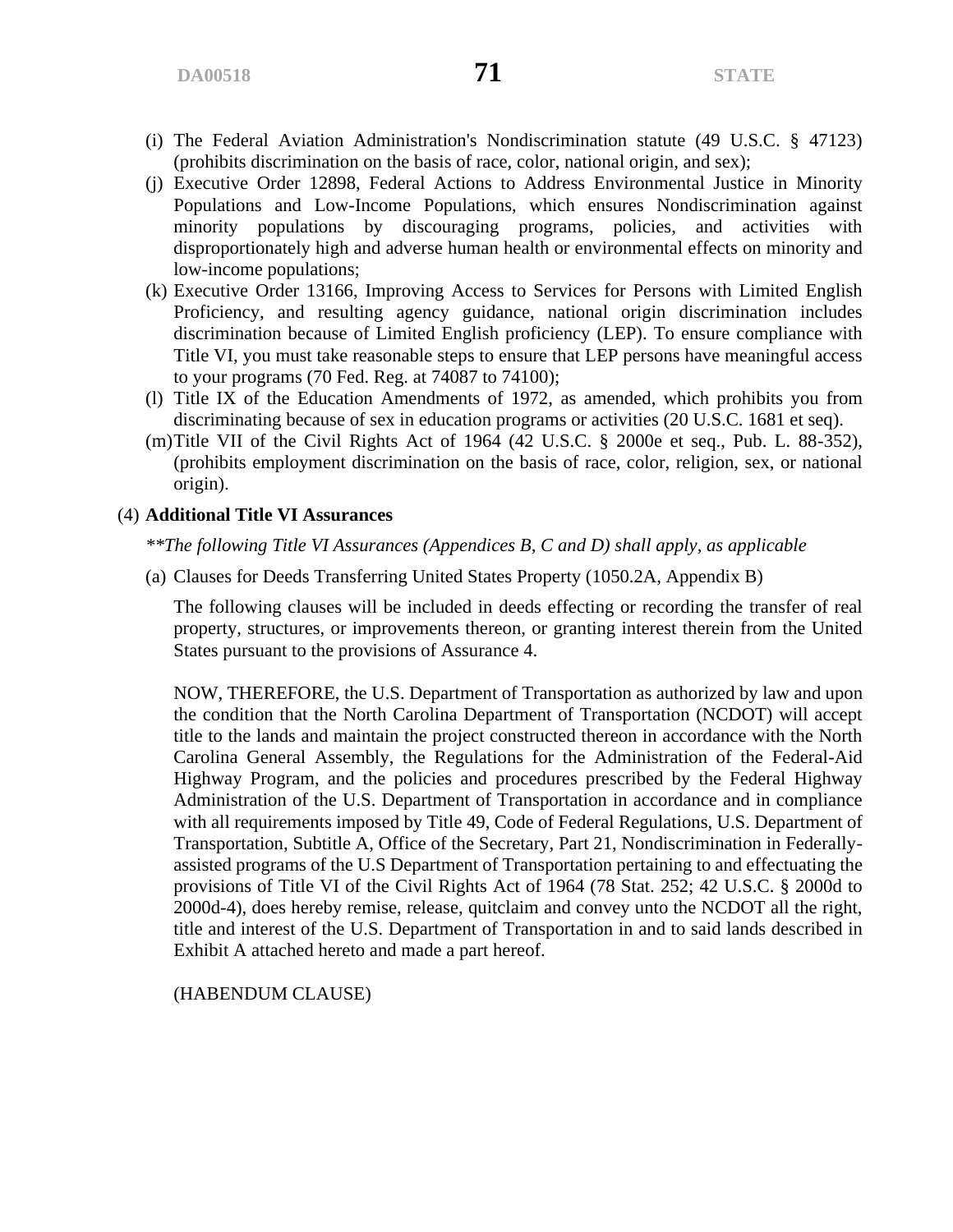(i) The Federal Aviation Administration's Nondiscrimination statute (49 U.S.C. § 47123) (prohibits discrimination on the basis of race, color, national origin, and sex);

(j) Executive Order 12898, Federal Actions to Address Environmental Justice in Minority Populations and Low-Income Populations, which ensures Nondiscrimination against minority populations by discouraging programs, policies, and activities with disproportionately high and adverse human health or environmental effects on minority and low-income populations;

(k) Executive Order 13166, Improving Access to Services for Persons with Limited English Proficiency, and resulting agency guidance, national origin discrimination includes discrimination because of Limited English proficiency (LEP). To ensure compliance with Title VI, you must take reasonable steps to ensure that LEP persons have meaningful access to your programs (70 Fed. Reg. at 74087 to 74100);

(l) Title IX of the Education Amendments of 1972, as amended, which prohibits you from discriminating because of sex in education programs or activities (20 U.S.C. 1681 et seq).

(m) Title VII of the Civil Rights Act of 1964 (42 U.S.C. § 2000e et seq., Pub. L. 88-352), (prohibits employment discrimination on the basis of race, color, religion, sex, or national origin).

(4) **Additional Title VI Assurances**

*\**The following Title VI Assurances (Appendices B, C and D) shall apply, as applicable*

(a) Clauses for Deeds Transferring United States Property (1050.2A, Appendix B)

The following clauses will be included in deeds effecting or recording the transfer of real property, structures, or improvements thereon, or granting interest therein from the United States pursuant to the provisions of Assurance 4.

NOW, THEREFORE, the U.S. Department of Transportation as authorized by law and upon the condition that the North Carolina Department of Transportation (NCDOT) will accept title to the lands and maintain the project constructed thereon in accordance with the North Carolina General Assembly, the Regulations for the Administration of the Federal-Aid Highway Program, and the policies and procedures prescribed by the Federal Highway Administration of the U.S. Department of Transportation in accordance and in compliance with all requirements imposed by Title 49, Code of Federal Regulations, U.S. Department of Transportation, Subtitle A, Office of the Secretary, Part 21, Nondiscrimination in Federally-assisted programs of the U.S Department of Transportation pertaining to and effectuating the provisions of Title VI of the Civil Rights Act of 1964 (78 Stat. 252; 42 U.S.C. § 2000d to 2000d-4), does hereby remise, release, quitclaim and convey unto the NCDOT all the right, title and interest of the U.S. Department of Transportation in and to said lands described in Exhibit A attached hereto and made a part hereof.

(HABENDUM CLAUSE)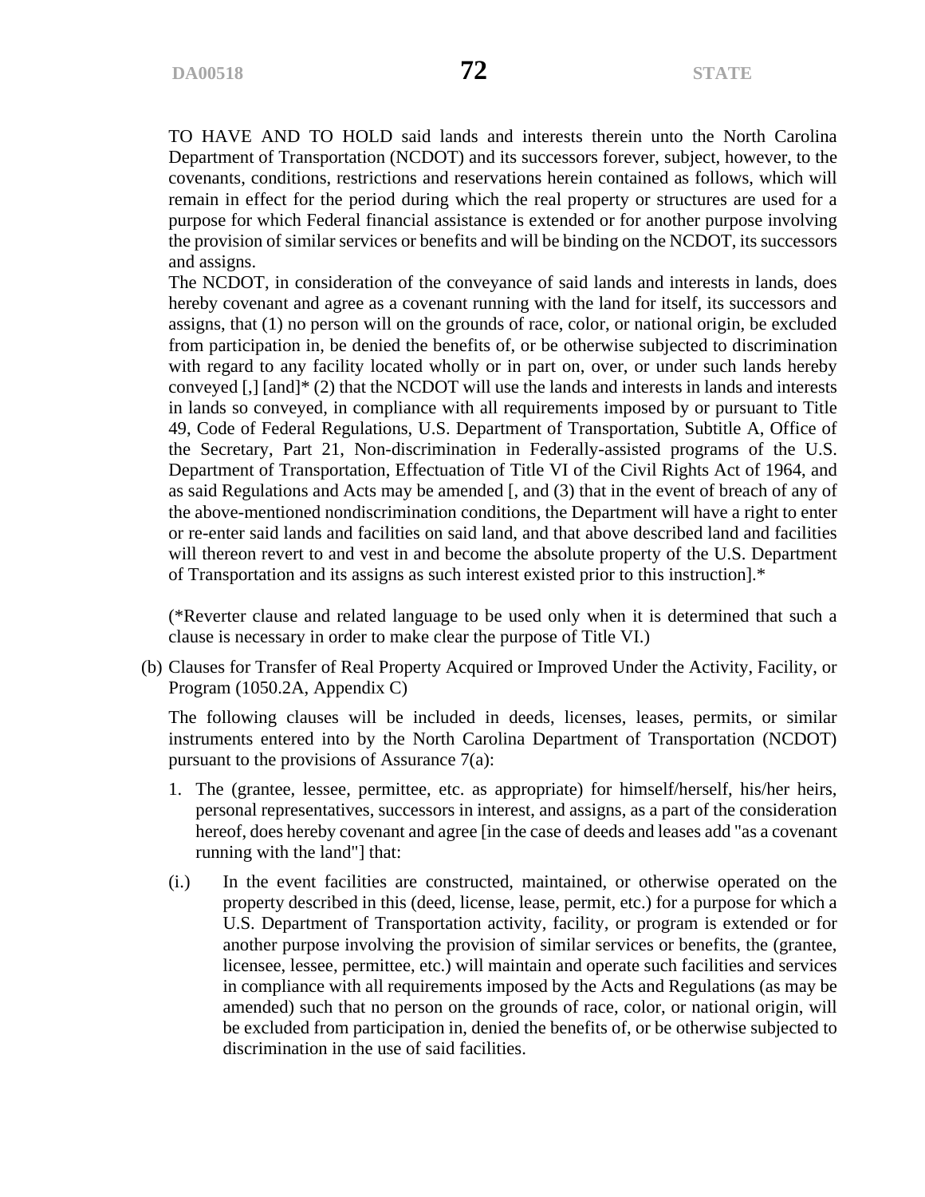TO HAVE AND TO HOLD said lands and interests therein unto the North Carolina Department of Transportation (NCDOT) and its successors forever, subject, however, to the covenants, conditions, restrictions and reservations herein contained as follows, which will remain in effect for the period during which the real property or structures are used for a purpose for which Federal financial assistance is extended or for another purpose involving the provision of similar services or benefits and will be binding on the NCDOT, its successors and assigns.

The NCDOT, in consideration of the conveyance of said lands and interests in lands, does hereby covenant and agree as a covenant running with the land for itself, its successors and assigns, that (1) no person will on the grounds of race, color, or national origin, be excluded from participation in, be denied the benefits of, or be otherwise subjected to discrimination with regard to any facility located wholly or in part on, over, or under such lands hereby conveyed [,] [and]* (2) that the NCDOT will use the lands and interests in lands and interests in lands so conveyed, in compliance with all requirements imposed by or pursuant to Title 49, Code of Federal Regulations, U.S. Department of Transportation, Subtitle A, Office of the Secretary, Part 21, Non-discrimination in Federally-assisted programs of the U.S. Department of Transportation, Effectuation of Title VI of the Civil Rights Act of 1964, and as said Regulations and Acts may be amended [, and (3) that in the event of breach of any of the above-mentioned nondiscrimination conditions, the Department will have a right to enter or re-enter said lands and facilities on said land, and that above described land and facilities will thereon revert to and vest in and become the absolute property of the U.S. Department of Transportation and its assigns as such interest existed prior to this instruction].*

(*Reverter clause and related language to be used only when it is determined that such a clause is necessary in order to make clear the purpose of Title VI.)

(b) Clauses for Transfer of Real Property Acquired or Improved Under the Activity, Facility, or Program (1050.2A, Appendix C)

The following clauses will be included in deeds, licenses, leases, permits, or similar instruments entered into by the North Carolina Department of Transportation (NCDOT) pursuant to the provisions of Assurance 7(a):

1. The (grantee, lessee, permittee, etc. as appropriate) for himself/herself, his/her heirs, personal representatives, successors in interest, and assigns, as a part of the consideration hereof, does hereby covenant and agree [in the case of deeds and leases add "as a covenant running with the land"] that:

(i.) In the event facilities are constructed, maintained, or otherwise operated on the property described in this (deed, license, lease, permit, etc.) for a purpose for which a U.S. Department of Transportation activity, facility, or program is extended or for another purpose involving the provision of similar services or benefits, the (grantee, licensee, lessee, permittee, etc.) will maintain and operate such facilities and services in compliance with all requirements imposed by the Acts and Regulations (as may be amended) such that no person on the grounds of race, color, or national origin, will be excluded from participation in, denied the benefits of, or be otherwise subjected to discrimination in the use of said facilities.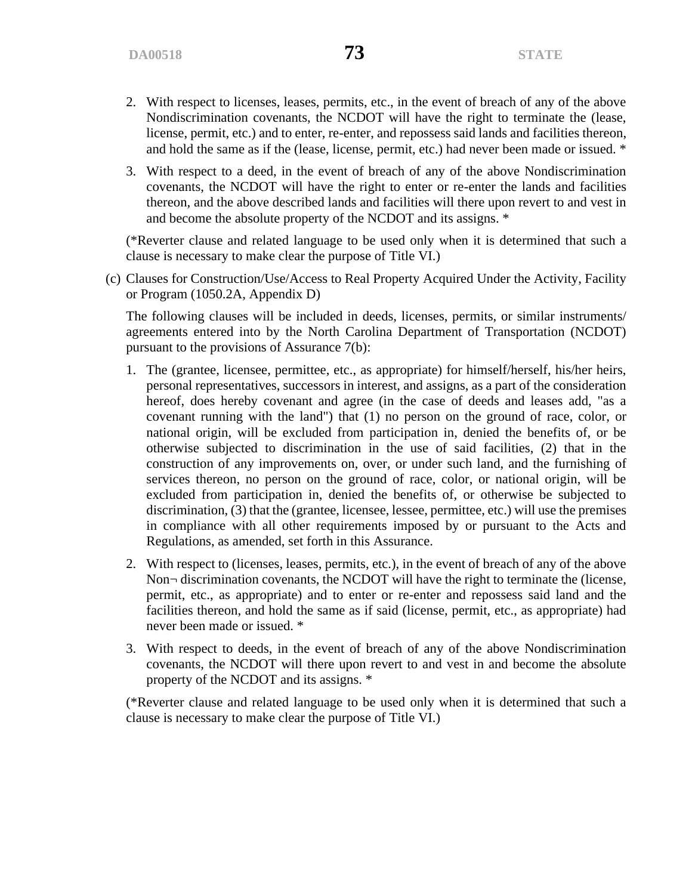2. With respect to licenses, leases, permits, etc., in the event of breach of any of the above Nondiscrimination covenants, the NCDOT will have the right to terminate the (lease, license, permit, etc.) and to enter, re-enter, and repossess said lands and facilities thereon, and hold the same as if the (lease, license, permit, etc.) had never been made or issued. *

3. With respect to a deed, in the event of breach of any of the above Nondiscrimination covenants, the NCDOT will have the right to enter or re-enter the lands and facilities thereon, and the above described lands and facilities will there upon revert to and vest in and become the absolute property of the NCDOT and its assigns. *

(*Reverter clause and related language to be used only when it is determined that such a clause is necessary to make clear the purpose of Title VI.)

(c) Clauses for Construction/Use/Access to Real Property Acquired Under the Activity, Facility or Program (1050.2A, Appendix D)

The following clauses will be included in deeds, licenses, permits, or similar instruments/ agreements entered into by the North Carolina Department of Transportation (NCDOT) pursuant to the provisions of Assurance 7(b):

1. The (grantee, licensee, permittee, etc., as appropriate) for himself/herself, his/her heirs, personal representatives, successors in interest, and assigns, as a part of the consideration hereof, does hereby covenant and agree (in the case of deeds and leases add, "as a covenant running with the land") that (1) no person on the ground of race, color, or national origin, will be excluded from participation in, denied the benefits of, or be otherwise subjected to discrimination in the use of said facilities, (2) that in the construction of any improvements on, over, or under such land, and the furnishing of services thereon, no person on the ground of race, color, or national origin, will be excluded from participation in, denied the benefits of, or otherwise be subjected to discrimination, (3) that the (grantee, licensee, lessee, permittee, etc.) will use the premises in compliance with all other requirements imposed by or pursuant to the Acts and Regulations, as amended, set forth in this Assurance.

2. With respect to (licenses, leases, permits, etc.), in the event of breach of any of the above Non¬ discrimination covenants, the NCDOT will have the right to terminate the (license, permit, etc., as appropriate) and to enter or re-enter and repossess said land and the facilities thereon, and hold the same as if said (license, permit, etc., as appropriate) had never been made or issued. *

3. With respect to deeds, in the event of breach of any of the above Nondiscrimination covenants, the NCDOT will there upon revert to and vest in and become the absolute property of the NCDOT and its assigns. *

(*Reverter clause and related language to be used only when it is determined that such a clause is necessary to make clear the purpose of Title VI.)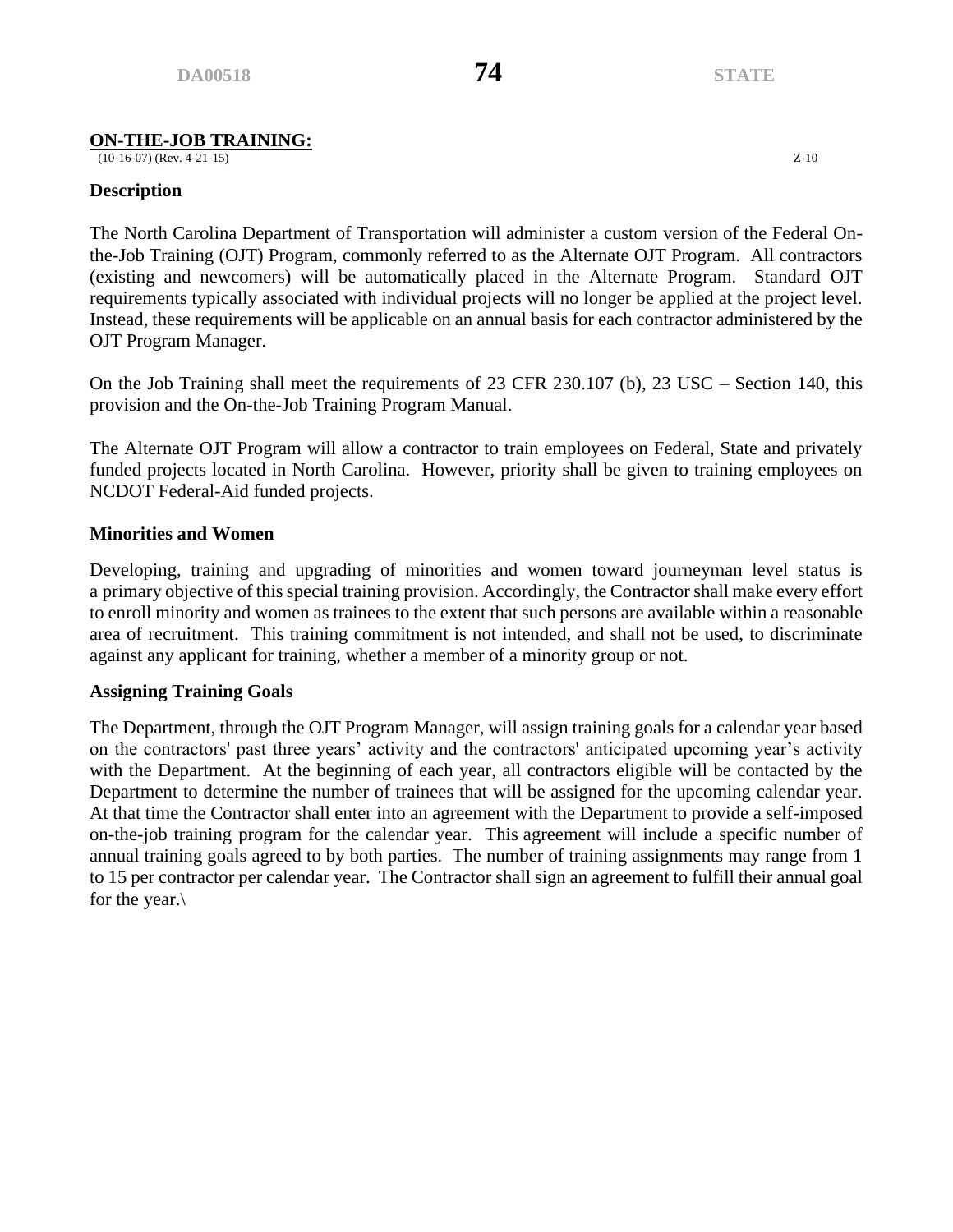## ON-THE-JOB TRAINING:

(10-16-07) (Rev. 4-21-15) Z-10

### Description

The North Carolina Department of Transportation will administer a custom version of the Federal On-the-Job Training (OJT) Program, commonly referred to as the Alternate OJT Program. All contractors (existing and newcomers) will be automatically placed in the Alternate Program. Standard OJT requirements typically associated with individual projects will no longer be applied at the project level. Instead, these requirements will be applicable on an annual basis for each contractor administered by the OJT Program Manager.

On the Job Training shall meet the requirements of 23 CFR 230.107 (b), 23 USC – Section 140, this provision and the On-the-Job Training Program Manual.

The Alternate OJT Program will allow a contractor to train employees on Federal, State and privately funded projects located in North Carolina. However, priority shall be given to training employees on NCDOT Federal-Aid funded projects.

### Minorities and Women

Developing, training and upgrading of minorities and women toward journeyman level status is a primary objective of this special training provision. Accordingly, the Contractor shall make every effort to enroll minority and women as trainees to the extent that such persons are available within a reasonable area of recruitment. This training commitment is not intended, and shall not be used, to discriminate against any applicant for training, whether a member of a minority group or not.

### Assigning Training Goals

The Department, through the OJT Program Manager, will assign training goals for a calendar year based on the contractors' past three years' activity and the contractors' anticipated upcoming year's activity with the Department. At the beginning of each year, all contractors eligible will be contacted by the Department to determine the number of trainees that will be assigned for the upcoming calendar year. At that time the Contractor shall enter into an agreement with the Department to provide a self-imposed on-the-job training program for the calendar year. This agreement will include a specific number of annual training goals agreed to by both parties. The number of training assignments may range from 1 to 15 per contractor per calendar year. The Contractor shall sign an agreement to fulfill their annual goal for the year.\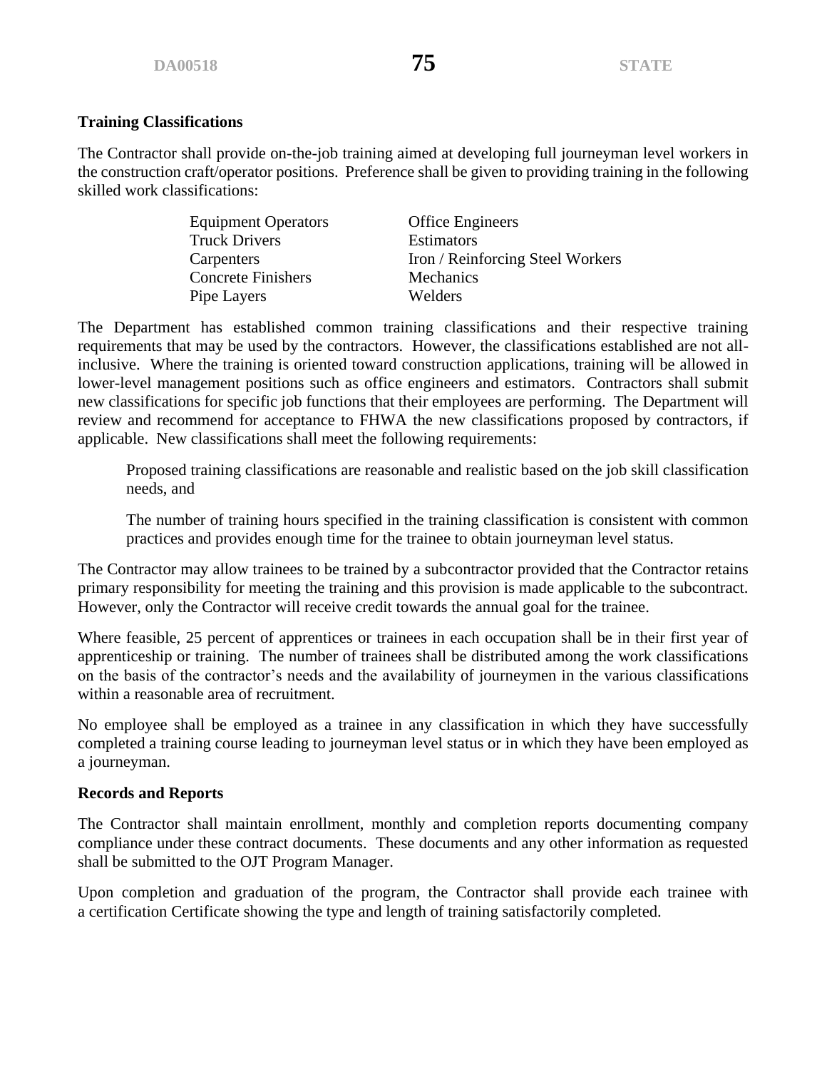**Training Classifications**

The Contractor shall provide on-the-job training aimed at developing full journeyman level workers in the construction craft/operator positions. Preference shall be given to providing training in the following skilled work classifications:

| | |
|---|---|
| Equipment Operators | Office Engineers |
| Truck Drivers | Estimators |
| Carpenters | Iron / Reinforcing Steel Workers |
| Concrete Finishers | Mechanics |
| Pipe Layers | Welders |

The Department has established common training classifications and their respective training requirements that may be used by the contractors. However, the classifications established are not all-inclusive. Where the training is oriented toward construction applications, training will be allowed in lower-level management positions such as office engineers and estimators. Contractors shall submit new classifications for specific job functions that their employees are performing. The Department will review and recommend for acceptance to FHWA the new classifications proposed by contractors, if applicable. New classifications shall meet the following requirements:

Proposed training classifications are reasonable and realistic based on the job skill classification needs, and

The number of training hours specified in the training classification is consistent with common practices and provides enough time for the trainee to obtain journeyman level status.

The Contractor may allow trainees to be trained by a subcontractor provided that the Contractor retains primary responsibility for meeting the training and this provision is made applicable to the subcontract. However, only the Contractor will receive credit towards the annual goal for the trainee.

Where feasible, 25 percent of apprentices or trainees in each occupation shall be in their first year of apprenticeship or training. The number of trainees shall be distributed among the work classifications on the basis of the contractor's needs and the availability of journeymen in the various classifications within a reasonable area of recruitment.

No employee shall be employed as a trainee in any classification in which they have successfully completed a training course leading to journeyman level status or in which they have been employed as a journeyman.

**Records and Reports**

The Contractor shall maintain enrollment, monthly and completion reports documenting company compliance under these contract documents. These documents and any other information as requested shall be submitted to the OJT Program Manager.

Upon completion and graduation of the program, the Contractor shall provide each trainee with a certification Certificate showing the type and length of training satisfactorily completed.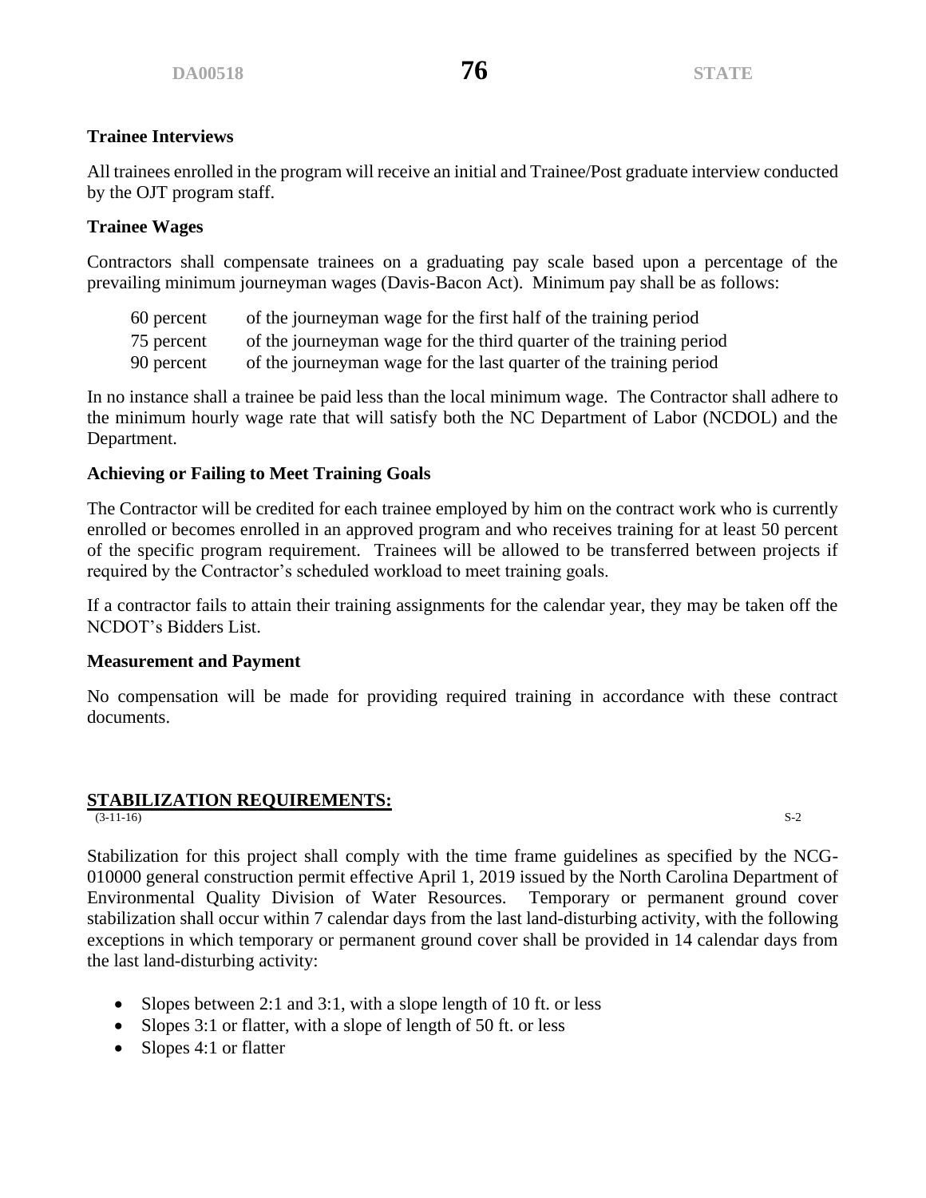**Trainee Interviews**

All trainees enrolled in the program will receive an initial and Trainee/Post graduate interview conducted by the OJT program staff.

**Trainee Wages**

Contractors shall compensate trainees on a graduating pay scale based upon a percentage of the prevailing minimum journeyman wages (Davis-Bacon Act). Minimum pay shall be as follows:

| | |
|---|---|
| 60 percent | of the journeyman wage for the first half of the training period |
| 75 percent | of the journeyman wage for the third quarter of the training period |
| 90 percent | of the journeyman wage for the last quarter of the training period |

In no instance shall a trainee be paid less than the local minimum wage. The Contractor shall adhere to the minimum hourly wage rate that will satisfy both the NC Department of Labor (NCDOL) and the Department.

**Achieving or Failing to Meet Training Goals**

The Contractor will be credited for each trainee employed by him on the contract work who is currently enrolled or becomes enrolled in an approved program and who receives training for at least 50 percent of the specific program requirement. Trainees will be allowed to be transferred between projects if required by the Contractor's scheduled workload to meet training goals.

If a contractor fails to attain their training assignments for the calendar year, they may be taken off the NCDOT's Bidders List.

**Measurement and Payment**

No compensation will be made for providing required training in accordance with these contract documents.

## STABILIZATION REQUIREMENTS:

(3-11-16) S-2

Stabilization for this project shall comply with the time frame guidelines as specified by the NCG-010000 general construction permit effective April 1, 2019 issued by the North Carolina Department of Environmental Quality Division of Water Resources. Temporary or permanent ground cover stabilization shall occur within 7 calendar days from the last land-disturbing activity, with the following exceptions in which temporary or permanent ground cover shall be provided in 14 calendar days from the last land-disturbing activity:

- Slopes between 2:1 and 3:1, with a slope length of 10 ft. or less
- Slopes 3:1 or flatter, with a slope of length of 50 ft. or less
- Slopes 4:1 or flatter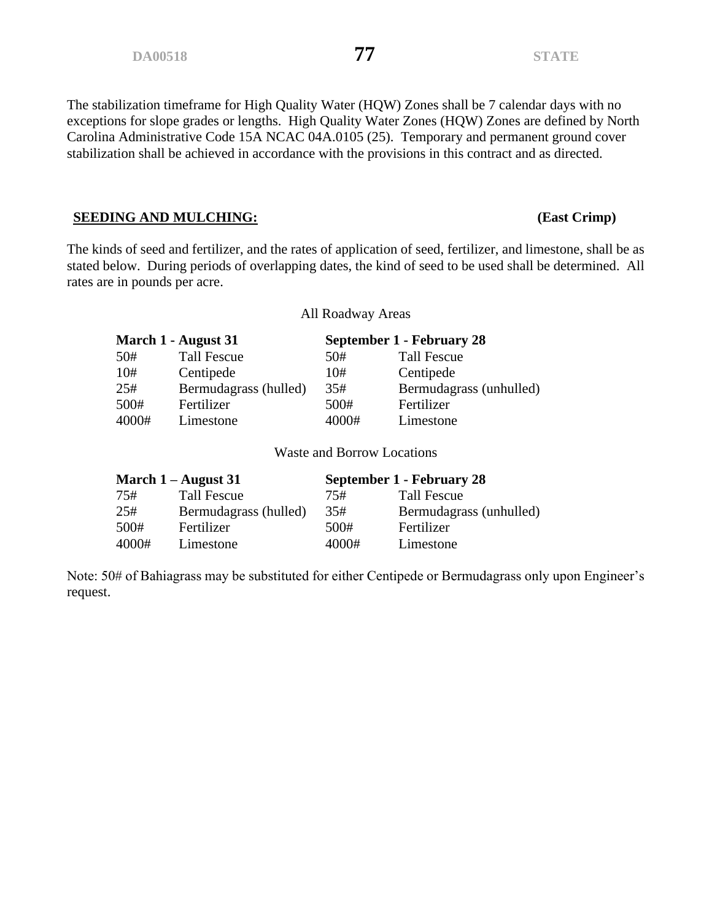The stabilization timeframe for High Quality Water (HQW) Zones shall be 7 calendar days with no exceptions for slope grades or lengths. High Quality Water Zones (HQW) Zones are defined by North Carolina Administrative Code 15A NCAC 04A.0105 (25). Temporary and permanent ground cover stabilization shall be achieved in accordance with the provisions in this contract and as directed.

**SEEDING AND MULCHING:** **(East Crimp)**

The kinds of seed and fertilizer, and the rates of application of seed, fertilizer, and limestone, shall be as stated below. During periods of overlapping dates, the kind of seed to be used shall be determined. All rates are in pounds per acre.

All Roadway Areas

| March 1 - August 31 | | September 1 - February 28 | |
|---|---|---|---|
| 50# | Tall Fescue | 50# | Tall Fescue |
| 10# | Centipede | 10# | Centipede |
| 25# | Bermudagrass (hulled) | 35# | Bermudagrass (unhulled) |
| 500# | Fertilizer | 500# | Fertilizer |
| 4000# | Limestone | 4000# | Limestone |

Waste and Borrow Locations

| March 1 – August 31 | | September 1 - February 28 | |
|---|---|---|---|
| 75# | Tall Fescue | 75# | Tall Fescue |
| 25# | Bermudagrass (hulled) | 35# | Bermudagrass (unhulled) |
| 500# | Fertilizer | 500# | Fertilizer |
| 4000# | Limestone | 4000# | Limestone |

Note: 50# of Bahiagrass may be substituted for either Centipede or Bermudagrass only upon Engineer's request.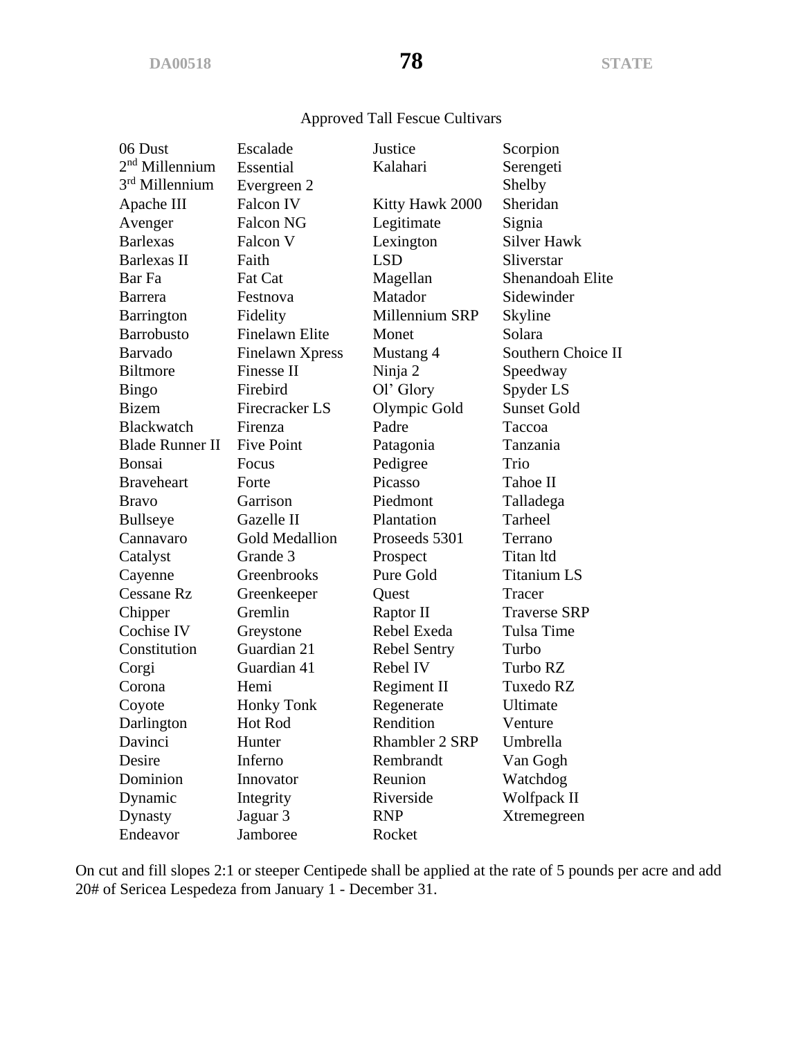Approved Tall Fescue Cultivars

- 06 Dust
- 2nd Millennium
- 3rd Millennium
- Apache III
- Avenger
- Barlexas
- Barlexas II
- Bar Fa
- Barrera
- Barrington
- Barrobusto
- Barvado
- Biltmore
- Bingo
- Bizem
- Blackwatch
- Blade Runner II
- Bonsai
- Braveheart
- Bravo
- Bullseye
- Cannavaro
- Catalyst
- Cayenne
- Cessane Rz
- Chipper
- Cochise IV
- Constitution
- Corgi
- Corona
- Coyote
- Darlington
- Davinci
- Desire
- Dominion
- Dynamic
- Dynasty
- Endeavor
- Escalade
- Essential
- Evergreen 2
- Falcon IV
- Falcon NG
- Falcon V
- Faith
- Fat Cat
- Festnova
- Fidelity
- Finelawn Elite
- Finelawn Xpress
- Finesse II
- Firebird
- Firecracker LS
- Firenza
- Five Point
- Focus
- Forte
- Garrison
- Gazelle II
- Gold Medallion
- Grande 3
- Greenbrooks
- Greenkeeper
- Gremlin
- Greystone
- Guardian 21
- Guardian 41
- Hemi
- Honky Tonk
- Hot Rod
- Hunter
- Inferno
- Innovator
- Integrity
- Jaguar 3
- Jamboree
- Justice
- Kalahari
- Kitty Hawk 2000
- Legitimate
- Lexington
- LSD
- Magellan
- Matador
- Millennium SRP
- Monet
- Mustang 4
- Ninja 2
- Ol' Glory
- Olympic Gold
- Padre
- Patagonia
- Pedigree
- Picasso
- Piedmont
- Plantation
- Proseeds 5301
- Prospect
- Pure Gold
- Quest
- Raptor II
- Rebel Exeda
- Rebel Sentry
- Rebel IV
- Regiment II
- Regenerate
- Rendition
- Rhambler 2 SRP
- Rembrandt
- Reunion
- Riverside
- RNP
- Rocket
- Scorpion
- Serengeti
- Shelby
- Sheridan
- Signia
- Silver Hawk
- Sliverstar
- Shenandoah Elite
- Sidewinder
- Skyline
- Solara
- Southern Choice II
- Speedway
- Spyder LS
- Sunset Gold
- Taccoa
- Tanzania
- Trio
- Tahoe II
- Talladega
- Tarheel
- Terrano
- Titan ltd
- Titanium LS
- Tracer
- Traverse SRP
- Tulsa Time
- Turbo
- Turbo RZ
- Tuxedo RZ
- Ultimate
- Venture
- Umbrella
- Van Gogh
- Watchdog
- Wolfpack II
- Xtremegreen

On cut and fill slopes 2:1 or steeper Centipede shall be applied at the rate of 5 pounds per acre and add 20# of Sericea Lespedeza from January 1 - December 31.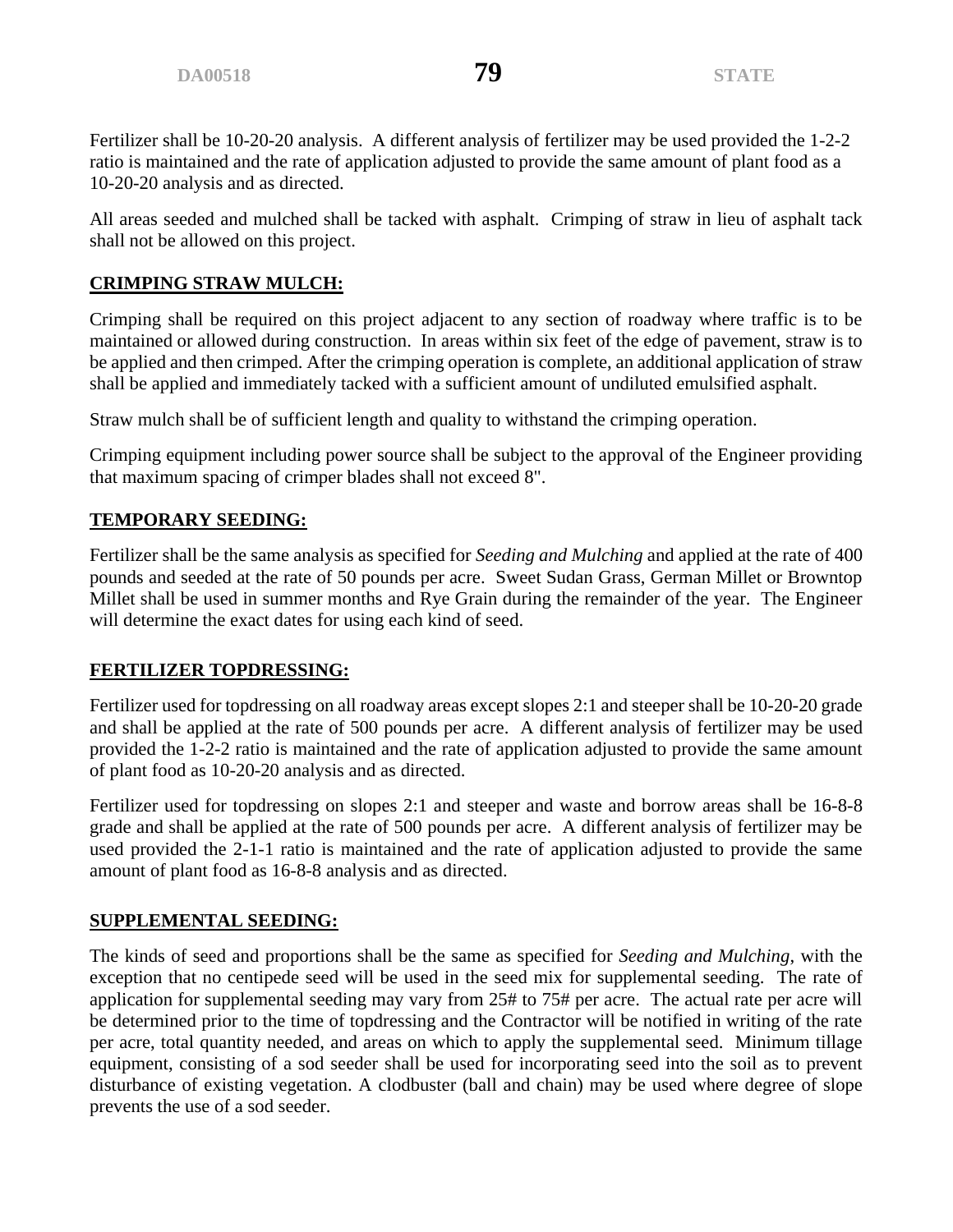Fertilizer shall be 10-20-20 analysis. A different analysis of fertilizer may be used provided the 1-2-2 ratio is maintained and the rate of application adjusted to provide the same amount of plant food as a 10-20-20 analysis and as directed.

All areas seeded and mulched shall be tacked with asphalt. Crimping of straw in lieu of asphalt tack shall not be allowed on this project.

## CRIMPING STRAW MULCH:

Crimping shall be required on this project adjacent to any section of roadway where traffic is to be maintained or allowed during construction. In areas within six feet of the edge of pavement, straw is to be applied and then crimped. After the crimping operation is complete, an additional application of straw shall be applied and immediately tacked with a sufficient amount of undiluted emulsified asphalt.

Straw mulch shall be of sufficient length and quality to withstand the crimping operation.

Crimping equipment including power source shall be subject to the approval of the Engineer providing that maximum spacing of crimper blades shall not exceed 8".

## TEMPORARY SEEDING:

Fertilizer shall be the same analysis as specified for *Seeding and Mulching* and applied at the rate of 400 pounds and seeded at the rate of 50 pounds per acre. Sweet Sudan Grass, German Millet or Browntop Millet shall be used in summer months and Rye Grain during the remainder of the year. The Engineer will determine the exact dates for using each kind of seed.

## FERTILIZER TOPDRESSING:

Fertilizer used for topdressing on all roadway areas except slopes 2:1 and steeper shall be 10-20-20 grade and shall be applied at the rate of 500 pounds per acre. A different analysis of fertilizer may be used provided the 1-2-2 ratio is maintained and the rate of application adjusted to provide the same amount of plant food as 10-20-20 analysis and as directed.

Fertilizer used for topdressing on slopes 2:1 and steeper and waste and borrow areas shall be 16-8-8 grade and shall be applied at the rate of 500 pounds per acre. A different analysis of fertilizer may be used provided the 2-1-1 ratio is maintained and the rate of application adjusted to provide the same amount of plant food as 16-8-8 analysis and as directed.

## SUPPLEMENTAL SEEDING:

The kinds of seed and proportions shall be the same as specified for *Seeding and Mulching*, with the exception that no centipede seed will be used in the seed mix for supplemental seeding. The rate of application for supplemental seeding may vary from 25# to 75# per acre. The actual rate per acre will be determined prior to the time of topdressing and the Contractor will be notified in writing of the rate per acre, total quantity needed, and areas on which to apply the supplemental seed. Minimum tillage equipment, consisting of a sod seeder shall be used for incorporating seed into the soil as to prevent disturbance of existing vegetation. A clodbuster (ball and chain) may be used where degree of slope prevents the use of a sod seeder.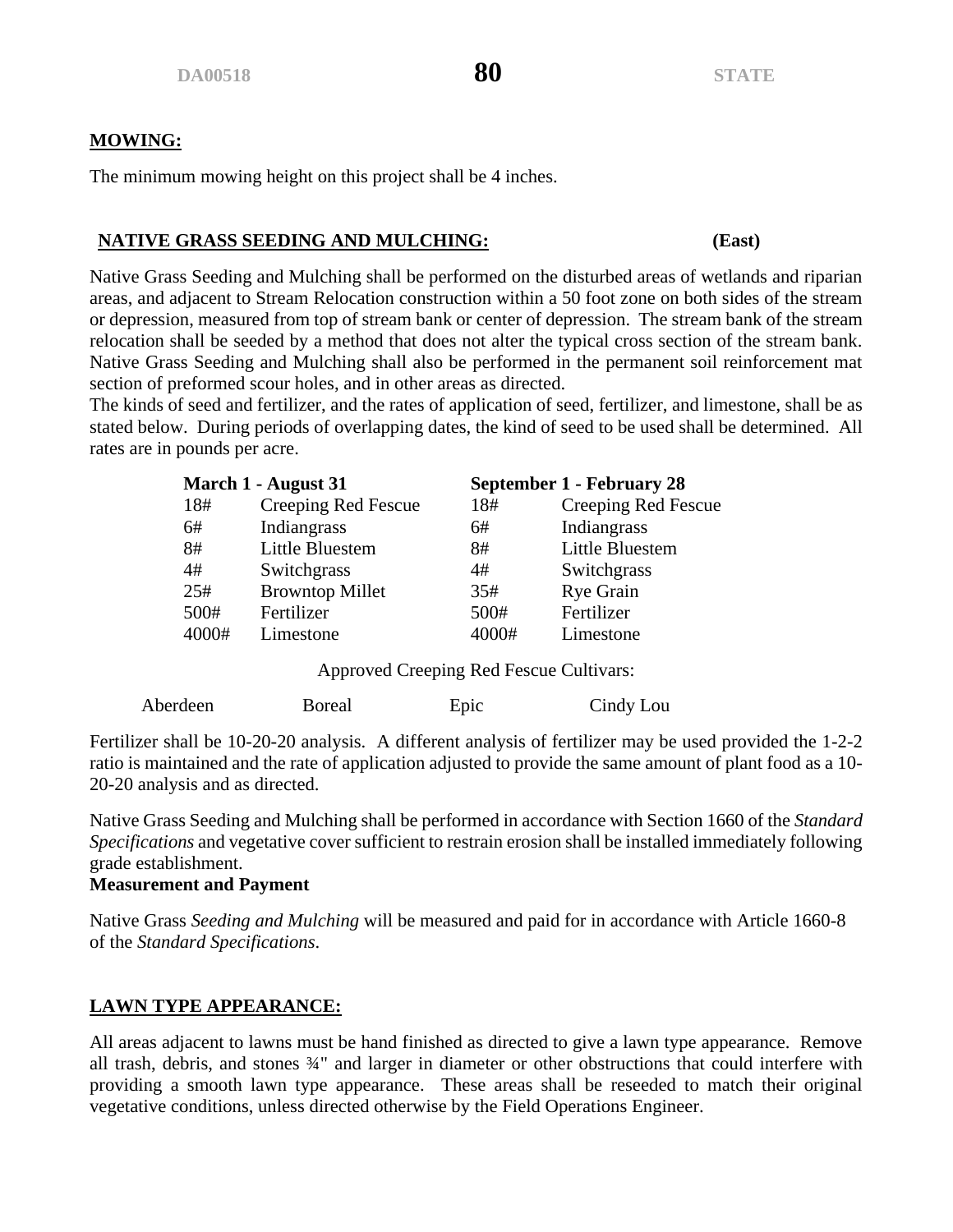## MOWING:

The minimum mowing height on this project shall be 4 inches.

## NATIVE GRASS SEEDING AND MULCHING: (East)

Native Grass Seeding and Mulching shall be performed on the disturbed areas of wetlands and riparian areas, and adjacent to Stream Relocation construction within a 50 foot zone on both sides of the stream or depression, measured from top of stream bank or center of depression. The stream bank of the stream relocation shall be seeded by a method that does not alter the typical cross section of the stream bank. Native Grass Seeding and Mulching shall also be performed in the permanent soil reinforcement mat section of preformed scour holes, and in other areas as directed.

The kinds of seed and fertilizer, and the rates of application of seed, fertilizer, and limestone, shall be as stated below. During periods of overlapping dates, the kind of seed to be used shall be determined. All rates are in pounds per acre.

| March 1 - August 31 | | September 1 - February 28 | |
|---|---|---|---|
| 18# | Creeping Red Fescue | 18# | Creeping Red Fescue |
| 6# | Indiangrass | 6# | Indiangrass |
| 8# | Little Bluestem | 8# | Little Bluestem |
| 4# | Switchgrass | 4# | Switchgrass |
| 25# | Browntop Millet | 35# | Rye Grain |
| 500# | Fertilizer | 500# | Fertilizer |
| 4000# | Limestone | 4000# | Limestone |

Approved Creeping Red Fescue Cultivars:

| Aberdeen | Boreal | Epic | Cindy Lou |
|---|---|---|---|

Fertilizer shall be 10-20-20 analysis. A different analysis of fertilizer may be used provided the 1-2-2 ratio is maintained and the rate of application adjusted to provide the same amount of plant food as a 10-20-20 analysis and as directed.

Native Grass Seeding and Mulching shall be performed in accordance with Section 1660 of the *Standard Specifications* and vegetative cover sufficient to restrain erosion shall be installed immediately following grade establishment.

**Measurement and Payment**

Native Grass *Seeding and Mulching* will be measured and paid for in accordance with Article 1660-8 of the *Standard Specifications*.

## LAWN TYPE APPEARANCE:

All areas adjacent to lawns must be hand finished as directed to give a lawn type appearance. Remove all trash, debris, and stones ¾" and larger in diameter or other obstructions that could interfere with providing a smooth lawn type appearance. These areas shall be reseeded to match their original vegetative conditions, unless directed otherwise by the Field Operations Engineer.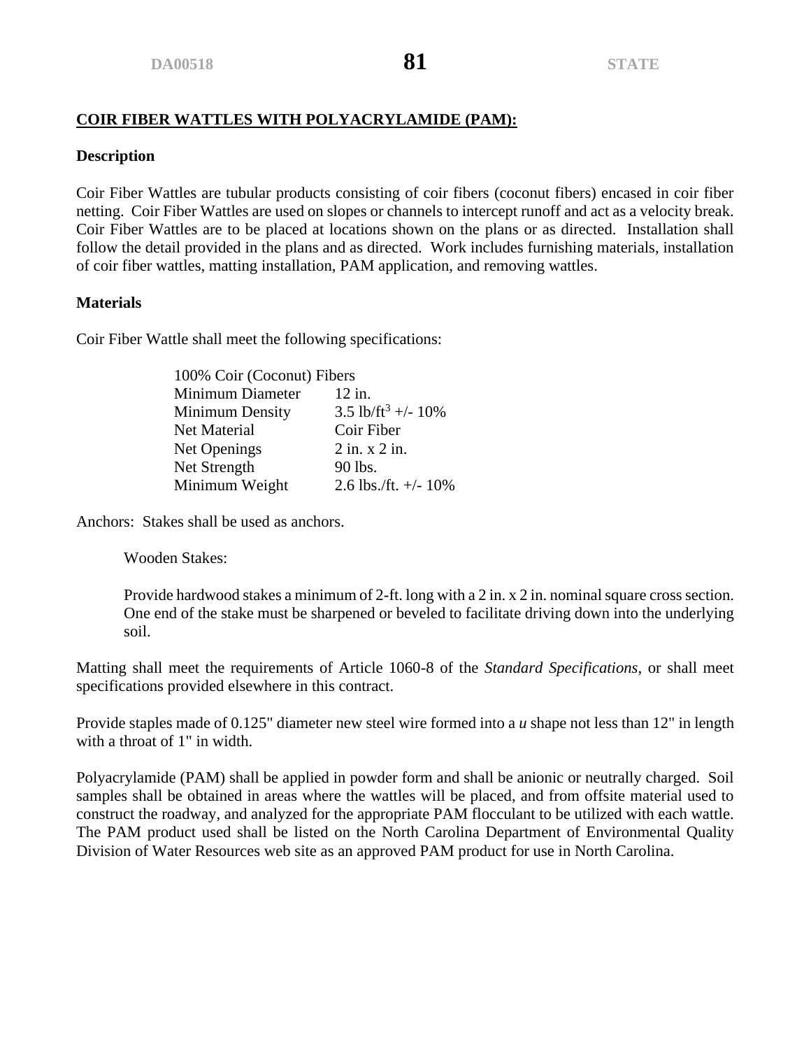## COIR FIBER WATTLES WITH POLYACRYLAMIDE (PAM):

### Description

Coir Fiber Wattles are tubular products consisting of coir fibers (coconut fibers) encased in coir fiber netting. Coir Fiber Wattles are used on slopes or channels to intercept runoff and act as a velocity break. Coir Fiber Wattles are to be placed at locations shown on the plans or as directed. Installation shall follow the detail provided in the plans and as directed. Work includes furnishing materials, installation of coir fiber wattles, matting installation, PAM application, and removing wattles.

### Materials

Coir Fiber Wattle shall meet the following specifications:

| 100% Coir (Coconut) Fibers | |
|---|---|
| Minimum Diameter | 12 in. |
| Minimum Density | 3.5 lb/ft$^3$ +/- 10% |
| Net Material | Coir Fiber |
| Net Openings | 2 in. x 2 in. |
| Net Strength | 90 lbs. |
| Minimum Weight | 2.6 lbs./ft. +/- 10% |

Anchors: Stakes shall be used as anchors.

Wooden Stakes:

Provide hardwood stakes a minimum of 2-ft. long with a 2 in. x 2 in. nominal square cross section. One end of the stake must be sharpened or beveled to facilitate driving down into the underlying soil.

Matting shall meet the requirements of Article 1060-8 of the *Standard Specifications*, or shall meet specifications provided elsewhere in this contract.

Provide staples made of 0.125" diameter new steel wire formed into a *u* shape not less than 12" in length with a throat of 1" in width.

Polyacrylamide (PAM) shall be applied in powder form and shall be anionic or neutrally charged. Soil samples shall be obtained in areas where the wattles will be placed, and from offsite material used to construct the roadway, and analyzed for the appropriate PAM flocculant to be utilized with each wattle. The PAM product used shall be listed on the North Carolina Department of Environmental Quality Division of Water Resources web site as an approved PAM product for use in North Carolina.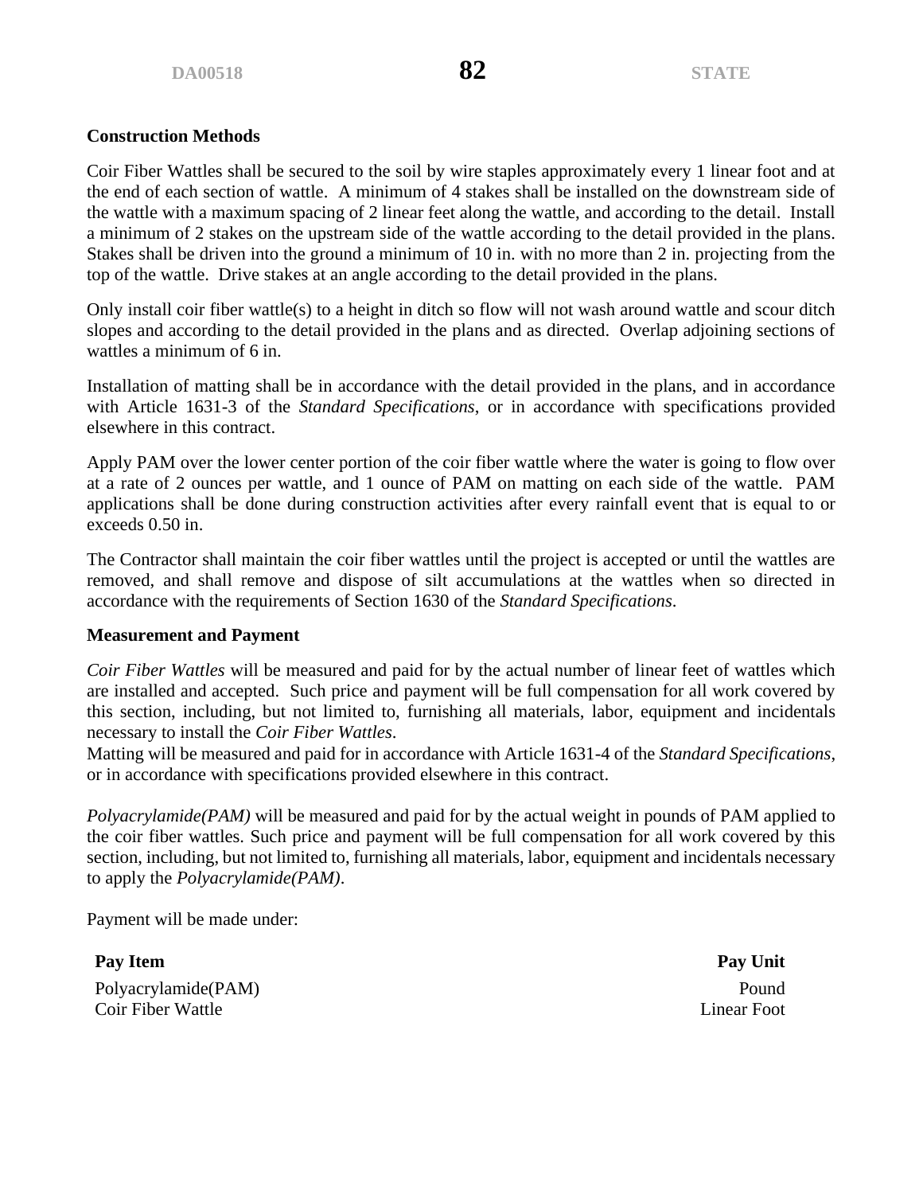**Construction Methods**

Coir Fiber Wattles shall be secured to the soil by wire staples approximately every 1 linear foot and at the end of each section of wattle. A minimum of 4 stakes shall be installed on the downstream side of the wattle with a maximum spacing of 2 linear feet along the wattle, and according to the detail. Install a minimum of 2 stakes on the upstream side of the wattle according to the detail provided in the plans. Stakes shall be driven into the ground a minimum of 10 in. with no more than 2 in. projecting from the top of the wattle. Drive stakes at an angle according to the detail provided in the plans.

Only install coir fiber wattle(s) to a height in ditch so flow will not wash around wattle and scour ditch slopes and according to the detail provided in the plans and as directed. Overlap adjoining sections of wattles a minimum of 6 in.

Installation of matting shall be in accordance with the detail provided in the plans, and in accordance with Article 1631-3 of the *Standard Specifications*, or in accordance with specifications provided elsewhere in this contract.

Apply PAM over the lower center portion of the coir fiber wattle where the water is going to flow over at a rate of 2 ounces per wattle, and 1 ounce of PAM on matting on each side of the wattle. PAM applications shall be done during construction activities after every rainfall event that is equal to or exceeds 0.50 in.

The Contractor shall maintain the coir fiber wattles until the project is accepted or until the wattles are removed, and shall remove and dispose of silt accumulations at the wattles when so directed in accordance with the requirements of Section 1630 of the *Standard Specifications*.

**Measurement and Payment**

*Coir Fiber Wattles* will be measured and paid for by the actual number of linear feet of wattles which are installed and accepted. Such price and payment will be full compensation for all work covered by this section, including, but not limited to, furnishing all materials, labor, equipment and incidentals necessary to install the *Coir Fiber Wattles*.
Matting will be measured and paid for in accordance with Article 1631-4 of the *Standard Specifications*, or in accordance with specifications provided elsewhere in this contract.

*Polyacrylamide(PAM)* will be measured and paid for by the actual weight in pounds of PAM applied to the coir fiber wattles. Such price and payment will be full compensation for all work covered by this section, including, but not limited to, furnishing all materials, labor, equipment and incidentals necessary to apply the *Polyacrylamide(PAM)*.

Payment will be made under:

| Pay Item | Pay Unit |
|---|---|
| Polyacrylamide(PAM) | Pound |
| Coir Fiber Wattle | Linear Foot |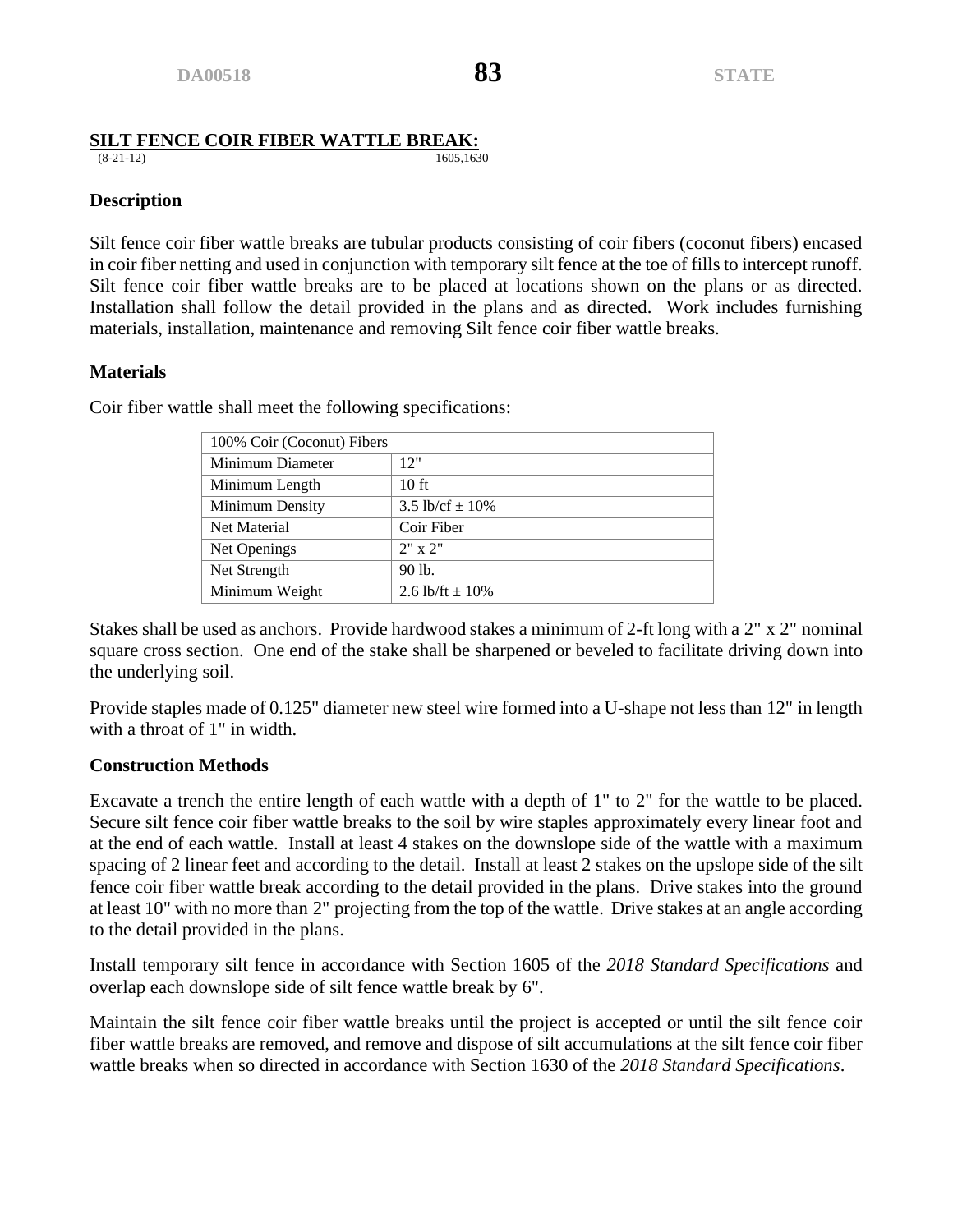## SILT FENCE COIR FIBER WATTLE BREAK:

(8-21-12) 1605,1630

### Description

Silt fence coir fiber wattle breaks are tubular products consisting of coir fibers (coconut fibers) encased in coir fiber netting and used in conjunction with temporary silt fence at the toe of fills to intercept runoff. Silt fence coir fiber wattle breaks are to be placed at locations shown on the plans or as directed. Installation shall follow the detail provided in the plans and as directed. Work includes furnishing materials, installation, maintenance and removing Silt fence coir fiber wattle breaks.

### Materials

Coir fiber wattle shall meet the following specifications:

| 100% Coir (Coconut) Fibers | |
|---|---|
| Minimum Diameter | 12" |
| Minimum Length | 10 ft |
| Minimum Density | 3.5 lb/cf ± 10% |
| Net Material | Coir Fiber |
| Net Openings | 2" x 2" |
| Net Strength | 90 lb. |
| Minimum Weight | 2.6 lb/ft ± 10% |

Stakes shall be used as anchors. Provide hardwood stakes a minimum of 2-ft long with a 2" x 2" nominal square cross section. One end of the stake shall be sharpened or beveled to facilitate driving down into the underlying soil.

Provide staples made of 0.125" diameter new steel wire formed into a U-shape not less than 12" in length with a throat of 1" in width.

### Construction Methods

Excavate a trench the entire length of each wattle with a depth of 1" to 2" for the wattle to be placed. Secure silt fence coir fiber wattle breaks to the soil by wire staples approximately every linear foot and at the end of each wattle. Install at least 4 stakes on the downslope side of the wattle with a maximum spacing of 2 linear feet and according to the detail. Install at least 2 stakes on the upslope side of the silt fence coir fiber wattle break according to the detail provided in the plans. Drive stakes into the ground at least 10" with no more than 2" projecting from the top of the wattle. Drive stakes at an angle according to the detail provided in the plans.

Install temporary silt fence in accordance with Section 1605 of the *2018 Standard Specifications* and overlap each downslope side of silt fence wattle break by 6".

Maintain the silt fence coir fiber wattle breaks until the project is accepted or until the silt fence coir fiber wattle breaks are removed, and remove and dispose of silt accumulations at the silt fence coir fiber wattle breaks when so directed in accordance with Section 1630 of the *2018 Standard Specifications*.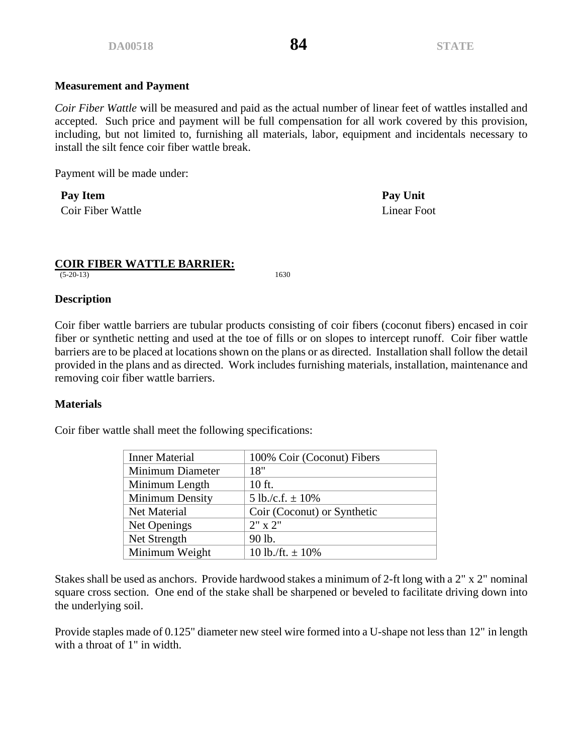### Measurement and Payment

*Coir Fiber Wattle* will be measured and paid as the actual number of linear feet of wattles installed and accepted. Such price and payment will be full compensation for all work covered by this provision, including, but not limited to, furnishing all materials, labor, equipment and incidentals necessary to install the silt fence coir fiber wattle break.

Payment will be made under:

| **Pay Item** | **Pay Unit** |
|---|---|
| Coir Fiber Wattle | Linear Foot |

## COIR FIBER WATTLE BARRIER:

(5-20-13) 1630

### Description

Coir fiber wattle barriers are tubular products consisting of coir fibers (coconut fibers) encased in coir fiber or synthetic netting and used at the toe of fills or on slopes to intercept runoff. Coir fiber wattle barriers are to be placed at locations shown on the plans or as directed. Installation shall follow the detail provided in the plans and as directed. Work includes furnishing materials, installation, maintenance and removing coir fiber wattle barriers.

### Materials

Coir fiber wattle shall meet the following specifications:

| Inner Material | 100% Coir (Coconut) Fibers |
|---|---|
| Minimum Diameter | 18" |
| Minimum Length | 10 ft. |
| Minimum Density | 5 lb./c.f. ± 10% |
| Net Material | Coir (Coconut) or Synthetic |
| Net Openings | 2" x 2" |
| Net Strength | 90 lb. |
| Minimum Weight | 10 lb./ft. ± 10% |

Stakes shall be used as anchors. Provide hardwood stakes a minimum of 2-ft long with a 2" x 2" nominal square cross section. One end of the stake shall be sharpened or beveled to facilitate driving down into the underlying soil.

Provide staples made of 0.125" diameter new steel wire formed into a U-shape not less than 12" in length with a throat of 1" in width.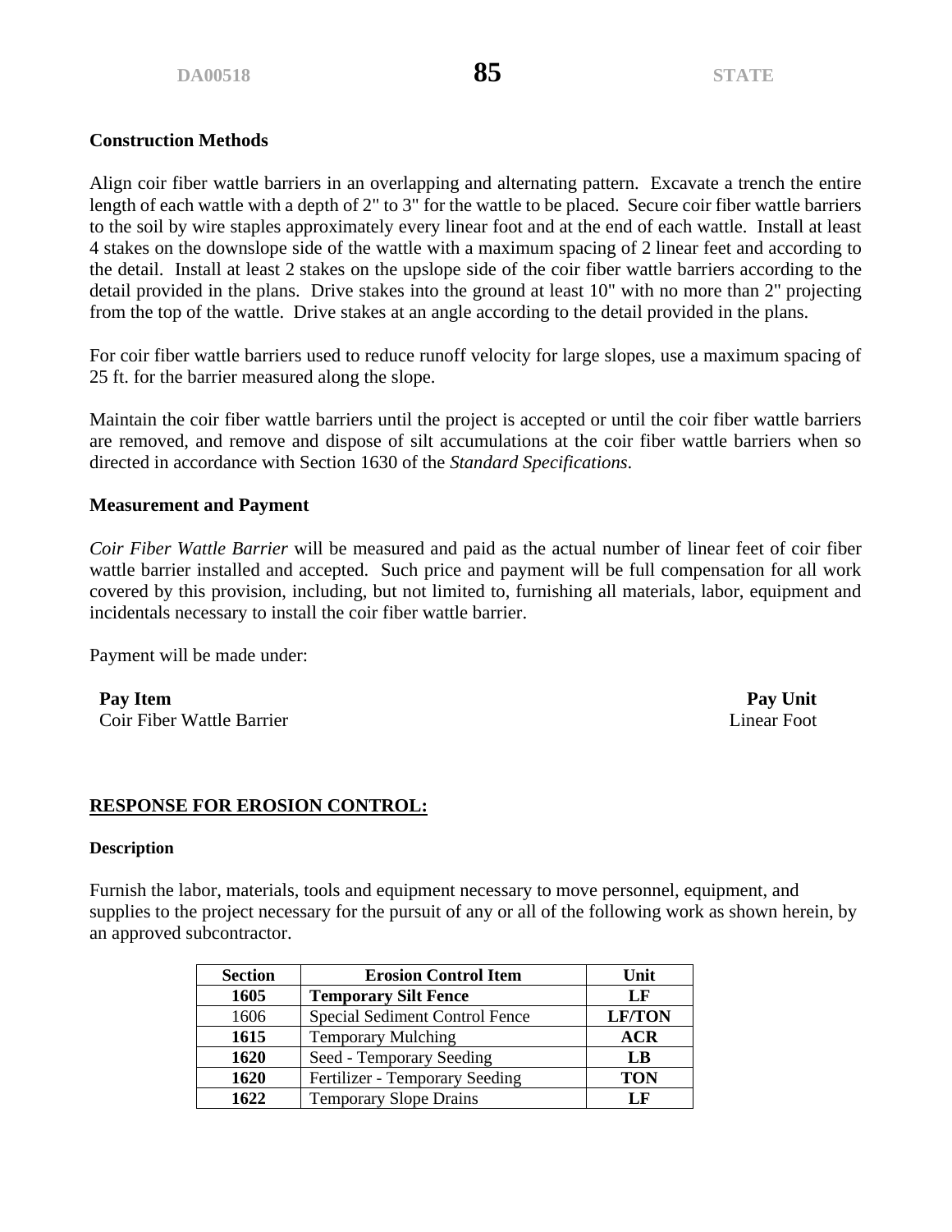**Construction Methods**

Align coir fiber wattle barriers in an overlapping and alternating pattern. Excavate a trench the entire length of each wattle with a depth of 2" to 3" for the wattle to be placed. Secure coir fiber wattle barriers to the soil by wire staples approximately every linear foot and at the end of each wattle. Install at least 4 stakes on the downslope side of the wattle with a maximum spacing of 2 linear feet and according to the detail. Install at least 2 stakes on the upslope side of the coir fiber wattle barriers according to the detail provided in the plans. Drive stakes into the ground at least 10" with no more than 2" projecting from the top of the wattle. Drive stakes at an angle according to the detail provided in the plans.

For coir fiber wattle barriers used to reduce runoff velocity for large slopes, use a maximum spacing of 25 ft. for the barrier measured along the slope.

Maintain the coir fiber wattle barriers until the project is accepted or until the coir fiber wattle barriers are removed, and remove and dispose of silt accumulations at the coir fiber wattle barriers when so directed in accordance with Section 1630 of the *Standard Specifications*.

**Measurement and Payment**

*Coir Fiber Wattle Barrier* will be measured and paid as the actual number of linear feet of coir fiber wattle barrier installed and accepted. Such price and payment will be full compensation for all work covered by this provision, including, but not limited to, furnishing all materials, labor, equipment and incidentals necessary to install the coir fiber wattle barrier.

Payment will be made under:

| Pay Item | Pay Unit |
|---|---|
| Coir Fiber Wattle Barrier | Linear Foot |

## RESPONSE FOR EROSION CONTROL:

**Description**

Furnish the labor, materials, tools and equipment necessary to move personnel, equipment, and supplies to the project necessary for the pursuit of any or all of the following work as shown herein, by an approved subcontractor.

| Section | Erosion Control Item | Unit |
|---|---|---|
| **1605** | **Temporary Silt Fence** | **LF** |
| 1606 | Special Sediment Control Fence | **LF/TON** |
| **1615** | Temporary Mulching | **ACR** |
| **1620** | Seed - Temporary Seeding | **LB** |
| **1620** | Fertilizer - Temporary Seeding | **TON** |
| **1622** | Temporary Slope Drains | **LF** |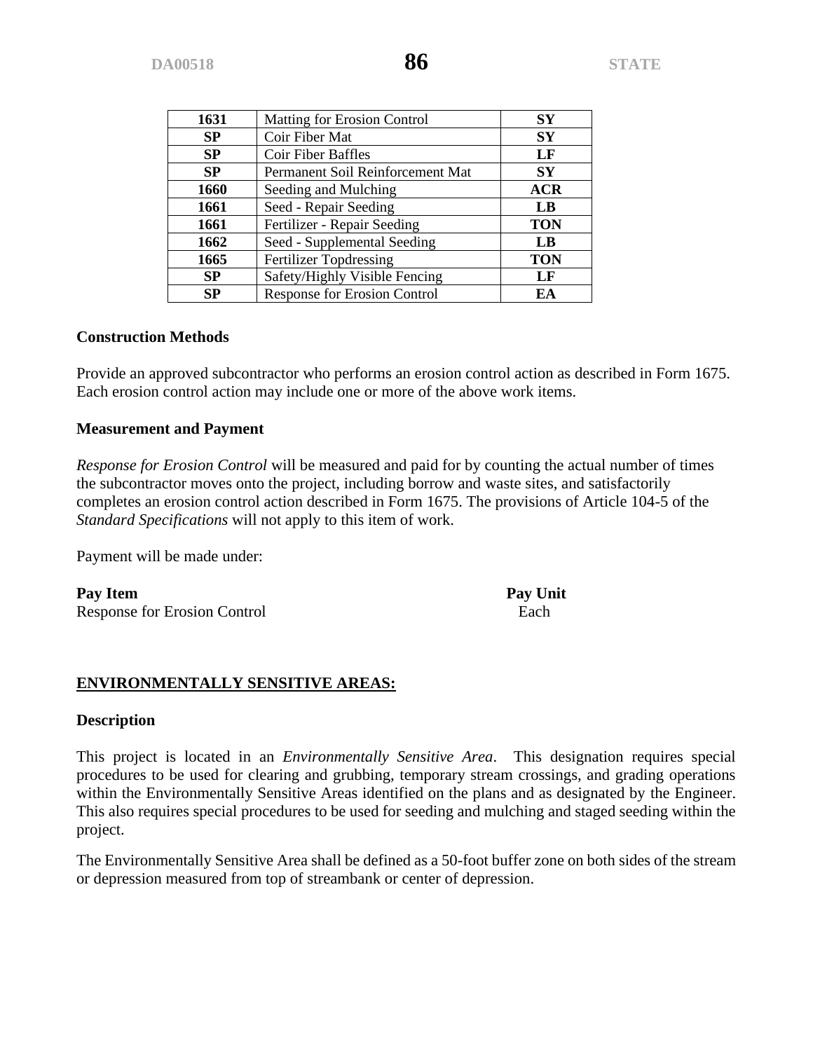| 1631 | Matting for Erosion Control | SY |
|---|---|---|
| SP | Coir Fiber Mat | SY |
| SP | Coir Fiber Baffles | LF |
| SP | Permanent Soil Reinforcement Mat | SY |
| 1660 | Seeding and Mulching | ACR |
| 1661 | Seed - Repair Seeding | LB |
| 1661 | Fertilizer - Repair Seeding | TON |
| 1662 | Seed - Supplemental Seeding | LB |
| 1665 | Fertilizer Topdressing | TON |
| SP | Safety/Highly Visible Fencing | LF |
| SP | Response for Erosion Control | EA |

**Construction Methods**

Provide an approved subcontractor who performs an erosion control action as described in Form 1675. Each erosion control action may include one or more of the above work items.

**Measurement and Payment**

*Response for Erosion Control* will be measured and paid for by counting the actual number of times the subcontractor moves onto the project, including borrow and waste sites, and satisfactorily completes an erosion control action described in Form 1675. The provisions of Article 104-5 of the *Standard Specifications* will not apply to this item of work.

Payment will be made under:

| **Pay Item** | **Pay Unit** |
|---|---|
| Response for Erosion Control | Each |

## ENVIRONMENTALLY SENSITIVE AREAS:

**Description**

This project is located in an *Environmentally Sensitive Area*. This designation requires special procedures to be used for clearing and grubbing, temporary stream crossings, and grading operations within the Environmentally Sensitive Areas identified on the plans and as designated by the Engineer. This also requires special procedures to be used for seeding and mulching and staged seeding within the project.

The Environmentally Sensitive Area shall be defined as a 50-foot buffer zone on both sides of the stream or depression measured from top of streambank or center of depression.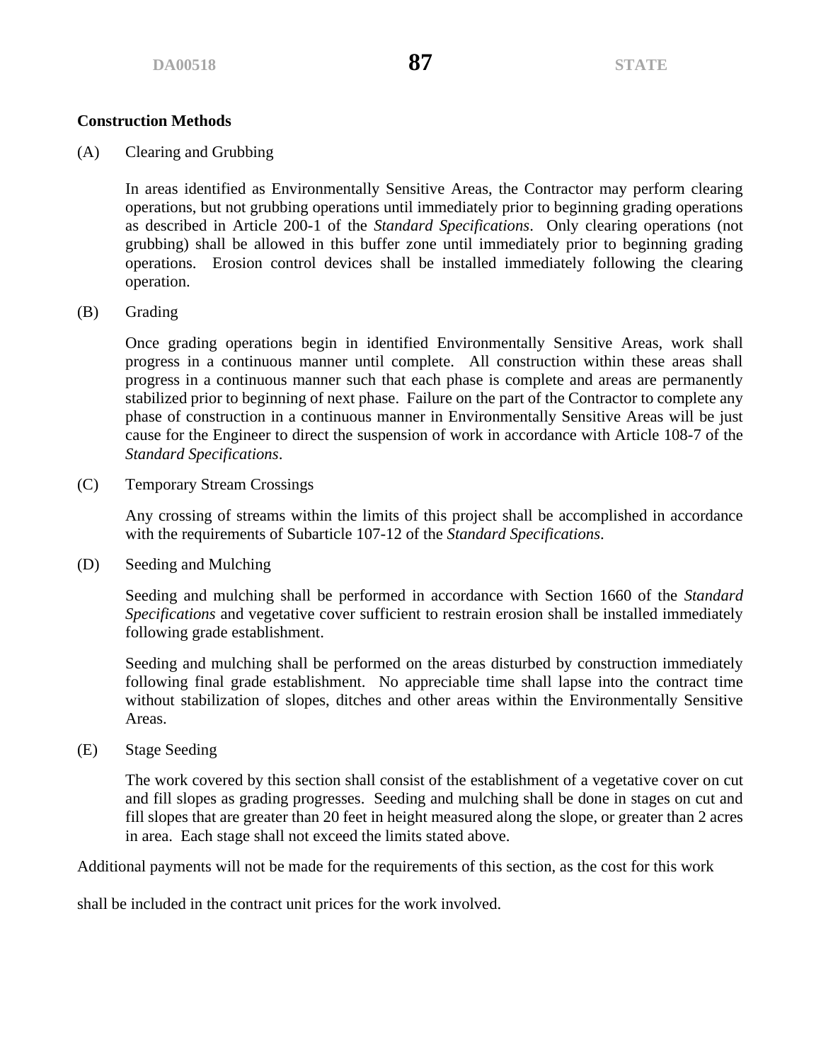**Construction Methods**

(A) Clearing and Grubbing

In areas identified as Environmentally Sensitive Areas, the Contractor may perform clearing operations, but not grubbing operations until immediately prior to beginning grading operations as described in Article 200-1 of the *Standard Specifications*. Only clearing operations (not grubbing) shall be allowed in this buffer zone until immediately prior to beginning grading operations. Erosion control devices shall be installed immediately following the clearing operation.

(B) Grading

Once grading operations begin in identified Environmentally Sensitive Areas, work shall progress in a continuous manner until complete. All construction within these areas shall progress in a continuous manner such that each phase is complete and areas are permanently stabilized prior to beginning of next phase. Failure on the part of the Contractor to complete any phase of construction in a continuous manner in Environmentally Sensitive Areas will be just cause for the Engineer to direct the suspension of work in accordance with Article 108-7 of the *Standard Specifications*.

(C) Temporary Stream Crossings

Any crossing of streams within the limits of this project shall be accomplished in accordance with the requirements of Subarticle 107-12 of the *Standard Specifications*.

(D) Seeding and Mulching

Seeding and mulching shall be performed in accordance with Section 1660 of the *Standard Specifications* and vegetative cover sufficient to restrain erosion shall be installed immediately following grade establishment.

Seeding and mulching shall be performed on the areas disturbed by construction immediately following final grade establishment. No appreciable time shall lapse into the contract time without stabilization of slopes, ditches and other areas within the Environmentally Sensitive Areas.

(E) Stage Seeding

The work covered by this section shall consist of the establishment of a vegetative cover on cut and fill slopes as grading progresses. Seeding and mulching shall be done in stages on cut and fill slopes that are greater than 20 feet in height measured along the slope, or greater than 2 acres in area. Each stage shall not exceed the limits stated above.

Additional payments will not be made for the requirements of this section, as the cost for this work shall be included in the contract unit prices for the work involved.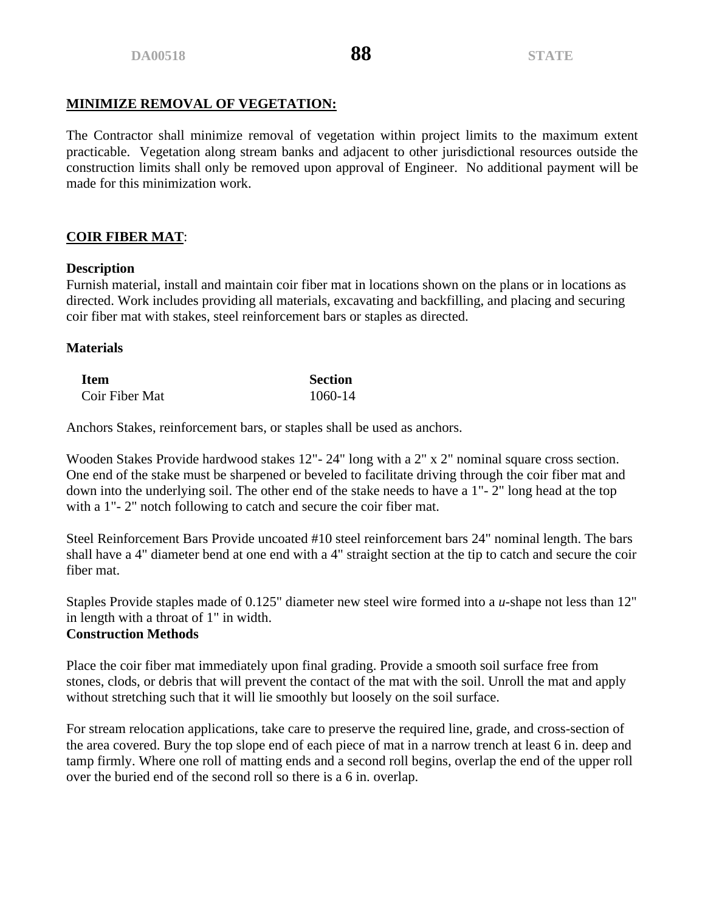**<u>MINIMIZE REMOVAL OF VEGETATION:</u>**

The Contractor shall minimize removal of vegetation within project limits to the maximum extent practicable. Vegetation along stream banks and adjacent to other jurisdictional resources outside the construction limits shall only be removed upon approval of Engineer. No additional payment will be made for this minimization work.

**<u>COIR FIBER MAT</u>**:

**Description**

Furnish material, install and maintain coir fiber mat in locations shown on the plans or in locations as directed. Work includes providing all materials, excavating and backfilling, and placing and securing coir fiber mat with stakes, steel reinforcement bars or staples as directed.

**Materials**

| Item | Section |
|---|---|
| Coir Fiber Mat | 1060-14 |

Anchors Stakes, reinforcement bars, or staples shall be used as anchors.

Wooden Stakes Provide hardwood stakes 12"- 24" long with a 2" x 2" nominal square cross section. One end of the stake must be sharpened or beveled to facilitate driving through the coir fiber mat and down into the underlying soil. The other end of the stake needs to have a 1"- 2" long head at the top with a 1"- 2" notch following to catch and secure the coir fiber mat.

Steel Reinforcement Bars Provide uncoated #10 steel reinforcement bars 24" nominal length. The bars shall have a 4" diameter bend at one end with a 4" straight section at the tip to catch and secure the coir fiber mat.

Staples Provide staples made of 0.125" diameter new steel wire formed into a *u*-shape not less than 12" in length with a throat of 1" in width.

**Construction Methods**

Place the coir fiber mat immediately upon final grading. Provide a smooth soil surface free from stones, clods, or debris that will prevent the contact of the mat with the soil. Unroll the mat and apply without stretching such that it will lie smoothly but loosely on the soil surface.

For stream relocation applications, take care to preserve the required line, grade, and cross-section of the area covered. Bury the top slope end of each piece of mat in a narrow trench at least 6 in. deep and tamp firmly. Where one roll of matting ends and a second roll begins, overlap the end of the upper roll over the buried end of the second roll so there is a 6 in. overlap.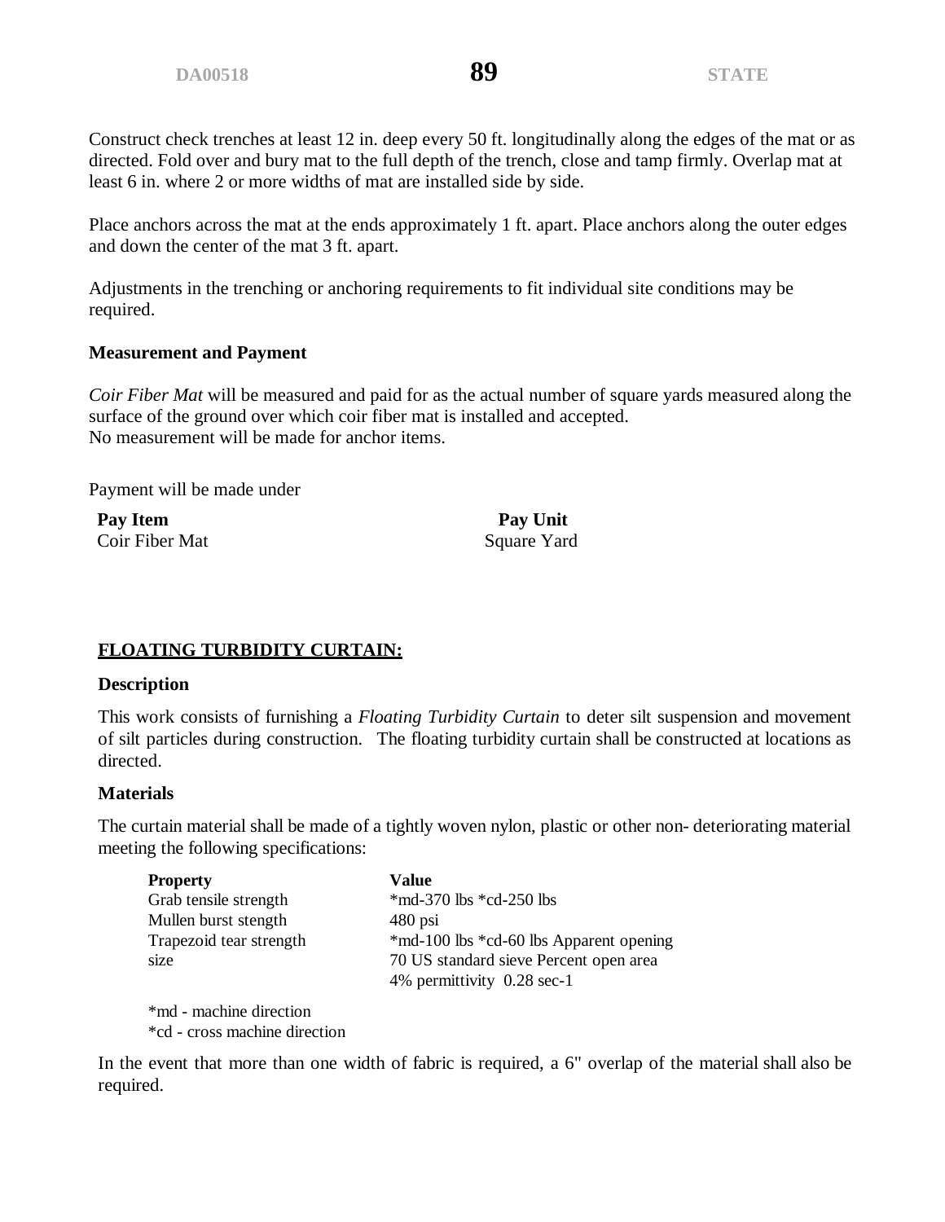Construct check trenches at least 12 in. deep every 50 ft. longitudinally along the edges of the mat or as directed. Fold over and bury mat to the full depth of the trench, close and tamp firmly. Overlap mat at least 6 in. where 2 or more widths of mat are installed side by side.

Place anchors across the mat at the ends approximately 1 ft. apart. Place anchors along the outer edges and down the center of the mat 3 ft. apart.

Adjustments in the trenching or anchoring requirements to fit individual site conditions may be required.

**Measurement and Payment**

*Coir Fiber Mat* will be measured and paid for as the actual number of square yards measured along the surface of the ground over which coir fiber mat is installed and accepted.
No measurement will be made for anchor items.

Payment will be made under

| **Pay Item** | **Pay Unit** |
|---|---|
| Coir Fiber Mat | Square Yard |

## FLOATING TURBIDITY CURTAIN:

**Description**

This work consists of furnishing a *Floating Turbidity Curtain* to deter silt suspension and movement of silt particles during construction. The floating turbidity curtain shall be constructed at locations as directed.

**Materials**

The curtain material shall be made of a tightly woven nylon, plastic or other non- deteriorating material meeting the following specifications:

| **Property** | **Value** |
|---|---|
| Grab tensile strength | *md-370 lbs *cd-250 lbs |
| Mullen burst stength | 480 psi |
| Trapezoid tear strength | *md-100 lbs *cd-60 lbs Apparent opening |
| size | 70 US standard sieve Percent open area |
| | 4% permittivity 0.28 sec-1 |

*md - machine direction
*cd - cross machine direction

In the event that more than one width of fabric is required, a 6" overlap of the material shall also be required.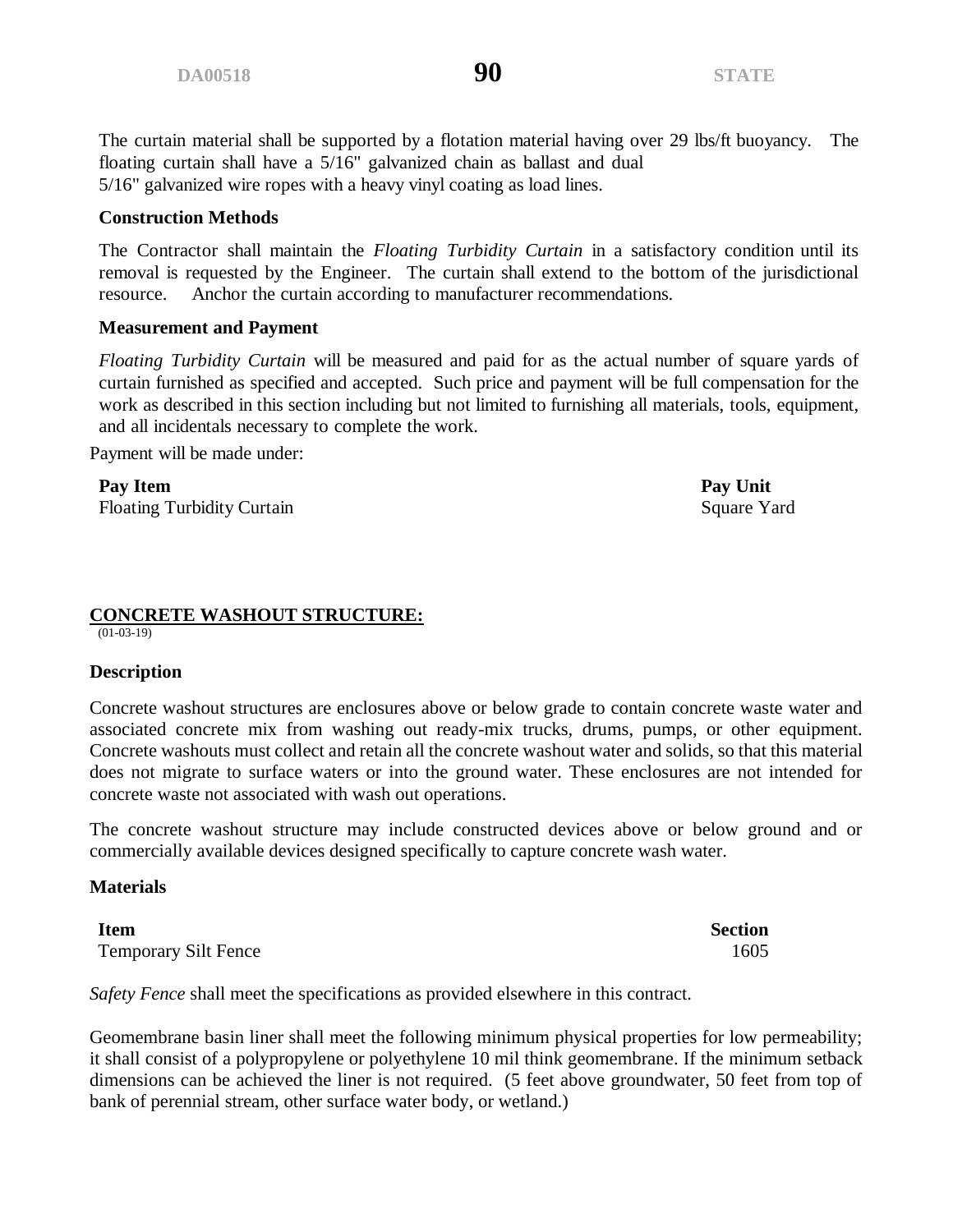The curtain material shall be supported by a flotation material having over 29 lbs/ft buoyancy. The floating curtain shall have a 5/16" galvanized chain as ballast and dual 5/16" galvanized wire ropes with a heavy vinyl coating as load lines.

**Construction Methods**

The Contractor shall maintain the *Floating Turbidity Curtain* in a satisfactory condition until its removal is requested by the Engineer. The curtain shall extend to the bottom of the jurisdictional resource. Anchor the curtain according to manufacturer recommendations.

**Measurement and Payment**

*Floating Turbidity Curtain* will be measured and paid for as the actual number of square yards of curtain furnished as specified and accepted. Such price and payment will be full compensation for the work as described in this section including but not limited to furnishing all materials, tools, equipment, and all incidentals necessary to complete the work.

Payment will be made under:

| Pay Item | Pay Unit |
|---|---|
| Floating Turbidity Curtain | Square Yard |

## CONCRETE WASHOUT STRUCTURE:

(01-03-19)

**Description**

Concrete washout structures are enclosures above or below grade to contain concrete waste water and associated concrete mix from washing out ready-mix trucks, drums, pumps, or other equipment. Concrete washouts must collect and retain all the concrete washout water and solids, so that this material does not migrate to surface waters or into the ground water. These enclosures are not intended for concrete waste not associated with wash out operations.

The concrete washout structure may include constructed devices above or below ground and or commercially available devices designed specifically to capture concrete wash water.

**Materials**

| Item | Section |
|---|---|
| Temporary Silt Fence | 1605 |

*Safety Fence* shall meet the specifications as provided elsewhere in this contract.

Geomembrane basin liner shall meet the following minimum physical properties for low permeability; it shall consist of a polypropylene or polyethylene 10 mil think geomembrane. If the minimum setback dimensions can be achieved the liner is not required. (5 feet above groundwater, 50 feet from top of bank of perennial stream, other surface water body, or wetland.)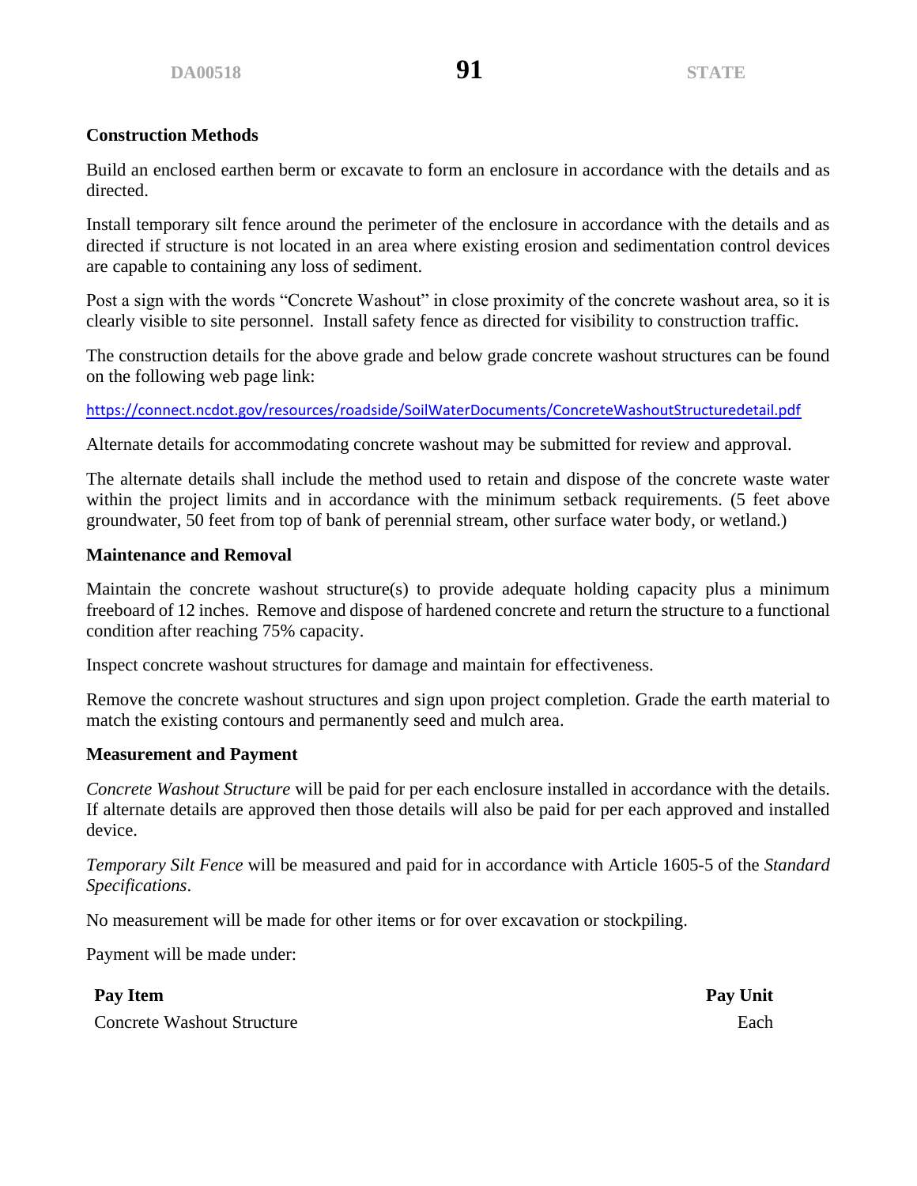### Construction Methods

Build an enclosed earthen berm or excavate to form an enclosure in accordance with the details and as directed.

Install temporary silt fence around the perimeter of the enclosure in accordance with the details and as directed if structure is not located in an area where existing erosion and sedimentation control devices are capable to containing any loss of sediment.

Post a sign with the words “Concrete Washout” in close proximity of the concrete washout area, so it is clearly visible to site personnel. Install safety fence as directed for visibility to construction traffic.

The construction details for the above grade and below grade concrete washout structures can be found on the following web page link:

https://connect.ncdot.gov/resources/roadside/SoilWaterDocuments/ConcreteWashoutStructuredetail.pdf

Alternate details for accommodating concrete washout may be submitted for review and approval.

The alternate details shall include the method used to retain and dispose of the concrete waste water within the project limits and in accordance with the minimum setback requirements. (5 feet above groundwater, 50 feet from top of bank of perennial stream, other surface water body, or wetland.)

### Maintenance and Removal

Maintain the concrete washout structure(s) to provide adequate holding capacity plus a minimum freeboard of 12 inches. Remove and dispose of hardened concrete and return the structure to a functional condition after reaching 75% capacity.

Inspect concrete washout structures for damage and maintain for effectiveness.

Remove the concrete washout structures and sign upon project completion. Grade the earth material to match the existing contours and permanently seed and mulch area.

### Measurement and Payment

*Concrete Washout Structure* will be paid for per each enclosure installed in accordance with the details. If alternate details are approved then those details will also be paid for per each approved and installed device.

*Temporary Silt Fence* will be measured and paid for in accordance with Article 1605-5 of the *Standard Specifications*.

No measurement will be made for other items or for over excavation or stockpiling.

Payment will be made under:

| **Pay Item** | **Pay Unit** |
|---|---|
| Concrete Washout Structure | Each |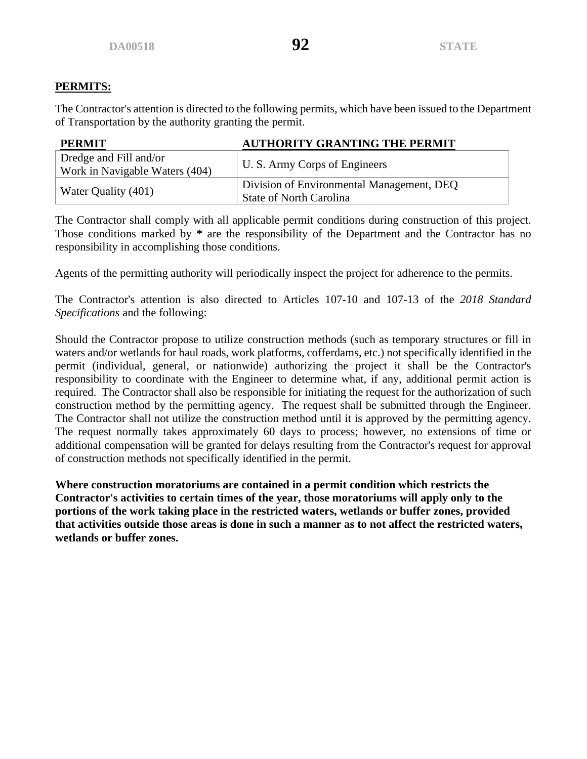**PERMITS:**

The Contractor's attention is directed to the following permits, which have been issued to the Department of Transportation by the authority granting the permit.

| PERMIT | AUTHORITY GRANTING THE PERMIT |
|---|---|
| Dredge and Fill and/or Work in Navigable Waters (404) | U. S. Army Corps of Engineers |
| Water Quality (401) | Division of Environmental Management, DEQ State of North Carolina |

The Contractor shall comply with all applicable permit conditions during construction of this project. Those conditions marked by **\*** are the responsibility of the Department and the Contractor has no responsibility in accomplishing those conditions.

Agents of the permitting authority will periodically inspect the project for adherence to the permits.

The Contractor's attention is also directed to Articles 107-10 and 107-13 of the *2018 Standard Specifications* and the following:

Should the Contractor propose to utilize construction methods (such as temporary structures or fill in waters and/or wetlands for haul roads, work platforms, cofferdams, etc.) not specifically identified in the permit (individual, general, or nationwide) authorizing the project it shall be the Contractor's responsibility to coordinate with the Engineer to determine what, if any, additional permit action is required. The Contractor shall also be responsible for initiating the request for the authorization of such construction method by the permitting agency. The request shall be submitted through the Engineer. The Contractor shall not utilize the construction method until it is approved by the permitting agency. The request normally takes approximately 60 days to process; however, no extensions of time or additional compensation will be granted for delays resulting from the Contractor's request for approval of construction methods not specifically identified in the permit.

**Where construction moratoriums are contained in a permit condition which restricts the Contractor's activities to certain times of the year, those moratoriums will apply only to the portions of the work taking place in the restricted waters, wetlands or buffer zones, provided that activities outside those areas is done in such a manner as to not affect the restricted waters, wetlands or buffer zones.**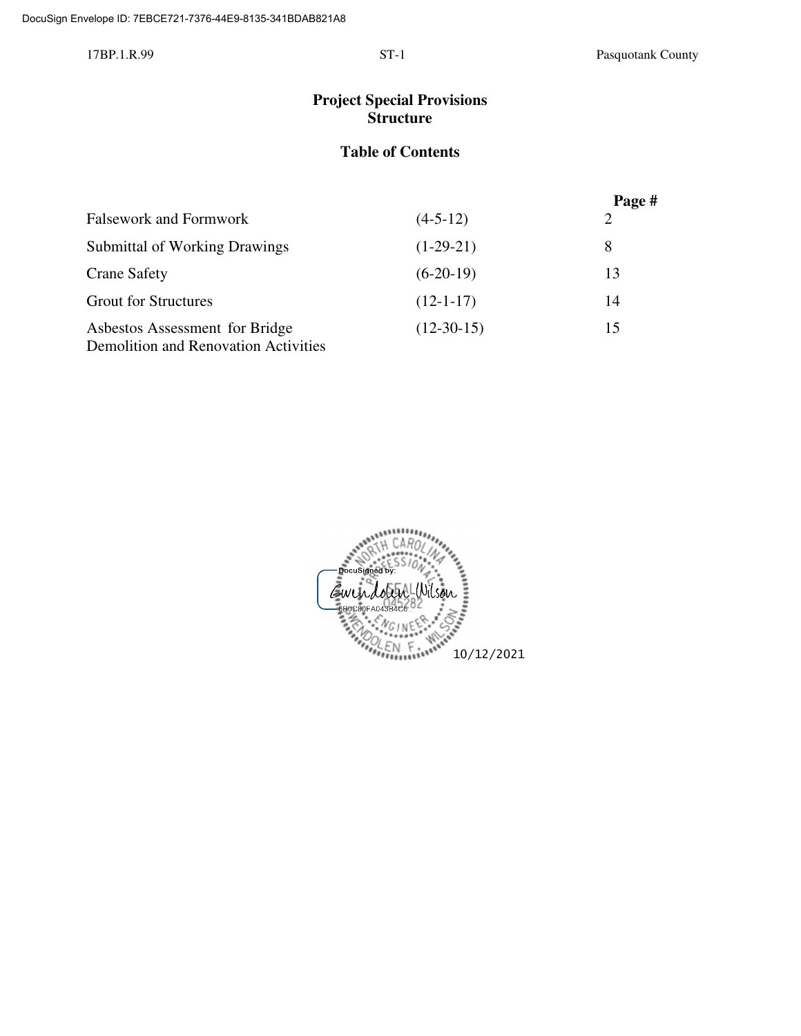# Project Special Provisions
## Structure

### Table of Contents

| | | Page # |
|---|---|---|
| Falsework and Formwork | (4-5-12) | 2 |
| Submittal of Working Drawings | (1-29-21) | 8 |
| Crane Safety | (6-20-19) | 13 |
| Grout for Structures | (12-1-17) | 14 |
| Asbestos Assessment for Bridge Demolition and Renovation Activities | (12-30-15) | 15 |

DocuSigned by:
Gwendolen Wilson
6B0C80FA043B4C6

NORTH CAROLINA PROFESSIONAL SEAL 045282 ENGINEER GWENDOLEN F. WILSON

10/12/2021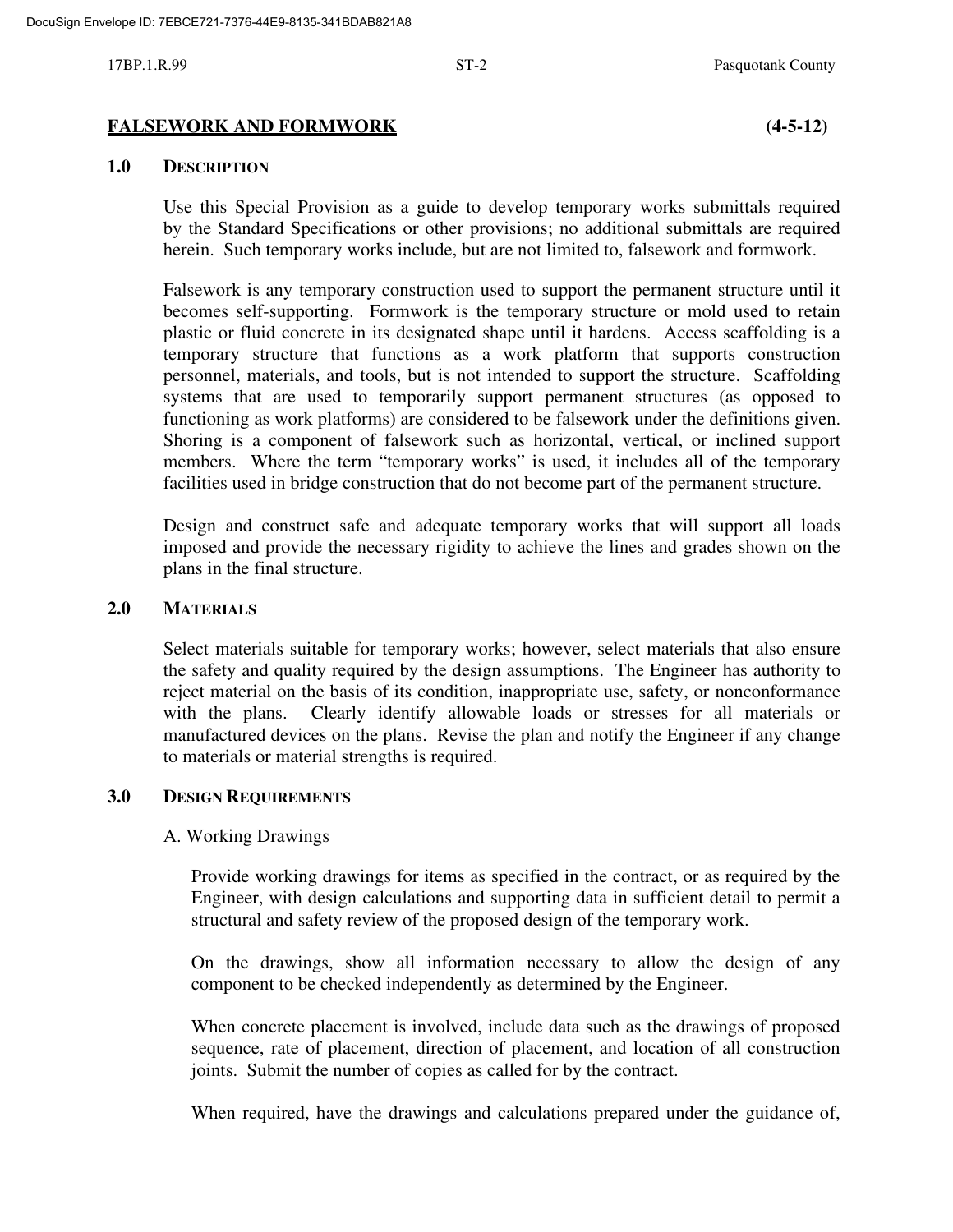## FALSEWORK AND FORMWORK (4-5-12)

### 1.0 DESCRIPTION

Use this Special Provision as a guide to develop temporary works submittals required by the Standard Specifications or other provisions; no additional submittals are required herein. Such temporary works include, but are not limited to, falsework and formwork.

Falsework is any temporary construction used to support the permanent structure until it becomes self-supporting. Formwork is the temporary structure or mold used to retain plastic or fluid concrete in its designated shape until it hardens. Access scaffolding is a temporary structure that functions as a work platform that supports construction personnel, materials, and tools, but is not intended to support the structure. Scaffolding systems that are used to temporarily support permanent structures (as opposed to functioning as work platforms) are considered to be falsework under the definitions given. Shoring is a component of falsework such as horizontal, vertical, or inclined support members. Where the term "temporary works" is used, it includes all of the temporary facilities used in bridge construction that do not become part of the permanent structure.

Design and construct safe and adequate temporary works that will support all loads imposed and provide the necessary rigidity to achieve the lines and grades shown on the plans in the final structure.

### 2.0 MATERIALS

Select materials suitable for temporary works; however, select materials that also ensure the safety and quality required by the design assumptions. The Engineer has authority to reject material on the basis of its condition, inappropriate use, safety, or nonconformance with the plans. Clearly identify allowable loads or stresses for all materials or manufactured devices on the plans. Revise the plan and notify the Engineer if any change to materials or material strengths is required.

### 3.0 DESIGN REQUIREMENTS

A. Working Drawings

Provide working drawings for items as specified in the contract, or as required by the Engineer, with design calculations and supporting data in sufficient detail to permit a structural and safety review of the proposed design of the temporary work.

On the drawings, show all information necessary to allow the design of any component to be checked independently as determined by the Engineer.

When concrete placement is involved, include data such as the drawings of proposed sequence, rate of placement, direction of placement, and location of all construction joints. Submit the number of copies as called for by the contract.

When required, have the drawings and calculations prepared under the guidance of,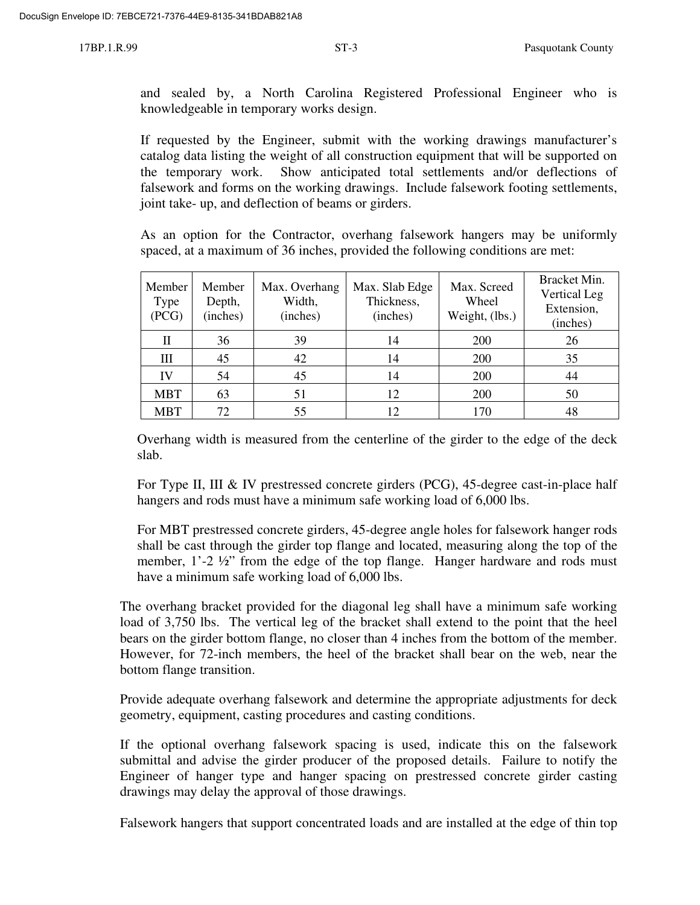and sealed by, a North Carolina Registered Professional Engineer who is knowledgeable in temporary works design.

If requested by the Engineer, submit with the working drawings manufacturer's catalog data listing the weight of all construction equipment that will be supported on the temporary work. Show anticipated total settlements and/or deflections of falsework and forms on the working drawings. Include falsework footing settlements, joint take- up, and deflection of beams or girders.

As an option for the Contractor, overhang falsework hangers may be uniformly spaced, at a maximum of 36 inches, provided the following conditions are met:

| Member Type (PCG) | Member Depth, (inches) | Max. Overhang Width, (inches) | Max. Slab Edge Thickness, (inches) | Max. Screed Wheel Weight, (lbs.) | Bracket Min. Vertical Leg Extension, (inches) |
|---|---|---|---|---|---|
| II | 36 | 39 | 14 | 200 | 26 |
| III | 45 | 42 | 14 | 200 | 35 |
| IV | 54 | 45 | 14 | 200 | 44 |
| MBT | 63 | 51 | 12 | 200 | 50 |
| MBT | 72 | 55 | 12 | 170 | 48 |

Overhang width is measured from the centerline of the girder to the edge of the deck slab.

For Type II, III & IV prestressed concrete girders (PCG), 45-degree cast-in-place half hangers and rods must have a minimum safe working load of 6,000 lbs.

For MBT prestressed concrete girders, 45-degree angle holes for falsework hanger rods shall be cast through the girder top flange and located, measuring along the top of the member, 1'-2 ½" from the edge of the top flange. Hanger hardware and rods must have a minimum safe working load of 6,000 lbs.

The overhang bracket provided for the diagonal leg shall have a minimum safe working load of 3,750 lbs. The vertical leg of the bracket shall extend to the point that the heel bears on the girder bottom flange, no closer than 4 inches from the bottom of the member. However, for 72-inch members, the heel of the bracket shall bear on the web, near the bottom flange transition.

Provide adequate overhang falsework and determine the appropriate adjustments for deck geometry, equipment, casting procedures and casting conditions.

If the optional overhang falsework spacing is used, indicate this on the falsework submittal and advise the girder producer of the proposed details. Failure to notify the Engineer of hanger type and hanger spacing on prestressed concrete girder casting drawings may delay the approval of those drawings.

Falsework hangers that support concentrated loads and are installed at the edge of thin top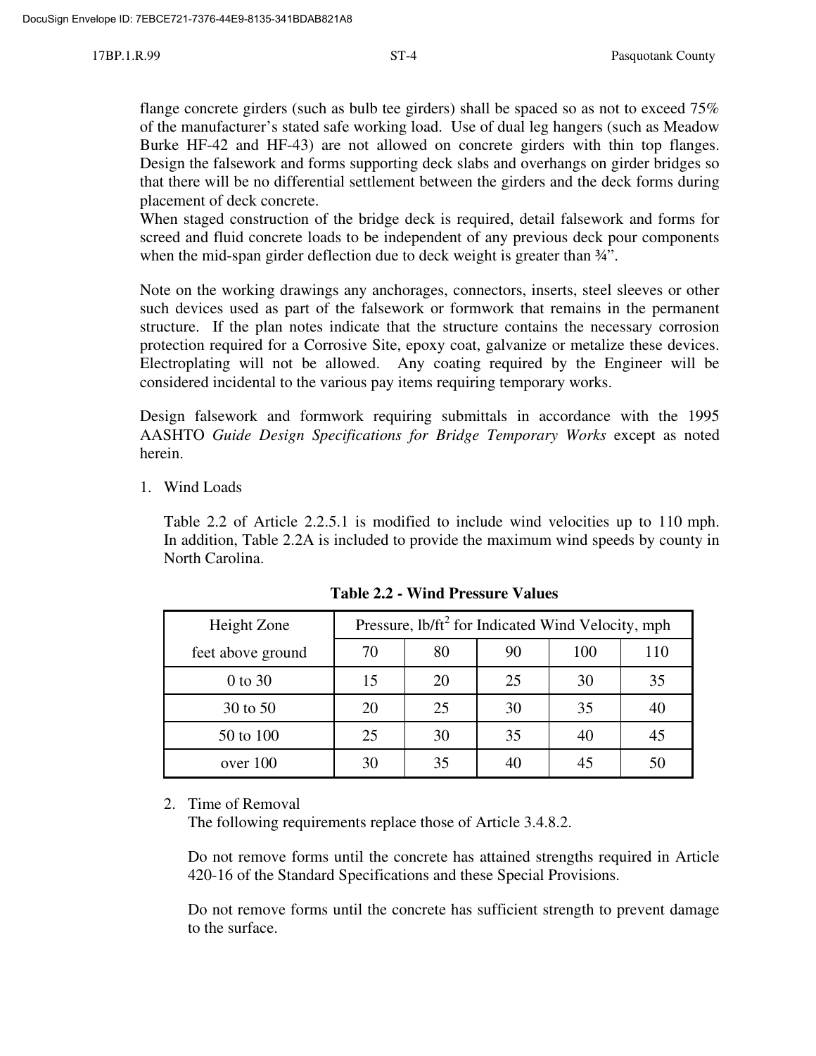flange concrete girders (such as bulb tee girders) shall be spaced so as not to exceed 75% of the manufacturer's stated safe working load. Use of dual leg hangers (such as Meadow Burke HF-42 and HF-43) are not allowed on concrete girders with thin top flanges. Design the falsework and forms supporting deck slabs and overhangs on girder bridges so that there will be no differential settlement between the girders and the deck forms during placement of deck concrete.
When staged construction of the bridge deck is required, detail falsework and forms for screed and fluid concrete loads to be independent of any previous deck pour components when the mid-span girder deflection due to deck weight is greater than ¾".

Note on the working drawings any anchorages, connectors, inserts, steel sleeves or other such devices used as part of the falsework or formwork that remains in the permanent structure. If the plan notes indicate that the structure contains the necessary corrosion protection required for a Corrosive Site, epoxy coat, galvanize or metalize these devices. Electroplating will not be allowed. Any coating required by the Engineer will be considered incidental to the various pay items requiring temporary works.

Design falsework and formwork requiring submittals in accordance with the 1995 AASHTO *Guide Design Specifications for Bridge Temporary Works* except as noted herein.

1. Wind Loads

   Table 2.2 of Article 2.2.5.1 is modified to include wind velocities up to 110 mph. In addition, Table 2.2A is included to provide the maximum wind speeds by county in North Carolina.

**Table 2.2 - Wind Pressure Values**

| Height Zone | Pressure, lb/ft$^2$ for Indicated Wind Velocity, mph | | | | |
|---|---|---|---|---|---|
| feet above ground | 70 | 80 | 90 | 100 | 110 |
| 0 to 30 | 15 | 20 | 25 | 30 | 35 |
| 30 to 50 | 20 | 25 | 30 | 35 | 40 |
| 50 to 100 | 25 | 30 | 35 | 40 | 45 |
| over 100 | 30 | 35 | 40 | 45 | 50 |

2. Time of Removal
   The following requirements replace those of Article 3.4.8.2.

   Do not remove forms until the concrete has attained strengths required in Article 420-16 of the Standard Specifications and these Special Provisions.

   Do not remove forms until the concrete has sufficient strength to prevent damage to the surface.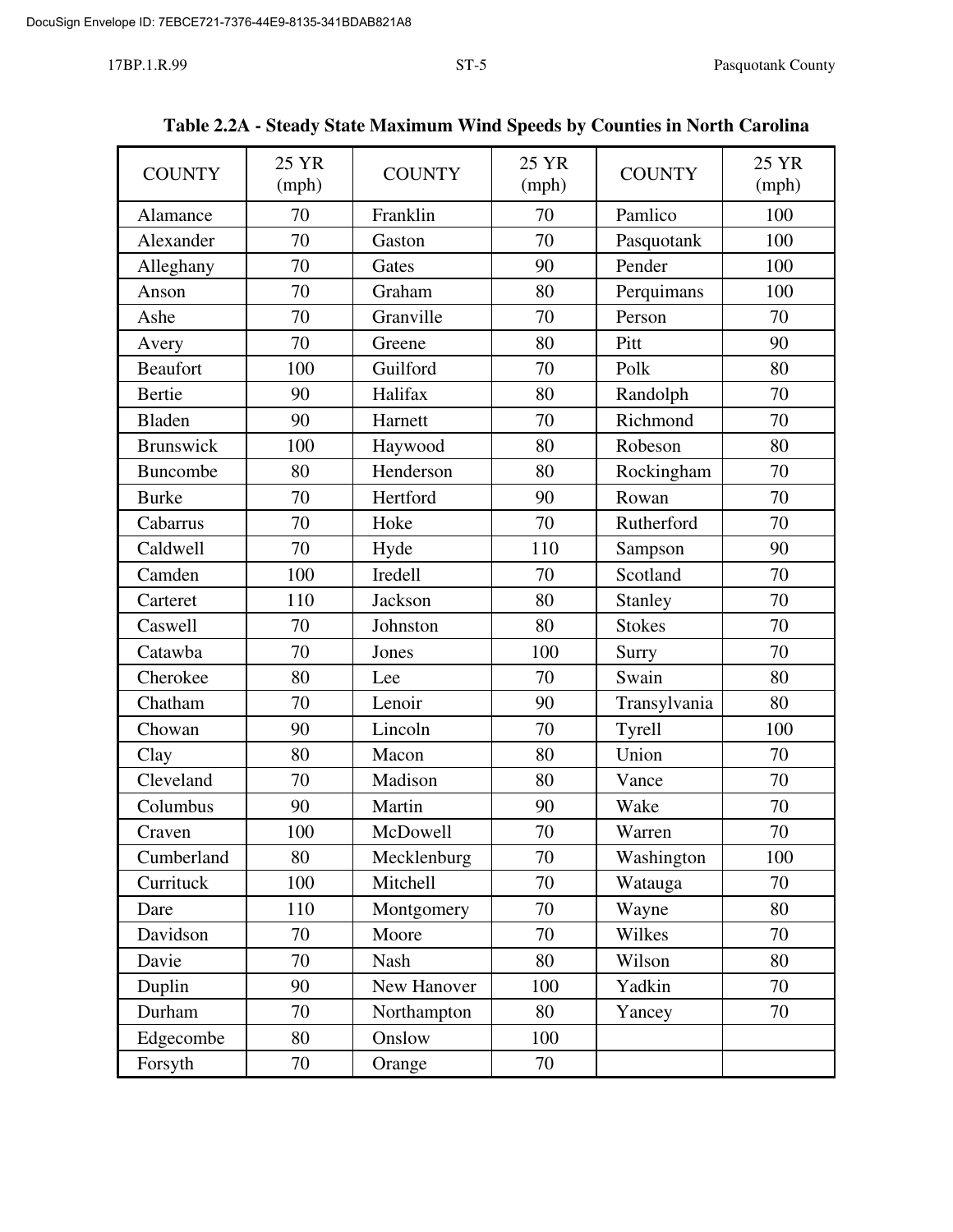**Table 2.2A - Steady State Maximum Wind Speeds by Counties in North Carolina**

| COUNTY | 25 YR (mph) | COUNTY | 25 YR (mph) | COUNTY | 25 YR (mph) |
|---|---|---|---|---|---|
| Alamance | 70 | Franklin | 70 | Pamlico | 100 |
| Alexander | 70 | Gaston | 70 | Pasquotank | 100 |
| Alleghany | 70 | Gates | 90 | Pender | 100 |
| Anson | 70 | Graham | 80 | Perquimans | 100 |
| Ashe | 70 | Granville | 70 | Person | 70 |
| Avery | 70 | Greene | 80 | Pitt | 90 |
| Beaufort | 100 | Guilford | 70 | Polk | 80 |
| Bertie | 90 | Halifax | 80 | Randolph | 70 |
| Bladen | 90 | Harnett | 70 | Richmond | 70 |
| Brunswick | 100 | Haywood | 80 | Robeson | 80 |
| Buncombe | 80 | Henderson | 80 | Rockingham | 70 |
| Burke | 70 | Hertford | 90 | Rowan | 70 |
| Cabarrus | 70 | Hoke | 70 | Rutherford | 70 |
| Caldwell | 70 | Hyde | 110 | Sampson | 90 |
| Camden | 100 | Iredell | 70 | Scotland | 70 |
| Carteret | 110 | Jackson | 80 | Stanley | 70 |
| Caswell | 70 | Johnston | 80 | Stokes | 70 |
| Catawba | 70 | Jones | 100 | Surry | 70 |
| Cherokee | 80 | Lee | 70 | Swain | 80 |
| Chatham | 70 | Lenoir | 90 | Transylvania | 80 |
| Chowan | 90 | Lincoln | 70 | Tyrell | 100 |
| Clay | 80 | Macon | 80 | Union | 70 |
| Cleveland | 70 | Madison | 80 | Vance | 70 |
| Columbus | 90 | Martin | 90 | Wake | 70 |
| Craven | 100 | McDowell | 70 | Warren | 70 |
| Cumberland | 80 | Mecklenburg | 70 | Washington | 100 |
| Currituck | 100 | Mitchell | 70 | Watauga | 70 |
| Dare | 110 | Montgomery | 70 | Wayne | 80 |
| Davidson | 70 | Moore | 70 | Wilkes | 70 |
| Davie | 70 | Nash | 80 | Wilson | 80 |
| Duplin | 90 | New Hanover | 100 | Yadkin | 70 |
| Durham | 70 | Northampton | 80 | Yancey | 70 |
| Edgecombe | 80 | Onslow | 100 | | |
| Forsyth | 70 | Orange | 70 | | |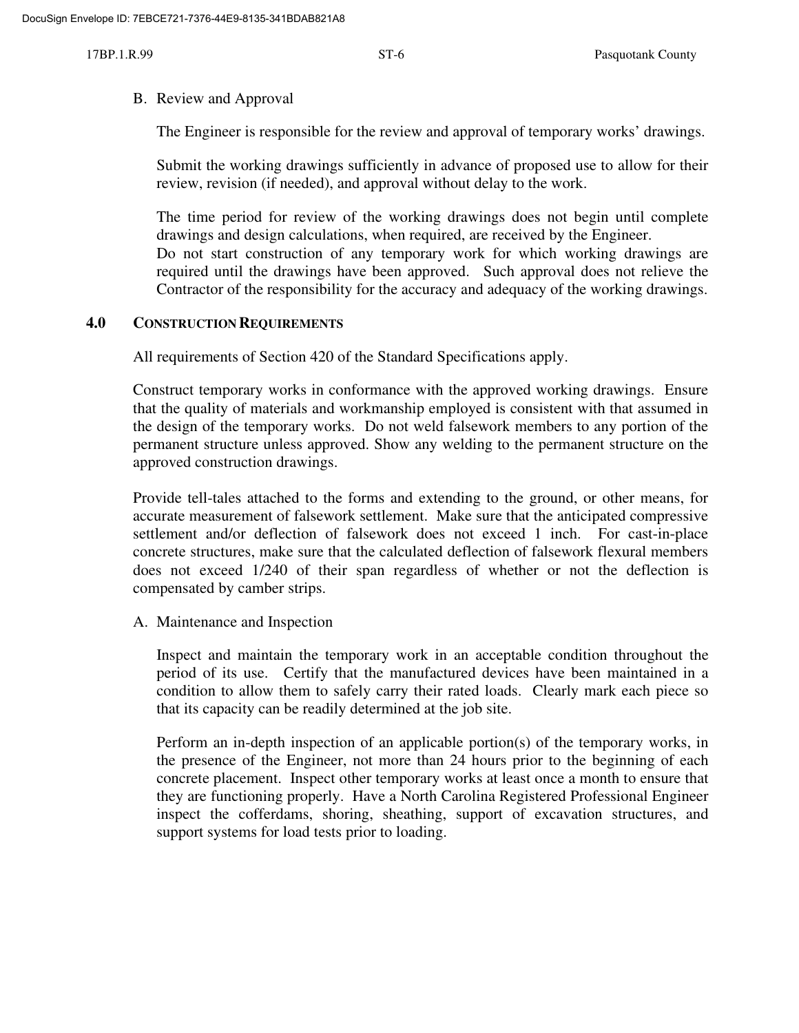B. Review and Approval

The Engineer is responsible for the review and approval of temporary works' drawings.

Submit the working drawings sufficiently in advance of proposed use to allow for their review, revision (if needed), and approval without delay to the work.

The time period for review of the working drawings does not begin until complete drawings and design calculations, when required, are received by the Engineer.
Do not start construction of any temporary work for which working drawings are required until the drawings have been approved. Such approval does not relieve the Contractor of the responsibility for the accuracy and adequacy of the working drawings.

## 4.0 CONSTRUCTION REQUIREMENTS

All requirements of Section 420 of the Standard Specifications apply.

Construct temporary works in conformance with the approved working drawings. Ensure that the quality of materials and workmanship employed is consistent with that assumed in the design of the temporary works. Do not weld falsework members to any portion of the permanent structure unless approved. Show any welding to the permanent structure on the approved construction drawings.

Provide tell-tales attached to the forms and extending to the ground, or other means, for accurate measurement of falsework settlement. Make sure that the anticipated compressive settlement and/or deflection of falsework does not exceed 1 inch. For cast-in-place concrete structures, make sure that the calculated deflection of falsework flexural members does not exceed 1/240 of their span regardless of whether or not the deflection is compensated by camber strips.

A. Maintenance and Inspection

Inspect and maintain the temporary work in an acceptable condition throughout the period of its use. Certify that the manufactured devices have been maintained in a condition to allow them to safely carry their rated loads. Clearly mark each piece so that its capacity can be readily determined at the job site.

Perform an in-depth inspection of an applicable portion(s) of the temporary works, in the presence of the Engineer, not more than 24 hours prior to the beginning of each concrete placement. Inspect other temporary works at least once a month to ensure that they are functioning properly. Have a North Carolina Registered Professional Engineer inspect the cofferdams, shoring, sheathing, support of excavation structures, and support systems for load tests prior to loading.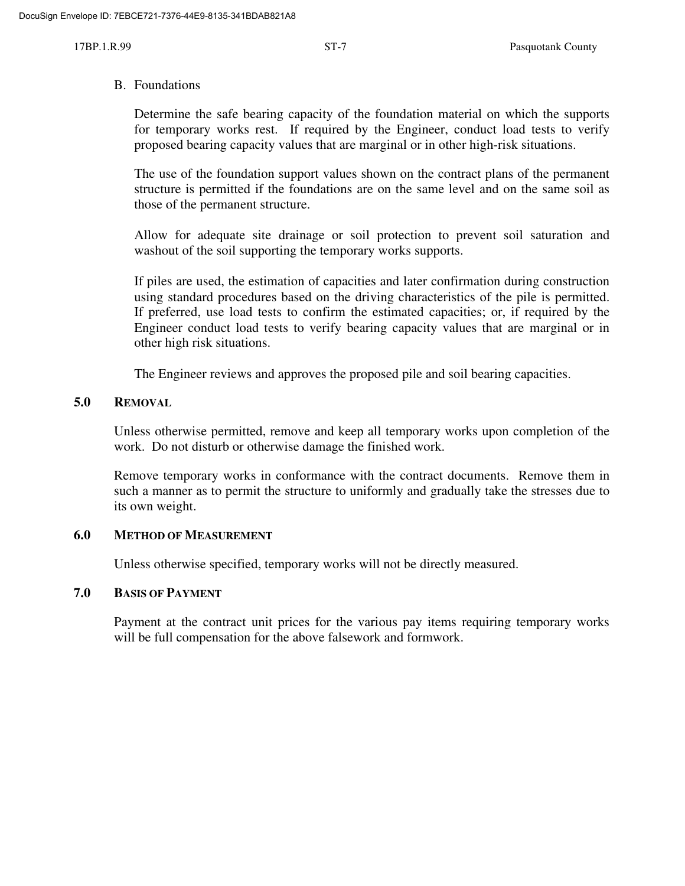B. Foundations

Determine the safe bearing capacity of the foundation material on which the supports for temporary works rest. If required by the Engineer, conduct load tests to verify proposed bearing capacity values that are marginal or in other high-risk situations.

The use of the foundation support values shown on the contract plans of the permanent structure is permitted if the foundations are on the same level and on the same soil as those of the permanent structure.

Allow for adequate site drainage or soil protection to prevent soil saturation and washout of the soil supporting the temporary works supports.

If piles are used, the estimation of capacities and later confirmation during construction using standard procedures based on the driving characteristics of the pile is permitted. If preferred, use load tests to confirm the estimated capacities; or, if required by the Engineer conduct load tests to verify bearing capacity values that are marginal or in other high risk situations.

The Engineer reviews and approves the proposed pile and soil bearing capacities.

## 5.0 REMOVAL

Unless otherwise permitted, remove and keep all temporary works upon completion of the work. Do not disturb or otherwise damage the finished work.

Remove temporary works in conformance with the contract documents. Remove them in such a manner as to permit the structure to uniformly and gradually take the stresses due to its own weight.

## 6.0 METHOD OF MEASUREMENT

Unless otherwise specified, temporary works will not be directly measured.

## 7.0 BASIS OF PAYMENT

Payment at the contract unit prices for the various pay items requiring temporary works will be full compensation for the above falsework and formwork.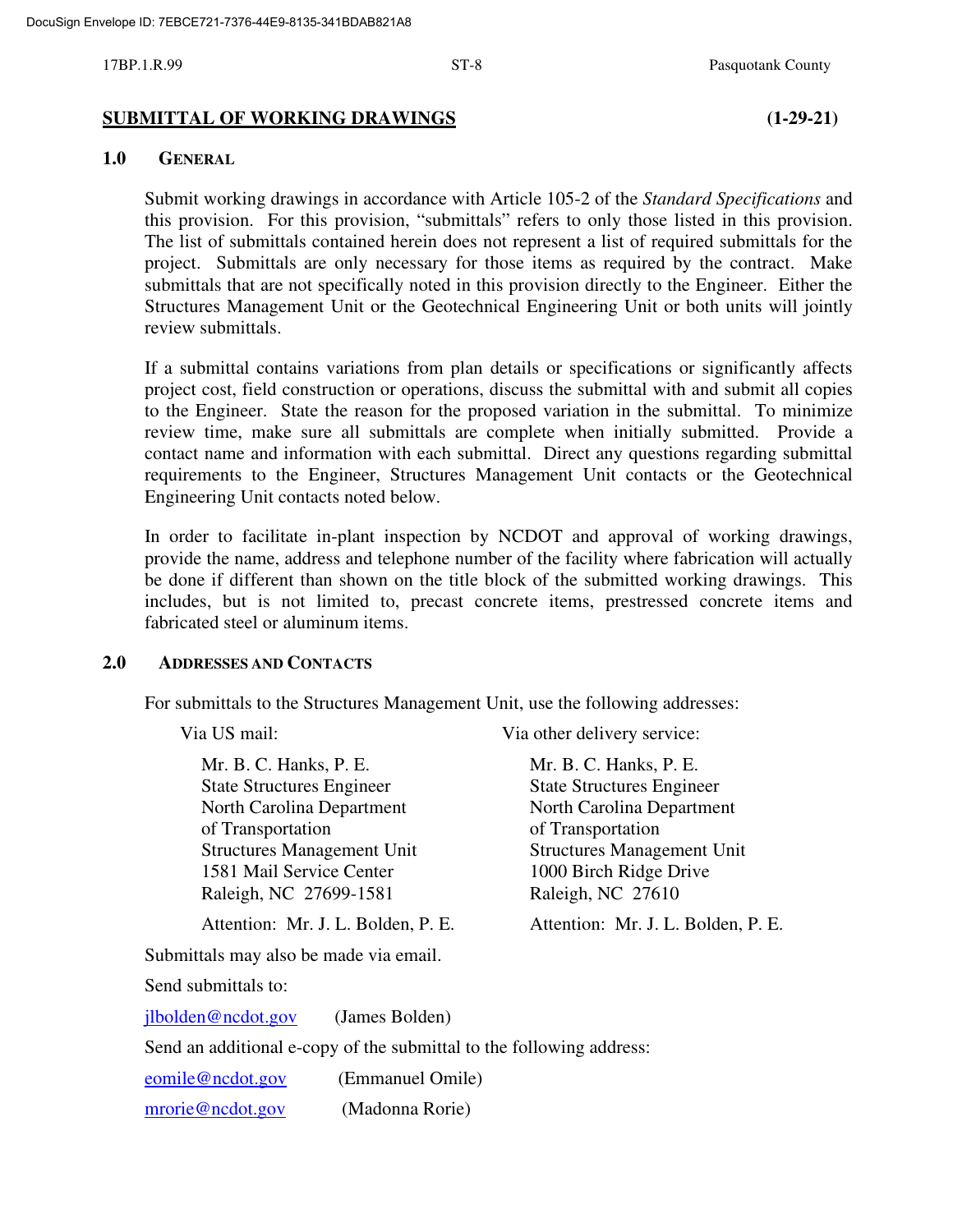## SUBMITTAL OF WORKING DRAWINGS (1-29-21)

### 1.0 GENERAL

Submit working drawings in accordance with Article 105-2 of the *Standard Specifications* and this provision. For this provision, "submittals" refers to only those listed in this provision. The list of submittals contained herein does not represent a list of required submittals for the project. Submittals are only necessary for those items as required by the contract. Make submittals that are not specifically noted in this provision directly to the Engineer. Either the Structures Management Unit or the Geotechnical Engineering Unit or both units will jointly review submittals.

If a submittal contains variations from plan details or specifications or significantly affects project cost, field construction or operations, discuss the submittal with and submit all copies to the Engineer. State the reason for the proposed variation in the submittal. To minimize review time, make sure all submittals are complete when initially submitted. Provide a contact name and information with each submittal. Direct any questions regarding submittal requirements to the Engineer, Structures Management Unit contacts or the Geotechnical Engineering Unit contacts noted below.

In order to facilitate in-plant inspection by NCDOT and approval of working drawings, provide the name, address and telephone number of the facility where fabrication will actually be done if different than shown on the title block of the submitted working drawings. This includes, but is not limited to, precast concrete items, prestressed concrete items and fabricated steel or aluminum items.

### 2.0 ADDRESSES AND CONTACTS

For submittals to the Structures Management Unit, use the following addresses:

Via US mail:

Mr. B. C. Hanks, P. E.
State Structures Engineer
North Carolina Department of Transportation
Structures Management Unit
1581 Mail Service Center
Raleigh, NC 27699-1581

Attention: Mr. J. L. Bolden, P. E.

Via other delivery service:

Mr. B. C. Hanks, P. E.
State Structures Engineer
North Carolina Department of Transportation
Structures Management Unit
1000 Birch Ridge Drive
Raleigh, NC 27610

Attention: Mr. J. L. Bolden, P. E.

Submittals may also be made via email.

Send submittals to:

jlbolden@ncdot.gov (James Bolden)

Send an additional e-copy of the submittal to the following address:

eomile@ncdot.gov (Emmanuel Omile)

mrorie@ncdot.gov (Madonna Rorie)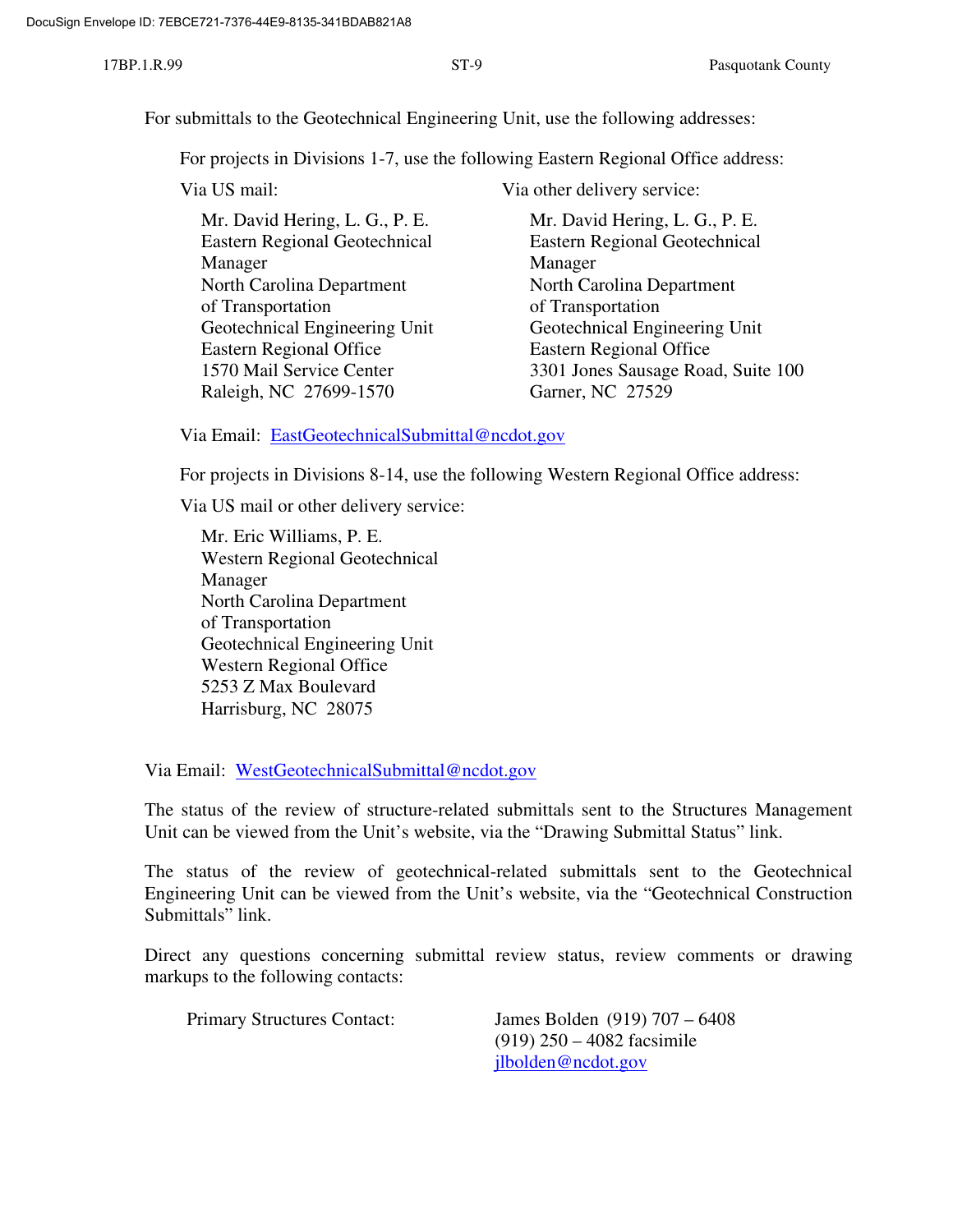For submittals to the Geotechnical Engineering Unit, use the following addresses:

For projects in Divisions 1-7, use the following Eastern Regional Office address:

Via US mail:

Mr. David Hering, L. G., P. E.
Eastern Regional Geotechnical Manager
North Carolina Department of Transportation
Geotechnical Engineering Unit
Eastern Regional Office
1570 Mail Service Center
Raleigh, NC 27699-1570

Via other delivery service:

Mr. David Hering, L. G., P. E.
Eastern Regional Geotechnical Manager
North Carolina Department of Transportation
Geotechnical Engineering Unit
Eastern Regional Office
3301 Jones Sausage Road, Suite 100
Garner, NC 27529

Via Email: EastGeotechnicalSubmittal@ncdot.gov

For projects in Divisions 8-14, use the following Western Regional Office address:

Via US mail or other delivery service:

Mr. Eric Williams, P. E.
Western Regional Geotechnical Manager
North Carolina Department of Transportation
Geotechnical Engineering Unit
Western Regional Office
5253 Z Max Boulevard
Harrisburg, NC 28075

Via Email: WestGeotechnicalSubmittal@ncdot.gov

The status of the review of structure-related submittals sent to the Structures Management Unit can be viewed from the Unit's website, via the "Drawing Submittal Status" link.

The status of the review of geotechnical-related submittals sent to the Geotechnical Engineering Unit can be viewed from the Unit's website, via the "Geotechnical Construction Submittals" link.

Direct any questions concerning submittal review status, review comments or drawing markups to the following contacts:

Primary Structures Contact: James Bolden (919) 707 – 6408
(919) 250 – 4082 facsimile
jlbolden@ncdot.gov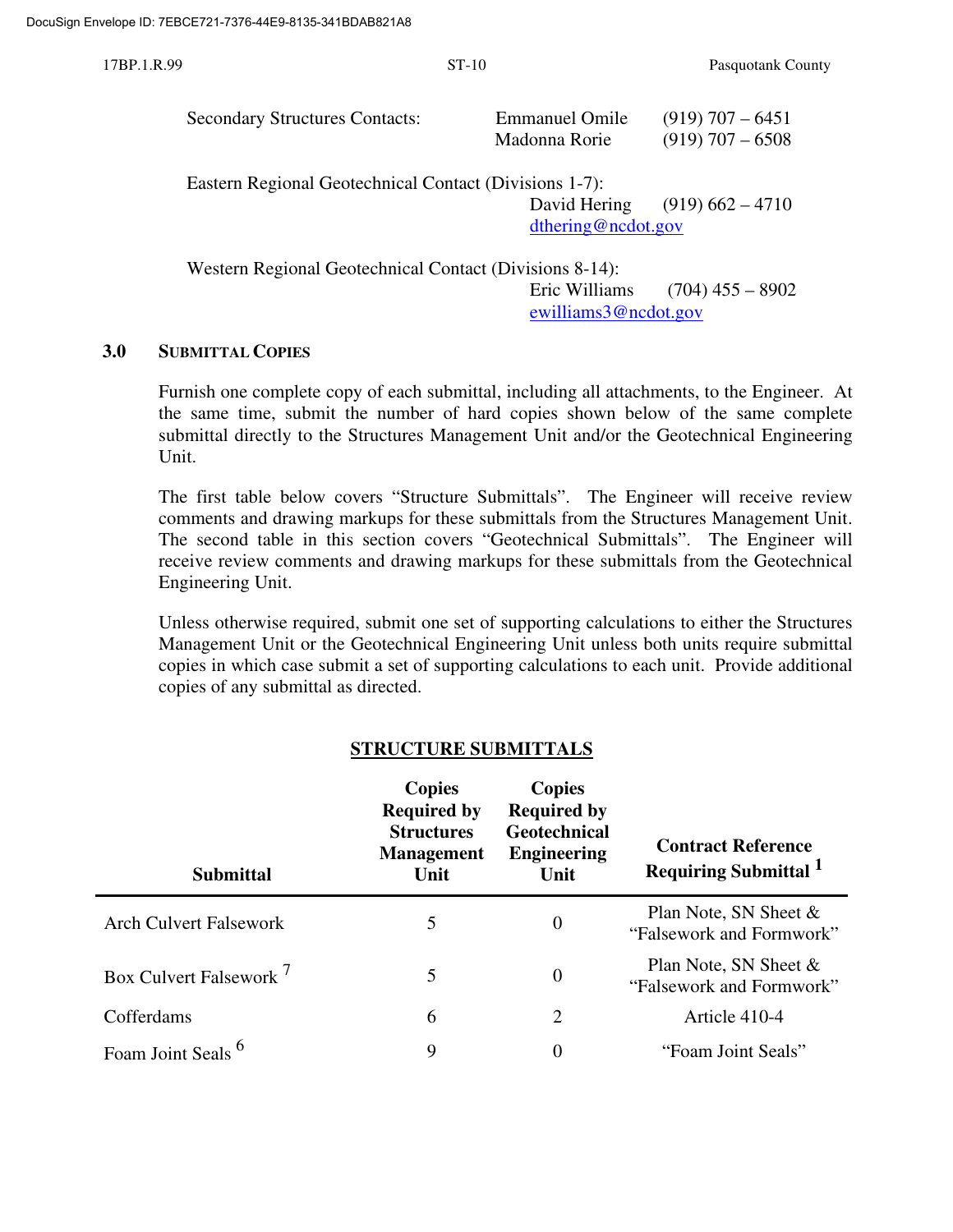Secondary Structures Contacts: Emmanuel Omile (919) 707 – 6451
Madonna Rorie (919) 707 – 6508

Eastern Regional Geotechnical Contact (Divisions 1-7):
David Hering (919) 662 – 4710
dthering@ncdot.gov

Western Regional Geotechnical Contact (Divisions 8-14):
Eric Williams (704) 455 – 8902
ewilliams3@ncdot.gov

## 3.0 SUBMITTAL COPIES

Furnish one complete copy of each submittal, including all attachments, to the Engineer. At the same time, submit the number of hard copies shown below of the same complete submittal directly to the Structures Management Unit and/or the Geotechnical Engineering Unit.

The first table below covers "Structure Submittals". The Engineer will receive review comments and drawing markups for these submittals from the Structures Management Unit. The second table in this section covers "Geotechnical Submittals". The Engineer will receive review comments and drawing markups for these submittals from the Geotechnical Engineering Unit.

Unless otherwise required, submit one set of supporting calculations to either the Structures Management Unit or the Geotechnical Engineering Unit unless both units require submittal copies in which case submit a set of supporting calculations to each unit. Provide additional copies of any submittal as directed.

**STRUCTURE SUBMITTALS**

| Submittal | Copies Required by Structures Management Unit | Copies Required by Geotechnical Engineering Unit | Contract Reference Requiring Submittal [1] |
|---|---|---|---|
| Arch Culvert Falsework | 5 | 0 | Plan Note, SN Sheet & "Falsework and Formwork" |
| Box Culvert Falsework [7] | 5 | 0 | Plan Note, SN Sheet & "Falsework and Formwork" |
| Cofferdams | 6 | 2 | Article 410-4 |
| Foam Joint Seals [6] | 9 | 0 | "Foam Joint Seals" |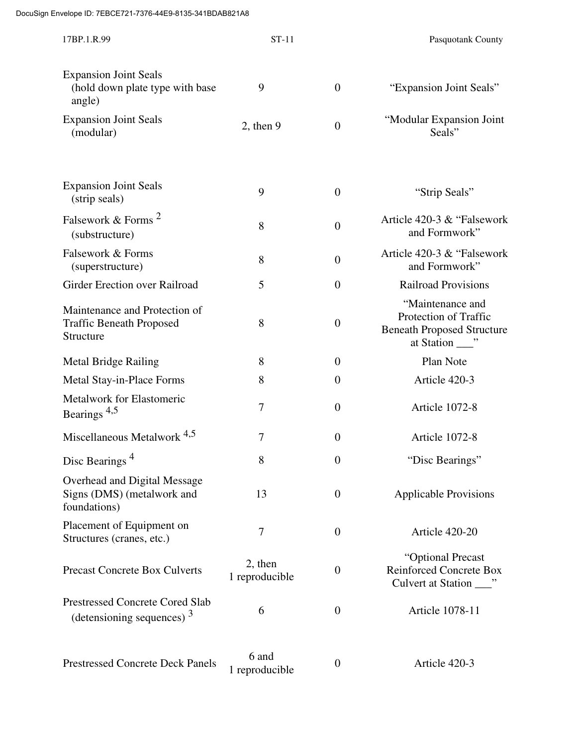| | | | |
|---|---|---|---|
| Expansion Joint Seals (hold down plate type with base angle) | 9 | 0 | "Expansion Joint Seals" |
| Expansion Joint Seals (modular) | 2, then 9 | 0 | "Modular Expansion Joint Seals" |
| Expansion Joint Seals (strip seals) | 9 | 0 | "Strip Seals" |
| Falsework & Forms [2] (substructure) | 8 | 0 | Article 420-3 & "Falsework and Formwork" |
| Falsework & Forms (superstructure) | 8 | 0 | Article 420-3 & "Falsework and Formwork" |
| Girder Erection over Railroad | 5 | 0 | Railroad Provisions |
| Maintenance and Protection of Traffic Beneath Proposed Structure | 8 | 0 | "Maintenance and Protection of Traffic Beneath Proposed Structure at Station ___" |
| Metal Bridge Railing | 8 | 0 | Plan Note |
| Metal Stay-in-Place Forms | 8 | 0 | Article 420-3 |
| Metalwork for Elastomeric Bearings [4,5] | 7 | 0 | Article 1072-8 |
| Miscellaneous Metalwork [4,5] | 7 | 0 | Article 1072-8 |
| Disc Bearings [4] | 8 | 0 | "Disc Bearings" |
| Overhead and Digital Message Signs (DMS) (metalwork and foundations) | 13 | 0 | Applicable Provisions |
| Placement of Equipment on Structures (cranes, etc.) | 7 | 0 | Article 420-20 |
| Precast Concrete Box Culverts | 2, then 1 reproducible | 0 | "Optional Precast Reinforced Concrete Box Culvert at Station ___" |
| Prestressed Concrete Cored Slab (detensioning sequences) [3] | 6 | 0 | Article 1078-11 |
| Prestressed Concrete Deck Panels | 6 and 1 reproducible | 0 | Article 420-3 |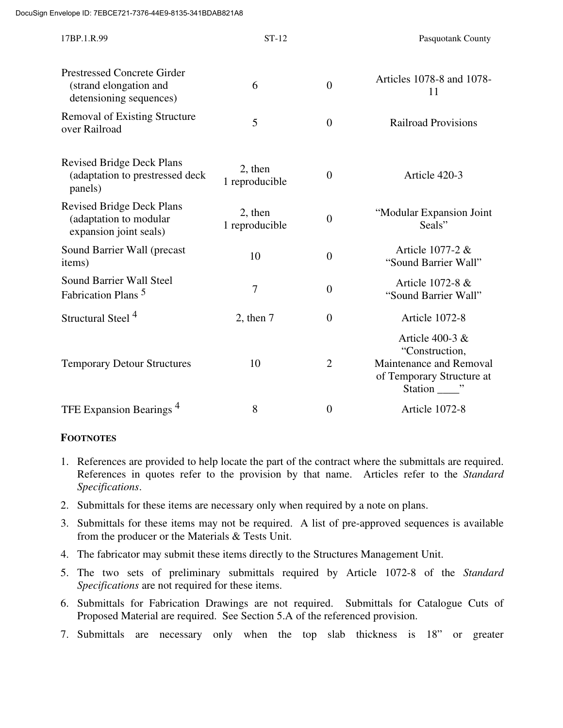| | | | |
|---|---|---|---|
| Prestressed Concrete Girder (strand elongation and detensioning sequences) | 6 | 0 | Articles 1078-8 and 1078-11 |
| Removal of Existing Structure over Railroad | 5 | 0 | Railroad Provisions |
| Revised Bridge Deck Plans (adaptation to prestressed deck panels) | 2, then 1 reproducible | 0 | Article 420-3 |
| Revised Bridge Deck Plans (adaptation to modular expansion joint seals) | 2, then 1 reproducible | 0 | "Modular Expansion Joint Seals" |
| Sound Barrier Wall (precast items) | 10 | 0 | Article 1077-2 & "Sound Barrier Wall" |
| Sound Barrier Wall Steel Fabrication Plans [5] | 7 | 0 | Article 1072-8 & "Sound Barrier Wall" |
| Structural Steel [4] | 2, then 7 | 0 | Article 1072-8 |
| Temporary Detour Structures | 10 | 2 | Article 400-3 & "Construction, Maintenance and Removal of Temporary Structure at Station ____" |
| TFE Expansion Bearings [4] | 8 | 0 | Article 1072-8 |

**FOOTNOTES**

1. References are provided to help locate the part of the contract where the submittals are required. References in quotes refer to the provision by that name. Articles refer to the *Standard Specifications*.
2. Submittals for these items are necessary only when required by a note on plans.
3. Submittals for these items may not be required. A list of pre-approved sequences is available from the producer or the Materials & Tests Unit.
4. The fabricator may submit these items directly to the Structures Management Unit.
5. The two sets of preliminary submittals required by Article 1072-8 of the *Standard Specifications* are not required for these items.
6. Submittals for Fabrication Drawings are not required. Submittals for Catalogue Cuts of Proposed Material are required. See Section 5.A of the referenced provision.
7. Submittals are necessary only when the top slab thickness is 18" or greater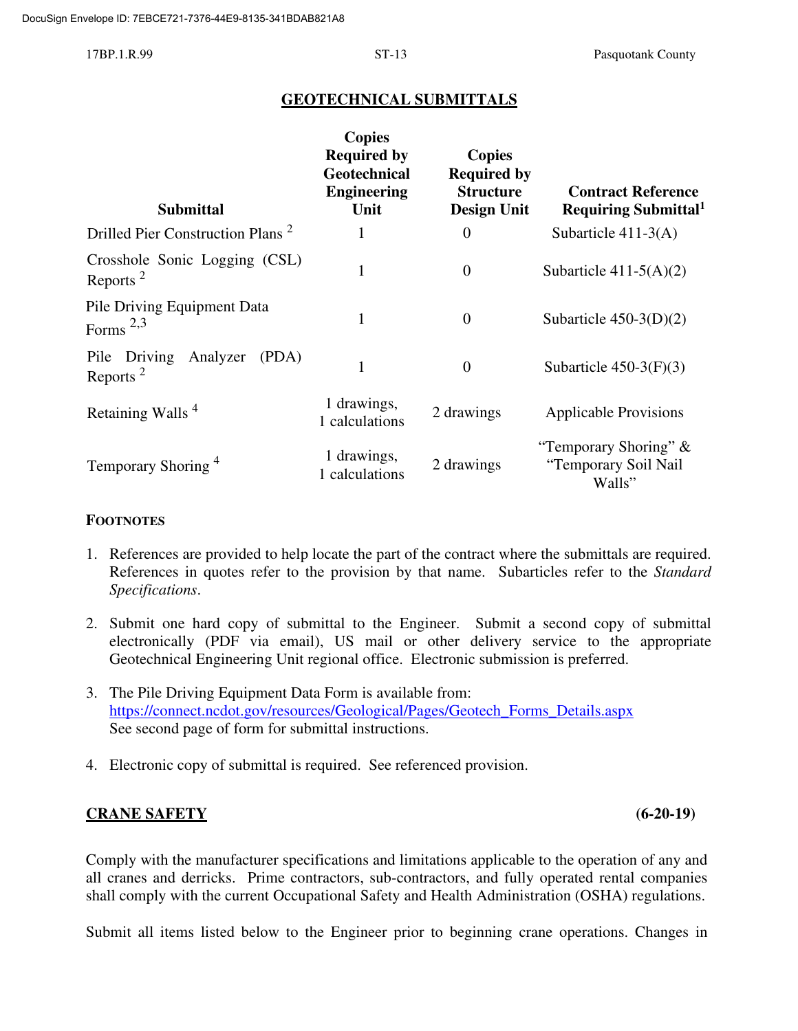## GEOTECHNICAL SUBMITTALS

| Submittal | Copies Required by Geotechnical Engineering Unit | Copies Required by Structure Design Unit | Contract Reference Requiring Submittal[1] |
|---|---|---|---|
| Drilled Pier Construction Plans [2] | 1 | 0 | Subarticle 411-3(A) |
| Crosshole Sonic Logging (CSL) Reports [2] | 1 | 0 | Subarticle 411-5(A)(2) |
| Pile Driving Equipment Data Forms [2,3] | 1 | 0 | Subarticle 450-3(D)(2) |
| Pile Driving Analyzer (PDA) Reports [2] | 1 | 0 | Subarticle 450-3(F)(3) |
| Retaining Walls [4] | 1 drawings, 1 calculations | 2 drawings | Applicable Provisions |
| Temporary Shoring [4] | 1 drawings, 1 calculations | 2 drawings | "Temporary Shoring" & "Temporary Soil Nail Walls" |

**FOOTNOTES**

1. References are provided to help locate the part of the contract where the submittals are required. References in quotes refer to the provision by that name. Subarticles refer to the *Standard Specifications*.

2. Submit one hard copy of submittal to the Engineer. Submit a second copy of submittal electronically (PDF via email), US mail or other delivery service to the appropriate Geotechnical Engineering Unit regional office. Electronic submission is preferred.

3. The Pile Driving Equipment Data Form is available from:
   https://connect.ncdot.gov/resources/Geological/Pages/Geotech_Forms_Details.aspx
   See second page of form for submittal instructions.

4. Electronic copy of submittal is required. See referenced provision.

## CRANE SAFETY (6-20-19)

Comply with the manufacturer specifications and limitations applicable to the operation of any and all cranes and derricks. Prime contractors, sub-contractors, and fully operated rental companies shall comply with the current Occupational Safety and Health Administration (OSHA) regulations.

Submit all items listed below to the Engineer prior to beginning crane operations. Changes in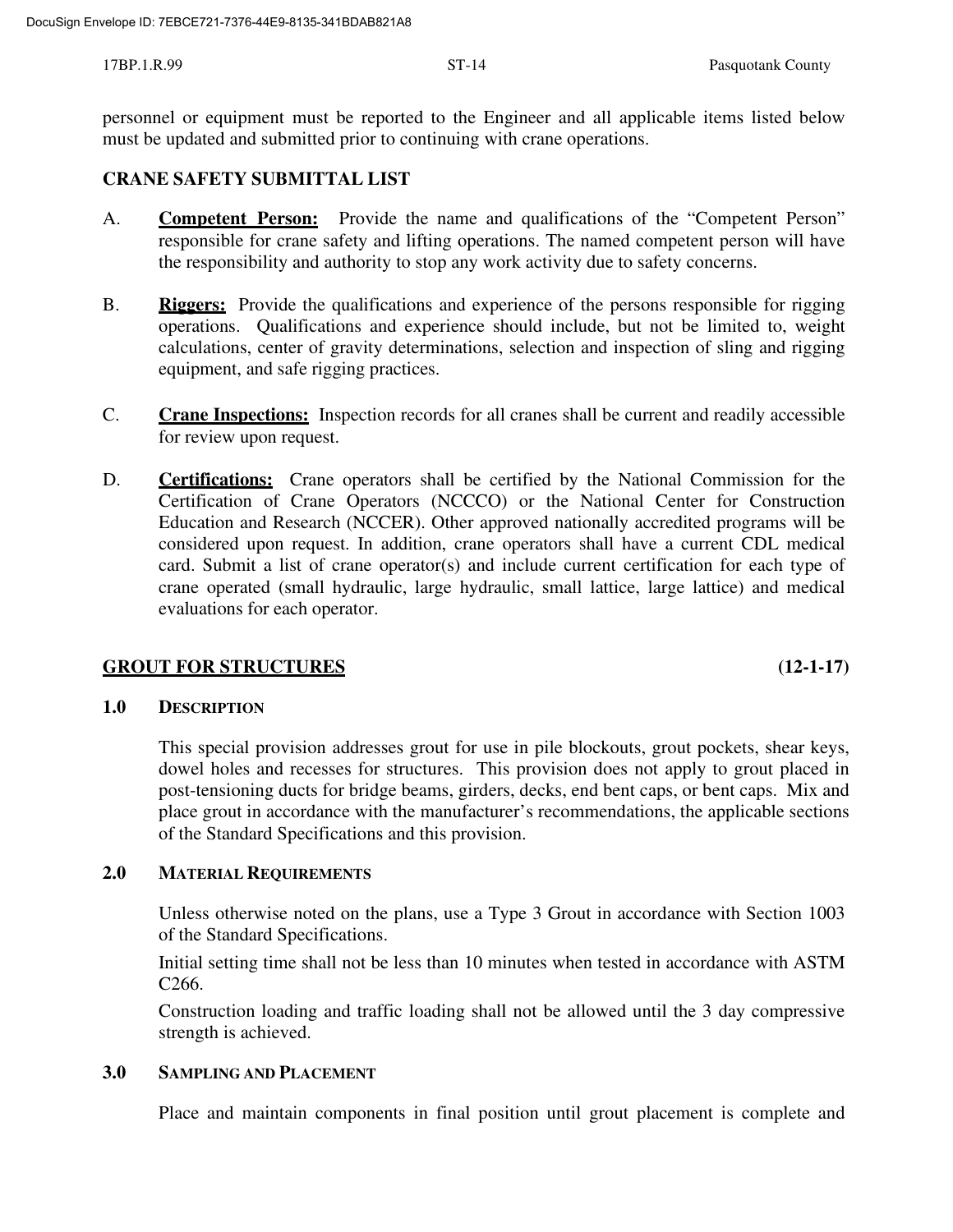personnel or equipment must be reported to the Engineer and all applicable items listed below must be updated and submitted prior to continuing with crane operations.

## CRANE SAFETY SUBMITTAL LIST

A. **Competent Person:** Provide the name and qualifications of the "Competent Person" responsible for crane safety and lifting operations. The named competent person will have the responsibility and authority to stop any work activity due to safety concerns.

B. **Riggers:** Provide the qualifications and experience of the persons responsible for rigging operations. Qualifications and experience should include, but not be limited to, weight calculations, center of gravity determinations, selection and inspection of sling and rigging equipment, and safe rigging practices.

C. **Crane Inspections:** Inspection records for all cranes shall be current and readily accessible for review upon request.

D. **Certifications:** Crane operators shall be certified by the National Commission for the Certification of Crane Operators (NCCCO) or the National Center for Construction Education and Research (NCCER). Other approved nationally accredited programs will be considered upon request. In addition, crane operators shall have a current CDL medical card. Submit a list of crane operator(s) and include current certification for each type of crane operated (small hydraulic, large hydraulic, small lattice, large lattice) and medical evaluations for each operator.

## GROUT FOR STRUCTURES (12-1-17)

### 1.0 DESCRIPTION

This special provision addresses grout for use in pile blockouts, grout pockets, shear keys, dowel holes and recesses for structures. This provision does not apply to grout placed in post-tensioning ducts for bridge beams, girders, decks, end bent caps, or bent caps. Mix and place grout in accordance with the manufacturer's recommendations, the applicable sections of the Standard Specifications and this provision.

### 2.0 MATERIAL REQUIREMENTS

Unless otherwise noted on the plans, use a Type 3 Grout in accordance with Section 1003 of the Standard Specifications.

Initial setting time shall not be less than 10 minutes when tested in accordance with ASTM C266.

Construction loading and traffic loading shall not be allowed until the 3 day compressive strength is achieved.

### 3.0 SAMPLING AND PLACEMENT

Place and maintain components in final position until grout placement is complete and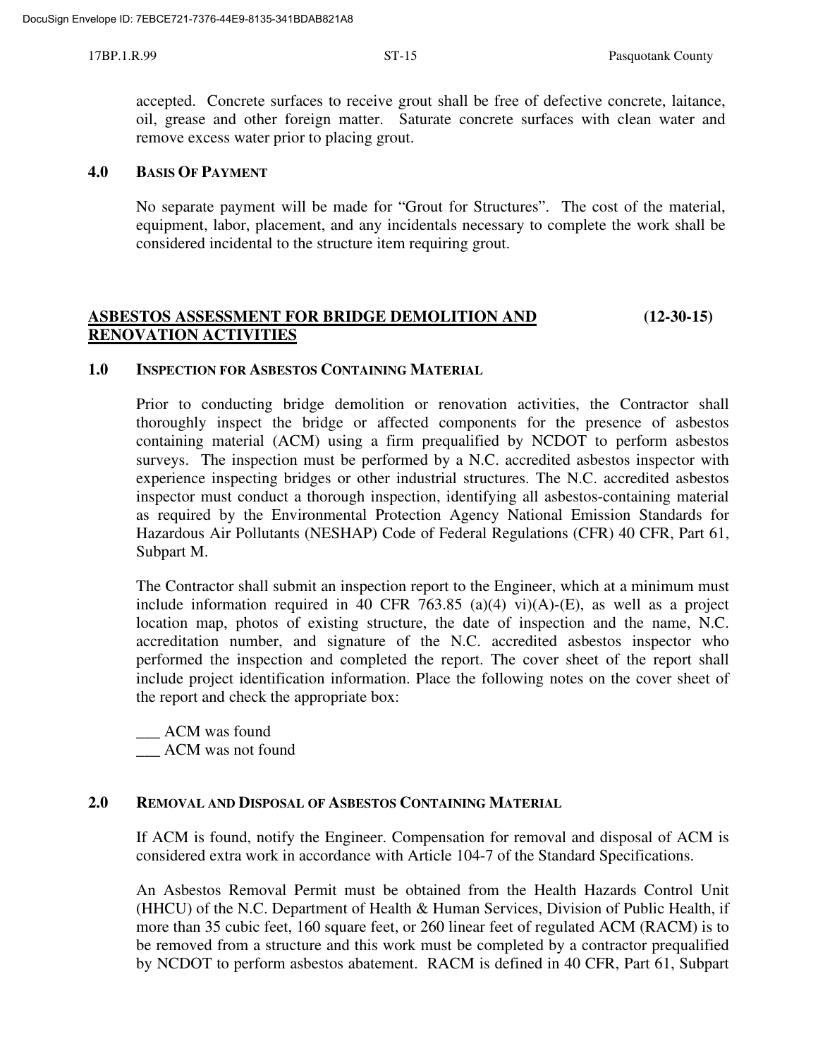accepted. Concrete surfaces to receive grout shall be free of defective concrete, laitance, oil, grease and other foreign matter. Saturate concrete surfaces with clean water and remove excess water prior to placing grout.

### 4.0 BASIS OF PAYMENT

No separate payment will be made for “Grout for Structures”. The cost of the material, equipment, labor, placement, and any incidentals necessary to complete the work shall be considered incidental to the structure item requiring grout.

## ASBESTOS ASSESSMENT FOR BRIDGE DEMOLITION AND RENOVATION ACTIVITIES (12-30-15)

### 1.0 INSPECTION FOR ASBESTOS CONTAINING MATERIAL

Prior to conducting bridge demolition or renovation activities, the Contractor shall thoroughly inspect the bridge or affected components for the presence of asbestos containing material (ACM) using a firm prequalified by NCDOT to perform asbestos surveys. The inspection must be performed by a N.C. accredited asbestos inspector with experience inspecting bridges or other industrial structures. The N.C. accredited asbestos inspector must conduct a thorough inspection, identifying all asbestos-containing material as required by the Environmental Protection Agency National Emission Standards for Hazardous Air Pollutants (NESHAP) Code of Federal Regulations (CFR) 40 CFR, Part 61, Subpart M.

The Contractor shall submit an inspection report to the Engineer, which at a minimum must include information required in 40 CFR 763.85 (a)(4) vi)(A)-(E), as well as a project location map, photos of existing structure, the date of inspection and the name, N.C. accreditation number, and signature of the N.C. accredited asbestos inspector who performed the inspection and completed the report. The cover sheet of the report shall include project identification information. Place the following notes on the cover sheet of the report and check the appropriate box:

___ ACM was found
___ ACM was not found

### 2.0 REMOVAL AND DISPOSAL OF ASBESTOS CONTAINING MATERIAL

If ACM is found, notify the Engineer. Compensation for removal and disposal of ACM is considered extra work in accordance with Article 104-7 of the Standard Specifications.

An Asbestos Removal Permit must be obtained from the Health Hazards Control Unit (HHCU) of the N.C. Department of Health & Human Services, Division of Public Health, if more than 35 cubic feet, 160 square feet, or 260 linear feet of regulated ACM (RACM) is to be removed from a structure and this work must be completed by a contractor prequalified by NCDOT to perform asbestos abatement. RACM is defined in 40 CFR, Part 61, Subpart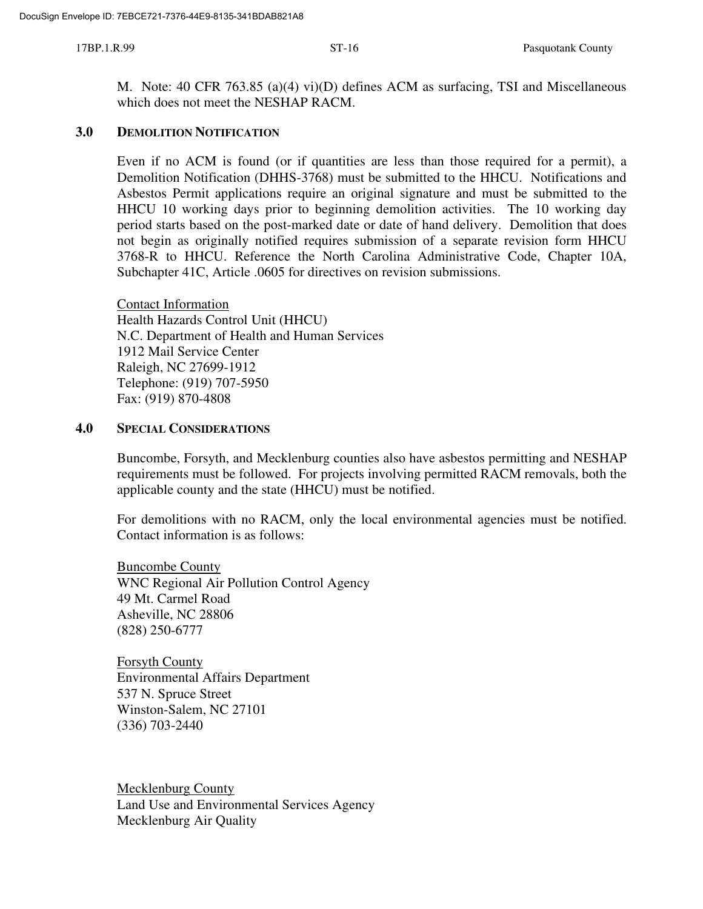M. Note: 40 CFR 763.85 (a)(4) vi)(D) defines ACM as surfacing, TSI and Miscellaneous which does not meet the NESHAP RACM.

## 3.0 DEMOLITION NOTIFICATION

Even if no ACM is found (or if quantities are less than those required for a permit), a Demolition Notification (DHHS-3768) must be submitted to the HHCU. Notifications and Asbestos Permit applications require an original signature and must be submitted to the HHCU 10 working days prior to beginning demolition activities. The 10 working day period starts based on the post-marked date or date of hand delivery. Demolition that does not begin as originally notified requires submission of a separate revision form HHCU 3768-R to HHCU. Reference the North Carolina Administrative Code, Chapter 10A, Subchapter 41C, Article .0605 for directives on revision submissions.

<u>Contact Information</u>
Health Hazards Control Unit (HHCU)
N.C. Department of Health and Human Services
1912 Mail Service Center
Raleigh, NC 27699-1912
Telephone: (919) 707-5950
Fax: (919) 870-4808

## 4.0 SPECIAL CONSIDERATIONS

Buncombe, Forsyth, and Mecklenburg counties also have asbestos permitting and NESHAP requirements must be followed. For projects involving permitted RACM removals, both the applicable county and the state (HHCU) must be notified.

For demolitions with no RACM, only the local environmental agencies must be notified. Contact information is as follows:

<u>Buncombe County</u>
WNC Regional Air Pollution Control Agency
49 Mt. Carmel Road
Asheville, NC 28806
(828) 250-6777

<u>Forsyth County</u>
Environmental Affairs Department
537 N. Spruce Street
Winston-Salem, NC 27101
(336) 703-2440

<u>Mecklenburg County</u>
Land Use and Environmental Services Agency
Mecklenburg Air Quality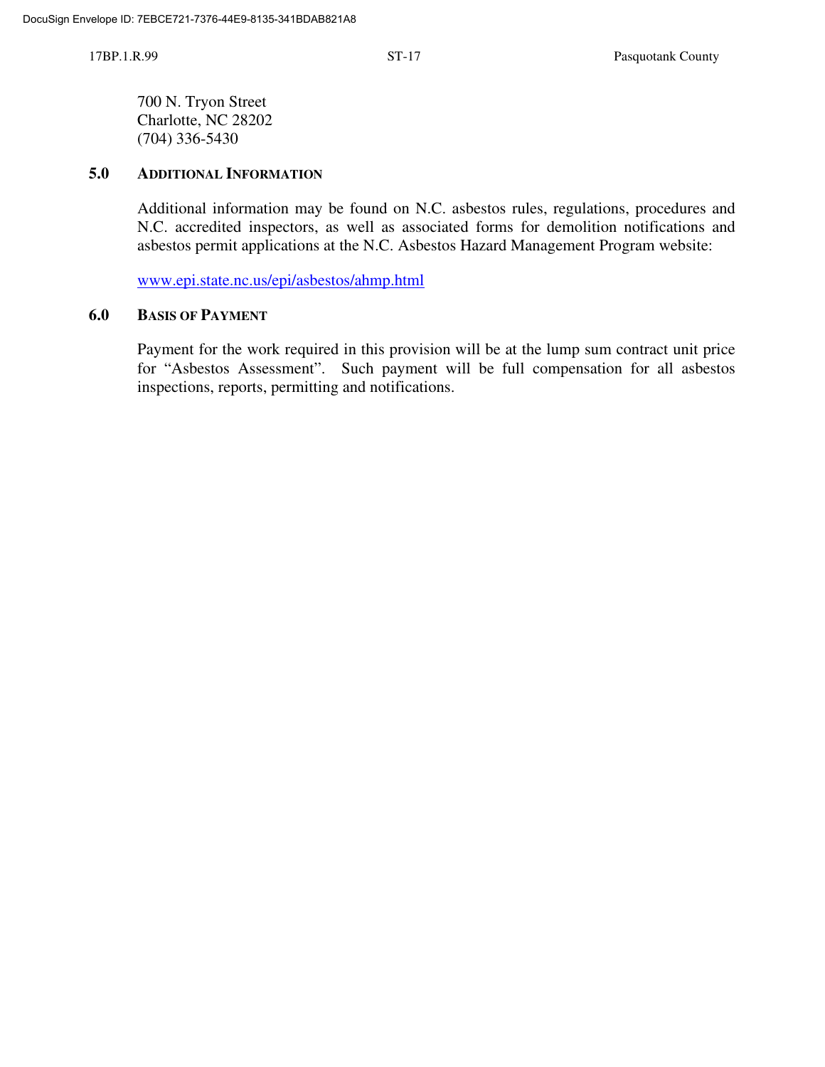700 N. Tryon Street
Charlotte, NC 28202
(704) 336-5430

## 5.0 Additional Information

Additional information may be found on N.C. asbestos rules, regulations, procedures and N.C. accredited inspectors, as well as associated forms for demolition notifications and asbestos permit applications at the N.C. Asbestos Hazard Management Program website:

www.epi.state.nc.us/epi/asbestos/ahmp.html

## 6.0 Basis of Payment

Payment for the work required in this provision will be at the lump sum contract unit price for "Asbestos Assessment". Such payment will be full compensation for all asbestos inspections, reports, permitting and notifications.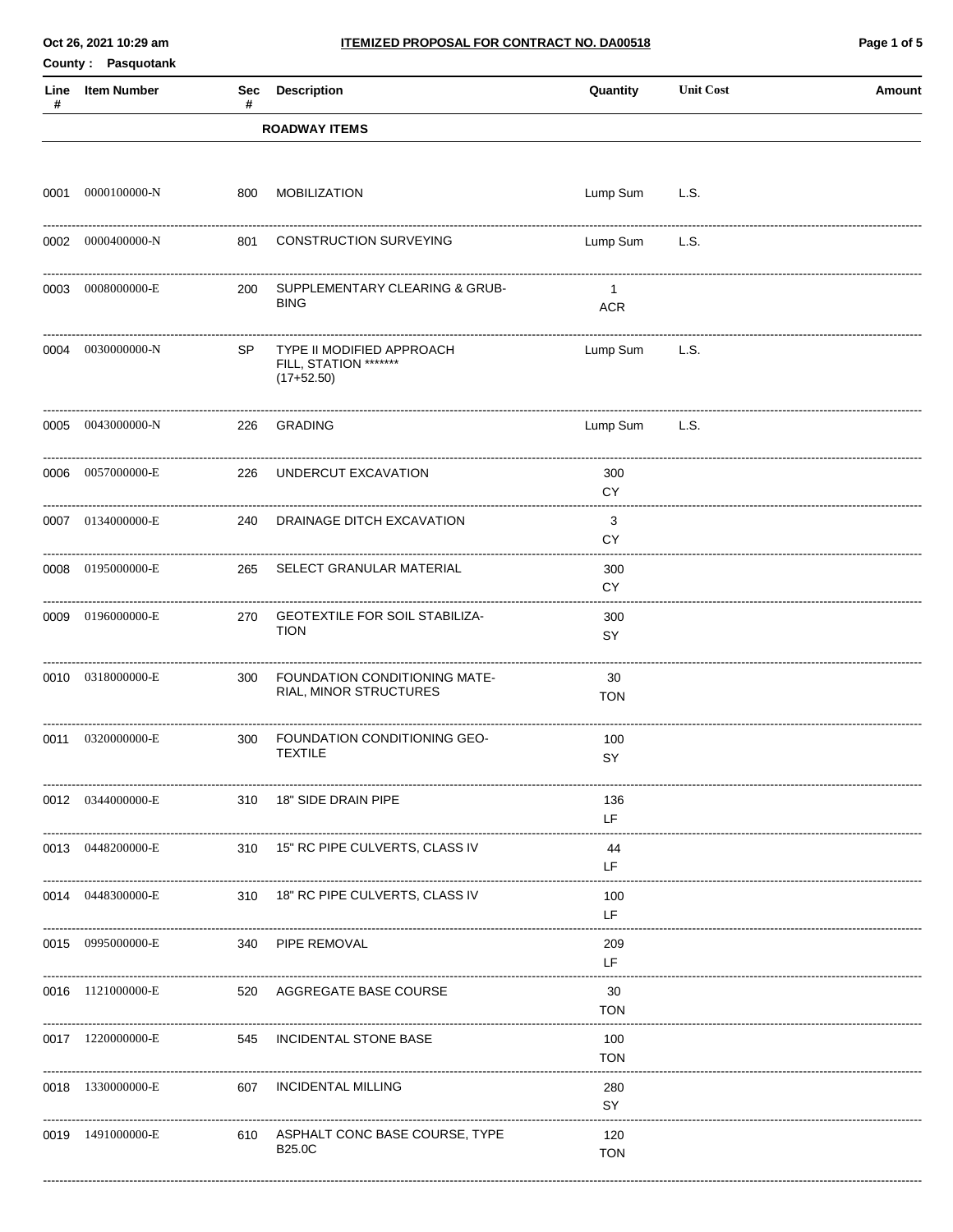**ITEMIZED PROPOSAL FOR CONTRACT NO. DA00518**

Oct 26, 2021 10:29 am

**County : Pasquotank**

| Line # | Item Number | Sec # | Description | Quantity | Unit Cost | Amount |
|---|---|---|---|---|---|---|
| | | | **ROADWAY ITEMS** | | | |
| 0001 | 0000100000-N | 800 | MOBILIZATION | Lump Sum | L.S. | |
| 0002 | 0000400000-N | 801 | CONSTRUCTION SURVEYING | Lump Sum | L.S. | |
| 0003 | 0008000000-E | 200 | SUPPLEMENTARY CLEARING & GRUB-BING | 1 ACR | | |
| 0004 | 0030000000-N | SP | TYPE II MODIFIED APPROACH FILL, STATION ******* (17+52.50) | Lump Sum | L.S. | |
| 0005 | 0043000000-N | 226 | GRADING | Lump Sum | L.S. | |
| 0006 | 0057000000-E | 226 | UNDERCUT EXCAVATION | 300 CY | | |
| 0007 | 0134000000-E | 240 | DRAINAGE DITCH EXCAVATION | 3 CY | | |
| 0008 | 0195000000-E | 265 | SELECT GRANULAR MATERIAL | 300 CY | | |
| 0009 | 0196000000-E | 270 | GEOTEXTILE FOR SOIL STABILIZA-TION | 300 SY | | |
| 0010 | 0318000000-E | 300 | FOUNDATION CONDITIONING MATE-RIAL, MINOR STRUCTURES | 30 TON | | |
| 0011 | 0320000000-E | 300 | FOUNDATION CONDITIONING GEO-TEXTILE | 100 SY | | |
| 0012 | 0344000000-E | 310 | 18" SIDE DRAIN PIPE | 136 LF | | |
| 0013 | 0448200000-E | 310 | 15" RC PIPE CULVERTS, CLASS IV | 44 LF | | |
| 0014 | 0448300000-E | 310 | 18" RC PIPE CULVERTS, CLASS IV | 100 LF | | |
| 0015 | 0995000000-E | 340 | PIPE REMOVAL | 209 LF | | |
| 0016 | 1121000000-E | 520 | AGGREGATE BASE COURSE | 30 TON | | |
| 0017 | 1220000000-E | 545 | INCIDENTAL STONE BASE | 100 TON | | |
| 0018 | 1330000000-E | 607 | INCIDENTAL MILLING | 280 SY | | |
| 0019 | 1491000000-E | 610 | ASPHALT CONC BASE COURSE, TYPE B25.0C | 120 TON | | |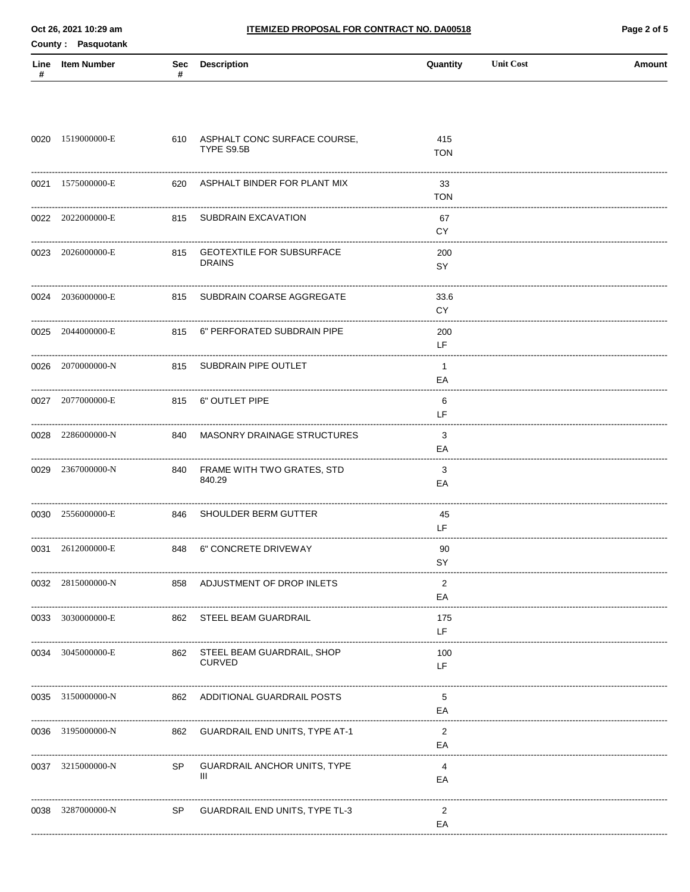**ITEMIZED PROPOSAL FOR CONTRACT NO. DA00518**

Oct 26, 2021 10:29 am

**County : Pasquotank**

| Line # | Item Number | Sec # | Description | Quantity | Unit Cost | Amount |
|---|---|---|---|---|---|---|
| 0020 | 1519000000-E | 610 | ASPHALT CONC SURFACE COURSE, TYPE S9.5B | 415 TON | | |
| 0021 | 1575000000-E | 620 | ASPHALT BINDER FOR PLANT MIX | 33 TON | | |
| 0022 | 2022000000-E | 815 | SUBDRAIN EXCAVATION | 67 CY | | |
| 0023 | 2026000000-E | 815 | GEOTEXTILE FOR SUBSURFACE DRAINS | 200 SY | | |
| 0024 | 2036000000-E | 815 | SUBDRAIN COARSE AGGREGATE | 33.6 CY | | |
| 0025 | 2044000000-E | 815 | 6" PERFORATED SUBDRAIN PIPE | 200 LF | | |
| 0026 | 2070000000-N | 815 | SUBDRAIN PIPE OUTLET | 1 EA | | |
| 0027 | 2077000000-E | 815 | 6" OUTLET PIPE | 6 LF | | |
| 0028 | 2286000000-N | 840 | MASONRY DRAINAGE STRUCTURES | 3 EA | | |
| 0029 | 2367000000-N | 840 | FRAME WITH TWO GRATES, STD 840.29 | 3 EA | | |
| 0030 | 2556000000-E | 846 | SHOULDER BERM GUTTER | 45 LF | | |
| 0031 | 2612000000-E | 848 | 6" CONCRETE DRIVEWAY | 90 SY | | |
| 0032 | 2815000000-N | 858 | ADJUSTMENT OF DROP INLETS | 2 EA | | |
| 0033 | 3030000000-E | 862 | STEEL BEAM GUARDRAIL | 175 LF | | |
| 0034 | 3045000000-E | 862 | STEEL BEAM GUARDRAIL, SHOP CURVED | 100 LF | | |
| 0035 | 3150000000-N | 862 | ADDITIONAL GUARDRAIL POSTS | 5 EA | | |
| 0036 | 3195000000-N | 862 | GUARDRAIL END UNITS, TYPE AT-1 | 2 EA | | |
| 0037 | 3215000000-N | SP | GUARDRAIL ANCHOR UNITS, TYPE III | 4 EA | | |
| 0038 | 3287000000-N | SP | GUARDRAIL END UNITS, TYPE TL-3 | 2 EA | | |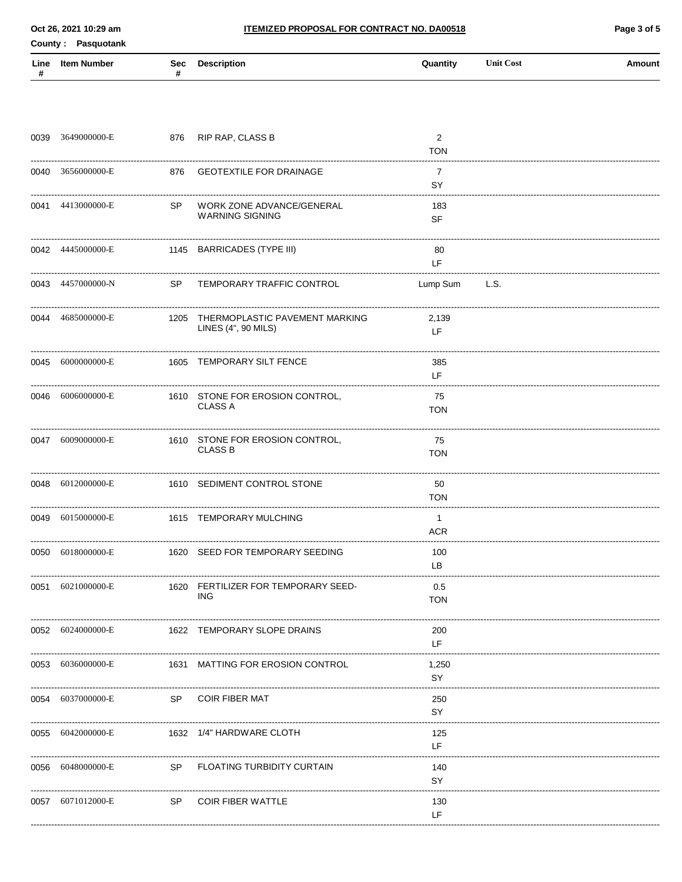**ITEMIZED PROPOSAL FOR CONTRACT NO. DA00518**

County : Pasquotank

| Line # | Item Number | Sec # | Description | Quantity | Unit Cost | Amount |
|---|---|---|---|---|---|---|
| 0039 | 3649000000-E | 876 | RIP RAP, CLASS B | 2 TON | | |
| 0040 | 3656000000-E | 876 | GEOTEXTILE FOR DRAINAGE | 7 SY | | |
| 0041 | 4413000000-E | SP | WORK ZONE ADVANCE/GENERAL WARNING SIGNING | 183 SF | | |
| 0042 | 4445000000-E | 1145 | BARRICADES (TYPE III) | 80 LF | | |
| 0043 | 4457000000-N | SP | TEMPORARY TRAFFIC CONTROL | Lump Sum | L.S. | |
| 0044 | 4685000000-E | 1205 | THERMOPLASTIC PAVEMENT MARKING LINES (4", 90 MILS) | 2,139 LF | | |
| 0045 | 6000000000-E | 1605 | TEMPORARY SILT FENCE | 385 LF | | |
| 0046 | 6006000000-E | 1610 | STONE FOR EROSION CONTROL, CLASS A | 75 TON | | |
| 0047 | 6009000000-E | 1610 | STONE FOR EROSION CONTROL, CLASS B | 75 TON | | |
| 0048 | 6012000000-E | 1610 | SEDIMENT CONTROL STONE | 50 TON | | |
| 0049 | 6015000000-E | 1615 | TEMPORARY MULCHING | 1 ACR | | |
| 0050 | 6018000000-E | 1620 | SEED FOR TEMPORARY SEEDING | 100 LB | | |
| 0051 | 6021000000-E | 1620 | FERTILIZER FOR TEMPORARY SEED-ING | 0.5 TON | | |
| 0052 | 6024000000-E | 1622 | TEMPORARY SLOPE DRAINS | 200 LF | | |
| 0053 | 6036000000-E | 1631 | MATTING FOR EROSION CONTROL | 1,250 SY | | |
| 0054 | 6037000000-E | SP | COIR FIBER MAT | 250 SY | | |
| 0055 | 6042000000-E | 1632 | 1/4" HARDWARE CLOTH | 125 LF | | |
| 0056 | 6048000000-E | SP | FLOATING TURBIDITY CURTAIN | 140 SY | | |
| 0057 | 6071012000-E | SP | COIR FIBER WATTLE | 130 LF | | |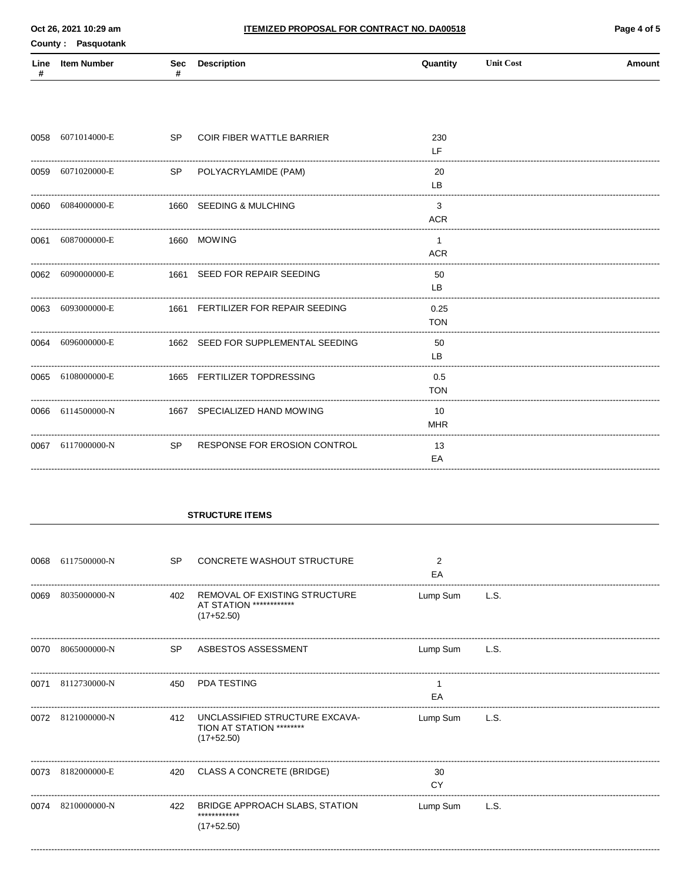**ITEMIZED PROPOSAL FOR CONTRACT NO. DA00518**

**County : Pasquotank**

| Line # | Item Number | Sec # | Description | Quantity | Unit Cost | Amount |
|---|---|---|---|---|---|---|
| 0058 | 6071014000-E | SP | COIR FIBER WATTLE BARRIER | 230 LF | | |
| 0059 | 6071020000-E | SP | POLYACRYLAMIDE (PAM) | 20 LB | | |
| 0060 | 6084000000-E | 1660 | SEEDING & MULCHING | 3 ACR | | |
| 0061 | 6087000000-E | 1660 | MOWING | 1 ACR | | |
| 0062 | 6090000000-E | 1661 | SEED FOR REPAIR SEEDING | 50 LB | | |
| 0063 | 6093000000-E | 1661 | FERTILIZER FOR REPAIR SEEDING | 0.25 TON | | |
| 0064 | 6096000000-E | 1662 | SEED FOR SUPPLEMENTAL SEEDING | 50 LB | | |
| 0065 | 6108000000-E | 1665 | FERTILIZER TOPDRESSING | 0.5 TON | | |
| 0066 | 6114500000-N | 1667 | SPECIALIZED HAND MOWING | 10 MHR | | |
| 0067 | 6117000000-N | SP | RESPONSE FOR EROSION CONTROL | 13 EA | | |

**STRUCTURE ITEMS**

| Line # | Item Number | Sec # | Description | Quantity | Unit Cost | Amount |
|---|---|---|---|---|---|---|
| 0068 | 6117500000-N | SP | CONCRETE WASHOUT STRUCTURE | 2 EA | | |
| 0069 | 8035000000-N | 402 | REMOVAL OF EXISTING STRUCTURE AT STATION ************ (17+52.50) | Lump Sum | L.S. | |
| 0070 | 8065000000-N | SP | ASBESTOS ASSESSMENT | Lump Sum | L.S. | |
| 0071 | 8112730000-N | 450 | PDA TESTING | 1 EA | | |
| 0072 | 8121000000-N | 412 | UNCLASSIFIED STRUCTURE EXCAVATION AT STATION ******** (17+52.50) | Lump Sum | L.S. | |
| 0073 | 8182000000-E | 420 | CLASS A CONCRETE (BRIDGE) | 30 CY | | |
| 0074 | 8210000000-N | 422 | BRIDGE APPROACH SLABS, STATION ************ (17+52.50) | Lump Sum | L.S. | |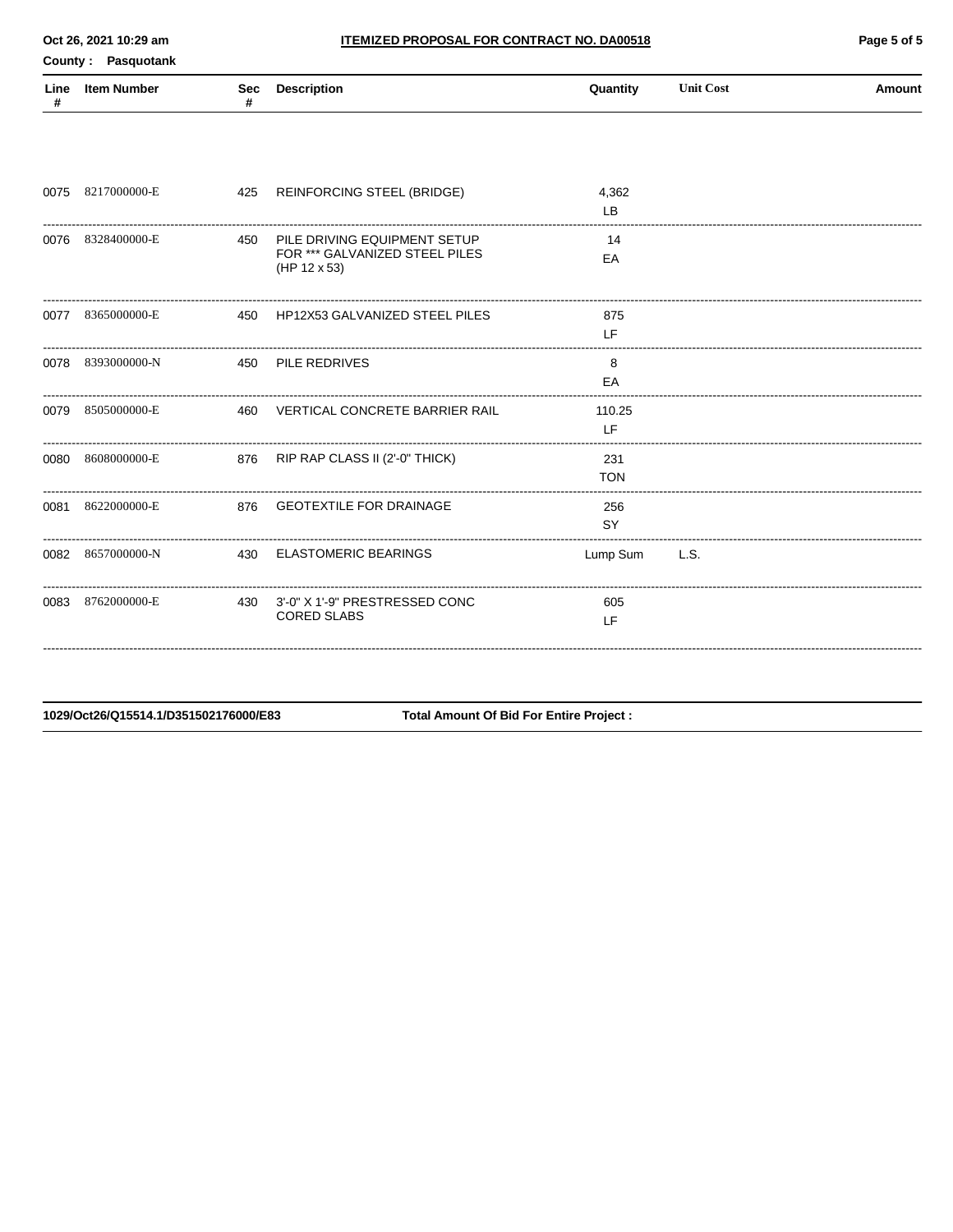| Line # | Item Number | Sec # | Description | Quantity | Unit Cost | Amount |
|---|---|---|---|---|---|---|
| 0075 | 8217000000-E | 425 | REINFORCING STEEL (BRIDGE) | 4,362 LB | | |
| 0076 | 8328400000-E | 450 | PILE DRIVING EQUIPMENT SETUP FOR *** GALVANIZED STEEL PILES (HP 12 x 53) | 14 EA | | |
| 0077 | 8365000000-E | 450 | HP12X53 GALVANIZED STEEL PILES | 875 LF | | |
| 0078 | 8393000000-N | 450 | PILE REDRIVES | 8 EA | | |
| 0079 | 8505000000-E | 460 | VERTICAL CONCRETE BARRIER RAIL | 110.25 LF | | |
| 0080 | 8608000000-E | 876 | RIP RAP CLASS II (2'-0" THICK) | 231 TON | | |
| 0081 | 8622000000-E | 876 | GEOTEXTILE FOR DRAINAGE | 256 SY | | |
| 0082 | 8657000000-N | 430 | ELASTOMERIC BEARINGS | Lump Sum | L.S. | |
| 0083 | 8762000000-E | 430 | 3'-0" X 1'-9" PRESTRESSED CONC CORED SLABS | 605 LF | | |

1029/Oct26/Q15514.1/D351502176000/E83

**Total Amount Of Bid For Entire Project :**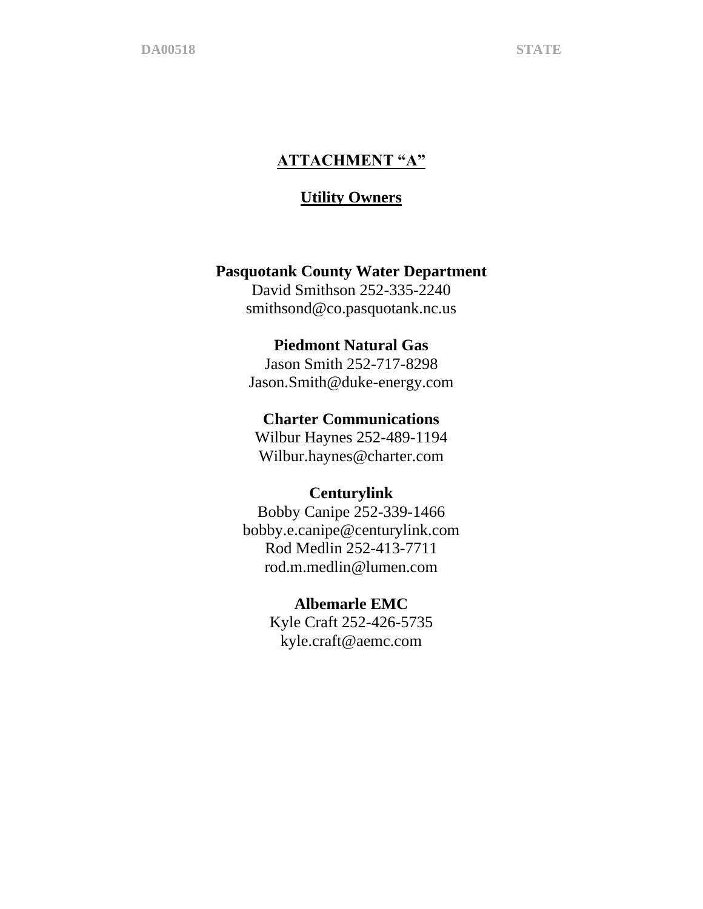# ATTACHMENT "A"

## Utility Owners

**Pasquotank County Water Department**
David Smithson 252-335-2240
smithsond@co.pasquotank.nc.us

**Piedmont Natural Gas**
Jason Smith 252-717-8298
Jason.Smith@duke-energy.com

**Charter Communications**
Wilbur Haynes 252-489-1194
Wilbur.haynes@charter.com

**Centurylink**
Bobby Canipe 252-339-1466
bobby.e.canipe@centurylink.com
Rod Medlin 252-413-7711
rod.m.medlin@lumen.com

**Albemarle EMC**
Kyle Craft 252-426-5735
kyle.craft@aemc.com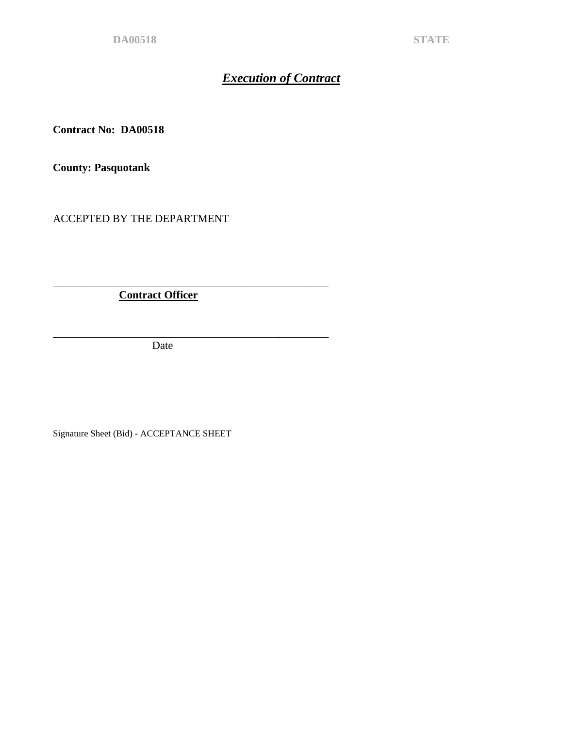# ***Execution of Contract***

**Contract No: DA00518**

**County: Pasquotank**

ACCEPTED BY THE DEPARTMENT

_____________________________________________________

**Contract Officer**

_____________________________________________________

Date

Signature Sheet (Bid) - ACCEPTANCE SHEET